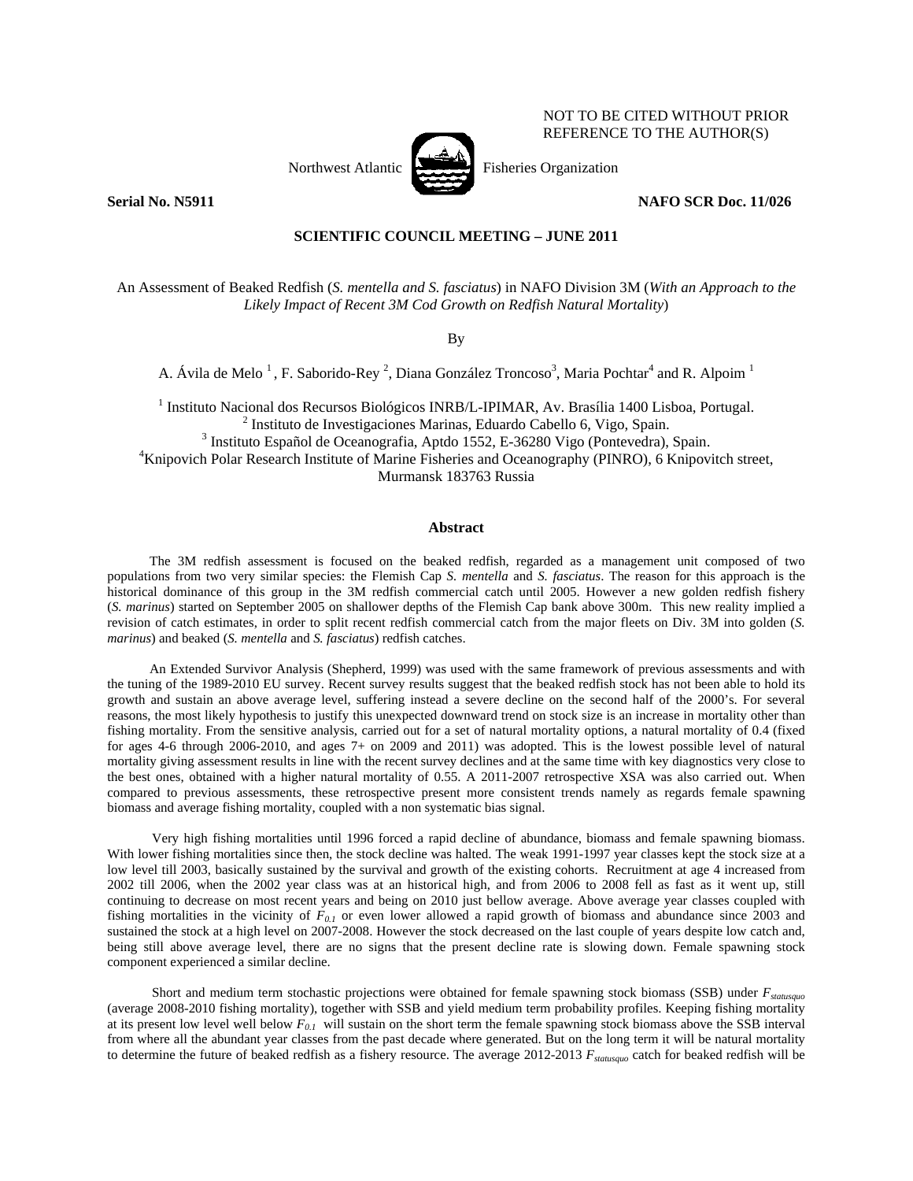NOT TO BE CITED WITHOUT PRIOR REFERENCE TO THE AUTHOR(S)

Northwest Atlantic Fisheries Organization

**Serial No. N5911** **NAFO SCR Doc. 11/026**

**SCIENTIFIC COUNCIL MEETING – JUNE 2011**

# An Assessment of Beaked Redfish (*S. mentella and S. fasciatus*) in NAFO Division 3M (*With an Approach to the Likely Impact of Recent 3M Cod Growth on Redfish Natural Mortality*)

By

A. Ávila de Melo [1], F. Saborido-Rey [2], Diana González Troncoso[3], Maria Pochtar[4] and R. Alpoim [1]

[1] Instituto Nacional dos Recursos Biológicos INRB/L-IPIMAR, Av. Brasília 1400 Lisboa, Portugal.
[2] Instituto de Investigaciones Marinas, Eduardo Cabello 6, Vigo, Spain.
[3] Instituto Español de Oceanografia, Aptdo 1552, E-36280 Vigo (Pontevedra), Spain.
[4] Knipovich Polar Research Institute of Marine Fisheries and Oceanography (PINRO), 6 Knipovitch street, Murmansk 183763 Russia

## Abstract

The 3M redfish assessment is focused on the beaked redfish, regarded as a management unit composed of two populations from two very similar species: the Flemish Cap *S. mentella* and *S. fasciatus*. The reason for this approach is the historical dominance of this group in the 3M redfish commercial catch until 2005. However a new golden redfish fishery (*S. marinus*) started on September 2005 on shallower depths of the Flemish Cap bank above 300m. This new reality implied a revision of catch estimates, in order to split recent redfish commercial catch from the major fleets on Div. 3M into golden (*S. marinus*) and beaked (*S. mentella* and *S. fasciatus*) redfish catches.

An Extended Survivor Analysis (Shepherd, 1999) was used with the same framework of previous assessments and with the tuning of the 1989-2010 EU survey. Recent survey results suggest that the beaked redfish stock has not been able to hold its growth and sustain an above average level, suffering instead a severe decline on the second half of the 2000's. For several reasons, the most likely hypothesis to justify this unexpected downward trend on stock size is an increase in mortality other than fishing mortality. From the sensitive analysis, carried out for a set of natural mortality options, a natural mortality of 0.4 (fixed for ages 4-6 through 2006-2010, and ages 7+ on 2009 and 2011) was adopted. This is the lowest possible level of natural mortality giving assessment results in line with the recent survey declines and at the same time with key diagnostics very close to the best ones, obtained with a higher natural mortality of 0.55. A 2011-2007 retrospective XSA was also carried out. When compared to previous assessments, these retrospective present more consistent trends namely as regards female spawning biomass and average fishing mortality, coupled with a non systematic bias signal.

Very high fishing mortalities until 1996 forced a rapid decline of abundance, biomass and female spawning biomass. With lower fishing mortalities since then, the stock decline was halted. The weak 1991-1997 year classes kept the stock size at a low level till 2003, basically sustained by the survival and growth of the existing cohorts. Recruitment at age 4 increased from 2002 till 2006, when the 2002 year class was at an historical high, and from 2006 to 2008 fell as fast as it went up, still continuing to decrease on most recent years and being on 2010 just bellow average. Above average year classes coupled with fishing mortalities in the vicinity of $F_{0.1}$ or even lower allowed a rapid growth of biomass and abundance since 2003 and sustained the stock at a high level on 2007-2008. However the stock decreased on the last couple of years despite low catch and, being still above average level, there are no signs that the present decline rate is slowing down. Female spawning stock component experienced a similar decline.

Short and medium term stochastic projections were obtained for female spawning stock biomass (SSB) under $F_{statusquo}$ (average 2008-2010 fishing mortality), together with SSB and yield medium term probability profiles. Keeping fishing mortality at its present low level well below $F_{0.1}$ will sustain on the short term the female spawning stock biomass above the SSB interval from where all the abundant year classes from the past decade where generated. But on the long term it will be natural mortality to determine the future of beaked redfish as a fishery resource. The average 2012-2013 $F_{statusquo}$ catch for beaked redfish will be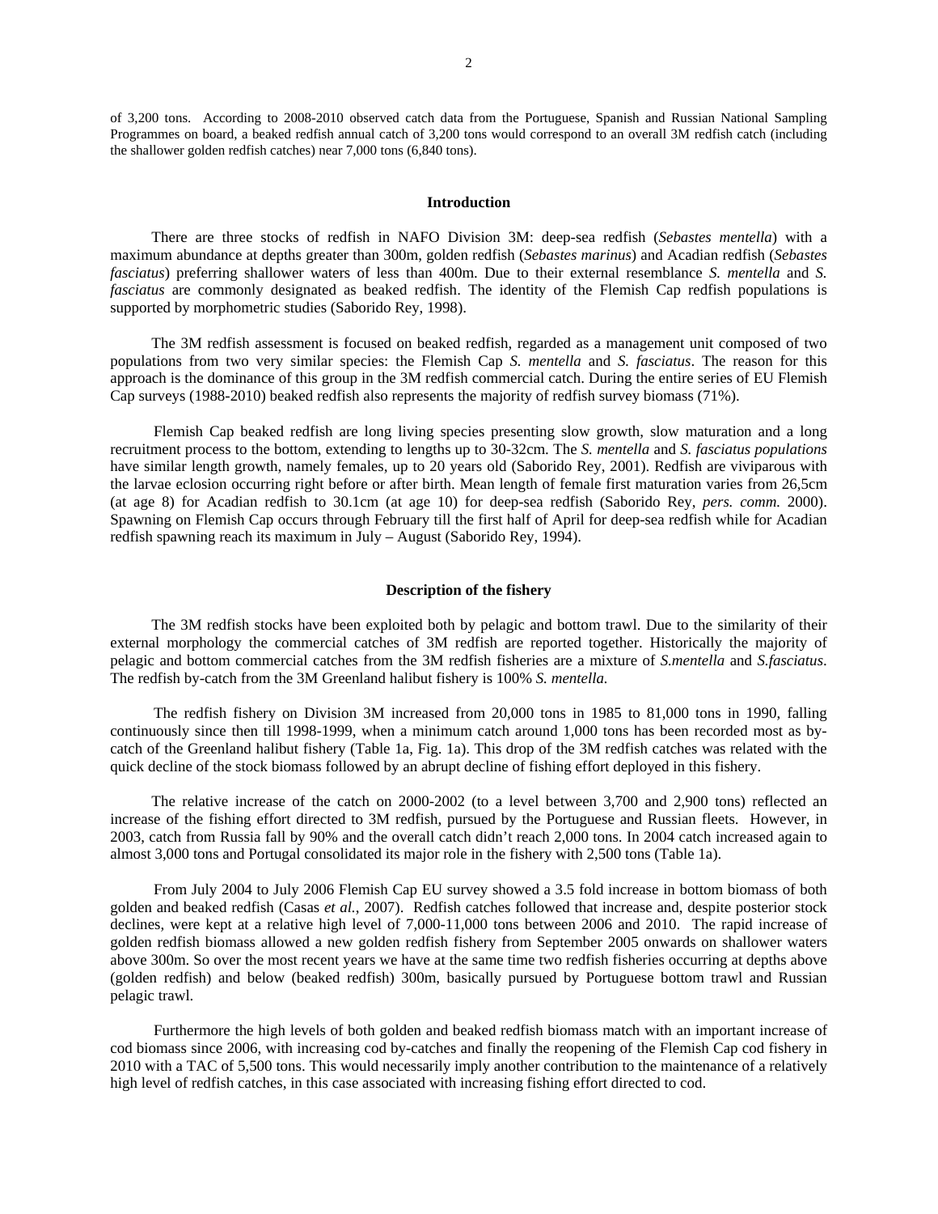of 3,200 tons. According to 2008-2010 observed catch data from the Portuguese, Spanish and Russian National Sampling Programmes on board, a beaked redfish annual catch of 3,200 tons would correspond to an overall 3M redfish catch (including the shallower golden redfish catches) near 7,000 tons (6,840 tons).

## Introduction

There are three stocks of redfish in NAFO Division 3M: deep-sea redfish (*Sebastes mentella*) with a maximum abundance at depths greater than 300m, golden redfish (*Sebastes marinus*) and Acadian redfish (*Sebastes fasciatus*) preferring shallower waters of less than 400m. Due to their external resemblance *S. mentella* and *S. fasciatus* are commonly designated as beaked redfish. The identity of the Flemish Cap redfish populations is supported by morphometric studies (Saborido Rey, 1998).

The 3M redfish assessment is focused on beaked redfish, regarded as a management unit composed of two populations from two very similar species: the Flemish Cap *S. mentella* and *S. fasciatus*. The reason for this approach is the dominance of this group in the 3M redfish commercial catch. During the entire series of EU Flemish Cap surveys (1988-2010) beaked redfish also represents the majority of redfish survey biomass (71%).

Flemish Cap beaked redfish are long living species presenting slow growth, slow maturation and a long recruitment process to the bottom, extending to lengths up to 30-32cm. The *S. mentella* and *S. fasciatus populations* have similar length growth, namely females, up to 20 years old (Saborido Rey, 2001). Redfish are viviparous with the larvae eclosion occurring right before or after birth. Mean length of female first maturation varies from 26,5cm (at age 8) for Acadian redfish to 30.1cm (at age 10) for deep-sea redfish (Saborido Rey, *pers. comm.* 2000). Spawning on Flemish Cap occurs through February till the first half of April for deep-sea redfish while for Acadian redfish spawning reach its maximum in July – August (Saborido Rey, 1994).

## Description of the fishery

The 3M redfish stocks have been exploited both by pelagic and bottom trawl. Due to the similarity of their external morphology the commercial catches of 3M redfish are reported together. Historically the majority of pelagic and bottom commercial catches from the 3M redfish fisheries are a mixture of *S.mentella* and *S.fasciatus*. The redfish by-catch from the 3M Greenland halibut fishery is 100% *S. mentella.*

The redfish fishery on Division 3M increased from 20,000 tons in 1985 to 81,000 tons in 1990, falling continuously since then till 1998-1999, when a minimum catch around 1,000 tons has been recorded most as by-catch of the Greenland halibut fishery (Table 1a, Fig. 1a). This drop of the 3M redfish catches was related with the quick decline of the stock biomass followed by an abrupt decline of fishing effort deployed in this fishery.

The relative increase of the catch on 2000-2002 (to a level between 3,700 and 2,900 tons) reflected an increase of the fishing effort directed to 3M redfish, pursued by the Portuguese and Russian fleets. However, in 2003, catch from Russia fall by 90% and the overall catch didn't reach 2,000 tons. In 2004 catch increased again to almost 3,000 tons and Portugal consolidated its major role in the fishery with 2,500 tons (Table 1a).

From July 2004 to July 2006 Flemish Cap EU survey showed a 3.5 fold increase in bottom biomass of both golden and beaked redfish (Casas *et al.*, 2007). Redfish catches followed that increase and, despite posterior stock declines, were kept at a relative high level of 7,000-11,000 tons between 2006 and 2010. The rapid increase of golden redfish biomass allowed a new golden redfish fishery from September 2005 onwards on shallower waters above 300m. So over the most recent years we have at the same time two redfish fisheries occurring at depths above (golden redfish) and below (beaked redfish) 300m, basically pursued by Portuguese bottom trawl and Russian pelagic trawl.

Furthermore the high levels of both golden and beaked redfish biomass match with an important increase of cod biomass since 2006, with increasing cod by-catches and finally the reopening of the Flemish Cap cod fishery in 2010 with a TAC of 5,500 tons. This would necessarily imply another contribution to the maintenance of a relatively high level of redfish catches, in this case associated with increasing fishing effort directed to cod.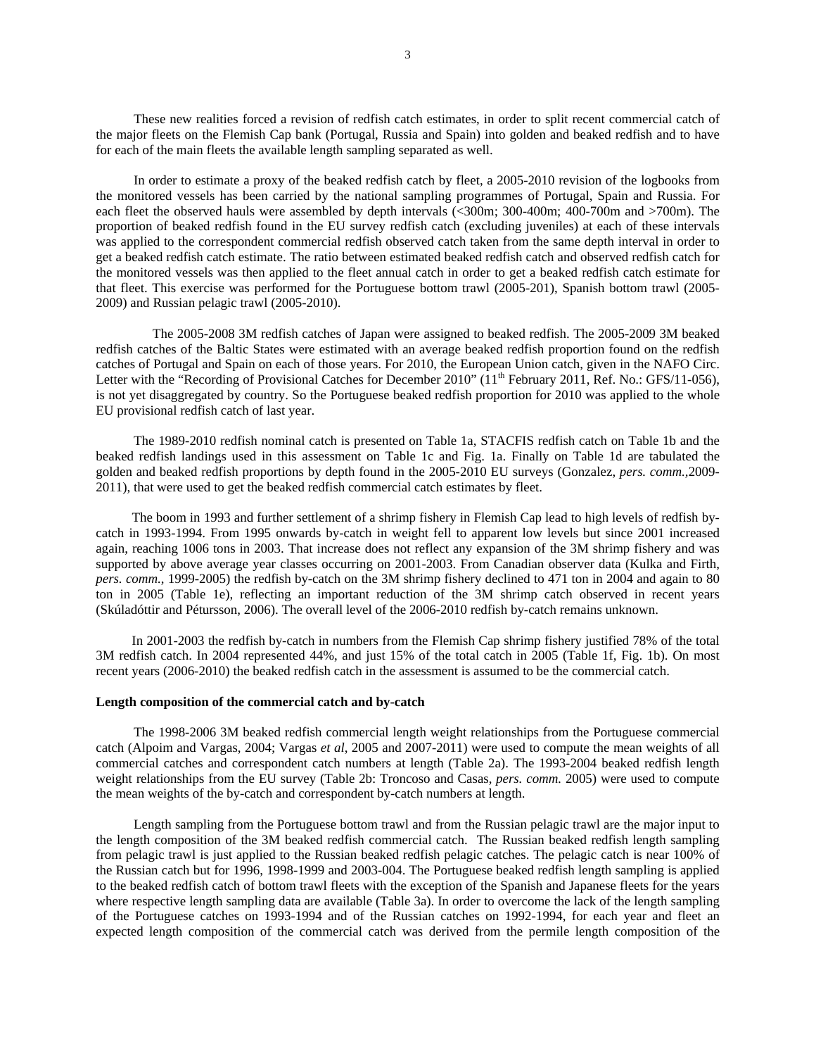These new realities forced a revision of redfish catch estimates, in order to split recent commercial catch of the major fleets on the Flemish Cap bank (Portugal, Russia and Spain) into golden and beaked redfish and to have for each of the main fleets the available length sampling separated as well.

In order to estimate a proxy of the beaked redfish catch by fleet, a 2005-2010 revision of the logbooks from the monitored vessels has been carried by the national sampling programmes of Portugal, Spain and Russia. For each fleet the observed hauls were assembled by depth intervals (<300m; 300-400m; 400-700m and >700m). The proportion of beaked redfish found in the EU survey redfish catch (excluding juveniles) at each of these intervals was applied to the correspondent commercial redfish observed catch taken from the same depth interval in order to get a beaked redfish catch estimate. The ratio between estimated beaked redfish catch and observed redfish catch for the monitored vessels was then applied to the fleet annual catch in order to get a beaked redfish catch estimate for that fleet. This exercise was performed for the Portuguese bottom trawl (2005-201), Spanish bottom trawl (2005-2009) and Russian pelagic trawl (2005-2010).

The 2005-2008 3M redfish catches of Japan were assigned to beaked redfish. The 2005-2009 3M beaked redfish catches of the Baltic States were estimated with an average beaked redfish proportion found on the redfish catches of Portugal and Spain on each of those years. For 2010, the European Union catch, given in the NAFO Circ. Letter with the "Recording of Provisional Catches for December 2010" (11[th] February 2011, Ref. No.: GFS/11-056), is not yet disaggregated by country. So the Portuguese beaked redfish proportion for 2010 was applied to the whole EU provisional redfish catch of last year.

The 1989-2010 redfish nominal catch is presented on Table 1a, STACFIS redfish catch on Table 1b and the beaked redfish landings used in this assessment on Table 1c and Fig. 1a. Finally on Table 1d are tabulated the golden and beaked redfish proportions by depth found in the 2005-2010 EU surveys (Gonzalez, *pers. comm.*,2009-2011), that were used to get the beaked redfish commercial catch estimates by fleet.

The boom in 1993 and further settlement of a shrimp fishery in Flemish Cap lead to high levels of redfish by-catch in 1993-1994. From 1995 onwards by-catch in weight fell to apparent low levels but since 2001 increased again, reaching 1006 tons in 2003. That increase does not reflect any expansion of the 3M shrimp fishery and was supported by above average year classes occurring on 2001-2003. From Canadian observer data (Kulka and Firth, *pers. comm*., 1999-2005) the redfish by-catch on the 3M shrimp fishery declined to 471 ton in 2004 and again to 80 ton in 2005 (Table 1e), reflecting an important reduction of the 3M shrimp catch observed in recent years (Skúladóttir and Pétursson, 2006). The overall level of the 2006-2010 redfish by-catch remains unknown.

In 2001-2003 the redfish by-catch in numbers from the Flemish Cap shrimp fishery justified 78% of the total 3M redfish catch. In 2004 represented 44%, and just 15% of the total catch in 2005 (Table 1f, Fig. 1b). On most recent years (2006-2010) the beaked redfish catch in the assessment is assumed to be the commercial catch.

**Length composition of the commercial catch and by-catch**

The 1998-2006 3M beaked redfish commercial length weight relationships from the Portuguese commercial catch (Alpoim and Vargas, 2004; Vargas *et al*, 2005 and 2007-2011) were used to compute the mean weights of all commercial catches and correspondent catch numbers at length (Table 2a). The 1993-2004 beaked redfish length weight relationships from the EU survey (Table 2b: Troncoso and Casas, *pers. comm.* 2005) were used to compute the mean weights of the by-catch and correspondent by-catch numbers at length.

Length sampling from the Portuguese bottom trawl and from the Russian pelagic trawl are the major input to the length composition of the 3M beaked redfish commercial catch. The Russian beaked redfish length sampling from pelagic trawl is just applied to the Russian beaked redfish pelagic catches. The pelagic catch is near 100% of the Russian catch but for 1996, 1998-1999 and 2003-004. The Portuguese beaked redfish length sampling is applied to the beaked redfish catch of bottom trawl fleets with the exception of the Spanish and Japanese fleets for the years where respective length sampling data are available (Table 3a). In order to overcome the lack of the length sampling of the Portuguese catches on 1993-1994 and of the Russian catches on 1992-1994, for each year and fleet an expected length composition of the commercial catch was derived from the permile length composition of the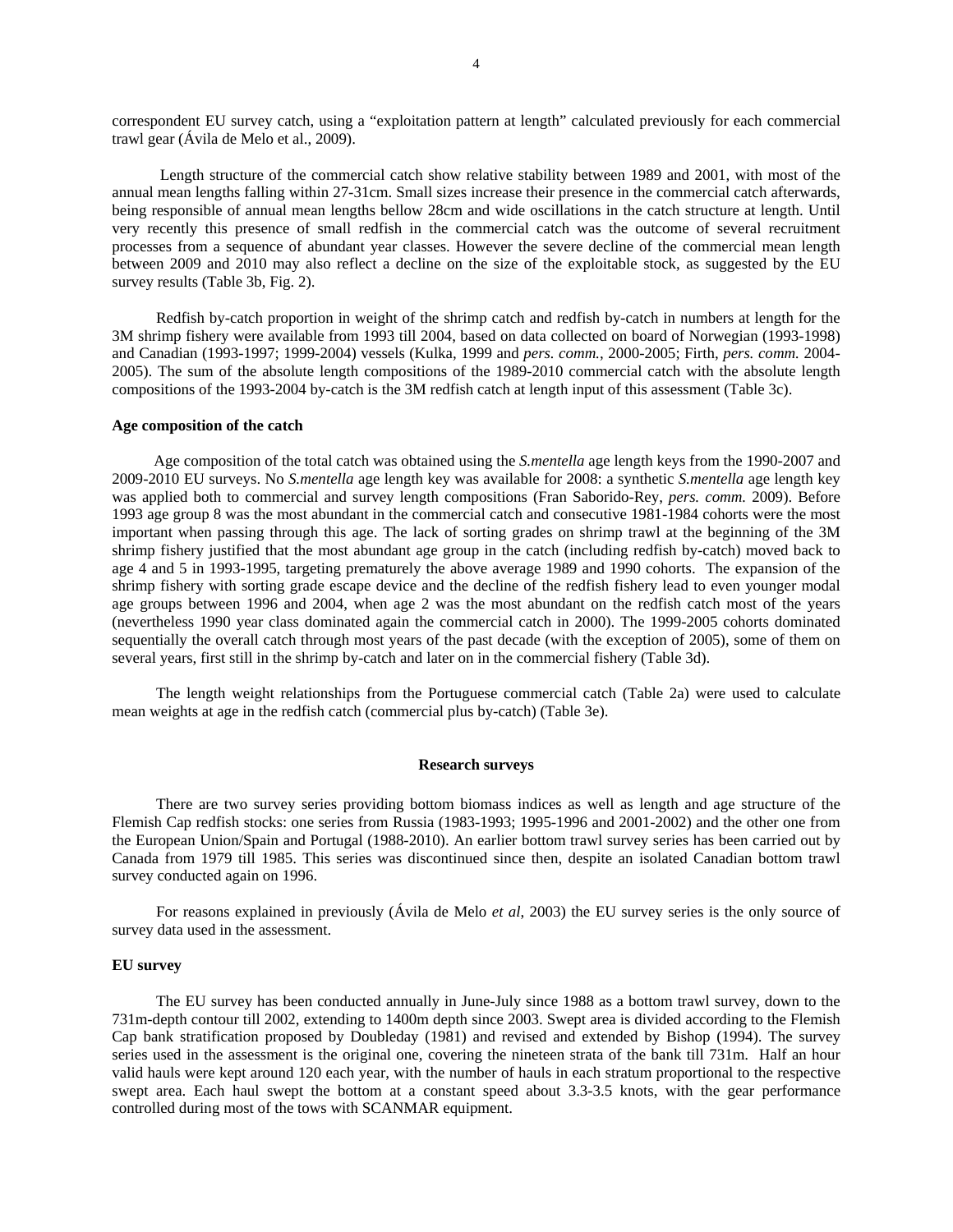correspondent EU survey catch, using a "exploitation pattern at length" calculated previously for each commercial trawl gear (Ávila de Melo et al., 2009).

Length structure of the commercial catch show relative stability between 1989 and 2001, with most of the annual mean lengths falling within 27-31cm. Small sizes increase their presence in the commercial catch afterwards, being responsible of annual mean lengths bellow 28cm and wide oscillations in the catch structure at length. Until very recently this presence of small redfish in the commercial catch was the outcome of several recruitment processes from a sequence of abundant year classes. However the severe decline of the commercial mean length between 2009 and 2010 may also reflect a decline on the size of the exploitable stock, as suggested by the EU survey results (Table 3b, Fig. 2).

Redfish by-catch proportion in weight of the shrimp catch and redfish by-catch in numbers at length for the 3M shrimp fishery were available from 1993 till 2004, based on data collected on board of Norwegian (1993-1998) and Canadian (1993-1997; 1999-2004) vessels (Kulka, 1999 and *pers. comm.*, 2000-2005; Firth, *pers. comm.* 2004-2005). The sum of the absolute length compositions of the 1989-2010 commercial catch with the absolute length compositions of the 1993-2004 by-catch is the 3M redfish catch at length input of this assessment (Table 3c).

**Age composition of the catch**

Age composition of the total catch was obtained using the *S.mentella* age length keys from the 1990-2007 and 2009-2010 EU surveys. No *S.mentella* age length key was available for 2008: a synthetic *S.mentella* age length key was applied both to commercial and survey length compositions (Fran Saborido-Rey, *pers. comm.* 2009). Before 1993 age group 8 was the most abundant in the commercial catch and consecutive 1981-1984 cohorts were the most important when passing through this age. The lack of sorting grades on shrimp trawl at the beginning of the 3M shrimp fishery justified that the most abundant age group in the catch (including redfish by-catch) moved back to age 4 and 5 in 1993-1995, targeting prematurely the above average 1989 and 1990 cohorts. The expansion of the shrimp fishery with sorting grade escape device and the decline of the redfish fishery lead to even younger modal age groups between 1996 and 2004, when age 2 was the most abundant on the redfish catch most of the years (nevertheless 1990 year class dominated again the commercial catch in 2000). The 1999-2005 cohorts dominated sequentially the overall catch through most years of the past decade (with the exception of 2005), some of them on several years, first still in the shrimp by-catch and later on in the commercial fishery (Table 3d).

The length weight relationships from the Portuguese commercial catch (Table 2a) were used to calculate mean weights at age in the redfish catch (commercial plus by-catch) (Table 3e).

## Research surveys

There are two survey series providing bottom biomass indices as well as length and age structure of the Flemish Cap redfish stocks: one series from Russia (1983-1993; 1995-1996 and 2001-2002) and the other one from the European Union/Spain and Portugal (1988-2010). An earlier bottom trawl survey series has been carried out by Canada from 1979 till 1985. This series was discontinued since then, despite an isolated Canadian bottom trawl survey conducted again on 1996.

For reasons explained in previously (Ávila de Melo *et al*, 2003) the EU survey series is the only source of survey data used in the assessment.

**EU survey**

The EU survey has been conducted annually in June-July since 1988 as a bottom trawl survey, down to the 731m-depth contour till 2002, extending to 1400m depth since 2003. Swept area is divided according to the Flemish Cap bank stratification proposed by Doubleday (1981) and revised and extended by Bishop (1994). The survey series used in the assessment is the original one, covering the nineteen strata of the bank till 731m. Half an hour valid hauls were kept around 120 each year, with the number of hauls in each stratum proportional to the respective swept area. Each haul swept the bottom at a constant speed about 3.3-3.5 knots, with the gear performance controlled during most of the tows with SCANMAR equipment.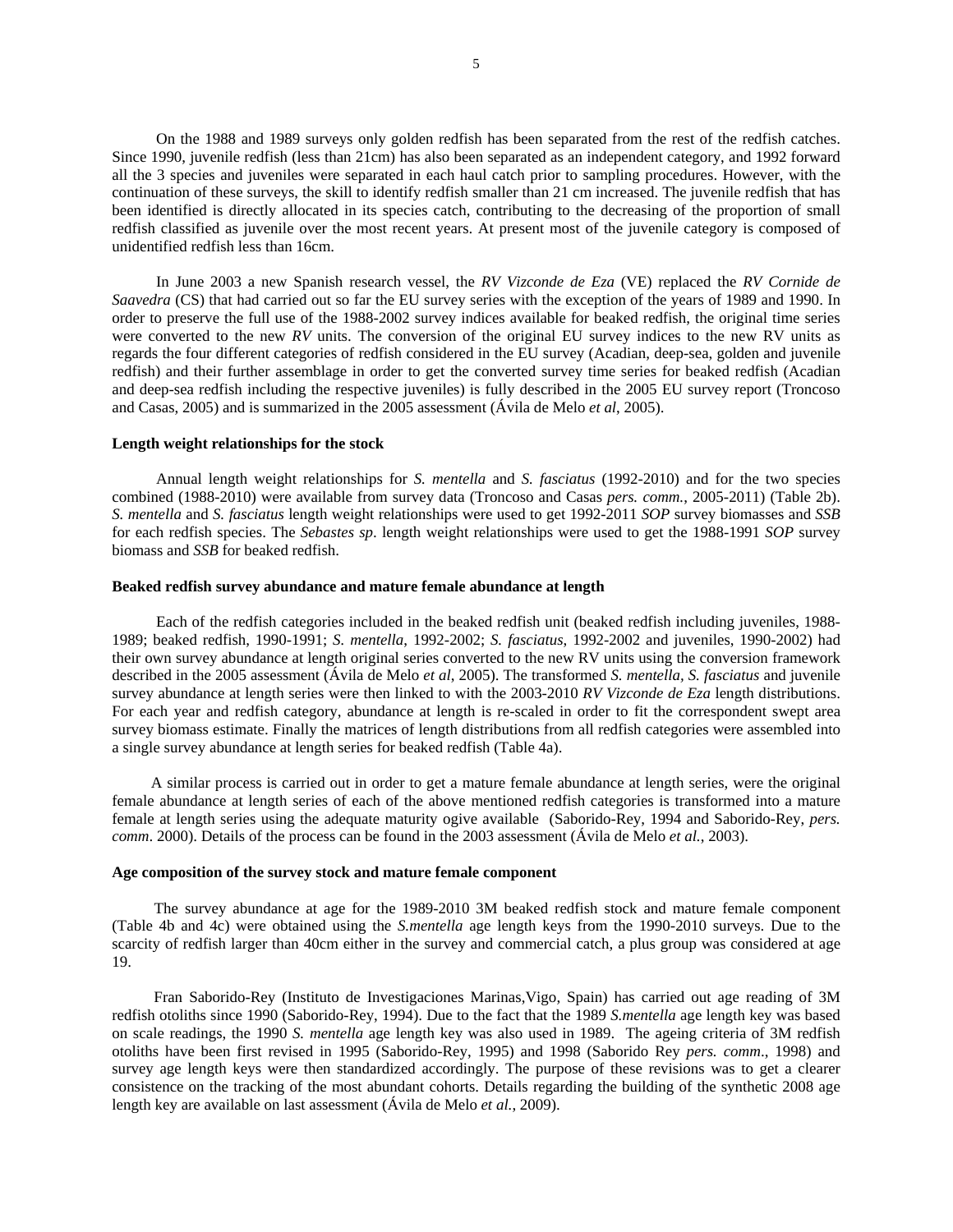On the 1988 and 1989 surveys only golden redfish has been separated from the rest of the redfish catches. Since 1990, juvenile redfish (less than 21cm) has also been separated as an independent category, and 1992 forward all the 3 species and juveniles were separated in each haul catch prior to sampling procedures. However, with the continuation of these surveys, the skill to identify redfish smaller than 21 cm increased. The juvenile redfish that has been identified is directly allocated in its species catch, contributing to the decreasing of the proportion of small redfish classified as juvenile over the most recent years. At present most of the juvenile category is composed of unidentified redfish less than 16cm.

In June 2003 a new Spanish research vessel, the *RV Vizconde de Eza* (VE) replaced the *RV Cornide de Saavedra* (CS) that had carried out so far the EU survey series with the exception of the years of 1989 and 1990. In order to preserve the full use of the 1988-2002 survey indices available for beaked redfish, the original time series were converted to the new *RV* units. The conversion of the original EU survey indices to the new RV units as regards the four different categories of redfish considered in the EU survey (Acadian, deep-sea, golden and juvenile redfish) and their further assemblage in order to get the converted survey time series for beaked redfish (Acadian and deep-sea redfish including the respective juveniles) is fully described in the 2005 EU survey report (Troncoso and Casas, 2005) and is summarized in the 2005 assessment (Ávila de Melo *et al*, 2005).

**Length weight relationships for the stock**

Annual length weight relationships for *S. mentella* and *S. fasciatus* (1992-2010) and for the two species combined (1988-2010) were available from survey data (Troncoso and Casas *pers. comm.*, 2005-2011) (Table 2b). *S. mentella* and *S. fasciatus* length weight relationships were used to get 1992-2011 *SOP* survey biomasses and *SSB* for each redfish species. The *Sebastes sp*. length weight relationships were used to get the 1988-1991 *SOP* survey biomass and *SSB* for beaked redfish.

**Beaked redfish survey abundance and mature female abundance at length**

Each of the redfish categories included in the beaked redfish unit (beaked redfish including juveniles, 1988-1989; beaked redfish, 1990-1991; *S. mentella*, 1992-2002; *S. fasciatus*, 1992-2002 and juveniles, 1990-2002) had their own survey abundance at length original series converted to the new RV units using the conversion framework described in the 2005 assessment (Ávila de Melo *et al*, 2005). The transformed *S. mentella, S. fasciatus* and juvenile survey abundance at length series were then linked to with the 2003-2010 *RV Vizconde de Eza* length distributions. For each year and redfish category, abundance at length is re-scaled in order to fit the correspondent swept area survey biomass estimate. Finally the matrices of length distributions from all redfish categories were assembled into a single survey abundance at length series for beaked redfish (Table 4a).

A similar process is carried out in order to get a mature female abundance at length series, were the original female abundance at length series of each of the above mentioned redfish categories is transformed into a mature female at length series using the adequate maturity ogive available (Saborido-Rey, 1994 and Saborido-Rey, *pers. comm*. 2000). Details of the process can be found in the 2003 assessment (Ávila de Melo *et al.*, 2003).

**Age composition of the survey stock and mature female component**

The survey abundance at age for the 1989-2010 3M beaked redfish stock and mature female component (Table 4b and 4c) were obtained using the *S.mentella* age length keys from the 1990-2010 surveys. Due to the scarcity of redfish larger than 40cm either in the survey and commercial catch, a plus group was considered at age 19.

Fran Saborido-Rey (Instituto de Investigaciones Marinas,Vigo, Spain) has carried out age reading of 3M redfish otoliths since 1990 (Saborido-Rey, 1994). Due to the fact that the 1989 *S.mentella* age length key was based on scale readings, the 1990 *S. mentella* age length key was also used in 1989. The ageing criteria of 3M redfish otoliths have been first revised in 1995 (Saborido-Rey, 1995) and 1998 (Saborido Rey *pers. comm*., 1998) and survey age length keys were then standardized accordingly. The purpose of these revisions was to get a clearer consistence on the tracking of the most abundant cohorts. Details regarding the building of the synthetic 2008 age length key are available on last assessment (Ávila de Melo *et al.*, 2009).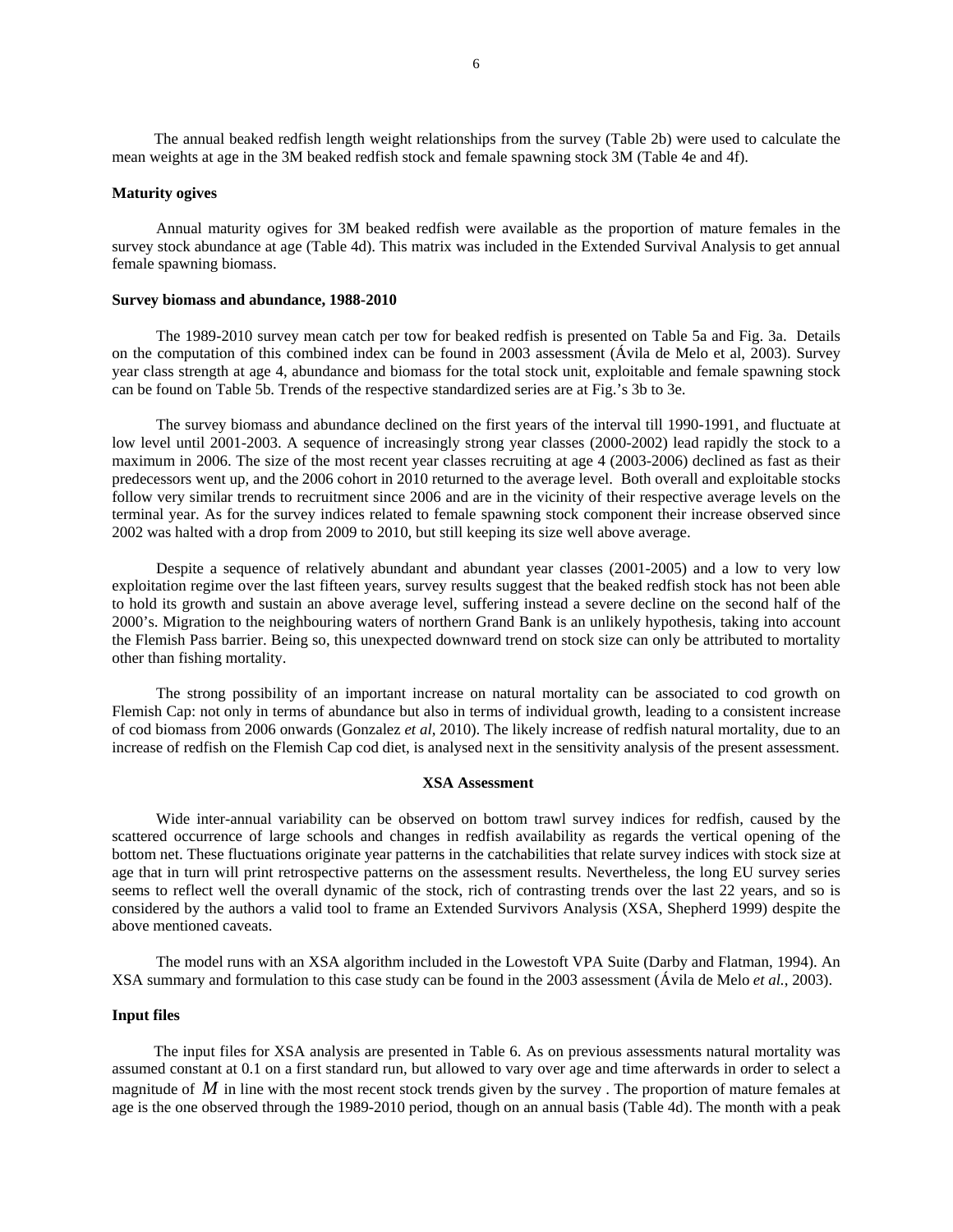The annual beaked redfish length weight relationships from the survey (Table 2b) were used to calculate the mean weights at age in the 3M beaked redfish stock and female spawning stock 3M (Table 4e and 4f).

**Maturity ogives**

Annual maturity ogives for 3M beaked redfish were available as the proportion of mature females in the survey stock abundance at age (Table 4d). This matrix was included in the Extended Survival Analysis to get annual female spawning biomass.

**Survey biomass and abundance, 1988-2010**

The 1989-2010 survey mean catch per tow for beaked redfish is presented on Table 5a and Fig. 3a. Details on the computation of this combined index can be found in 2003 assessment (Ávila de Melo et al, 2003). Survey year class strength at age 4, abundance and biomass for the total stock unit, exploitable and female spawning stock can be found on Table 5b. Trends of the respective standardized series are at Fig.'s 3b to 3e.

The survey biomass and abundance declined on the first years of the interval till 1990-1991, and fluctuate at low level until 2001-2003. A sequence of increasingly strong year classes (2000-2002) lead rapidly the stock to a maximum in 2006. The size of the most recent year classes recruiting at age 4 (2003-2006) declined as fast as their predecessors went up, and the 2006 cohort in 2010 returned to the average level. Both overall and exploitable stocks follow very similar trends to recruitment since 2006 and are in the vicinity of their respective average levels on the terminal year. As for the survey indices related to female spawning stock component their increase observed since 2002 was halted with a drop from 2009 to 2010, but still keeping its size well above average.

Despite a sequence of relatively abundant and abundant year classes (2001-2005) and a low to very low exploitation regime over the last fifteen years, survey results suggest that the beaked redfish stock has not been able to hold its growth and sustain an above average level, suffering instead a severe decline on the second half of the 2000's. Migration to the neighbouring waters of northern Grand Bank is an unlikely hypothesis, taking into account the Flemish Pass barrier. Being so, this unexpected downward trend on stock size can only be attributed to mortality other than fishing mortality.

The strong possibility of an important increase on natural mortality can be associated to cod growth on Flemish Cap: not only in terms of abundance but also in terms of individual growth, leading to a consistent increase of cod biomass from 2006 onwards (Gonzalez *et al*, 2010). The likely increase of redfish natural mortality, due to an increase of redfish on the Flemish Cap cod diet, is analysed next in the sensitivity analysis of the present assessment.

**XSA Assessment**

Wide inter-annual variability can be observed on bottom trawl survey indices for redfish, caused by the scattered occurrence of large schools and changes in redfish availability as regards the vertical opening of the bottom net. These fluctuations originate year patterns in the catchabilities that relate survey indices with stock size at age that in turn will print retrospective patterns on the assessment results. Nevertheless, the long EU survey series seems to reflect well the overall dynamic of the stock, rich of contrasting trends over the last 22 years, and so is considered by the authors a valid tool to frame an Extended Survivors Analysis (XSA, Shepherd 1999) despite the above mentioned caveats.

The model runs with an XSA algorithm included in the Lowestoft VPA Suite (Darby and Flatman, 1994). An XSA summary and formulation to this case study can be found in the 2003 assessment (Ávila de Melo *et al.*, 2003).

**Input files**

The input files for XSA analysis are presented in Table 6. As on previous assessments natural mortality was assumed constant at 0.1 on a first standard run, but allowed to vary over age and time afterwards in order to select a magnitude of $M$ in line with the most recent stock trends given by the survey . The proportion of mature females at age is the one observed through the 1989-2010 period, though on an annual basis (Table 4d). The month with a peak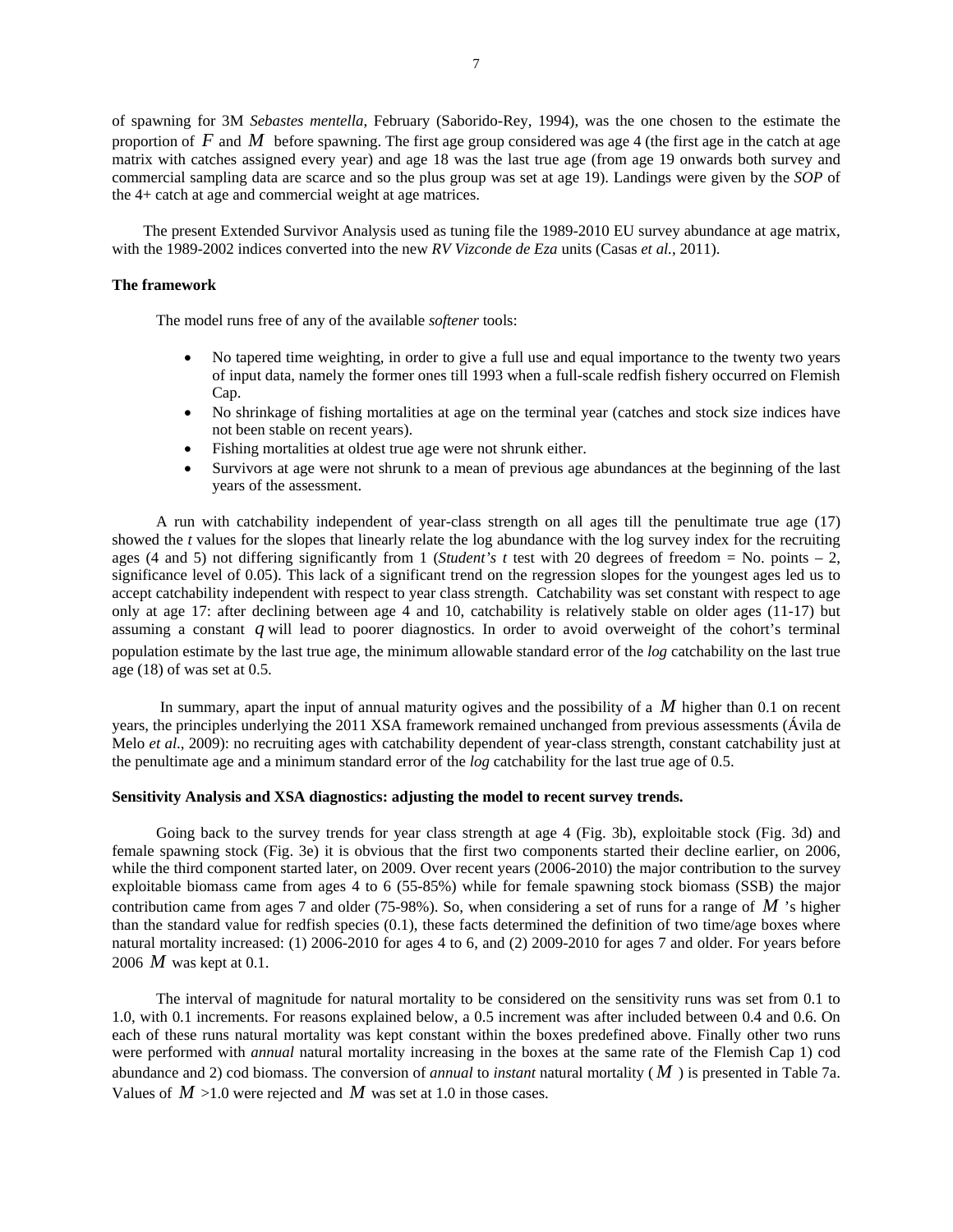of spawning for 3M *Sebastes mentella*, February (Saborido-Rey, 1994), was the one chosen to the estimate the proportion of $F$ and $M$ before spawning. The first age group considered was age 4 (the first age in the catch at age matrix with catches assigned every year) and age 18 was the last true age (from age 19 onwards both survey and commercial sampling data are scarce and so the plus group was set at age 19). Landings were given by the *SOP* of the 4+ catch at age and commercial weight at age matrices.

The present Extended Survivor Analysis used as tuning file the 1989-2010 EU survey abundance at age matrix, with the 1989-2002 indices converted into the new *RV Vizconde de Eza* units (Casas *et al.*, 2011).

**The framework**

The model runs free of any of the available *softener* tools:

- No tapered time weighting, in order to give a full use and equal importance to the twenty two years of input data, namely the former ones till 1993 when a full-scale redfish fishery occurred on Flemish Cap.
- No shrinkage of fishing mortalities at age on the terminal year (catches and stock size indices have not been stable on recent years).
- Fishing mortalities at oldest true age were not shrunk either.
- Survivors at age were not shrunk to a mean of previous age abundances at the beginning of the last years of the assessment.

A run with catchability independent of year-class strength on all ages till the penultimate true age (17) showed the *t* values for the slopes that linearly relate the log abundance with the log survey index for the recruiting ages (4 and 5) not differing significantly from 1 (*Student's t* test with 20 degrees of freedom = No. points – 2, significance level of 0.05). This lack of a significant trend on the regression slopes for the youngest ages led us to accept catchability independent with respect to year class strength. Catchability was set constant with respect to age only at age 17: after declining between age 4 and 10, catchability is relatively stable on older ages (11-17) but assuming a constant $q$ will lead to poorer diagnostics. In order to avoid overweight of the cohort's terminal population estimate by the last true age, the minimum allowable standard error of the *log* catchability on the last true age (18) of was set at 0.5.

In summary, apart the input of annual maturity ogives and the possibility of a $M$ higher than 0.1 on recent years, the principles underlying the 2011 XSA framework remained unchanged from previous assessments (Ávila de Melo *et al.*, 2009): no recruiting ages with catchability dependent of year-class strength, constant catchability just at the penultimate age and a minimum standard error of the *log* catchability for the last true age of 0.5.

**Sensitivity Analysis and XSA diagnostics: adjusting the model to recent survey trends.**

Going back to the survey trends for year class strength at age 4 (Fig. 3b), exploitable stock (Fig. 3d) and female spawning stock (Fig. 3e) it is obvious that the first two components started their decline earlier, on 2006, while the third component started later, on 2009. Over recent years (2006-2010) the major contribution to the survey exploitable biomass came from ages 4 to 6 (55-85%) while for female spawning stock biomass (SSB) the major contribution came from ages 7 and older (75-98%). So, when considering a set of runs for a range of $M$'s higher than the standard value for redfish species (0.1), these facts determined the definition of two time/age boxes where natural mortality increased: (1) 2006-2010 for ages 4 to 6, and (2) 2009-2010 for ages 7 and older. For years before 2006 $M$ was kept at 0.1.

The interval of magnitude for natural mortality to be considered on the sensitivity runs was set from 0.1 to 1.0, with 0.1 increments. For reasons explained below, a 0.5 increment was after included between 0.4 and 0.6. On each of these runs natural mortality was kept constant within the boxes predefined above. Finally other two runs were performed with *annual* natural mortality increasing in the boxes at the same rate of the Flemish Cap 1) cod abundance and 2) cod biomass. The conversion of *annual* to *instant* natural mortality ($M$) is presented in Table 7a. Values of $M$ >1.0 were rejected and $M$ was set at 1.0 in those cases.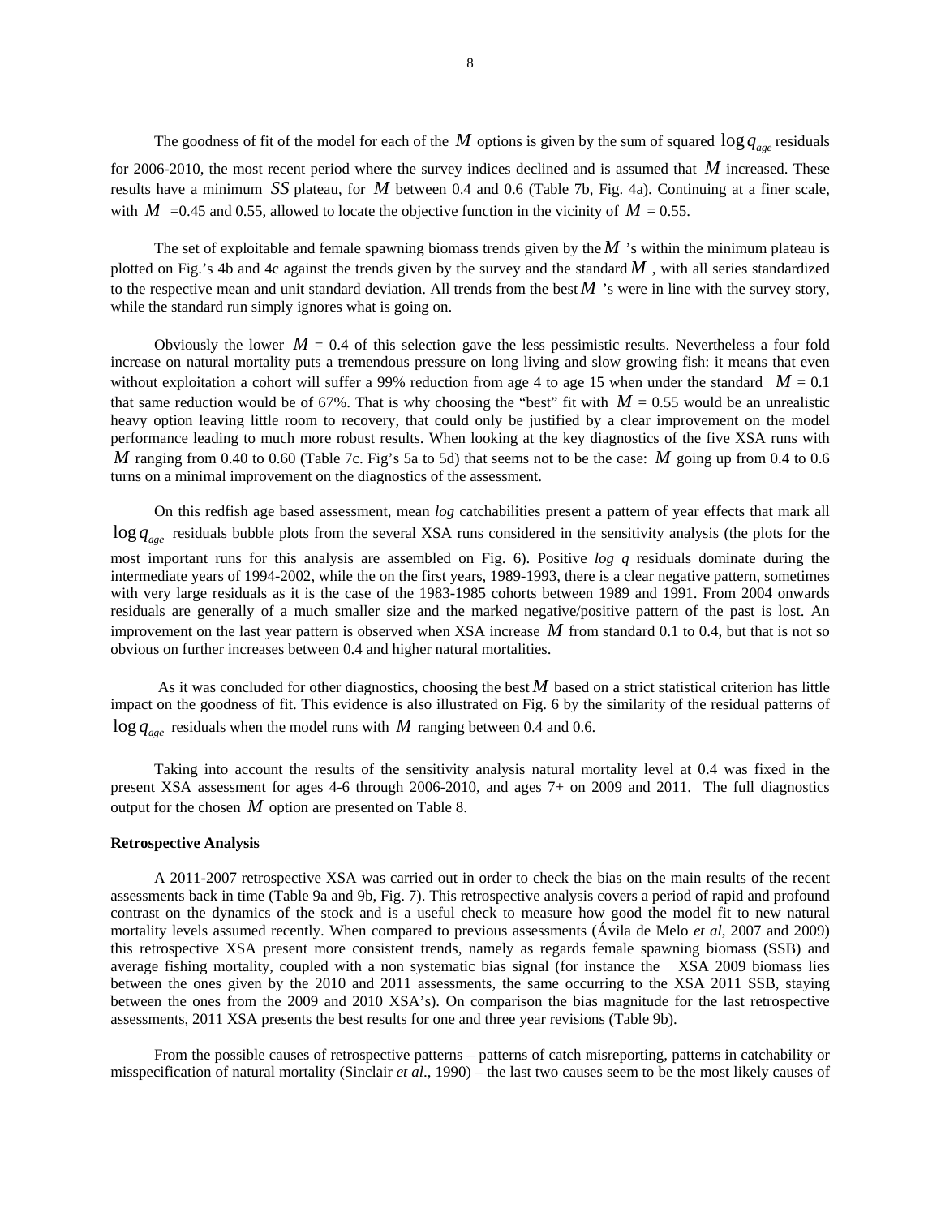The goodness of fit of the model for each of the $M$ options is given by the sum of squared $\log q_{age}$ residuals for 2006-2010, the most recent period where the survey indices declined and is assumed that $M$ increased. These results have a minimum $SS$ plateau, for $M$ between 0.4 and 0.6 (Table 7b, Fig. 4a). Continuing at a finer scale, with $M$ =0.45 and 0.55, allowed to locate the objective function in the vicinity of $M$ = 0.55.

The set of exploitable and female spawning biomass trends given by the $M$ 's within the minimum plateau is plotted on Fig.'s 4b and 4c against the trends given by the survey and the standard $M$ , with all series standardized to the respective mean and unit standard deviation. All trends from the best $M$ 's were in line with the survey story, while the standard run simply ignores what is going on.

Obviously the lower $M$ = 0.4 of this selection gave the less pessimistic results. Nevertheless a four fold increase on natural mortality puts a tremendous pressure on long living and slow growing fish: it means that even without exploitation a cohort will suffer a 99% reduction from age 4 to age 15 when under the standard $M$ = 0.1 that same reduction would be of 67%. That is why choosing the "best" fit with $M$ = 0.55 would be an unrealistic heavy option leaving little room to recovery, that could only be justified by a clear improvement on the model performance leading to much more robust results. When looking at the key diagnostics of the five XSA runs with $M$ ranging from 0.40 to 0.60 (Table 7c. Fig's 5a to 5d) that seems not to be the case: $M$ going up from 0.4 to 0.6 turns on a minimal improvement on the diagnostics of the assessment.

On this redfish age based assessment, mean *log* catchabilities present a pattern of year effects that mark all $\log q_{age}$ residuals bubble plots from the several XSA runs considered in the sensitivity analysis (the plots for the most important runs for this analysis are assembled on Fig. 6). Positive *log q* residuals dominate during the intermediate years of 1994-2002, while the on the first years, 1989-1993, there is a clear negative pattern, sometimes with very large residuals as it is the case of the 1983-1985 cohorts between 1989 and 1991. From 2004 onwards residuals are generally of a much smaller size and the marked negative/positive pattern of the past is lost. An improvement on the last year pattern is observed when XSA increase $M$ from standard 0.1 to 0.4, but that is not so obvious on further increases between 0.4 and higher natural mortalities.

As it was concluded for other diagnostics, choosing the best $M$ based on a strict statistical criterion has little impact on the goodness of fit. This evidence is also illustrated on Fig. 6 by the similarity of the residual patterns of $\log q_{age}$ residuals when the model runs with $M$ ranging between 0.4 and 0.6.

Taking into account the results of the sensitivity analysis natural mortality level at 0.4 was fixed in the present XSA assessment for ages 4-6 through 2006-2010, and ages 7+ on 2009 and 2011. The full diagnostics output for the chosen $M$ option are presented on Table 8.

**Retrospective Analysis**

A 2011-2007 retrospective XSA was carried out in order to check the bias on the main results of the recent assessments back in time (Table 9a and 9b, Fig. 7). This retrospective analysis covers a period of rapid and profound contrast on the dynamics of the stock and is a useful check to measure how good the model fit to new natural mortality levels assumed recently. When compared to previous assessments (Ávila de Melo *et al*, 2007 and 2009) this retrospective XSA present more consistent trends, namely as regards female spawning biomass (SSB) and average fishing mortality, coupled with a non systematic bias signal (for instance the XSA 2009 biomass lies between the ones given by the 2010 and 2011 assessments, the same occurring to the XSA 2011 SSB, staying between the ones from the 2009 and 2010 XSA's). On comparison the bias magnitude for the last retrospective assessments, 2011 XSA presents the best results for one and three year revisions (Table 9b).

From the possible causes of retrospective patterns – patterns of catch misreporting, patterns in catchability or misspecification of natural mortality (Sinclair *et al*., 1990) – the last two causes seem to be the most likely causes of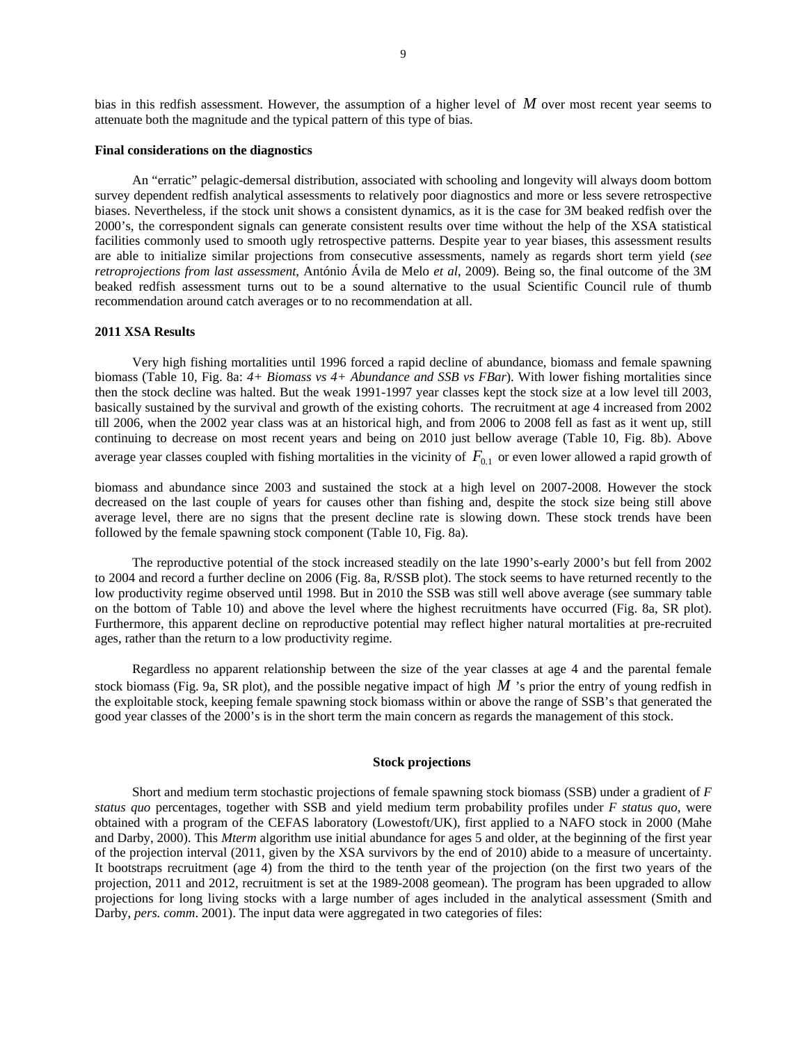bias in this redfish assessment. However, the assumption of a higher level of $M$ over most recent year seems to attenuate both the magnitude and the typical pattern of this type of bias.

**Final considerations on the diagnostics**

An "erratic" pelagic-demersal distribution, associated with schooling and longevity will always doom bottom survey dependent redfish analytical assessments to relatively poor diagnostics and more or less severe retrospective biases. Nevertheless, if the stock unit shows a consistent dynamics, as it is the case for 3M beaked redfish over the 2000's, the correspondent signals can generate consistent results over time without the help of the XSA statistical facilities commonly used to smooth ugly retrospective patterns. Despite year to year biases, this assessment results are able to initialize similar projections from consecutive assessments, namely as regards short term yield (*see retroprojections from last assessment*, António Ávila de Melo *et al*, 2009). Being so, the final outcome of the 3M beaked redfish assessment turns out to be a sound alternative to the usual Scientific Council rule of thumb recommendation around catch averages or to no recommendation at all.

**2011 XSA Results**

Very high fishing mortalities until 1996 forced a rapid decline of abundance, biomass and female spawning biomass (Table 10, Fig. 8a: *4+ Biomass vs 4+ Abundance and SSB vs FBar*). With lower fishing mortalities since then the stock decline was halted. But the weak 1991-1997 year classes kept the stock size at a low level till 2003, basically sustained by the survival and growth of the existing cohorts. The recruitment at age 4 increased from 2002 till 2006, when the 2002 year class was at an historical high, and from 2006 to 2008 fell as fast as it went up, still continuing to decrease on most recent years and being on 2010 just bellow average (Table 10, Fig. 8b). Above average year classes coupled with fishing mortalities in the vicinity of $F_{0.1}$ or even lower allowed a rapid growth of biomass and abundance since 2003 and sustained the stock at a high level on 2007-2008. However the stock decreased on the last couple of years for causes other than fishing and, despite the stock size being still above average level, there are no signs that the present decline rate is slowing down. These stock trends have been followed by the female spawning stock component (Table 10, Fig. 8a).

The reproductive potential of the stock increased steadily on the late 1990's-early 2000's but fell from 2002 to 2004 and record a further decline on 2006 (Fig. 8a, R/SSB plot). The stock seems to have returned recently to the low productivity regime observed until 1998. But in 2010 the SSB was still well above average (see summary table on the bottom of Table 10) and above the level where the highest recruitments have occurred (Fig. 8a, SR plot). Furthermore, this apparent decline on reproductive potential may reflect higher natural mortalities at pre-recruited ages, rather than the return to a low productivity regime.

Regardless no apparent relationship between the size of the year classes at age 4 and the parental female stock biomass (Fig. 9a, SR plot), and the possible negative impact of high $M$ 's prior the entry of young redfish in the exploitable stock, keeping female spawning stock biomass within or above the range of SSB's that generated the good year classes of the 2000's is in the short term the main concern as regards the management of this stock.

## Stock projections

Short and medium term stochastic projections of female spawning stock biomass (SSB) under a gradient of *F status quo* percentages, together with SSB and yield medium term probability profiles under *F status quo*, were obtained with a program of the CEFAS laboratory (Lowestoft/UK), first applied to a NAFO stock in 2000 (Mahe and Darby, 2000). This *Mterm* algorithm use initial abundance for ages 5 and older, at the beginning of the first year of the projection interval (2011, given by the XSA survivors by the end of 2010) abide to a measure of uncertainty. It bootstraps recruitment (age 4) from the third to the tenth year of the projection (on the first two years of the projection, 2011 and 2012, recruitment is set at the 1989-2008 geomean). The program has been upgraded to allow projections for long living stocks with a large number of ages included in the analytical assessment (Smith and Darby, *pers. comm*. 2001). The input data were aggregated in two categories of files: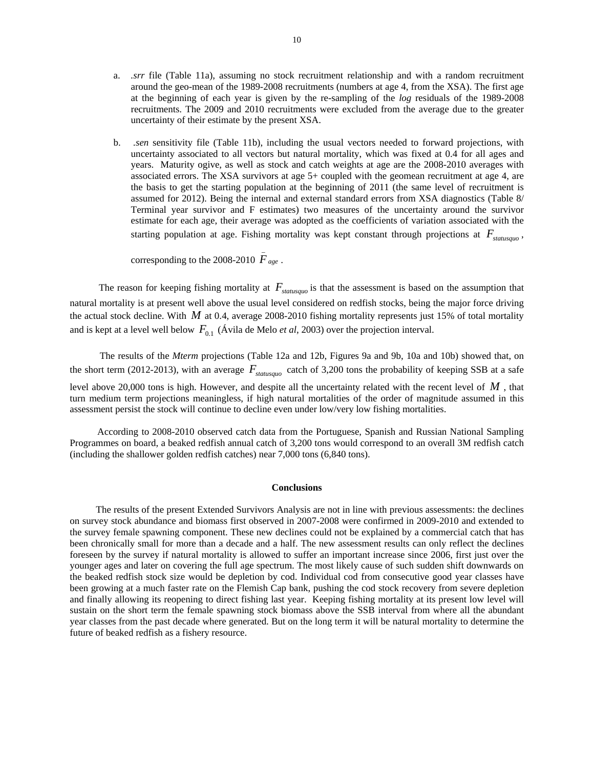a. *.srr* file (Table 11a), assuming no stock recruitment relationship and with a random recruitment around the geo-mean of the 1989-2008 recruitments (numbers at age 4, from the XSA). The first age at the beginning of each year is given by the re-sampling of the *log* residuals of the 1989-2008 recruitments. The 2009 and 2010 recruitments were excluded from the average due to the greater uncertainty of their estimate by the present XSA.

b. *.sen* sensitivity file (Table 11b), including the usual vectors needed to forward projections, with uncertainty associated to all vectors but natural mortality, which was fixed at 0.4 for all ages and years. Maturity ogive, as well as stock and catch weights at age are the 2008-2010 averages with associated errors. The XSA survivors at age 5+ coupled with the geomean recruitment at age 4, are the basis to get the starting population at the beginning of 2011 (the same level of recruitment is assumed for 2012). Being the internal and external standard errors from XSA diagnostics (Table 8/ Terminal year survivor and F estimates) two measures of the uncertainty around the survivor estimate for each age, their average was adopted as the coefficients of variation associated with the starting population at age. Fishing mortality was kept constant through projections at $F_{statusquo}$, corresponding to the 2008-2010 $\bar{F}_{age}$.

The reason for keeping fishing mortality at $F_{statusquo}$ is that the assessment is based on the assumption that natural mortality is at present well above the usual level considered on redfish stocks, being the major force driving the actual stock decline. With $M$ at 0.4, average 2008-2010 fishing mortality represents just 15% of total mortality and is kept at a level well below $F_{0.1}$ (Ávila de Melo *et al*, 2003) over the projection interval.

The results of the ***Mterm*** projections (Table 12a and 12b, Figures 9a and 9b, 10a and 10b) showed that, on the short term (2012-2013), with an average $F_{statusquo}$ catch of 3,200 tons the probability of keeping SSB at a safe level above 20,000 tons is high. However, and despite all the uncertainty related with the recent level of $M$, that turn medium term projections meaningless, if high natural mortalities of the order of magnitude assumed in this assessment persist the stock will continue to decline even under low/very low fishing mortalities.

According to 2008-2010 observed catch data from the Portuguese, Spanish and Russian National Sampling Programmes on board, a beaked redfish annual catch of 3,200 tons would correspond to an overall 3M redfish catch (including the shallower golden redfish catches) near 7,000 tons (6,840 tons).

## Conclusions

The results of the present Extended Survivors Analysis are not in line with previous assessments: the declines on survey stock abundance and biomass first observed in 2007-2008 were confirmed in 2009-2010 and extended to the survey female spawning component. These new declines could not be explained by a commercial catch that has been chronically small for more than a decade and a half. The new assessment results can only reflect the declines foreseen by the survey if natural mortality is allowed to suffer an important increase since 2006, first just over the younger ages and later on covering the full age spectrum. The most likely cause of such sudden shift downwards on the beaked redfish stock size would be depletion by cod. Individual cod from consecutive good year classes have been growing at a much faster rate on the Flemish Cap bank, pushing the cod stock recovery from severe depletion and finally allowing its reopening to direct fishing last year. Keeping fishing mortality at its present low level will sustain on the short term the female spawning stock biomass above the SSB interval from where all the abundant year classes from the past decade where generated. But on the long term it will be natural mortality to determine the future of beaked redfish as a fishery resource.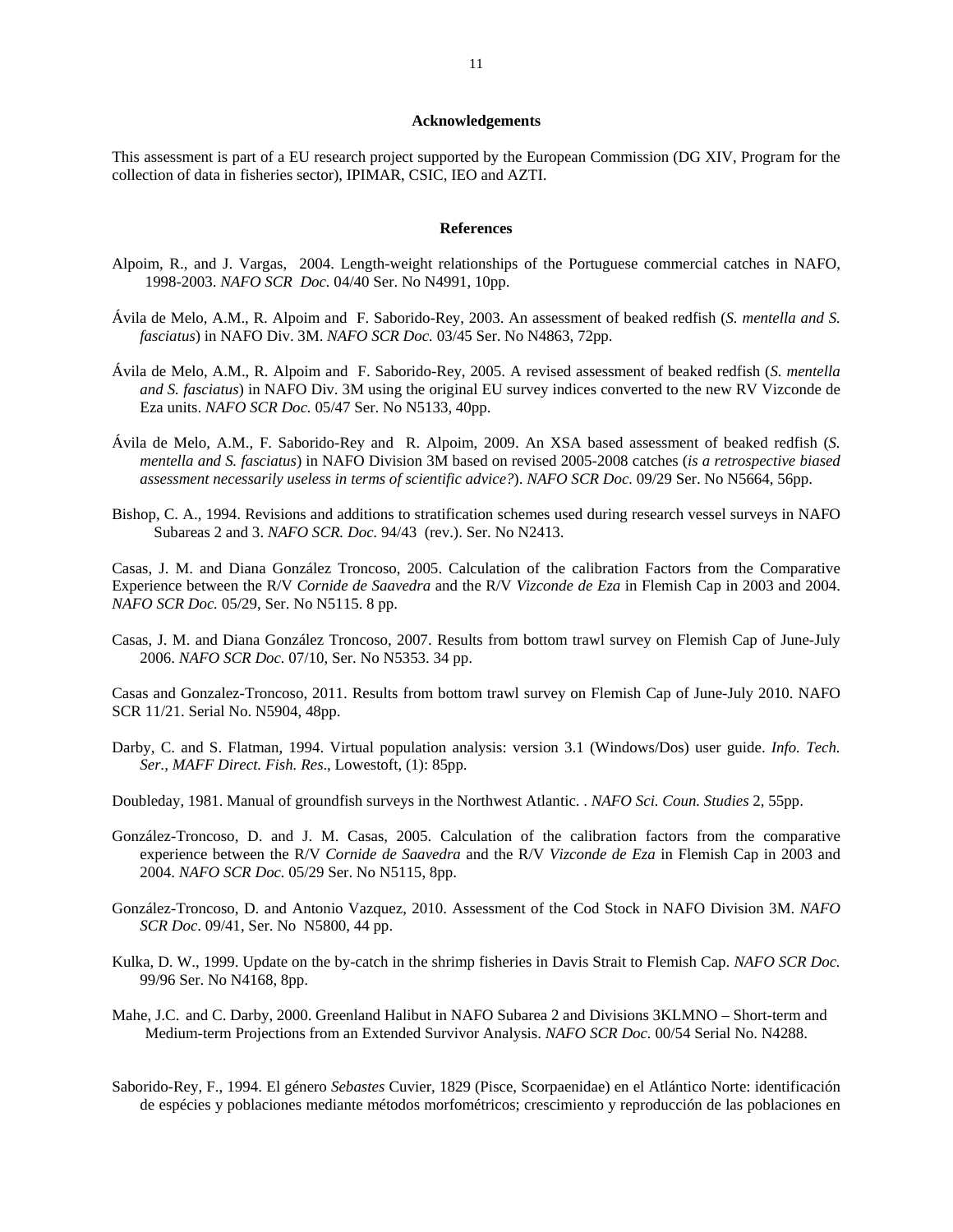## Acknowledgements

This assessment is part of a EU research project supported by the European Commission (DG XIV, Program for the collection of data in fisheries sector), IPIMAR, CSIC, IEO and AZTI.

## References

Alpoim, R., and J. Vargas, 2004. Length-weight relationships of the Portuguese commercial catches in NAFO, 1998-2003. *NAFO SCR Doc.* 04/40 Ser. No N4991, 10pp.

Ávila de Melo, A.M., R. Alpoim and F. Saborido-Rey, 2003. An assessment of beaked redfish (*S. mentella and S. fasciatus*) in NAFO Div. 3M. *NAFO SCR Doc.* 03/45 Ser. No N4863, 72pp.

Ávila de Melo, A.M., R. Alpoim and F. Saborido-Rey, 2005. A revised assessment of beaked redfish (*S. mentella and S. fasciatus*) in NAFO Div. 3M using the original EU survey indices converted to the new RV Vizconde de Eza units. *NAFO SCR Doc.* 05/47 Ser. No N5133, 40pp.

Ávila de Melo, A.M., F. Saborido-Rey and R. Alpoim, 2009. An XSA based assessment of beaked redfish (*S. mentella and S. fasciatus*) in NAFO Division 3M based on revised 2005-2008 catches (*is a retrospective biased assessment necessarily useless in terms of scientific advice?*). *NAFO SCR Doc.* 09/29 Ser. No N5664, 56pp.

Bishop, C. A., 1994. Revisions and additions to stratification schemes used during research vessel surveys in NAFO Subareas 2 and 3. *NAFO SCR. Doc*. 94/43 (rev.). Ser. No N2413.

Casas, J. M. and Diana González Troncoso, 2005. Calculation of the calibration Factors from the Comparative Experience between the R/V *Cornide de Saavedra* and the R/V *Vizconde de Eza* in Flemish Cap in 2003 and 2004. *NAFO SCR Doc.* 05/29, Ser. No N5115. 8 pp.

Casas, J. M. and Diana González Troncoso, 2007. Results from bottom trawl survey on Flemish Cap of June-July 2006. *NAFO SCR Doc.* 07/10, Ser. No N5353. 34 pp.

Casas and Gonzalez-Troncoso, 2011. Results from bottom trawl survey on Flemish Cap of June-July 2010. NAFO SCR 11/21. Serial No. N5904, 48pp.

Darby, C. and S. Flatman, 1994. Virtual population analysis: version 3.1 (Windows/Dos) user guide. *Info. Tech. Ser., MAFF Direct. Fish. Res*., Lowestoft, (1): 85pp.

Doubleday, 1981. Manual of groundfish surveys in the Northwest Atlantic. . *NAFO Sci. Coun. Studies* 2, 55pp.

González-Troncoso, D. and J. M. Casas, 2005. Calculation of the calibration factors from the comparative experience between the R/V *Cornide de Saavedra* and the R/V *Vizconde de Eza* in Flemish Cap in 2003 and 2004. *NAFO SCR Doc.* 05/29 Ser. No N5115, 8pp.

González-Troncoso, D. and Antonio Vazquez, 2010. Assessment of the Cod Stock in NAFO Division 3M. *NAFO SCR Doc.* 09/41, Ser. No N5800, 44 pp.

Kulka, D. W., 1999. Update on the by-catch in the shrimp fisheries in Davis Strait to Flemish Cap. *NAFO SCR Doc.* 99/96 Ser. No N4168, 8pp.

Mahe, J.C. and C. Darby, 2000. Greenland Halibut in NAFO Subarea 2 and Divisions 3KLMNO – Short-term and Medium-term Projections from an Extended Survivor Analysis. *NAFO SCR Doc.* 00/54 Serial No. N4288.

Saborido-Rey, F., 1994. El género *Sebastes* Cuvier, 1829 (Pisce, Scorpaenidae) en el Atlántico Norte: identificación de espécies y poblaciones mediante métodos morfométricos; crescimiento y reproducción de las poblaciones en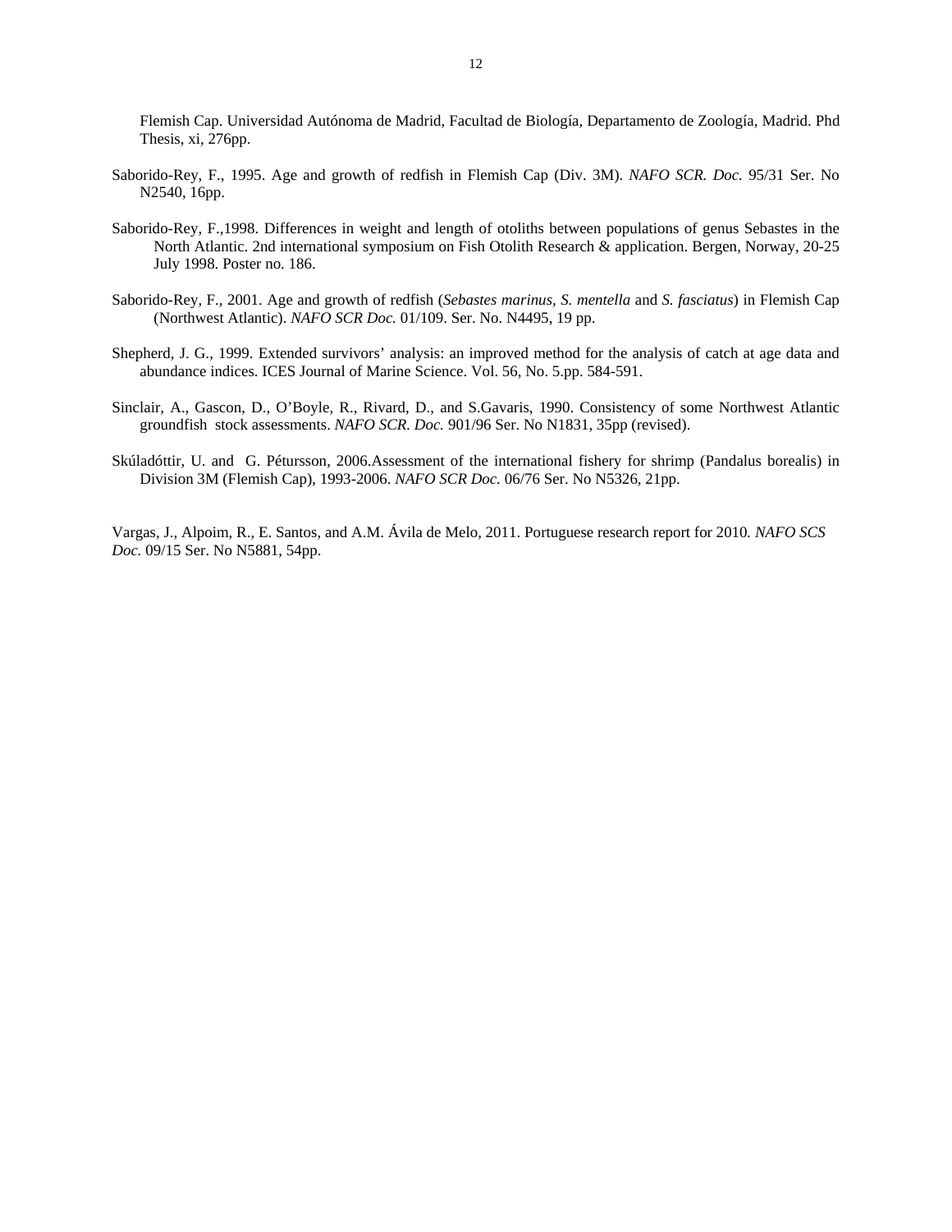Flemish Cap. Universidad Autónoma de Madrid, Facultad de Biología, Departamento de Zoología, Madrid. Phd Thesis, xi, 276pp.

Saborido-Rey, F., 1995. Age and growth of redfish in Flemish Cap (Div. 3M). *NAFO SCR. Doc.* 95/31 Ser. No N2540, 16pp.

Saborido-Rey, F.,1998. Differences in weight and length of otoliths between populations of genus Sebastes in the North Atlantic. 2nd international symposium on Fish Otolith Research & application. Bergen, Norway, 20-25 July 1998. Poster no. 186.

Saborido-Rey, F., 2001. Age and growth of redfish (*Sebastes marinus*, *S. mentella* and *S. fasciatus*) in Flemish Cap (Northwest Atlantic). *NAFO SCR Doc.* 01/109. Ser. No. N4495, 19 pp.

Shepherd, J. G., 1999. Extended survivors' analysis: an improved method for the analysis of catch at age data and abundance indices. ICES Journal of Marine Science. Vol. 56, No. 5.pp. 584-591.

Sinclair, A., Gascon, D., O'Boyle, R., Rivard, D., and S.Gavaris, 1990. Consistency of some Northwest Atlantic groundfish stock assessments. *NAFO SCR. Doc.* 901/96 Ser. No N1831, 35pp (revised).

Skúladóttir, U. and G. Pétursson, 2006.Assessment of the international fishery for shrimp (Pandalus borealis) in Division 3M (Flemish Cap), 1993-2006. *NAFO SCR Doc.* 06/76 Ser. No N5326, 21pp.

Vargas, J., Alpoim, R., E. Santos, and A.M. Ávila de Melo, 2011. Portuguese research report for 2010. *NAFO SCS Doc.* 09/15 Ser. No N5881, 54pp.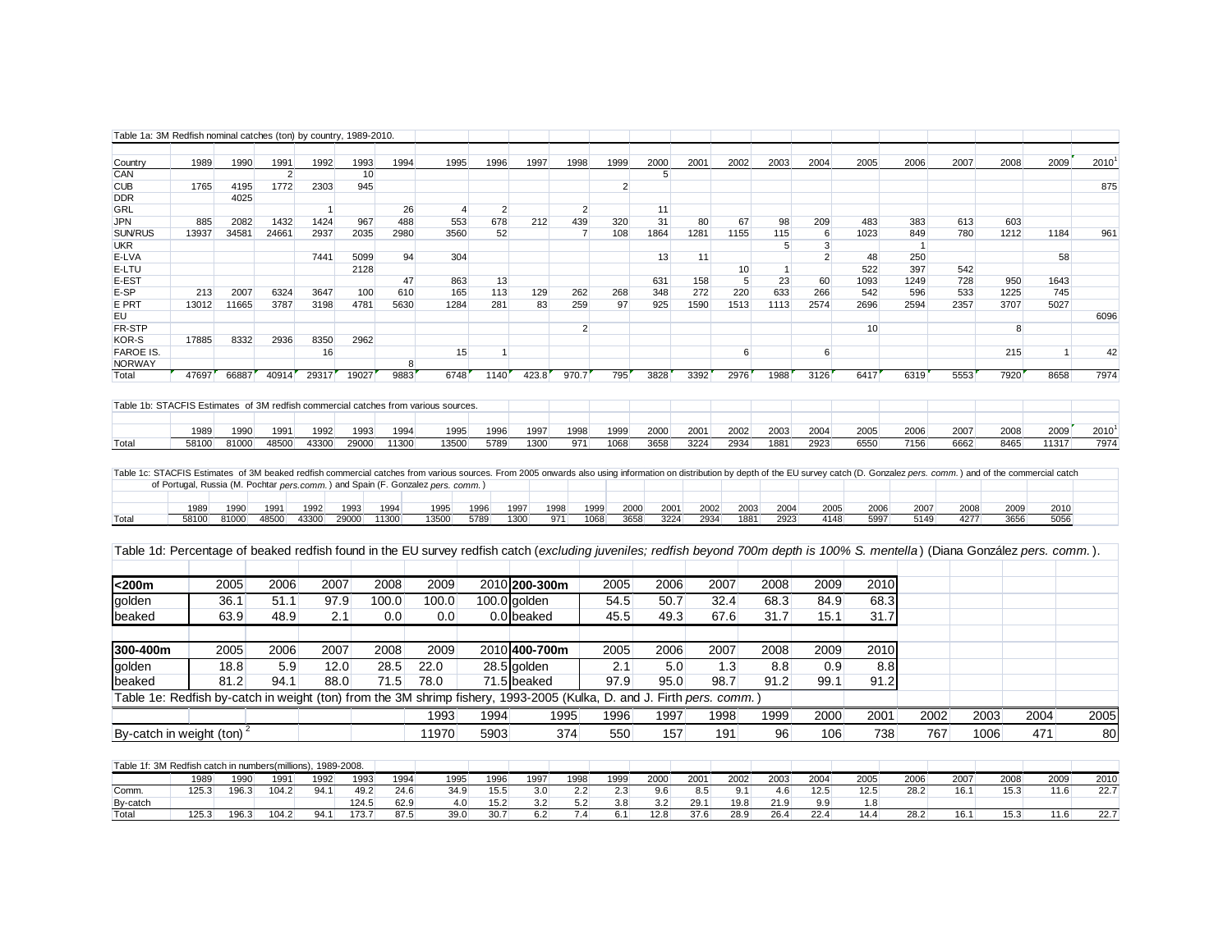Table 1a: 3M Redfish nominal catches (ton) by country, 1989-2010.

| Country | 1989 | 1990 | 1991 | 1992 | 1993 | 1994 | 1995 | 1996 | 1997 | 1998 | 1999 | 2000 | 2001 | 2002 | 2003 | 2004 | 2005 | 2006 | 2007 | 2008 | 2009 | 2010[1] |
|---|---|---|---|---|---|---|---|---|---|---|---|---|---|---|---|---|---|---|---|---|---|---|
| CAN | | | 2 | | 10 | | | | | | | 5 | | | | | | | | | | |
| CUB | 1765 | 4195 | 1772 | 2303 | 945 | | | | | | 2 | | | | | | | | | | | 875 |
| DDR | | 4025 | | | | | | | | | | | | | | | | | | | | |
| GRL | | | | 1 | | 26 | 4 | 2 | | 2 | | 11 | | | | | | | | | | |
| JPN | 885 | 2082 | 1432 | 1424 | 967 | 488 | 553 | 678 | 212 | 439 | 320 | 31 | 80 | 67 | 98 | 209 | 483 | 383 | 613 | 603 | | |
| SUN/RUS | 13937 | 34581 | 24661 | 2937 | 2035 | 2980 | 3560 | 52 | | 7 | 108 | 1864 | 1281 | 1155 | 115 | 6 | 1023 | 849 | 780 | 1212 | 1184 | 961 |
| UKR | | | | | | | | | | | | | | | 5 | 3 | | 1 | | | | |
| E-LVA | | | | 7441 | 5099 | 94 | 304 | | | | | 13 | 11 | | | 2 | 48 | 250 | | | 58 | |
| E-LTU | | | | | 2128 | | | | | | | | | 10 | 1 | | 522 | 397 | 542 | | | |
| E-EST | | | | | | 47 | 863 | 13 | | | | 631 | 158 | 5 | 23 | 60 | 1093 | 1249 | 728 | 950 | 1643 | |
| E-SP | 213 | 2007 | 6324 | 3647 | 100 | 610 | 165 | 113 | 129 | 262 | 268 | 348 | 272 | 220 | 633 | 266 | 542 | 596 | 533 | 1225 | 745 | |
| E PRT | 13012 | 11665 | 3787 | 3198 | 4781 | 5630 | 1284 | 281 | 83 | 259 | 97 | 925 | 1590 | 1513 | 1113 | 2574 | 2696 | 2594 | 2357 | 3707 | 5027 | |
| EU | | | | | | | | | | | | | | | | | | | | | | 6096 |
| FR-STP | | | | | | | | | | 2 | | | | | | | 10 | | | 8 | | |
| KOR-S | 17885 | 8332 | 2936 | 8350 | 2962 | | | | | | | | | | | | | | | | | |
| FAROE IS. | | | | 16 | | | 15 | 1 | | | | | | 6 | | 6 | | | | 215 | 1 | 42 |
| NORWAY | | | | | | 8 | | | | | | | | | | | | | | | | |
| Total | 47697 | 66887 | 40914 | 29317 | 19027 | 9883 | 6748 | 1140 | 423.8 | 970.7 | 795 | 3828 | 3392 | 2976 | 1988 | 3126 | 6417 | 6319 | 5553 | 7920 | 8658 | 7974 |

Table 1b: STACFIS Estimates of 3M redfish commercial catches from various sources.

| | 1989 | 1990 | 1991 | 1992 | 1993 | 1994 | 1995 | 1996 | 1997 | 1998 | 1999 | 2000 | 2001 | 2002 | 2003 | 2004 | 2005 | 2006 | 2007 | 2008 | 2009 | 2010[1] |
|---|---|---|---|---|---|---|---|---|---|---|---|---|---|---|---|---|---|---|---|---|---|---|
| Total | 58100 | 81000 | 48500 | 43300 | 29000 | 11300 | 13500 | 5789 | 1300 | 971 | 1068 | 3658 | 3224 | 2934 | 1881 | 2923 | 6550 | 7156 | 6662 | 8465 | 11317 | 7974 |

Table 1c: STACFIS Estimates of 3M beaked redfish commercial catches from various sources. From 2005 onwards also using information on distribution by depth of the EU survey catch (D. Gonzalez *pers. comm.*) and of the commercial catch of Portugal, Russia (M. Pochtar *pers.comm.*) and Spain (F. Gonzalez *pers. comm.*)

| | 1989 | 1990 | 1991 | 1992 | 1993 | 1994 | 1995 | 1996 | 1997 | 1998 | 1999 | 2000 | 2001 | 2002 | 2003 | 2004 | 2005 | 2006 | 2007 | 2008 | 2009 | 2010 |
|---|---|---|---|---|---|---|---|---|---|---|---|---|---|---|---|---|---|---|---|---|---|---|
| Total | 58100 | 81000 | 48500 | 43300 | 29000 | 11300 | 13500 | 5789 | 1300 | 971 | 1068 | 3658 | 3224 | 2934 | 1881 | 2923 | 4148 | 5997 | 5149 | 4277 | 3656 | 5056 |

Table 1d: Percentage of beaked redfish found in the EU survey redfish catch (*excluding juveniles; redfish beyond 700m depth is 100% S. mentella*) (Diana González *pers. comm.*).

| **<200m** | 2005 | 2006 | 2007 | 2008 | 2009 | 2010 | **200-300m** | 2005 | 2006 | 2007 | 2008 | 2009 | 2010 |
|---|---|---|---|---|---|---|---|---|---|---|---|---|---|
| golden | 36.1 | 51.1 | 97.9 | 100.0 | 100.0 | 100.0 | golden | 54.5 | 50.7 | 32.4 | 68.3 | 84.9 | 68.3 |
| beaked | 63.9 | 48.9 | 2.1 | 0.0 | 0.0 | 0.0 | beaked | 45.5 | 49.3 | 67.6 | 31.7 | 15.1 | 31.7 |
| **300-400m** | 2005 | 2006 | 2007 | 2008 | 2009 | 2010 | **400-700m** | 2005 | 2006 | 2007 | 2008 | 2009 | 2010 |
| golden | 18.8 | 5.9 | 12.0 | 28.5 | 22.0 | 28.5 | golden | 2.1 | 5.0 | 1.3 | 8.8 | 0.9 | 8.8 |
| beaked | 81.2 | 94.1 | 88.0 | 71.5 | 78.0 | 71.5 | beaked | 97.9 | 95.0 | 98.7 | 91.2 | 99.1 | 91.2 |

Table 1e: Redfish by-catch in weight (ton) from the 3M shrimp fishery, 1993-2005 (Kulka, D. and J. Firth *pers. comm.*)

| | 1993 | 1994 | 1995 | 1996 | 1997 | 1998 | 1999 | 2000 | 2001 | 2002 | 2003 | 2004 | 2005 |
|---|---|---|---|---|---|---|---|---|---|---|---|---|---|
| By-catch in weight (ton)[2] | 11970 | 5903 | 374 | 550 | 157 | 191 | 96 | 106 | 738 | 767 | 1006 | 471 | 80 |

Table 1f: 3M Redfish catch in numbers(millions), 1989-2008.

| | 1989 | 1990 | 1991 | 1992 | 1993 | 1994 | 1995 | 1996 | 1997 | 1998 | 1999 | 2000 | 2001 | 2002 | 2003 | 2004 | 2005 | 2006 | 2007 | 2008 | 2009 | 2010 |
|---|---|---|---|---|---|---|---|---|---|---|---|---|---|---|---|---|---|---|---|---|---|---|
| Comm. | 125.3 | 196.3 | 104.2 | 94.1 | 49.2 | 24.6 | 34.9 | 15.5 | 3.0 | 2.2 | 2.3 | 9.6 | 8.5 | 9.1 | 4.6 | 12.5 | 12.5 | 28.2 | 16.1 | 15.3 | 11.6 | 22.7 |
| By-catch | | | | | 124.5 | 62.9 | 4.0 | 15.2 | 3.2 | 5.2 | 3.8 | 3.2 | 29.1 | 19.8 | 21.9 | 9.9 | 1.8 | | | | | |
| Total | 125.3 | 196.3 | 104.2 | 94.1 | 173.7 | 87.5 | 39.0 | 30.7 | 6.2 | 7.4 | 6.1 | 12.8 | 37.6 | 28.9 | 26.4 | 22.4 | 14.4 | 28.2 | 16.1 | 15.3 | 11.6 | 22.7 |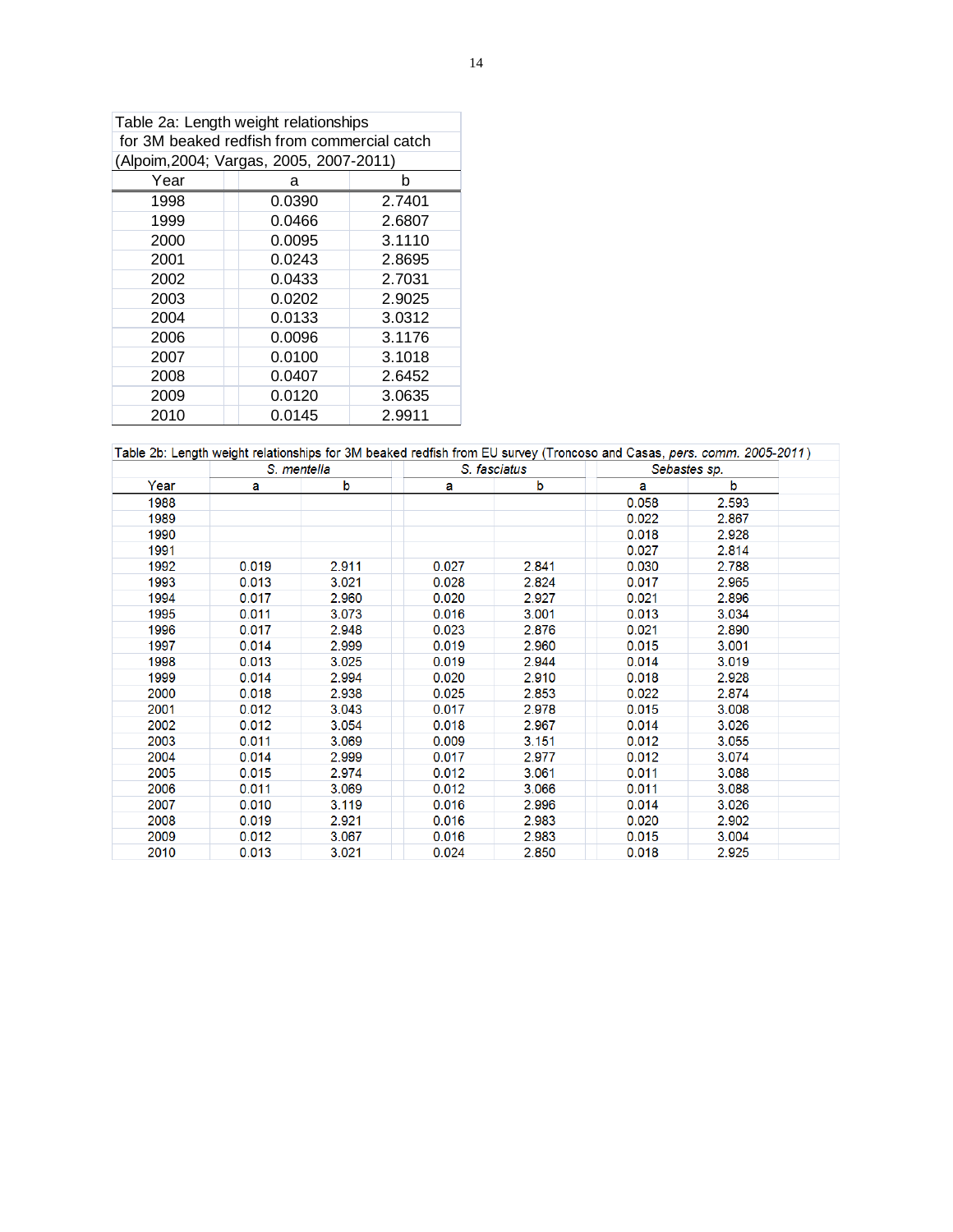Table 2a: Length weight relationships for 3M beaked redfish from commercial catch (Alpoim,2004; Vargas, 2005, 2007-2011)

| Year | a | b |
|---|---|---|
| 1998 | 0.0390 | 2.7401 |
| 1999 | 0.0466 | 2.6807 |
| 2000 | 0.0095 | 3.1110 |
| 2001 | 0.0243 | 2.8695 |
| 2002 | 0.0433 | 2.7031 |
| 2003 | 0.0202 | 2.9025 |
| 2004 | 0.0133 | 3.0312 |
| 2006 | 0.0096 | 3.1176 |
| 2007 | 0.0100 | 3.1018 |
| 2008 | 0.0407 | 2.6452 |
| 2009 | 0.0120 | 3.0635 |
| 2010 | 0.0145 | 2.9911 |

Table 2b: Length weight relationships for 3M beaked redfish from EU survey (Troncoso and Casas, *pers. comm. 2005-2011*)

| | *S. mentella* | | *S. fasciatus* | | *Sebastes sp.* | |
|---|---|---|---|---|---|---|
| Year | a | b | a | b | a | b |
| 1988 | | | | | 0.058 | 2.593 |
| 1989 | | | | | 0.022 | 2.867 |
| 1990 | | | | | 0.018 | 2.928 |
| 1991 | | | | | 0.027 | 2.814 |
| 1992 | 0.019 | 2.911 | 0.027 | 2.841 | 0.030 | 2.788 |
| 1993 | 0.013 | 3.021 | 0.028 | 2.824 | 0.017 | 2.965 |
| 1994 | 0.017 | 2.960 | 0.020 | 2.927 | 0.021 | 2.896 |
| 1995 | 0.011 | 3.073 | 0.016 | 3.001 | 0.013 | 3.034 |
| 1996 | 0.017 | 2.948 | 0.023 | 2.876 | 0.021 | 2.890 |
| 1997 | 0.014 | 2.999 | 0.019 | 2.960 | 0.015 | 3.001 |
| 1998 | 0.013 | 3.025 | 0.019 | 2.944 | 0.014 | 3.019 |
| 1999 | 0.014 | 2.994 | 0.020 | 2.910 | 0.018 | 2.928 |
| 2000 | 0.018 | 2.938 | 0.025 | 2.853 | 0.022 | 2.874 |
| 2001 | 0.012 | 3.043 | 0.017 | 2.978 | 0.015 | 3.008 |
| 2002 | 0.012 | 3.054 | 0.018 | 2.967 | 0.014 | 3.026 |
| 2003 | 0.011 | 3.069 | 0.009 | 3.151 | 0.012 | 3.055 |
| 2004 | 0.014 | 2.999 | 0.017 | 2.977 | 0.012 | 3.074 |
| 2005 | 0.015 | 2.974 | 0.012 | 3.061 | 0.011 | 3.088 |
| 2006 | 0.011 | 3.069 | 0.012 | 3.066 | 0.011 | 3.088 |
| 2007 | 0.010 | 3.119 | 0.016 | 2.996 | 0.014 | 3.026 |
| 2008 | 0.019 | 2.921 | 0.016 | 2.983 | 0.020 | 2.902 |
| 2009 | 0.012 | 3.067 | 0.016 | 2.983 | 0.015 | 3.004 |
| 2010 | 0.013 | 3.021 | 0.024 | 2.850 | 0.018 | 2.925 |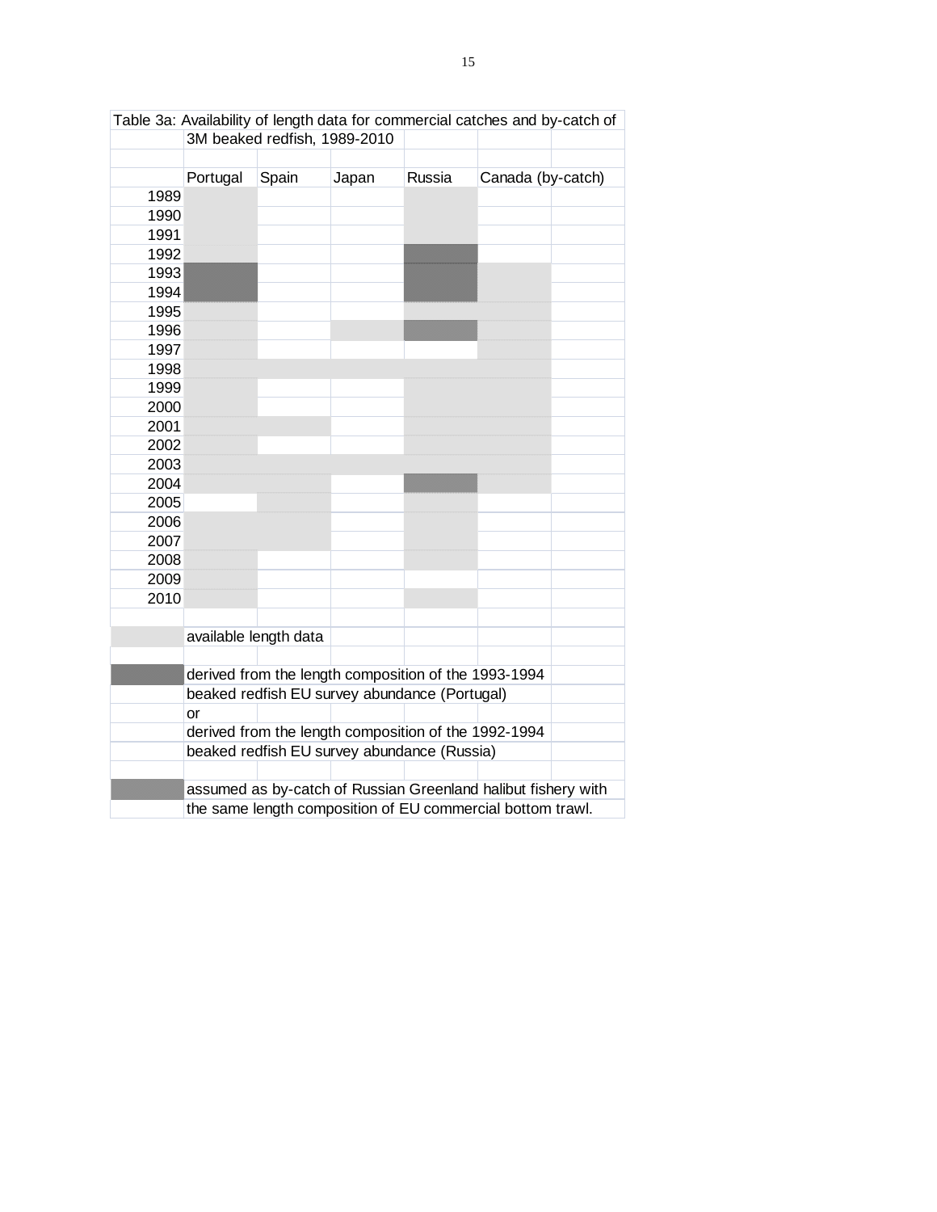**Table 3a: Availability of length data for commercial catches and by-catch of 3M beaked redfish, 1989-2010**

| Year | Portugal | Spain | Japan | Russia | Canada (by-catch) |
|---|---|---|---|---|---|
| 1989 | available | | | available | |
| 1990 | available | | | available | |
| 1991 | available | | | available | |
| 1992 | available | | | derived | |
| 1993 | derived | | | derived | available |
| 1994 | derived | | | derived | available |
| 1995 | available | | | available | available |
| 1996 | available | | available | assumed | available |
| 1997 | available | | | | available |
| 1998 | available | available | available | available | available |
| 1999 | available | | | available | available |
| 2000 | available | | | available | available |
| 2001 | available | available | | available | available |
| 2002 | available | | | available | available |
| 2003 | available | available | available | available | available |
| 2004 | available | available | | assumed | available |
| 2005 | | available | | available | |
| 2006 | available | available | | available | |
| 2007 | available | available | | available | |
| 2008 | available | | | available | |
| 2009 | available | | | | |
| 2010 | available | | | available | |

Legend (shading in the original table):

- available (light grey): available length data
- derived (dark grey): derived from the length composition of the 1993-1994 beaked redfish EU survey abundance (Portugal) or derived from the length composition of the 1992-1994 beaked redfish EU survey abundance (Russia)
- assumed (medium grey): assumed as by-catch of Russian Greenland halibut fishery with the same length composition of EU commercial bottom trawl.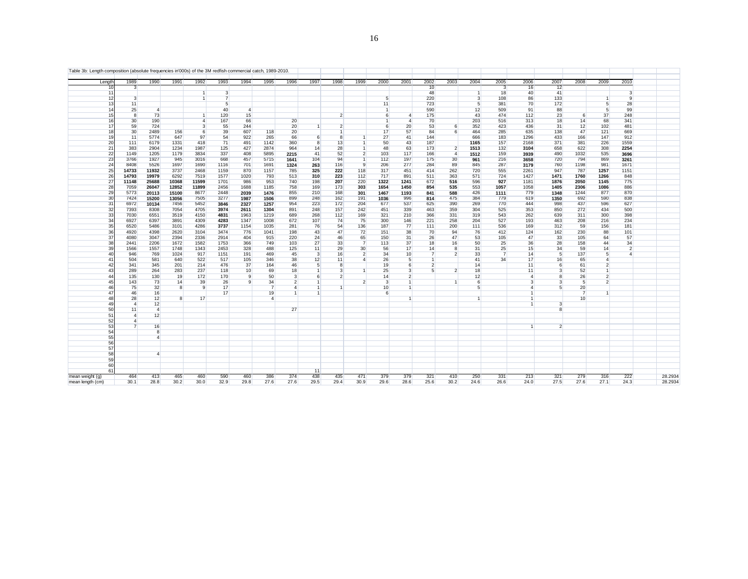Table 3b: Length composition (absolute frequencies in'000s) of the 3M redfish commercial catch, 1989-2010.

| Length | 1989 | 1990 | 1991 | 1992 | 1993 | 1994 | 1995 | 1996 | 1997 | 1998 | 1999 | 2000 | 2001 | 2002 | 2003 | 2004 | 2005 | 2006 | 2007 | 2008 | 2009 | 2010 | | |
|---|---|---|---|---|---|---|---|---|---|---|---|---|---|---|---|---|---|---|---|---|---|---|---|---|
| 10 | 3 | | | | | | | | | | | | | 10 | | | 3 | 16 | 12 | | | | | |
| 11 | | | | 1 | 3 | | | | | | | | | 48 | | 1 | 18 | 40 | 41 | | | 3 | | |
| 12 | 3 | | | 1 | 7 | | | | | | | 5 | | 220 | | 3 | 108 | 86 | 133 | | 1 | 9 | | |
| 13 | 11 | | | | 5 | | | | | | | 11 | | 723 | | 5 | 381 | 70 | 172 | | 5 | 28 | | |
| 14 | 25 | 4 | | | 40 | 4 | | | | | | 1 | | 590 | | 12 | 509 | 91 | 88 | | 5 | 99 | | |
| 15 | 8 | 73 | | 1 | 120 | 15 | | | | 2 | | 6 | 4 | 175 | | 43 | 474 | 112 | 23 | 6 | 37 | 248 | | |
| 16 | 30 | 190 | | 4 | 167 | 66 | | 20 | | | | 1 | 4 | 70 | | 203 | 516 | 313 | 18 | 14 | 68 | 341 | | |
| 17 | 59 | 724 | | 3 | 55 | 244 | | 20 | 1 | 2 | | 6 | 20 | 53 | 6 | 352 | 423 | 436 | 31 | 12 | 102 | 481 | | |
| 18 | 30 | 2489 | 156 | 6 | 39 | 607 | 118 | 20 | | 1 | | 17 | 57 | 84 | 6 | 464 | 285 | 635 | 138 | 47 | 121 | 669 | | |
| 19 | 11 | 5774 | 647 | 97 | 54 | 922 | 265 | 66 | 6 | 8 | 1 | 27 | 41 | 144 | | 666 | 183 | 1296 | 433 | 166 | 147 | 912 | | |
| 20 | 111 | 6179 | 1331 | 418 | 71 | 491 | 1142 | 360 | 8 | 13 | 1 | 50 | 43 | 187 | | **1165** | 157 | 2168 | 371 | 381 | 226 | 1559 | | |
| 21 | 383 | 2904 | 1234 | 1987 | 125 | 427 | 2874 | 964 | 14 | 28 | 1 | 48 | 63 | 173 | 2 | **1513** | 132 | **3104** | 658 | 622 | 308 | **2254** | | |
| 22 | 1149 | 1205 | 1179 | 3834 | 337 | 408 | 5895 | **2215** | 41 | 52 | 2 | 103 | 117 | 166 | 4 | **1512** | 159 | **3939** | 490 | 1032 | 535 | **3696** | | |
| 23 | 3766 | 1927 | 945 | 3016 | 668 | 457 | 5715 | **1641** | 104 | 94 | 1 | 112 | 197 | 175 | 30 | **961** | 216 | **3658** | 720 | 794 | 869 | **3261** | | |
| 24 | 8408 | 5526 | 1697 | 1690 | 1116 | 701 | 1691 | **1324** | **263** | 116 | 9 | 206 | 277 | 284 | 89 | 845 | 287 | **3179** | 760 | 1198 | 981 | 1671 | | |
| 25 | **14733** | **11932** | 3737 | 2468 | 1159 | 870 | 1157 | 785 | **325** | **222** | 118 | 317 | 451 | 414 | 262 | 720 | 555 | 2261 | 947 | 787 | **1257** | 1151 | | |
| 26 | **14793** | **19979** | 6292 | 7519 | 1577 | 1020 | 793 | 513 | **310** | **223** | 112 | 717 | 891 | 511 | 363 | 571 | 724 | 1427 | **1471** | **1760** | **1266** | 848 | | |
| 27 | **11148** | **25688** | **10368** | **11599** | 1701 | 986 | 953 | 740 | 198 | **207** | 220 | **1322** | **1241** | 672 | **516** | 596 | **927** | 1181 | **1876** | **2050** | **1145** | 775 | | |
| 28 | 7059 | **26047** | **12852** | **11899** | 2456 | 1688 | 1185 | 758 | 169 | 173 | **303** | **1654** | **1450** | **854** | **535** | 553 | **1057** | 1058 | **1405** | **2306** | **1086** | 886 | | |
| 29 | 5773 | **20113** | **15100** | 8677 | 2448 | **2039** | **1476** | 855 | 210 | 168 | **301** | **1467** | **1193** | **841** | **588** | 426 | **1111** | 779 | **1348** | 1244 | 877 | 870 | | |
| 30 | 7424 | **15200** | **13056** | 7505 | 3277 | **1987** | **1506** | 899 | 248 | 162 | 191 | **1036** | 996 | **814** | 475 | 384 | 779 | 619 | **1350** | 692 | 590 | 838 | | |
| 31 | 6972 | **10134** | 7456 | 5452 | **3846** | **2327** | **1257** | 954 | 223 | 172 | 204 | 677 | 537 | 625 | 390 | 269 | 770 | 444 | 998 | 437 | 596 | 627 | | |
| 32 | 7393 | 8308 | 7054 | 4705 | **3974** | **2611** | **1304** | 891 | 248 | 157 | 242 | 451 | 339 | 463 | 359 | 304 | 525 | 353 | 850 | 272 | 434 | 500 | | |
| 33 | 7030 | 6551 | 3519 | 4150 | **4831** | 1963 | 1219 | 689 | 268 | 112 | 169 | 321 | 210 | 366 | 331 | 319 | 543 | 262 | 639 | 311 | 300 | 398 | | |
| 34 | 6927 | 6397 | 3891 | 4309 | **4283** | 1347 | 1008 | 672 | 107 | 74 | 75 | 300 | 146 | 221 | 258 | 204 | 527 | 193 | 463 | 208 | 216 | 234 | | |
| 35 | 6520 | 5486 | 3101 | 4286 | **3737** | 1154 | 1035 | 281 | 76 | 54 | 136 | 187 | 77 | 111 | 200 | 111 | 536 | 169 | 312 | 59 | 156 | 181 | | |
| 36 | 4920 | 4398 | 2620 | 3104 | 3474 | 776 | 1041 | 198 | 43 | 47 | 72 | 151 | 38 | 70 | 94 | 76 | 412 | 124 | 162 | 230 | 88 | 101 | | |
| 37 | 4080 | 3047 | 2394 | 2336 | 2914 | 404 | 915 | 220 | 24 | 46 | 65 | 150 | 31 | 26 | 47 | 53 | 105 | 47 | 33 | 105 | 64 | 57 | | |
| 38 | 2441 | 2206 | 1672 | 1582 | 1753 | 366 | 749 | 103 | 27 | 33 | 7 | 113 | 37 | 18 | 16 | 50 | 25 | 36 | 28 | 158 | 44 | 34 | | |
| 39 | 1566 | 1557 | 1748 | 1343 | 2453 | 328 | 488 | 125 | 11 | 29 | 30 | 56 | 17 | 14 | 8 | 31 | 25 | 15 | 34 | 59 | 14 | 2 | | |
| 40 | 946 | 769 | 1024 | 917 | 1151 | 191 | 469 | 45 | 3 | 16 | 2 | 34 | 10 | 7 | 2 | 33 | 7 | 14 | 5 | 137 | 5 | 4 | | |
| 41 | 504 | 581 | 640 | 522 | 517 | 105 | 346 | 38 | 12 | 11 | 4 | 26 | 5 | 1 | | 41 | 34 | 17 | 16 | 65 | 4 | | | |
| 42 | 341 | 345 | 201 | 214 | 476 | 37 | 164 | 46 | 5 | 8 | | 19 | 6 | 2 | | 14 | | 11 | 6 | 61 | 2 | | | |
| 43 | 289 | 264 | 283 | 237 | 118 | 10 | 69 | 18 | 1 | 3 | 1 | 25 | 3 | 5 | 2 | 18 | | 11 | 3 | 52 | 1 | | | |
| 44 | 135 | 130 | 19 | 172 | 170 | 9 | 50 | 3 | 6 | 2 | | 14 | 2 | | | 12 | | 4 | 8 | 26 | 2 | | | |
| 45 | 143 | 73 | 14 | 39 | 26 | 9 | 34 | 2 | 1 | | 2 | 3 | 1 | | 1 | 6 | | 3 | 3 | 5 | 2 | | | |
| 46 | 75 | 32 | 8 | 9 | 17 | | 7 | 4 | 1 | 1 | | 10 | 1 | | | 5 | | 4 | 5 | 20 | | | | |
| 47 | 46 | 16 | | | 17 | | 19 | 1 | 1 | | | 6 | | | | | | 1 | | 7 | 1 | | | |
| 48 | 28 | 12 | 8 | 17 | | | 4 | | | | | | 1 | | | 1 | | 1 | | 10 | | | | |
| 49 | 4 | 12 | | | | | | | | | | | | | | | | 1 | 3 | | | | | |
| 50 | 11 | 4 | | | | | | 27 | | | | | | | | | | | 8 | | | | | |
| 51 | 4 | 12 | | | | | | | | | | | | | | | | | | | | | | |
| 52 | 4 | | | | | | | | | | | | | | | | | | | | | | | |
| 53 | 7 | 16 | | | | | | | | | | | | | | | | 1 | 2 | | | | | |
| 54 | | 8 | | | | | | | | | | | | | | | | | | | | | | |
| 55 | | 4 | | | | | | | | | | | | | | | | | | | | | | |
| 56 | | | | | | | | | | | | | | | | | | | | | | | | |
| 57 | | | | | | | | | | | | | | | | | | | | | | | | |
| 58 | | 4 | | | | | | | | | | | | | | | | | | | | | | |
| 59 | | | | | | | | | | | | | | | | | | | | | | | | |
| 60 | | | | | | | | | | | | | | | | | | | | | | | | |
| 61 | | | | | | | | | 11 | | | | | | | | | | | | | | | |
| mean weight (g) | 464 | 413 | 465 | 460 | 590 | 460 | 386 | 374 | 438 | 435 | 471 | 379 | 379 | 321 | 410 | 250 | 331 | 213 | 321 | 279 | 316 | 222 | | 28.2934 |
| mean length (cm) | 30.1 | 28.8 | 30.2 | 30.0 | 32.9 | 29.8 | 27.6 | 27.6 | 29.5 | 29.4 | 30.9 | 29.6 | 28.6 | 25.6 | 30.2 | 24.6 | 26.6 | 24.0 | 27.5 | 27.6 | 27.1 | 24.3 | | 28.2934 |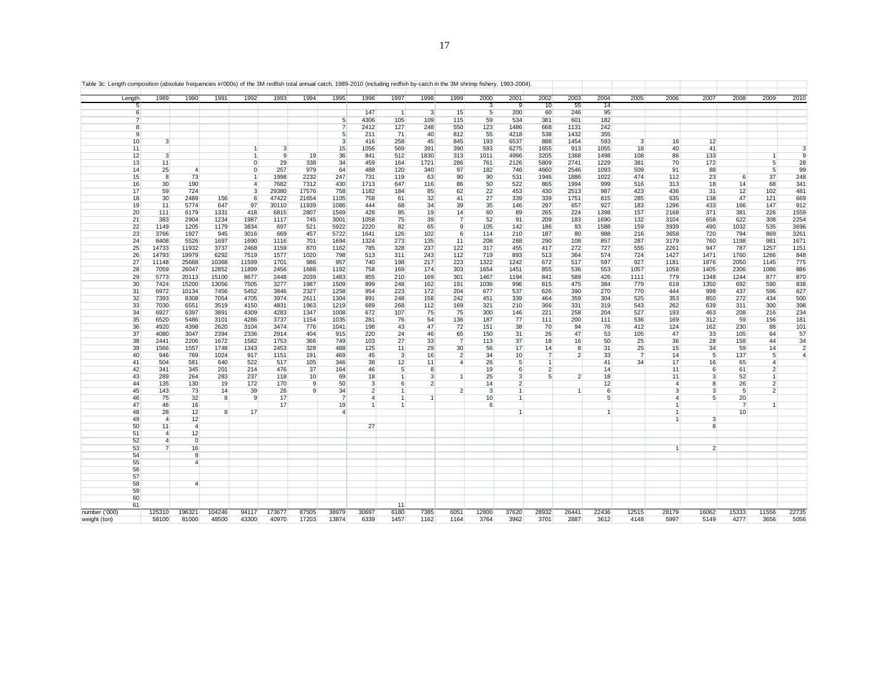Table 3c: Length composition (absolute frequencies in'000s) of the 3M redfish total annual catch, 1989-2010 (including redfish by-catch in the 3M shrimp fishery, 1993-2004).

| Length | 1989 | 1990 | 1991 | 1992 | 1993 | 1994 | 1995 | 1996 | 1997 | 1998 | 1999 | 2000 | 2001 | 2002 | 2003 | 2004 | 2005 | 2006 | 2007 | 2008 | 2009 | 2010 |
|---|---|---|---|---|---|---|---|---|---|---|---|---|---|---|---|---|---|---|---|---|---|---|
| 5 | | | | | | | | | | | | 3 | 9 | 10 | 55 | 14 | | | | | | |
| 6 | | | | | | | | 147 | 1 | 3 | 15 | 5 | 200 | 60 | 246 | 95 | | | | | | |
| 7 | | | | | | | 5 | 4306 | 105 | 109 | 115 | 59 | 534 | 381 | 601 | 182 | | | | | | |
| 8 | | | | | | | 7 | 2412 | 127 | 248 | 550 | 123 | 1486 | 668 | 1131 | 242 | | | | | | |
| 9 | | | | | | | 5 | 211 | 71 | 40 | 812 | 55 | 4218 | 538 | 1432 | 355 | | | | | | |
| 10 | 3 | | | | | | 3 | 416 | 258 | 45 | 845 | 193 | 6537 | 888 | 1454 | 593 | 3 | 16 | 12 | | | |
| 11 | | | | 1 | 3 | | 15 | 1056 | 569 | 391 | 390 | 593 | 6275 | 1655 | 913 | 1055 | 18 | 40 | 41 | | | 3 |
| 12 | 3 | | | 1 | 9 | 19 | 36 | 841 | 512 | 1830 | 313 | 1011 | 4996 | 3205 | 1368 | 1498 | 108 | 86 | 133 | | 1 | 9 |
| 13 | 11 | | | 0 | 29 | 338 | 34 | 459 | 164 | 1721 | 286 | 761 | 2126 | 5809 | 2741 | 1229 | 381 | 70 | 172 | | 5 | 28 |
| 14 | 25 | 4 | | 0 | 257 | 979 | 64 | 488 | 120 | 340 | 97 | 182 | 746 | 4660 | 2546 | 1093 | 509 | 91 | 88 | | 5 | 99 |
| 15 | 8 | 73 | | 1 | 1998 | 2232 | 247 | 731 | 119 | 63 | 90 | 90 | 531 | 1946 | 1886 | 1022 | 474 | 112 | 23 | 6 | 37 | 248 |
| 16 | 30 | 190 | | 4 | 7682 | 7312 | 430 | 1713 | 647 | 116 | 86 | 50 | 522 | 865 | 1994 | 999 | 516 | 313 | 18 | 14 | 68 | 341 |
| 17 | 59 | 724 | | 3 | 29380 | 17576 | 758 | 1182 | 184 | 85 | 62 | 22 | 453 | 430 | 2513 | 987 | 423 | 436 | 31 | 12 | 102 | 481 |
| 18 | 30 | 2489 | 156 | 6 | 47422 | 21654 | 1105 | 758 | 61 | 32 | 41 | 27 | 339 | 339 | 1751 | 815 | 285 | 635 | 138 | 47 | 121 | 669 |
| 19 | 11 | 5774 | 647 | 97 | 30110 | 11939 | 1086 | 444 | 68 | 34 | 39 | 35 | 146 | 297 | 657 | 927 | 183 | 1296 | 433 | 166 | 147 | 912 |
| 20 | 111 | 6179 | 1331 | 418 | 6815 | 2807 | 1569 | 428 | 85 | 19 | 14 | 60 | 89 | 265 | 224 | 1398 | 157 | 2168 | 371 | 381 | 226 | 1559 |
| 21 | 383 | 2904 | 1234 | 1987 | 1117 | 745 | 3001 | 1058 | 75 | 39 | 7 | 52 | 91 | 209 | 183 | 1690 | 132 | 3104 | 658 | 622 | 308 | 2254 |
| 22 | 1149 | 1205 | 1179 | 3834 | 697 | 521 | 5922 | 2220 | 82 | 65 | 9 | 105 | 142 | 186 | 93 | 1588 | 159 | 3939 | 490 | 1032 | 535 | 3696 |
| 23 | 3766 | 1927 | 945 | 3016 | 669 | 457 | 5722 | 1641 | 126 | 102 | 6 | 114 | 210 | 187 | 80 | 988 | 216 | 3658 | 720 | 794 | 869 | 3261 |
| 24 | 8408 | 5526 | 1697 | 1690 | 1116 | 701 | 1694 | 1324 | 273 | 135 | 11 | 208 | 288 | 290 | 108 | 857 | 287 | 3179 | 760 | 1198 | 981 | 1671 |
| 25 | 14733 | 11932 | 3737 | 2468 | 1159 | 870 | 1162 | 785 | 328 | 237 | 122 | 317 | 455 | 417 | 272 | 727 | 555 | 2261 | 947 | 787 | 1257 | 1151 |
| 26 | 14793 | 19979 | 6292 | 7519 | 1577 | 1020 | 798 | 513 | 311 | 243 | 112 | 719 | 893 | 513 | 364 | 574 | 724 | 1427 | 1471 | 1760 | 1266 | 848 |
| 27 | 11148 | 25688 | 10368 | 11599 | 1701 | 986 | 957 | 740 | 198 | 217 | 223 | 1322 | 1242 | 672 | 517 | 597 | 927 | 1181 | 1876 | 2050 | 1145 | 775 |
| 28 | 7059 | 26047 | 12852 | 11899 | 2456 | 1688 | 1192 | 758 | 169 | 174 | 303 | 1654 | 1451 | 855 | 536 | 553 | 1057 | 1058 | 1405 | 2306 | 1086 | 886 |
| 29 | 5773 | 20113 | 15100 | 8677 | 2448 | 2039 | 1483 | 855 | 210 | 169 | 301 | 1467 | 1194 | 841 | 589 | 426 | 1111 | 779 | 1348 | 1244 | 877 | 870 |
| 30 | 7424 | 15200 | 13056 | 7505 | 3277 | 1987 | 1509 | 899 | 248 | 162 | 191 | 1036 | 996 | 815 | 475 | 384 | 779 | 619 | 1350 | 692 | 590 | 838 |
| 31 | 6972 | 10134 | 7456 | 5452 | 3846 | 2327 | 1258 | 954 | 223 | 172 | 204 | 677 | 537 | 626 | 390 | 270 | 770 | 444 | 998 | 437 | 596 | 627 |
| 32 | 7393 | 8308 | 7054 | 4705 | 3974 | 2611 | 1304 | 891 | 248 | 158 | 242 | 451 | 339 | 464 | 359 | 304 | 525 | 353 | 850 | 272 | 434 | 500 |
| 33 | 7030 | 6551 | 3519 | 4150 | 4831 | 1963 | 1219 | 689 | 268 | 112 | 169 | 321 | 210 | 366 | 331 | 319 | 543 | 262 | 639 | 311 | 300 | 398 |
| 34 | 6927 | 6397 | 3891 | 4309 | 4283 | 1347 | 1008 | 672 | 107 | 75 | 75 | 300 | 146 | 221 | 258 | 204 | 527 | 193 | 463 | 208 | 216 | 234 |
| 35 | 6520 | 5486 | 3101 | 4286 | 3737 | 1154 | 1035 | 281 | 76 | 54 | 136 | 187 | 77 | 111 | 200 | 111 | 536 | 169 | 312 | 59 | 156 | 181 |
| 36 | 4920 | 4398 | 2620 | 3104 | 3474 | 776 | 1041 | 198 | 43 | 47 | 72 | 151 | 38 | 70 | 94 | 76 | 412 | 124 | 162 | 230 | 88 | 101 |
| 37 | 4080 | 3047 | 2394 | 2336 | 2914 | 404 | 915 | 220 | 24 | 46 | 65 | 150 | 31 | 26 | 47 | 53 | 105 | 47 | 33 | 105 | 64 | 57 |
| 38 | 2441 | 2206 | 1672 | 1582 | 1753 | 366 | 749 | 103 | 27 | 33 | 7 | 113 | 37 | 18 | 16 | 50 | 25 | 36 | 28 | 158 | 44 | 34 |
| 39 | 1566 | 1557 | 1748 | 1343 | 2453 | 328 | 488 | 125 | 11 | 29 | 30 | 56 | 17 | 14 | 8 | 31 | 25 | 15 | 34 | 59 | 14 | 2 |
| 40 | 946 | 769 | 1024 | 917 | 1151 | 191 | 469 | 45 | 3 | 16 | 2 | 34 | 10 | 7 | 2 | 33 | 7 | 14 | 5 | 137 | 5 | 4 |
| 41 | 504 | 581 | 640 | 522 | 517 | 105 | 346 | 38 | 12 | 11 | 4 | 26 | 5 | 1 | | 41 | 34 | 17 | 16 | 65 | 4 | |
| 42 | 341 | 345 | 201 | 214 | 476 | 37 | 164 | 46 | 5 | 8 | | 19 | 6 | 2 | | 14 | | 11 | 6 | 61 | 2 | |
| 43 | 289 | 264 | 283 | 237 | 118 | 10 | 69 | 18 | 1 | 3 | 1 | 25 | 3 | 5 | 2 | 18 | | 11 | 3 | 52 | 1 | |
| 44 | 135 | 130 | 19 | 172 | 170 | 9 | 50 | 3 | 6 | 2 | | 14 | 2 | | | 12 | | 4 | 8 | 26 | 2 | |
| 45 | 143 | 73 | 14 | 39 | 26 | 9 | 34 | 2 | 1 | | 2 | 3 | 1 | | 1 | 6 | | 3 | 3 | 5 | 2 | |
| 46 | 75 | 32 | 8 | 9 | 17 | | 7 | 4 | 1 | 1 | | 10 | 1 | | | 5 | | 4 | 5 | 20 | | |
| 47 | 46 | 16 | | | 17 | | 19 | 1 | 1 | | | 6 | | | | | | 1 | | 7 | 1 | |
| 48 | 28 | 12 | 8 | 17 | | | 4 | | | | | | 1 | | | 1 | | 1 | | 10 | | |
| 49 | 4 | 12 | | | | | | | | | | | | | | | | 1 | 3 | | | |
| 50 | 11 | 4 | | | | | | 27 | | | | | | | | | | | 8 | | | |
| 51 | 4 | 12 | | | | | | | | | | | | | | | | | | | | |
| 52 | 4 | 0 | | | | | | | | | | | | | | | | | | | | |
| 53 | 7 | 16 | | | | | | | | | | | | | | | | 1 | 2 | | | |
| 54 | | 8 | | | | | | | | | | | | | | | | | | | | |
| 55 | | 4 | | | | | | | | | | | | | | | | | | | | |
| 56 | | | | | | | | | | | | | | | | | | | | | | |
| 57 | | | | | | | | | | | | | | | | | | | | | | |
| 58 | | 4 | | | | | | | | | | | | | | | | | | | | |
| 59 | | | | | | | | | | | | | | | | | | | | | | |
| 60 | | | | | | | | | | | | | | | | | | | | | | |
| 61 | | | | | | | | | 11 | | | | | | | | | | | | | |
| number ('000) | 125310 | 196321 | 104246 | 94117 | 173677 | 87505 | 38979 | 30697 | 6180 | 7385 | 6051 | 12800 | 37620 | 28932 | 26441 | 22436 | 12515 | 28179 | 16062 | 15333 | 11556 | 22735 |
| weight (ton) | 58100 | 81000 | 48500 | 43300 | 40970 | 17203 | 13874 | 6339 | 1457 | 1162 | 1164 | 3764 | 3962 | 3701 | 2887 | 3612 | 4148 | 5997 | 5149 | 4277 | 3656 | 5056 |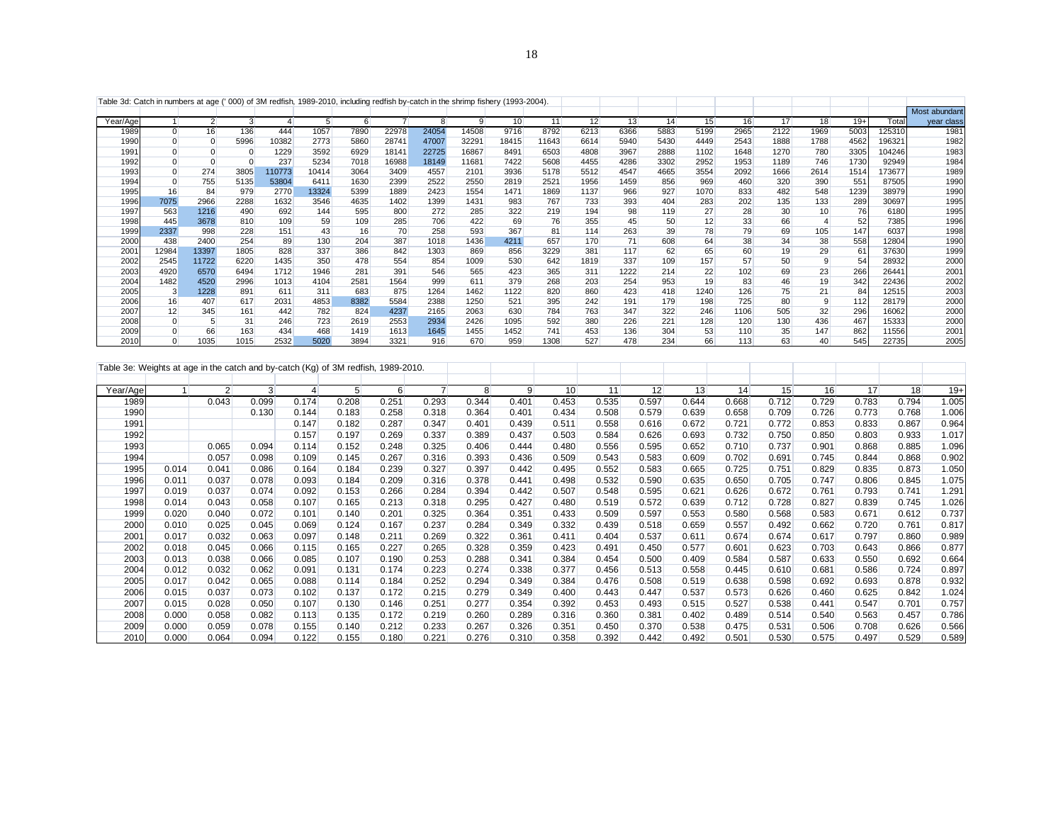Table 3d: Catch in numbers at age (' 000) of 3M redfish, 1989-2010, including redfish by-catch in the shrimp fishery (1993-2004).

| Year/Age | 1 | 2 | 3 | 4 | 5 | 6 | 7 | 8 | 9 | 10 | 11 | 12 | 13 | 14 | 15 | 16 | 17 | 18 | 19+ | Total | Most abundant year class |
|---|---|---|---|---|---|---|---|---|---|---|---|---|---|---|---|---|---|---|---|---|---|
| 1989 | 0 | 16 | 136 | 444 | 1057 | 7890 | 22978 | 24054 | 14508 | 9716 | 8792 | 6213 | 6366 | 5883 | 5199 | 2965 | 2122 | 1969 | 5003 | 125310 | 1981 |
| 1990 | 0 | 0 | 5996 | 10382 | 2773 | 5860 | 28741 | 47007 | 32291 | 18415 | 11643 | 6614 | 5940 | 5430 | 4449 | 2543 | 1888 | 1788 | 4562 | 196321 | 1982 |
| 1991 | 0 | 0 | 0 | 1229 | 3592 | 6929 | 18141 | 22725 | 16867 | 8491 | 6503 | 4808 | 3967 | 2888 | 1102 | 1648 | 1270 | 780 | 3305 | 104246 | 1983 |
| 1992 | 0 | 0 | 0 | 237 | 5234 | 7018 | 16988 | 18149 | 11681 | 7422 | 5608 | 4455 | 4286 | 3302 | 2952 | 1953 | 1189 | 746 | 1730 | 92949 | 1984 |
| 1993 | 0 | 274 | 3805 | 110773 | 10414 | 3064 | 3409 | 4557 | 2101 | 3936 | 5178 | 5512 | 4547 | 4665 | 3554 | 2092 | 1666 | 2614 | 1514 | 173677 | 1989 |
| 1994 | 0 | 755 | 5135 | 53804 | 6411 | 1630 | 2399 | 2522 | 2550 | 2819 | 2521 | 1956 | 1459 | 856 | 969 | 460 | 320 | 390 | 551 | 87505 | 1990 |
| 1995 | 16 | 84 | 979 | 2770 | 13324 | 5399 | 1889 | 2423 | 1554 | 1471 | 1869 | 1137 | 966 | 927 | 1070 | 833 | 482 | 548 | 1239 | 38979 | 1990 |
| 1996 | 7075 | 2966 | 2288 | 1632 | 3546 | 4635 | 1402 | 1399 | 1431 | 983 | 767 | 733 | 393 | 404 | 283 | 202 | 135 | 133 | 289 | 30697 | 1995 |
| 1997 | 563 | 1216 | 490 | 692 | 144 | 595 | 800 | 272 | 285 | 322 | 219 | 194 | 98 | 119 | 27 | 28 | 30 | 10 | 76 | 6180 | 1995 |
| 1998 | 445 | 3678 | 810 | 109 | 59 | 109 | 285 | 706 | 422 | 69 | 76 | 355 | 45 | 50 | 12 | 33 | 66 | 4 | 52 | 7385 | 1996 |
| 1999 | 2337 | 998 | 228 | 151 | 43 | 16 | 70 | 258 | 593 | 367 | 81 | 114 | 263 | 39 | 78 | 79 | 69 | 105 | 147 | 6037 | 1998 |
| 2000 | 438 | 2400 | 254 | 89 | 130 | 204 | 387 | 1018 | 1436 | 4211 | 657 | 170 | 71 | 608 | 64 | 38 | 34 | 38 | 558 | 12804 | 1990 |
| 2001 | 12984 | 13397 | 1805 | 828 | 337 | 386 | 842 | 1303 | 869 | 856 | 3229 | 381 | 117 | 62 | 65 | 60 | 19 | 29 | 61 | 37630 | 1999 |
| 2002 | 2545 | 11722 | 6220 | 1435 | 350 | 478 | 554 | 854 | 1009 | 530 | 642 | 1819 | 337 | 109 | 157 | 57 | 50 | 9 | 54 | 28932 | 2000 |
| 2003 | 4920 | 6570 | 6494 | 1712 | 1946 | 281 | 391 | 546 | 565 | 423 | 365 | 311 | 1222 | 214 | 22 | 102 | 69 | 23 | 266 | 26441 | 2001 |
| 2004 | 1482 | 4520 | 2996 | 1013 | 4104 | 2581 | 1564 | 999 | 611 | 379 | 268 | 203 | 254 | 953 | 19 | 83 | 46 | 19 | 342 | 22436 | 2002 |
| 2005 | 3 | 1228 | 891 | 611 | 311 | 683 | 875 | 1264 | 1462 | 1122 | 820 | 860 | 423 | 418 | 1240 | 126 | 75 | 21 | 84 | 12515 | 2003 |
| 2006 | 16 | 407 | 617 | 2031 | 4853 | 8382 | 5584 | 2388 | 1250 | 521 | 395 | 242 | 191 | 179 | 198 | 725 | 80 | 9 | 112 | 28179 | 2000 |
| 2007 | 12 | 345 | 161 | 442 | 782 | 824 | 4237 | 2165 | 2063 | 630 | 784 | 763 | 347 | 322 | 246 | 1106 | 505 | 32 | 296 | 16062 | 2000 |
| 2008 | 0 | 5 | 31 | 246 | 723 | 2619 | 2553 | 2934 | 2426 | 1095 | 592 | 380 | 226 | 221 | 128 | 120 | 130 | 436 | 467 | 15333 | 2000 |
| 2009 | 0 | 66 | 163 | 434 | 468 | 1419 | 1613 | 1645 | 1455 | 1452 | 741 | 453 | 136 | 304 | 53 | 110 | 35 | 147 | 862 | 11556 | 2001 |
| 2010 | 0 | 1035 | 1015 | 2532 | 5020 | 3894 | 3321 | 916 | 670 | 959 | 1308 | 527 | 478 | 234 | 66 | 113 | 63 | 40 | 545 | 22735 | 2005 |

Table 3e: Weights at age in the catch and by-catch (Kg) of 3M redfish, 1989-2010.

| Year/Age | 1 | 2 | 3 | 4 | 5 | 6 | 7 | 8 | 9 | 10 | 11 | 12 | 13 | 14 | 15 | 16 | 17 | 18 | 19+ |
|---|---|---|---|---|---|---|---|---|---|---|---|---|---|---|---|---|---|---|---|
| 1989 | | 0.043 | 0.099 | 0.174 | 0.208 | 0.251 | 0.293 | 0.344 | 0.401 | 0.453 | 0.535 | 0.597 | 0.644 | 0.668 | 0.712 | 0.729 | 0.783 | 0.794 | 1.005 |
| 1990 | | | 0.130 | 0.144 | 0.183 | 0.258 | 0.318 | 0.364 | 0.401 | 0.434 | 0.508 | 0.579 | 0.639 | 0.658 | 0.709 | 0.726 | 0.773 | 0.768 | 1.006 |
| 1991 | | | | 0.147 | 0.182 | 0.287 | 0.347 | 0.401 | 0.439 | 0.511 | 0.558 | 0.616 | 0.672 | 0.721 | 0.772 | 0.853 | 0.833 | 0.867 | 0.964 |
| 1992 | | | | 0.157 | 0.197 | 0.269 | 0.337 | 0.389 | 0.437 | 0.503 | 0.584 | 0.626 | 0.693 | 0.732 | 0.750 | 0.850 | 0.803 | 0.933 | 1.017 |
| 1993 | | 0.065 | 0.094 | 0.114 | 0.152 | 0.248 | 0.325 | 0.406 | 0.444 | 0.480 | 0.556 | 0.595 | 0.652 | 0.710 | 0.737 | 0.901 | 0.868 | 0.885 | 1.096 |
| 1994 | | 0.057 | 0.098 | 0.109 | 0.145 | 0.267 | 0.316 | 0.393 | 0.436 | 0.509 | 0.543 | 0.583 | 0.609 | 0.702 | 0.691 | 0.745 | 0.844 | 0.868 | 0.902 |
| 1995 | 0.014 | 0.041 | 0.086 | 0.164 | 0.184 | 0.239 | 0.327 | 0.397 | 0.442 | 0.495 | 0.552 | 0.583 | 0.665 | 0.725 | 0.751 | 0.829 | 0.835 | 0.873 | 1.050 |
| 1996 | 0.011 | 0.037 | 0.078 | 0.093 | 0.184 | 0.209 | 0.316 | 0.378 | 0.441 | 0.498 | 0.532 | 0.590 | 0.635 | 0.650 | 0.705 | 0.747 | 0.806 | 0.845 | 1.075 |
| 1997 | 0.019 | 0.037 | 0.074 | 0.092 | 0.153 | 0.266 | 0.284 | 0.394 | 0.442 | 0.507 | 0.548 | 0.595 | 0.621 | 0.626 | 0.672 | 0.761 | 0.793 | 0.741 | 1.291 |
| 1998 | 0.014 | 0.043 | 0.058 | 0.107 | 0.165 | 0.213 | 0.318 | 0.295 | 0.427 | 0.480 | 0.519 | 0.572 | 0.639 | 0.712 | 0.728 | 0.827 | 0.839 | 0.745 | 1.026 |
| 1999 | 0.020 | 0.040 | 0.072 | 0.101 | 0.140 | 0.201 | 0.325 | 0.364 | 0.351 | 0.433 | 0.509 | 0.597 | 0.553 | 0.580 | 0.568 | 0.583 | 0.671 | 0.612 | 0.737 |
| 2000 | 0.010 | 0.025 | 0.045 | 0.069 | 0.124 | 0.167 | 0.237 | 0.284 | 0.349 | 0.332 | 0.439 | 0.518 | 0.659 | 0.557 | 0.492 | 0.662 | 0.720 | 0.761 | 0.817 |
| 2001 | 0.017 | 0.032 | 0.063 | 0.097 | 0.148 | 0.211 | 0.269 | 0.322 | 0.361 | 0.411 | 0.404 | 0.537 | 0.611 | 0.674 | 0.674 | 0.617 | 0.797 | 0.860 | 0.989 |
| 2002 | 0.018 | 0.045 | 0.066 | 0.115 | 0.165 | 0.227 | 0.265 | 0.328 | 0.359 | 0.423 | 0.491 | 0.450 | 0.577 | 0.601 | 0.623 | 0.703 | 0.643 | 0.866 | 0.877 |
| 2003 | 0.013 | 0.038 | 0.066 | 0.085 | 0.107 | 0.190 | 0.253 | 0.288 | 0.341 | 0.384 | 0.454 | 0.500 | 0.409 | 0.584 | 0.587 | 0.633 | 0.550 | 0.692 | 0.664 |
| 2004 | 0.012 | 0.032 | 0.062 | 0.091 | 0.131 | 0.174 | 0.223 | 0.274 | 0.338 | 0.377 | 0.456 | 0.513 | 0.558 | 0.445 | 0.610 | 0.681 | 0.586 | 0.724 | 0.897 |
| 2005 | 0.017 | 0.042 | 0.065 | 0.088 | 0.114 | 0.184 | 0.252 | 0.294 | 0.349 | 0.384 | 0.476 | 0.508 | 0.519 | 0.638 | 0.598 | 0.692 | 0.693 | 0.878 | 0.932 |
| 2006 | 0.015 | 0.037 | 0.073 | 0.102 | 0.137 | 0.172 | 0.215 | 0.279 | 0.349 | 0.400 | 0.443 | 0.447 | 0.537 | 0.573 | 0.626 | 0.460 | 0.625 | 0.842 | 1.024 |
| 2007 | 0.015 | 0.028 | 0.050 | 0.107 | 0.130 | 0.146 | 0.251 | 0.277 | 0.354 | 0.392 | 0.453 | 0.493 | 0.515 | 0.527 | 0.538 | 0.441 | 0.547 | 0.701 | 0.757 |
| 2008 | 0.000 | 0.058 | 0.082 | 0.113 | 0.135 | 0.172 | 0.219 | 0.260 | 0.289 | 0.316 | 0.360 | 0.381 | 0.402 | 0.489 | 0.514 | 0.540 | 0.563 | 0.457 | 0.786 |
| 2009 | 0.000 | 0.059 | 0.078 | 0.155 | 0.140 | 0.212 | 0.233 | 0.267 | 0.326 | 0.351 | 0.450 | 0.370 | 0.538 | 0.475 | 0.531 | 0.506 | 0.708 | 0.626 | 0.566 |
| 2010 | 0.000 | 0.064 | 0.094 | 0.122 | 0.155 | 0.180 | 0.221 | 0.276 | 0.310 | 0.358 | 0.392 | 0.442 | 0.492 | 0.501 | 0.530 | 0.575 | 0.497 | 0.529 | 0.589 |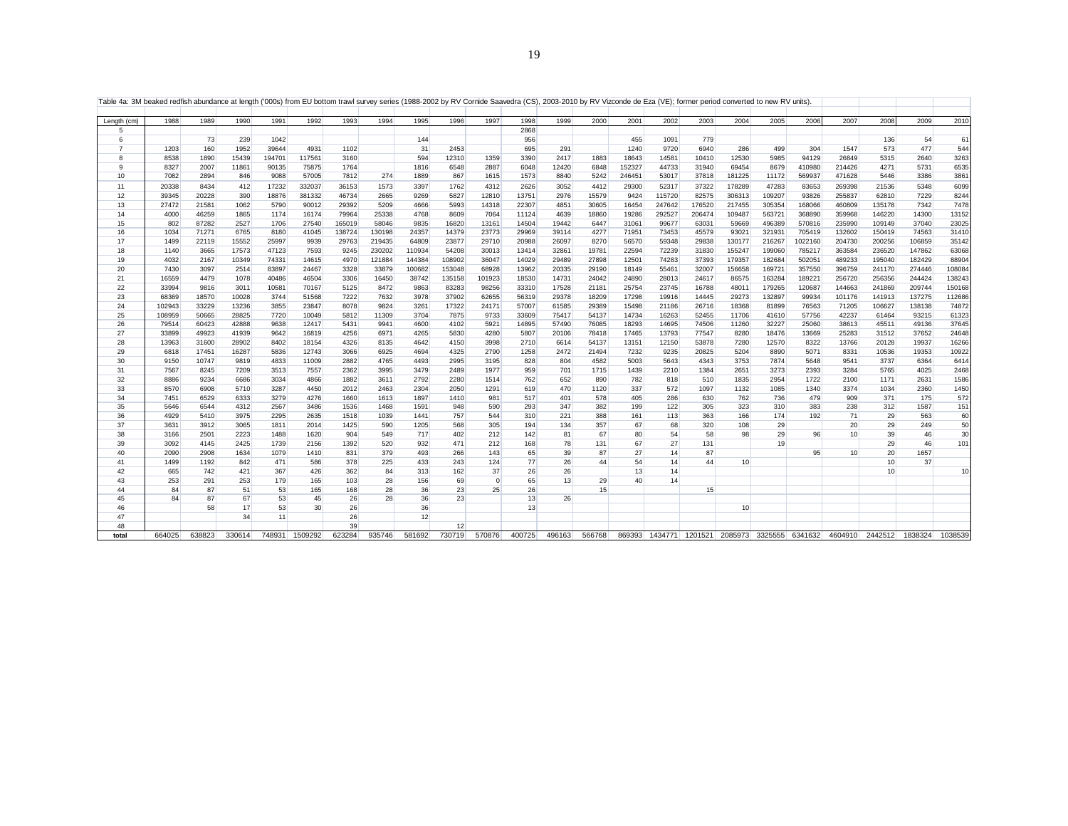Table 4a: 3M beaked redfish abundance at length ('000s) from EU bottom trawl survey series (1988-2002 by RV Cornide Saavedra (CS), 2003-2010 by RV Vizconde de Eza (VE); former period converted to new RV units).

| Length (cm) | 1988 | 1989 | 1990 | 1991 | 1992 | 1993 | 1994 | 1995 | 1996 | 1997 | 1998 | 1999 | 2000 | 2001 | 2002 | 2003 | 2004 | 2005 | 2006 | 2007 | 2008 | 2009 | 2010 |
|---|---|---|---|---|---|---|---|---|---|---|---|---|---|---|---|---|---|---|---|---|---|---|---|
| 5 | | | | | | | | | | | 2868 | | | | | | | | | | | | |
| 6 | | 73 | 239 | 1042 | | | | 144 | | | 956 | | | 455 | 1091 | 779 | | | | | 136 | 54 | 61 |
| 7 | 1203 | 160 | 1952 | 39644 | 4931 | 1102 | | 31 | 2453 | | 695 | 291 | | 1240 | 9720 | 6940 | 286 | 499 | 304 | 1547 | 573 | 477 | 544 |
| 8 | 8538 | 1890 | 15439 | 194701 | 117561 | 3160 | | 594 | 12310 | 1359 | 3390 | 2417 | 1883 | 18643 | 14581 | 10410 | 12530 | 5985 | 94129 | 26849 | 5315 | 2640 | 3263 |
| 9 | 8327 | 2007 | 11861 | 90135 | 75875 | 1764 | | 1816 | 6548 | 2887 | 6048 | 12420 | 6848 | 152327 | 44733 | 31940 | 69454 | 8679 | 410980 | 214426 | 4271 | 5731 | 6535 |
| 10 | 7082 | 2894 | 846 | 9088 | 57005 | 7812 | 274 | 1889 | 867 | 1615 | 1573 | 8840 | 5242 | 246451 | 53017 | 37818 | 181225 | 11172 | 569937 | 471628 | 5446 | 3386 | 3861 |
| 11 | 20338 | 8434 | 412 | 17232 | 332037 | 36153 | 1573 | 3397 | 1762 | 4312 | 2626 | 3052 | 4412 | 29300 | 52317 | 37322 | 178289 | 47283 | 83653 | 269398 | 21536 | 5348 | 6099 |
| 12 | 39345 | 20228 | 390 | 18876 | 381332 | 46734 | 2665 | 9269 | 5827 | 12810 | 13751 | 2976 | 15579 | 9424 | 115720 | 82575 | 306313 | 109207 | 93826 | 255837 | 62810 | 7229 | 8244 |
| 13 | 27472 | 21581 | 1062 | 5790 | 90012 | 29392 | 5209 | 4666 | 5993 | 14318 | 22307 | 4851 | 30605 | 16454 | 247642 | 176520 | 217455 | 305354 | 168066 | 460809 | 135178 | 7342 | 7478 |
| 14 | 4000 | 46259 | 1865 | 1174 | 16174 | 79964 | 25338 | 4768 | 8609 | 7064 | 11124 | 4639 | 18860 | 19286 | 292527 | 206474 | 109487 | 563721 | 368890 | 359968 | 146220 | 14300 | 13152 |
| 15 | 802 | 87282 | 2527 | 1706 | 27540 | 165019 | 58046 | 9835 | 16820 | 13161 | 14504 | 19442 | 6447 | 31061 | 99677 | 63031 | 59669 | 496389 | 570816 | 235990 | 109149 | 37040 | 23025 |
| 16 | 1034 | 71271 | 6765 | 8180 | 41045 | 138724 | 130198 | 24357 | 14379 | 23773 | 29969 | 39114 | 4277 | 71951 | 73453 | 45579 | 93021 | 321931 | 705419 | 132602 | 150419 | 74563 | 31410 |
| 17 | 1499 | 22119 | 15552 | 25997 | 9939 | 29763 | 219435 | 64809 | 23877 | 29710 | 20988 | 26097 | 8270 | 56570 | 59348 | 29838 | 130177 | 216267 | 1022160 | 204730 | 200256 | 106859 | 35142 |
| 18 | 1140 | 3665 | 17573 | 47123 | 7593 | 9245 | 230202 | 110934 | 54208 | 30013 | 13414 | 32861 | 19781 | 22594 | 72239 | 31830 | 155247 | 199060 | 785217 | 363584 | 236520 | 147862 | 63068 |
| 19 | 4032 | 2167 | 10349 | 74331 | 14615 | 4970 | 121884 | 144384 | 108902 | 36047 | 14029 | 29489 | 27898 | 12501 | 74283 | 37393 | 179357 | 182684 | 502051 | 489233 | 195040 | 182429 | 88904 |
| 20 | 7430 | 3097 | 2514 | 83897 | 24467 | 3328 | 33879 | 100682 | 153048 | 68928 | 13962 | 20335 | 29190 | 18149 | 55461 | 32007 | 156658 | 169721 | 357550 | 396759 | 241170 | 274446 | 108084 |
| 21 | 16559 | 4479 | 1078 | 40486 | 46504 | 3306 | 16450 | 38742 | 135158 | 101923 | 18530 | 14731 | 24042 | 24890 | 28013 | 24617 | 86575 | 163284 | 189221 | 256720 | 256356 | 244424 | 138243 |
| 22 | 33994 | 9816 | 3011 | 10581 | 70167 | 5125 | 8472 | 9863 | 83283 | 98256 | 33310 | 17528 | 21181 | 25754 | 23745 | 16788 | 48011 | 179265 | 120687 | 144663 | 241869 | 209744 | 150168 |
| 23 | 68369 | 18570 | 10028 | 3744 | 51568 | 7222 | 7632 | 3978 | 37902 | 62655 | 56319 | 29378 | 18209 | 17298 | 19916 | 14445 | 29273 | 132897 | 99934 | 101176 | 141913 | 137275 | 112686 |
| 24 | 102943 | 33229 | 13236 | 3855 | 23847 | 8078 | 9824 | 3261 | 17322 | 24171 | 57007 | 61585 | 29389 | 15498 | 21186 | 26716 | 18368 | 81899 | 76563 | 71205 | 106627 | 138138 | 74872 |
| 25 | 108959 | 50665 | 28825 | 7720 | 10049 | 5812 | 11309 | 3704 | 7875 | 9733 | 33609 | 75417 | 54137 | 14734 | 16263 | 52455 | 11706 | 41610 | 57756 | 42237 | 61464 | 93215 | 61323 |
| 26 | 79514 | 60423 | 42888 | 9638 | 12417 | 5431 | 9941 | 4600 | 4102 | 5921 | 14895 | 57490 | 76085 | 18293 | 14695 | 74506 | 11260 | 32227 | 25060 | 38613 | 45511 | 49136 | 37645 |
| 27 | 33899 | 49923 | 41939 | 9642 | 16819 | 4256 | 6971 | 4265 | 5830 | 4280 | 5807 | 20106 | 78418 | 17465 | 13793 | 77547 | 8280 | 18476 | 13669 | 25283 | 31512 | 37652 | 24648 |
| 28 | 13963 | 31600 | 28902 | 8402 | 18154 | 4326 | 8135 | 4642 | 4150 | 3998 | 2710 | 6614 | 54137 | 13151 | 12150 | 53878 | 7280 | 12570 | 8322 | 13766 | 20128 | 19937 | 16266 |
| 29 | 6818 | 17451 | 16287 | 5836 | 12743 | 3066 | 6925 | 4694 | 4325 | 2790 | 1258 | 2472 | 21494 | 7232 | 9235 | 20825 | 5204 | 8890 | 5071 | 8331 | 10536 | 19353 | 10922 |
| 30 | 9150 | 10747 | 9819 | 4833 | 11009 | 2882 | 4765 | 4493 | 2995 | 3195 | 828 | 804 | 4582 | 5003 | 5643 | 4343 | 3753 | 7874 | 5648 | 9541 | 3737 | 6364 | 6414 |
| 31 | 7567 | 8245 | 7209 | 3513 | 7557 | 2362 | 3995 | 3479 | 2489 | 1977 | 959 | 701 | 1715 | 1439 | 2210 | 1384 | 2651 | 3273 | 2393 | 3284 | 5765 | 4025 | 2468 |
| 32 | 8886 | 9234 | 6686 | 3034 | 4866 | 1882 | 3611 | 2792 | 2280 | 1514 | 762 | 652 | 890 | 782 | 818 | 510 | 1835 | 2954 | 1722 | 2100 | 1171 | 2631 | 1586 |
| 33 | 8570 | 6908 | 5710 | 3287 | 4450 | 2012 | 2463 | 2304 | 2050 | 1291 | 619 | 470 | 1120 | 337 | 572 | 1097 | 1132 | 1085 | 1340 | 3374 | 1034 | 2360 | 1450 |
| 34 | 7451 | 6529 | 6333 | 3279 | 4276 | 1660 | 1613 | 1897 | 1410 | 981 | 517 | 401 | 578 | 405 | 286 | 630 | 762 | 736 | 479 | 909 | 371 | 175 | 572 |
| 35 | 5646 | 6544 | 4312 | 2567 | 3486 | 1536 | 1468 | 1591 | 948 | 590 | 293 | 347 | 382 | 199 | 122 | 305 | 323 | 310 | 383 | 238 | 312 | 1587 | 151 |
| 36 | 4929 | 5410 | 3975 | 2295 | 2635 | 1518 | 1039 | 1441 | 757 | 544 | 310 | 221 | 388 | 161 | 113 | 363 | 166 | 174 | 192 | 71 | 29 | 563 | 60 |
| 37 | 3631 | 3912 | 3065 | 1811 | 2014 | 1425 | 590 | 1205 | 568 | 305 | 194 | 134 | 357 | 67 | 68 | 320 | 108 | 29 | | 20 | 29 | 249 | 50 |
| 38 | 3166 | 2501 | 2223 | 1488 | 1620 | 904 | 549 | 717 | 402 | 212 | 142 | 81 | 67 | 80 | 54 | 58 | 98 | 29 | 96 | 10 | 39 | 46 | 30 |
| 39 | 3092 | 4145 | 2425 | 1739 | 2156 | 1392 | 520 | 932 | 471 | 212 | 168 | 78 | 131 | 67 | 27 | 131 | | 19 | | | 29 | 46 | 101 |
| 40 | 2090 | 2908 | 1634 | 1079 | 1410 | 831 | 379 | 493 | 266 | 143 | 65 | 39 | 87 | 27 | 14 | 87 | | | 95 | 10 | 20 | 1657 | |
| 41 | 1499 | 1192 | 842 | 471 | 586 | 378 | 225 | 433 | 243 | 124 | 77 | 26 | 44 | 54 | 14 | 44 | 10 | | | | 10 | 37 | |
| 42 | 665 | 742 | 421 | 367 | 426 | 362 | 84 | 313 | 162 | 37 | 26 | 26 | | 13 | 14 | | | | | | 10 | | 10 |
| 43 | 253 | 291 | 253 | 179 | 165 | 103 | 28 | 156 | 69 | 0 | 65 | 13 | 29 | 40 | 14 | | | | | | | | |
| 44 | 84 | 87 | 51 | 53 | 165 | 168 | 28 | 36 | 23 | 25 | 26 | | 15 | | | 15 | | | | | | | |
| 45 | 84 | 87 | 67 | 53 | 45 | 26 | 28 | 36 | 23 | | 13 | 26 | | | | | | | | | | | |
| 46 | | 58 | 17 | 53 | 30 | 26 | | 36 | | | 13 | | | | | | 10 | | | | | | |
| 47 | | | 34 | 11 | | 26 | | 12 | | | | | | | | | | | | | | | |
| 48 | | | | | | 39 | | | 12 | | | | | | | | | | | | | | |
| **total** | 664025 | 638823 | 330614 | 748931 | 1509292 | 623284 | 935746 | 581692 | 730719 | 570876 | 400725 | 496163 | 566768 | 869393 | 1434771 | 1201521 | 2085973 | 3325555 | 6341632 | 4604910 | 2442512 | 1838324 | 1038539 |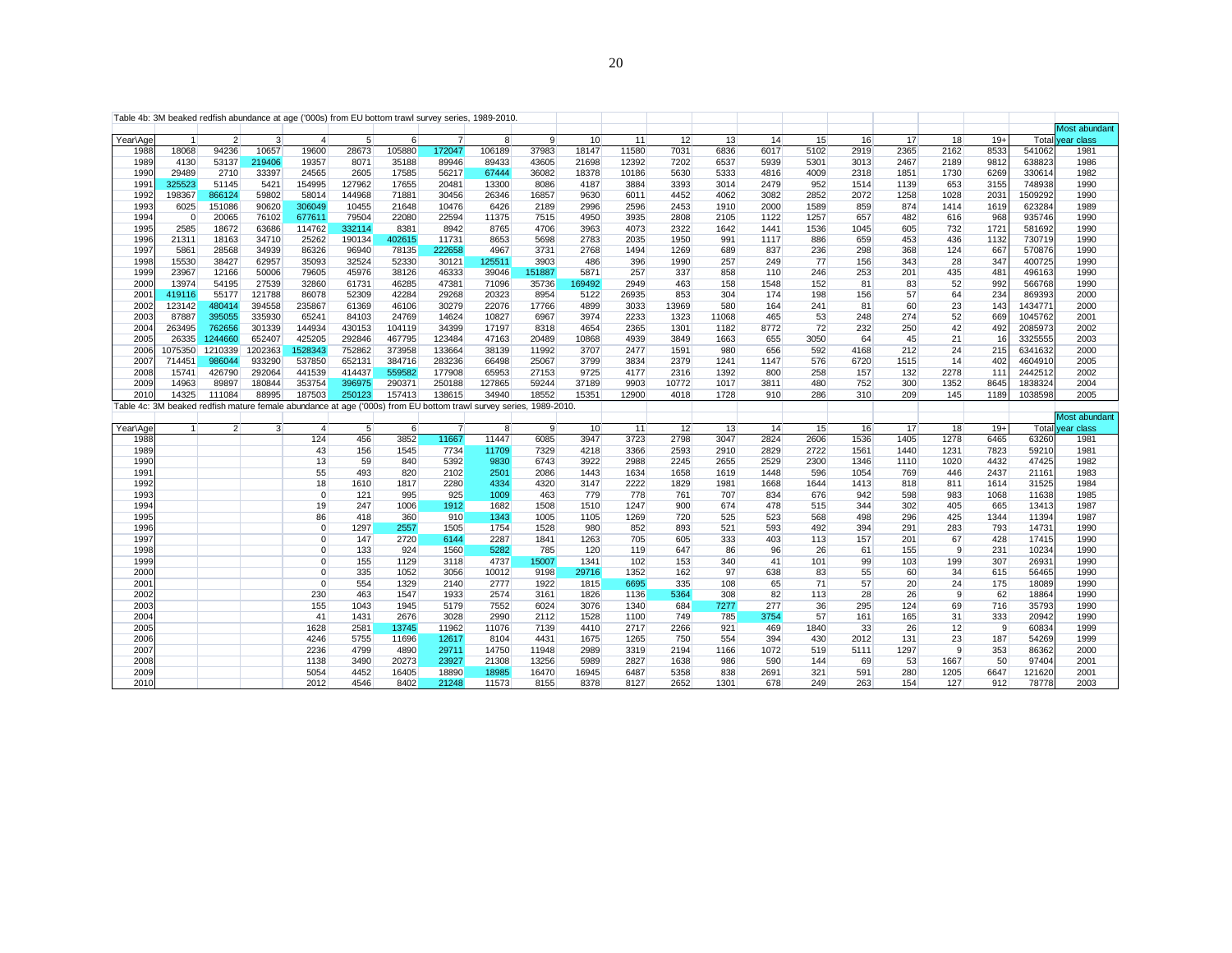Table 4b: 3M beaked redfish abundance at age ('000s) from EU bottom trawl survey series, 1989-2010.

| Year\Age | 1 | 2 | 3 | 4 | 5 | 6 | 7 | 8 | 9 | 10 | 11 | 12 | 13 | 14 | 15 | 16 | 17 | 18 | 19+ | Total | Most abundant year class |
|---|---|---|---|---|---|---|---|---|---|---|---|---|---|---|---|---|---|---|---|---|---|
| 1988 | 18068 | 94236 | 10657 | 19600 | 28673 | 105880 | 172047 | 106189 | 37983 | 18147 | 11580 | 7031 | 6836 | 6017 | 5102 | 2919 | 2365 | 2162 | 8533 | 541062 | 1981 |
| 1989 | 4130 | 53137 | 219406 | 19357 | 8071 | 35188 | 89946 | 89433 | 43605 | 21698 | 12392 | 7202 | 6537 | 5939 | 5301 | 3013 | 2467 | 2189 | 9812 | 638823 | 1986 |
| 1990 | 29489 | 2710 | 33397 | 24565 | 2605 | 17585 | 56217 | 67444 | 36082 | 18378 | 10186 | 5630 | 5333 | 4816 | 4009 | 2318 | 1851 | 1730 | 6269 | 330614 | 1982 |
| 1991 | 325523 | 51145 | 5421 | 154995 | 127962 | 17655 | 20481 | 13300 | 8086 | 4187 | 3884 | 3393 | 3014 | 2479 | 952 | 1514 | 1139 | 653 | 3155 | 748938 | 1990 |
| 1992 | 198367 | 866124 | 59802 | 58014 | 144968 | 71881 | 30456 | 26346 | 16857 | 9630 | 6011 | 4452 | 4062 | 3082 | 2852 | 2072 | 1258 | 1028 | 2031 | 1509292 | 1990 |
| 1993 | 6025 | 151086 | 90620 | 306049 | 10455 | 21648 | 10476 | 6426 | 2189 | 2996 | 2596 | 2453 | 1910 | 2000 | 1589 | 859 | 874 | 1414 | 1619 | 623284 | 1989 |
| 1994 | 0 | 20065 | 76102 | 677611 | 79504 | 22080 | 22594 | 11375 | 7515 | 4950 | 3935 | 2808 | 2105 | 1122 | 1257 | 657 | 482 | 616 | 968 | 935746 | 1990 |
| 1995 | 2585 | 18672 | 63686 | 114762 | 332114 | 8381 | 8942 | 8765 | 4706 | 3963 | 4073 | 2322 | 1642 | 1441 | 1536 | 1045 | 605 | 732 | 1721 | 581692 | 1990 |
| 1996 | 21311 | 18163 | 34710 | 25262 | 190134 | 402615 | 11731 | 8653 | 5698 | 2783 | 2035 | 1950 | 991 | 1117 | 886 | 659 | 453 | 436 | 1132 | 730719 | 1990 |
| 1997 | 5861 | 28568 | 34939 | 86326 | 96940 | 78135 | 222658 | 4967 | 3731 | 2768 | 1494 | 1269 | 689 | 837 | 236 | 298 | 368 | 124 | 667 | 570876 | 1990 |
| 1998 | 15530 | 38427 | 62957 | 35093 | 32524 | 52330 | 30121 | 125511 | 3903 | 486 | 396 | 1990 | 257 | 249 | 77 | 156 | 343 | 28 | 347 | 400725 | 1990 |
| 1999 | 23967 | 12166 | 50006 | 79605 | 45976 | 38126 | 46333 | 39046 | 151887 | 5871 | 257 | 337 | 858 | 110 | 246 | 253 | 201 | 435 | 481 | 496163 | 1990 |
| 2000 | 13974 | 54195 | 27539 | 32860 | 61731 | 46285 | 47381 | 71096 | 35736 | 169492 | 2949 | 463 | 158 | 1548 | 152 | 81 | 83 | 52 | 992 | 566768 | 1990 |
| 2001 | 419116 | 55177 | 121788 | 86078 | 52309 | 42284 | 29268 | 20323 | 8954 | 5122 | 26935 | 853 | 304 | 174 | 198 | 156 | 57 | 64 | 234 | 869393 | 2000 |
| 2002 | 123142 | 480414 | 394558 | 235867 | 61369 | 46106 | 30279 | 22076 | 17766 | 4899 | 3033 | 13969 | 580 | 164 | 241 | 81 | 60 | 23 | 143 | 1434771 | 2000 |
| 2003 | 87887 | 395055 | 335930 | 65241 | 84103 | 24769 | 14624 | 10827 | 6967 | 3974 | 2233 | 1323 | 11068 | 465 | 53 | 248 | 274 | 52 | 669 | 1045762 | 2001 |
| 2004 | 263495 | 762656 | 301339 | 144934 | 430153 | 104119 | 34399 | 17197 | 8318 | 4654 | 2365 | 1301 | 1182 | 8772 | 72 | 232 | 250 | 42 | 492 | 2085973 | 2002 |
| 2005 | 26335 | 1244660 | 652407 | 425205 | 292846 | 467795 | 123484 | 47163 | 20489 | 10868 | 4939 | 3849 | 1663 | 655 | 3050 | 64 | 45 | 21 | 16 | 3325555 | 2003 |
| 2006 | 1075350 | 1210339 | 1202363 | 1528343 | 752862 | 373958 | 133664 | 38139 | 11992 | 3707 | 2477 | 1591 | 980 | 656 | 592 | 4168 | 212 | 24 | 215 | 6341632 | 2000 |
| 2007 | 714451 | 986044 | 933290 | 537850 | 652131 | 384716 | 283236 | 66498 | 25067 | 3799 | 3834 | 2379 | 1241 | 1147 | 576 | 6720 | 1515 | 14 | 402 | 4604910 | 2005 |
| 2008 | 15741 | 426790 | 292064 | 441539 | 414437 | 559582 | 177908 | 65953 | 27153 | 9725 | 4177 | 2316 | 1392 | 800 | 258 | 157 | 132 | 2278 | 111 | 2442512 | 2002 |
| 2009 | 14963 | 89897 | 180844 | 353754 | 396975 | 290371 | 250188 | 127865 | 59244 | 37189 | 9903 | 10772 | 1017 | 3811 | 480 | 752 | 300 | 1352 | 8645 | 1838324 | 2004 |
| 2010 | 14325 | 111084 | 88995 | 187503 | 250123 | 157413 | 138615 | 34940 | 18552 | 15351 | 12900 | 4018 | 1728 | 910 | 286 | 310 | 209 | 145 | 1189 | 1038598 | 2005 |

Table 4c: 3M beaked redfish mature female abundance at age ('000s) from EU bottom trawl survey series, 1989-2010.

| Year\Age | 1 | 2 | 3 | 4 | 5 | 6 | 7 | 8 | 9 | 10 | 11 | 12 | 13 | 14 | 15 | 16 | 17 | 18 | 19+ | Total | Most abundant year class |
|---|---|---|---|---|---|---|---|---|---|---|---|---|---|---|---|---|---|---|---|---|---|
| 1988 | | | | 124 | 456 | 3852 | 11667 | 11447 | 6085 | 3947 | 3723 | 2798 | 3047 | 2824 | 2606 | 1536 | 1405 | 1278 | 6465 | 63260 | 1981 |
| 1989 | | | | 43 | 156 | 1545 | 7734 | 11709 | 7329 | 4218 | 3366 | 2593 | 2910 | 2829 | 2722 | 1561 | 1440 | 1231 | 7823 | 59210 | 1981 |
| 1990 | | | | 13 | 59 | 840 | 5392 | 9830 | 6743 | 3922 | 2988 | 2245 | 2655 | 2529 | 2300 | 1346 | 1110 | 1020 | 4432 | 47425 | 1982 |
| 1991 | | | | 55 | 493 | 820 | 2102 | 2501 | 2086 | 1443 | 1634 | 1658 | 1619 | 1448 | 596 | 1054 | 769 | 446 | 2437 | 21161 | 1983 |
| 1992 | | | | 18 | 1610 | 1817 | 2280 | 4334 | 4320 | 3147 | 2222 | 1829 | 1981 | 1668 | 1644 | 1413 | 818 | 811 | 1614 | 31525 | 1984 |
| 1993 | | | | 0 | 121 | 995 | 925 | 1009 | 463 | 779 | 778 | 761 | 707 | 834 | 676 | 942 | 598 | 983 | 1068 | 11638 | 1985 |
| 1994 | | | | 19 | 247 | 1006 | 1912 | 1682 | 1508 | 1510 | 1247 | 900 | 674 | 478 | 515 | 344 | 302 | 405 | 665 | 13413 | 1987 |
| 1995 | | | | 86 | 418 | 360 | 910 | 1343 | 1005 | 1105 | 1269 | 720 | 525 | 523 | 568 | 498 | 296 | 425 | 1344 | 11394 | 1987 |
| 1996 | | | | 0 | 1297 | 2557 | 1505 | 1754 | 1528 | 980 | 852 | 893 | 521 | 593 | 492 | 394 | 291 | 283 | 793 | 14731 | 1990 |
| 1997 | | | | 0 | 147 | 2720 | 6144 | 2287 | 1841 | 1263 | 705 | 605 | 333 | 403 | 113 | 157 | 201 | 67 | 428 | 17415 | 1990 |
| 1998 | | | | 0 | 133 | 924 | 1560 | 5282 | 785 | 120 | 119 | 647 | 86 | 96 | 26 | 61 | 155 | 9 | 231 | 10234 | 1990 |
| 1999 | | | | 0 | 155 | 1129 | 3118 | 4737 | 15007 | 1341 | 102 | 153 | 340 | 41 | 101 | 99 | 103 | 199 | 307 | 26931 | 1990 |
| 2000 | | | | 0 | 335 | 1052 | 3056 | 10012 | 9198 | 29716 | 1352 | 162 | 97 | 638 | 83 | 55 | 60 | 34 | 615 | 56465 | 1990 |
| 2001 | | | | 0 | 554 | 1329 | 2140 | 2777 | 1922 | 1815 | 6695 | 335 | 108 | 65 | 71 | 57 | 20 | 24 | 175 | 18089 | 1990 |
| 2002 | | | | 230 | 463 | 1547 | 1933 | 2574 | 3161 | 1826 | 1136 | 5364 | 308 | 82 | 113 | 28 | 26 | 9 | 62 | 18864 | 1990 |
| 2003 | | | | 155 | 1043 | 1945 | 5179 | 7552 | 6024 | 3076 | 1340 | 684 | 7277 | 277 | 36 | 295 | 124 | 69 | 716 | 35793 | 1990 |
| 2004 | | | | 41 | 1431 | 2676 | 3028 | 2990 | 2112 | 1528 | 1100 | 749 | 785 | 3754 | 57 | 161 | 165 | 31 | 333 | 20942 | 1990 |
| 2005 | | | | 1628 | 2581 | 13745 | 11962 | 11076 | 7139 | 4410 | 2717 | 2266 | 921 | 469 | 1840 | 33 | 26 | 12 | 9 | 60834 | 1999 |
| 2006 | | | | 4246 | 5755 | 11696 | 12617 | 8104 | 4431 | 1675 | 1265 | 750 | 554 | 394 | 430 | 2012 | 131 | 23 | 187 | 54269 | 1999 |
| 2007 | | | | 2236 | 4799 | 4890 | 29711 | 14750 | 11948 | 2989 | 3319 | 2194 | 1166 | 1072 | 519 | 5111 | 1297 | 9 | 353 | 86362 | 2000 |
| 2008 | | | | 1138 | 3490 | 20273 | 23927 | 21308 | 13256 | 5989 | 2827 | 1638 | 986 | 590 | 144 | 69 | 53 | 1667 | 50 | 97404 | 2001 |
| 2009 | | | | 5054 | 4452 | 16405 | 18890 | 18985 | 16470 | 16945 | 6487 | 5358 | 838 | 2691 | 321 | 591 | 280 | 1205 | 6647 | 121620 | 2001 |
| 2010 | | | | 2012 | 4546 | 8402 | 21248 | 11573 | 8155 | 8378 | 8127 | 2652 | 1301 | 678 | 249 | 263 | 154 | 127 | 912 | 78778 | 2003 |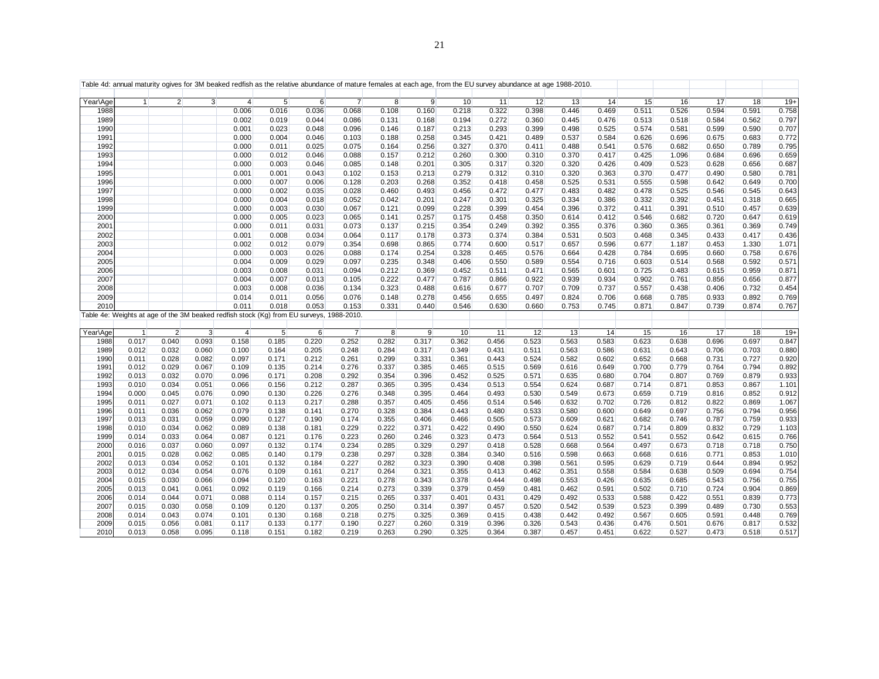Table 4d: annual maturity ogives for 3M beaked redfish as the relative abundance of mature females at each age, from the EU survey abundance at age 1988-2010.

| Year\Age | 1 | 2 | 3 | 4 | 5 | 6 | 7 | 8 | 9 | 10 | 11 | 12 | 13 | 14 | 15 | 16 | 17 | 18 | 19+ |
|---|---|---|---|---|---|---|---|---|---|---|---|---|---|---|---|---|---|---|---|
| 1988 | | | | 0.006 | 0.016 | 0.036 | 0.068 | 0.108 | 0.160 | 0.218 | 0.322 | 0.398 | 0.446 | 0.469 | 0.511 | 0.526 | 0.594 | 0.591 | 0.758 |
| 1989 | | | | 0.002 | 0.019 | 0.044 | 0.086 | 0.131 | 0.168 | 0.194 | 0.272 | 0.360 | 0.445 | 0.476 | 0.513 | 0.518 | 0.584 | 0.562 | 0.797 |
| 1990 | | | | 0.001 | 0.023 | 0.048 | 0.096 | 0.146 | 0.187 | 0.213 | 0.293 | 0.399 | 0.498 | 0.525 | 0.574 | 0.581 | 0.599 | 0.590 | 0.707 |
| 1991 | | | | 0.000 | 0.004 | 0.046 | 0.103 | 0.188 | 0.258 | 0.345 | 0.421 | 0.489 | 0.537 | 0.584 | 0.626 | 0.696 | 0.675 | 0.683 | 0.772 |
| 1992 | | | | 0.000 | 0.011 | 0.025 | 0.075 | 0.164 | 0.256 | 0.327 | 0.370 | 0.411 | 0.488 | 0.541 | 0.576 | 0.682 | 0.650 | 0.789 | 0.795 |
| 1993 | | | | 0.000 | 0.012 | 0.046 | 0.088 | 0.157 | 0.212 | 0.260 | 0.300 | 0.310 | 0.370 | 0.417 | 0.425 | 1.096 | 0.684 | 0.696 | 0.659 |
| 1994 | | | | 0.000 | 0.003 | 0.046 | 0.085 | 0.148 | 0.201 | 0.305 | 0.317 | 0.320 | 0.320 | 0.426 | 0.409 | 0.523 | 0.628 | 0.656 | 0.687 |
| 1995 | | | | 0.001 | 0.001 | 0.043 | 0.102 | 0.153 | 0.213 | 0.279 | 0.312 | 0.310 | 0.320 | 0.363 | 0.370 | 0.477 | 0.490 | 0.580 | 0.781 |
| 1996 | | | | 0.000 | 0.007 | 0.006 | 0.128 | 0.203 | 0.268 | 0.352 | 0.418 | 0.458 | 0.525 | 0.531 | 0.555 | 0.598 | 0.642 | 0.649 | 0.700 |
| 1997 | | | | 0.000 | 0.002 | 0.035 | 0.028 | 0.460 | 0.493 | 0.456 | 0.472 | 0.477 | 0.483 | 0.482 | 0.478 | 0.525 | 0.546 | 0.545 | 0.643 |
| 1998 | | | | 0.000 | 0.004 | 0.018 | 0.052 | 0.042 | 0.201 | 0.247 | 0.301 | 0.325 | 0.334 | 0.386 | 0.332 | 0.392 | 0.451 | 0.318 | 0.665 |
| 1999 | | | | 0.000 | 0.003 | 0.030 | 0.067 | 0.121 | 0.099 | 0.228 | 0.399 | 0.454 | 0.396 | 0.372 | 0.411 | 0.391 | 0.510 | 0.457 | 0.639 |
| 2000 | | | | 0.000 | 0.005 | 0.023 | 0.065 | 0.141 | 0.257 | 0.175 | 0.458 | 0.350 | 0.614 | 0.412 | 0.546 | 0.682 | 0.720 | 0.647 | 0.619 |
| 2001 | | | | 0.000 | 0.011 | 0.031 | 0.073 | 0.137 | 0.215 | 0.354 | 0.249 | 0.392 | 0.355 | 0.376 | 0.360 | 0.365 | 0.361 | 0.369 | 0.749 |
| 2002 | | | | 0.001 | 0.008 | 0.034 | 0.064 | 0.117 | 0.178 | 0.373 | 0.374 | 0.384 | 0.531 | 0.503 | 0.468 | 0.345 | 0.433 | 0.417 | 0.436 |
| 2003 | | | | 0.002 | 0.012 | 0.079 | 0.354 | 0.698 | 0.865 | 0.774 | 0.600 | 0.517 | 0.657 | 0.596 | 0.677 | 1.187 | 0.453 | 1.330 | 1.071 |
| 2004 | | | | 0.000 | 0.003 | 0.026 | 0.088 | 0.174 | 0.254 | 0.328 | 0.465 | 0.576 | 0.664 | 0.428 | 0.784 | 0.695 | 0.660 | 0.758 | 0.676 |
| 2005 | | | | 0.004 | 0.009 | 0.029 | 0.097 | 0.235 | 0.348 | 0.406 | 0.550 | 0.589 | 0.554 | 0.716 | 0.603 | 0.514 | 0.568 | 0.592 | 0.571 |
| 2006 | | | | 0.003 | 0.008 | 0.031 | 0.094 | 0.212 | 0.369 | 0.452 | 0.511 | 0.471 | 0.565 | 0.601 | 0.725 | 0.483 | 0.615 | 0.959 | 0.871 |
| 2007 | | | | 0.004 | 0.007 | 0.013 | 0.105 | 0.222 | 0.477 | 0.787 | 0.866 | 0.922 | 0.939 | 0.934 | 0.902 | 0.761 | 0.856 | 0.656 | 0.877 |
| 2008 | | | | 0.003 | 0.008 | 0.036 | 0.134 | 0.323 | 0.488 | 0.616 | 0.677 | 0.707 | 0.709 | 0.737 | 0.557 | 0.438 | 0.406 | 0.732 | 0.454 |
| 2009 | | | | 0.014 | 0.011 | 0.056 | 0.076 | 0.148 | 0.278 | 0.456 | 0.655 | 0.497 | 0.824 | 0.706 | 0.668 | 0.785 | 0.933 | 0.892 | 0.769 |
| 2010 | | | | 0.011 | 0.018 | 0.053 | 0.153 | 0.331 | 0.440 | 0.546 | 0.630 | 0.660 | 0.753 | 0.745 | 0.871 | 0.847 | 0.739 | 0.874 | 0.767 |

Table 4e: Weights at age of the 3M beaked redfish stock (Kg) from EU surveys, 1988-2010.

| Year\Age | 1 | 2 | 3 | 4 | 5 | 6 | 7 | 8 | 9 | 10 | 11 | 12 | 13 | 14 | 15 | 16 | 17 | 18 | 19+ |
|---|---|---|---|---|---|---|---|---|---|---|---|---|---|---|---|---|---|---|---|
| 1988 | 0.017 | 0.040 | 0.093 | 0.158 | 0.185 | 0.220 | 0.252 | 0.282 | 0.317 | 0.362 | 0.456 | 0.523 | 0.563 | 0.583 | 0.623 | 0.638 | 0.696 | 0.697 | 0.847 |
| 1989 | 0.012 | 0.032 | 0.060 | 0.100 | 0.164 | 0.205 | 0.248 | 0.284 | 0.317 | 0.349 | 0.431 | 0.511 | 0.563 | 0.586 | 0.631 | 0.643 | 0.706 | 0.703 | 0.880 |
| 1990 | 0.011 | 0.028 | 0.082 | 0.097 | 0.171 | 0.212 | 0.261 | 0.299 | 0.331 | 0.361 | 0.443 | 0.524 | 0.582 | 0.602 | 0.652 | 0.668 | 0.731 | 0.727 | 0.920 |
| 1991 | 0.012 | 0.029 | 0.067 | 0.109 | 0.135 | 0.214 | 0.276 | 0.337 | 0.385 | 0.465 | 0.515 | 0.569 | 0.616 | 0.649 | 0.700 | 0.779 | 0.764 | 0.794 | 0.892 |
| 1992 | 0.013 | 0.032 | 0.070 | 0.096 | 0.171 | 0.208 | 0.292 | 0.354 | 0.396 | 0.452 | 0.525 | 0.571 | 0.635 | 0.680 | 0.704 | 0.807 | 0.769 | 0.879 | 0.933 |
| 1993 | 0.010 | 0.034 | 0.051 | 0.066 | 0.156 | 0.212 | 0.287 | 0.365 | 0.395 | 0.434 | 0.513 | 0.554 | 0.624 | 0.687 | 0.714 | 0.871 | 0.853 | 0.867 | 1.101 |
| 1994 | 0.000 | 0.045 | 0.076 | 0.090 | 0.130 | 0.226 | 0.276 | 0.348 | 0.395 | 0.464 | 0.493 | 0.530 | 0.549 | 0.673 | 0.659 | 0.719 | 0.816 | 0.852 | 0.912 |
| 1995 | 0.011 | 0.027 | 0.071 | 0.102 | 0.113 | 0.217 | 0.288 | 0.357 | 0.405 | 0.456 | 0.514 | 0.546 | 0.632 | 0.702 | 0.726 | 0.812 | 0.822 | 0.869 | 1.067 |
| 1996 | 0.011 | 0.036 | 0.062 | 0.079 | 0.138 | 0.141 | 0.270 | 0.328 | 0.384 | 0.443 | 0.480 | 0.533 | 0.580 | 0.600 | 0.649 | 0.697 | 0.756 | 0.794 | 0.956 |
| 1997 | 0.013 | 0.031 | 0.059 | 0.090 | 0.127 | 0.190 | 0.174 | 0.355 | 0.406 | 0.466 | 0.505 | 0.573 | 0.609 | 0.621 | 0.682 | 0.746 | 0.787 | 0.759 | 0.933 |
| 1998 | 0.010 | 0.034 | 0.062 | 0.089 | 0.138 | 0.181 | 0.229 | 0.222 | 0.371 | 0.422 | 0.490 | 0.550 | 0.624 | 0.687 | 0.714 | 0.809 | 0.832 | 0.729 | 1.103 |
| 1999 | 0.014 | 0.033 | 0.064 | 0.087 | 0.121 | 0.176 | 0.223 | 0.260 | 0.246 | 0.323 | 0.473 | 0.564 | 0.513 | 0.552 | 0.541 | 0.552 | 0.642 | 0.615 | 0.766 |
| 2000 | 0.016 | 0.037 | 0.060 | 0.097 | 0.132 | 0.174 | 0.234 | 0.285 | 0.329 | 0.297 | 0.418 | 0.528 | 0.668 | 0.564 | 0.497 | 0.673 | 0.718 | 0.718 | 0.750 |
| 2001 | 0.015 | 0.028 | 0.062 | 0.085 | 0.140 | 0.179 | 0.238 | 0.297 | 0.328 | 0.384 | 0.340 | 0.516 | 0.598 | 0.663 | 0.668 | 0.616 | 0.771 | 0.853 | 1.010 |
| 2002 | 0.013 | 0.034 | 0.052 | 0.101 | 0.132 | 0.184 | 0.227 | 0.282 | 0.323 | 0.390 | 0.408 | 0.398 | 0.561 | 0.595 | 0.629 | 0.719 | 0.644 | 0.894 | 0.952 |
| 2003 | 0.012 | 0.034 | 0.054 | 0.076 | 0.109 | 0.161 | 0.217 | 0.264 | 0.321 | 0.355 | 0.413 | 0.462 | 0.351 | 0.558 | 0.584 | 0.638 | 0.509 | 0.694 | 0.754 |
| 2004 | 0.015 | 0.030 | 0.066 | 0.094 | 0.120 | 0.163 | 0.221 | 0.278 | 0.343 | 0.378 | 0.444 | 0.498 | 0.553 | 0.426 | 0.635 | 0.685 | 0.543 | 0.756 | 0.755 |
| 2005 | 0.013 | 0.041 | 0.061 | 0.092 | 0.119 | 0.166 | 0.214 | 0.273 | 0.339 | 0.379 | 0.459 | 0.481 | 0.462 | 0.591 | 0.502 | 0.710 | 0.724 | 0.904 | 0.869 |
| 2006 | 0.014 | 0.044 | 0.071 | 0.088 | 0.114 | 0.157 | 0.215 | 0.265 | 0.337 | 0.401 | 0.431 | 0.429 | 0.492 | 0.533 | 0.588 | 0.422 | 0.551 | 0.839 | 0.773 |
| 2007 | 0.015 | 0.030 | 0.058 | 0.109 | 0.120 | 0.137 | 0.205 | 0.250 | 0.314 | 0.397 | 0.457 | 0.520 | 0.542 | 0.539 | 0.523 | 0.399 | 0.489 | 0.730 | 0.553 |
| 2008 | 0.014 | 0.043 | 0.074 | 0.101 | 0.130 | 0.168 | 0.218 | 0.275 | 0.325 | 0.369 | 0.415 | 0.438 | 0.442 | 0.492 | 0.567 | 0.605 | 0.591 | 0.448 | 0.769 |
| 2009 | 0.015 | 0.056 | 0.081 | 0.117 | 0.133 | 0.177 | 0.190 | 0.227 | 0.260 | 0.319 | 0.396 | 0.326 | 0.543 | 0.436 | 0.476 | 0.501 | 0.676 | 0.817 | 0.532 |
| 2010 | 0.013 | 0.058 | 0.095 | 0.118 | 0.151 | 0.182 | 0.219 | 0.263 | 0.290 | 0.325 | 0.364 | 0.387 | 0.457 | 0.451 | 0.622 | 0.527 | 0.473 | 0.518 | 0.517 |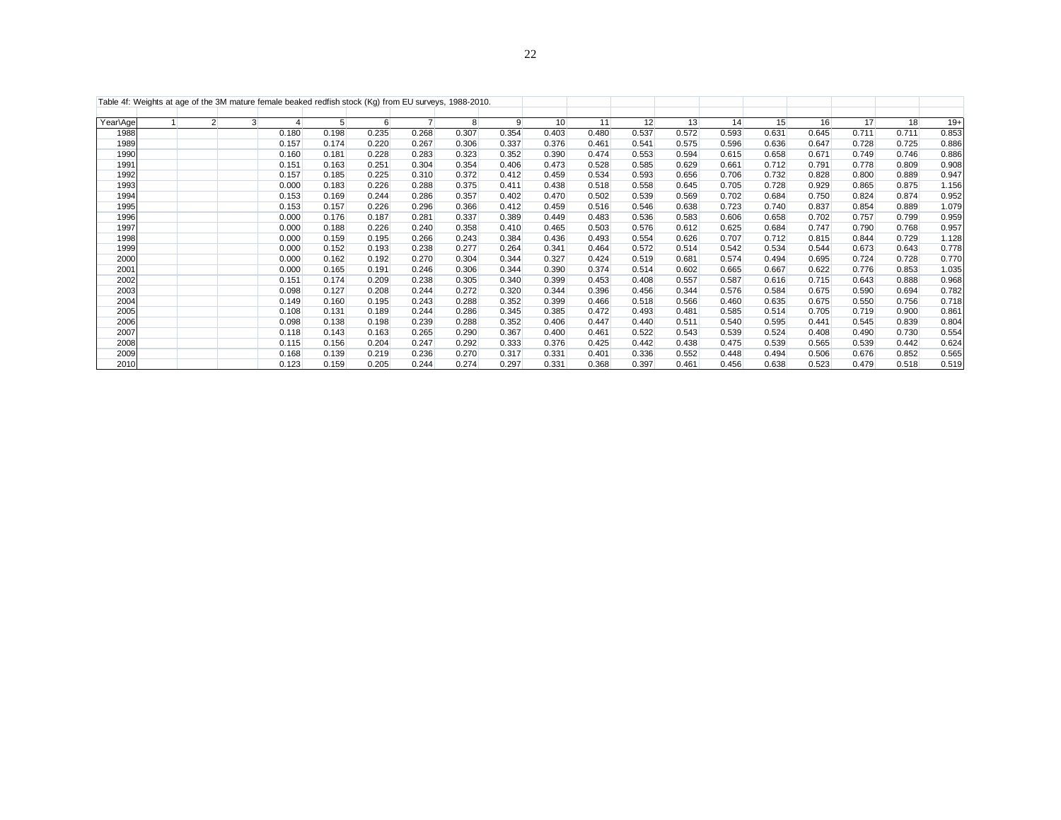Table 4f: Weights at age of the 3M mature female beaked redfish stock (Kg) from EU surveys, 1988-2010.

| Year\Age | 1 | 2 | 3 | 4 | 5 | 6 | 7 | 8 | 9 | 10 | 11 | 12 | 13 | 14 | 15 | 16 | 17 | 18 | 19+ |
|---|---|---|---|---|---|---|---|---|---|---|---|---|---|---|---|---|---|---|---|
| 1988 | | | | 0.180 | 0.198 | 0.235 | 0.268 | 0.307 | 0.354 | 0.403 | 0.480 | 0.537 | 0.572 | 0.593 | 0.631 | 0.645 | 0.711 | 0.711 | 0.853 |
| 1989 | | | | 0.157 | 0.174 | 0.220 | 0.267 | 0.306 | 0.337 | 0.376 | 0.461 | 0.541 | 0.575 | 0.596 | 0.636 | 0.647 | 0.728 | 0.725 | 0.886 |
| 1990 | | | | 0.160 | 0.181 | 0.228 | 0.283 | 0.323 | 0.352 | 0.390 | 0.474 | 0.553 | 0.594 | 0.615 | 0.658 | 0.671 | 0.749 | 0.746 | 0.886 |
| 1991 | | | | 0.151 | 0.163 | 0.251 | 0.304 | 0.354 | 0.406 | 0.473 | 0.528 | 0.585 | 0.629 | 0.661 | 0.712 | 0.791 | 0.778 | 0.809 | 0.908 |
| 1992 | | | | 0.157 | 0.185 | 0.225 | 0.310 | 0.372 | 0.412 | 0.459 | 0.534 | 0.593 | 0.656 | 0.706 | 0.732 | 0.828 | 0.800 | 0.889 | 0.947 |
| 1993 | | | | 0.000 | 0.183 | 0.226 | 0.288 | 0.375 | 0.411 | 0.438 | 0.518 | 0.558 | 0.645 | 0.705 | 0.728 | 0.929 | 0.865 | 0.875 | 1.156 |
| 1994 | | | | 0.153 | 0.169 | 0.244 | 0.286 | 0.357 | 0.402 | 0.470 | 0.502 | 0.539 | 0.569 | 0.702 | 0.684 | 0.750 | 0.824 | 0.874 | 0.952 |
| 1995 | | | | 0.153 | 0.157 | 0.226 | 0.296 | 0.366 | 0.412 | 0.459 | 0.516 | 0.546 | 0.638 | 0.723 | 0.740 | 0.837 | 0.854 | 0.889 | 1.079 |
| 1996 | | | | 0.000 | 0.176 | 0.187 | 0.281 | 0.337 | 0.389 | 0.449 | 0.483 | 0.536 | 0.583 | 0.606 | 0.658 | 0.702 | 0.757 | 0.799 | 0.959 |
| 1997 | | | | 0.000 | 0.188 | 0.226 | 0.240 | 0.358 | 0.410 | 0.465 | 0.503 | 0.576 | 0.612 | 0.625 | 0.684 | 0.747 | 0.790 | 0.768 | 0.957 |
| 1998 | | | | 0.000 | 0.159 | 0.195 | 0.266 | 0.243 | 0.384 | 0.436 | 0.493 | 0.554 | 0.626 | 0.707 | 0.712 | 0.815 | 0.844 | 0.729 | 1.128 |
| 1999 | | | | 0.000 | 0.152 | 0.193 | 0.238 | 0.277 | 0.264 | 0.341 | 0.464 | 0.572 | 0.514 | 0.542 | 0.534 | 0.544 | 0.673 | 0.643 | 0.778 |
| 2000 | | | | 0.000 | 0.162 | 0.192 | 0.270 | 0.304 | 0.344 | 0.327 | 0.424 | 0.519 | 0.681 | 0.574 | 0.494 | 0.695 | 0.724 | 0.728 | 0.770 |
| 2001 | | | | 0.000 | 0.165 | 0.191 | 0.246 | 0.306 | 0.344 | 0.390 | 0.374 | 0.514 | 0.602 | 0.665 | 0.667 | 0.622 | 0.776 | 0.853 | 1.035 |
| 2002 | | | | 0.151 | 0.174 | 0.209 | 0.238 | 0.305 | 0.340 | 0.399 | 0.453 | 0.408 | 0.557 | 0.587 | 0.616 | 0.715 | 0.643 | 0.888 | 0.968 |
| 2003 | | | | 0.098 | 0.127 | 0.208 | 0.244 | 0.272 | 0.320 | 0.344 | 0.396 | 0.456 | 0.344 | 0.576 | 0.584 | 0.675 | 0.590 | 0.694 | 0.782 |
| 2004 | | | | 0.149 | 0.160 | 0.195 | 0.243 | 0.288 | 0.352 | 0.399 | 0.466 | 0.518 | 0.566 | 0.460 | 0.635 | 0.675 | 0.550 | 0.756 | 0.718 |
| 2005 | | | | 0.108 | 0.131 | 0.189 | 0.244 | 0.286 | 0.345 | 0.385 | 0.472 | 0.493 | 0.481 | 0.585 | 0.514 | 0.705 | 0.719 | 0.900 | 0.861 |
| 2006 | | | | 0.098 | 0.138 | 0.198 | 0.239 | 0.288 | 0.352 | 0.406 | 0.447 | 0.440 | 0.511 | 0.540 | 0.595 | 0.441 | 0.545 | 0.839 | 0.804 |
| 2007 | | | | 0.118 | 0.143 | 0.163 | 0.265 | 0.290 | 0.367 | 0.400 | 0.461 | 0.522 | 0.543 | 0.539 | 0.524 | 0.408 | 0.490 | 0.730 | 0.554 |
| 2008 | | | | 0.115 | 0.156 | 0.204 | 0.247 | 0.292 | 0.333 | 0.376 | 0.425 | 0.442 | 0.438 | 0.475 | 0.539 | 0.565 | 0.539 | 0.442 | 0.624 |
| 2009 | | | | 0.168 | 0.139 | 0.219 | 0.236 | 0.270 | 0.317 | 0.331 | 0.401 | 0.336 | 0.552 | 0.448 | 0.494 | 0.506 | 0.676 | 0.852 | 0.565 |
| 2010 | | | | 0.123 | 0.159 | 0.205 | 0.244 | 0.274 | 0.297 | 0.331 | 0.368 | 0.397 | 0.461 | 0.456 | 0.638 | 0.523 | 0.479 | 0.518 | 0.519 |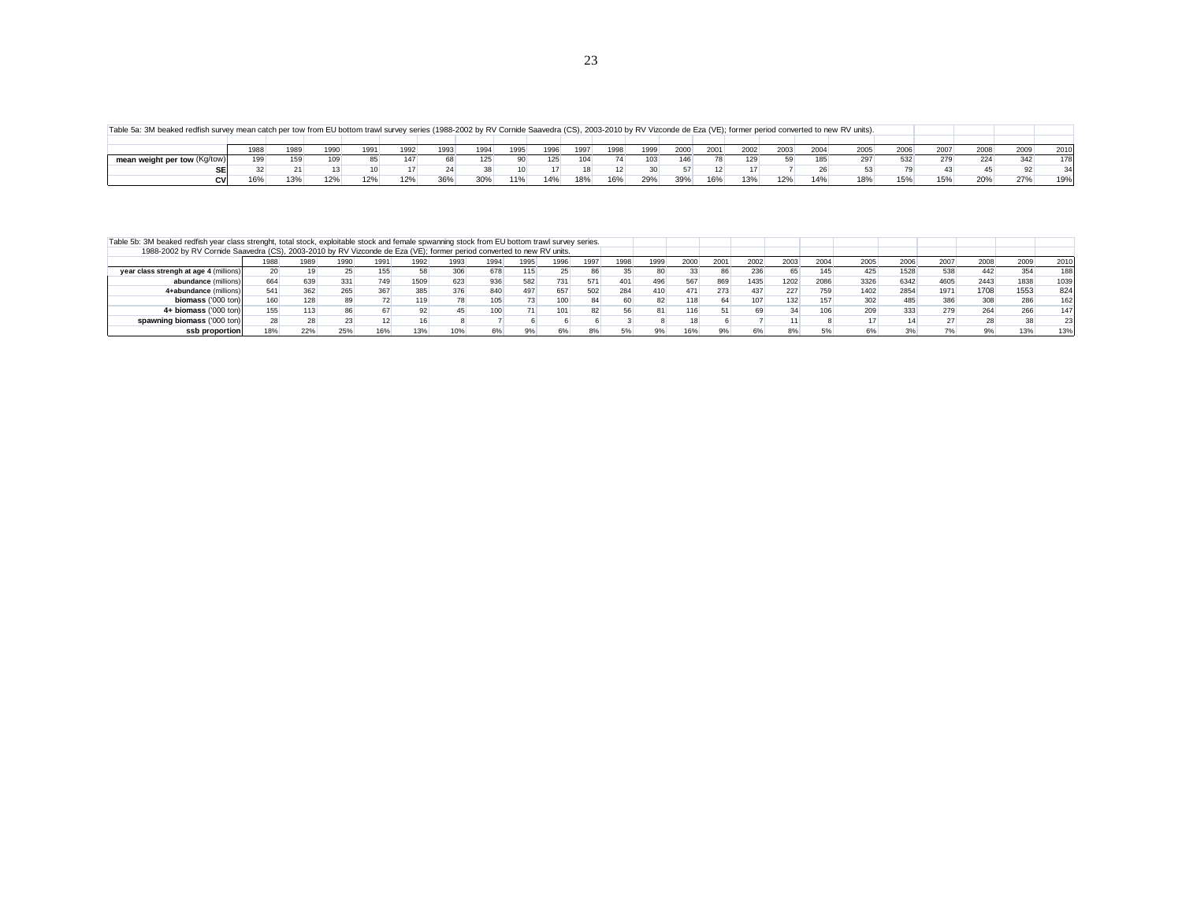Table 5a: 3M beaked redfish survey mean catch per tow from EU bottom trawl survey series (1988-2002 by RV Cornide Saavedra (CS), 2003-2010 by RV Vizconde de Eza (VE); former period converted to new RV units).

| | 1988 | 1989 | 1990 | 1991 | 1992 | 1993 | 1994 | 1995 | 1996 | 1997 | 1998 | 1999 | 2000 | 2001 | 2002 | 2003 | 2004 | 2005 | 2006 | 2007 | 2008 | 2009 | 2010 |
|---|---|---|---|---|---|---|---|---|---|---|---|---|---|---|---|---|---|---|---|---|---|---|---|
| **mean weight per tow** (Kg/tow) | 199 | 159 | 109 | 85 | 147 | 68 | 125 | 90 | 125 | 104 | 74 | 103 | 146 | 78 | 129 | 59 | 185 | 297 | 532 | 279 | 224 | 342 | 178 |
| **SE** | 32 | 21 | 13 | 10 | 17 | 24 | 38 | 10 | 17 | 18 | 12 | 30 | 57 | 12 | 17 | 7 | 26 | 53 | 79 | 43 | 45 | 92 | 34 |
| **CV** | 16% | 13% | 12% | 12% | 12% | 36% | 30% | 11% | 14% | 18% | 16% | 29% | 39% | 16% | 13% | 12% | 14% | 18% | 15% | 15% | 20% | 27% | 19% |

Table 5b: 3M beaked redfish year class strenght, total stock, exploitable stock and female spwanning stock from EU bottom trawl survey series.
1988-2002 by RV Cornide Saavedra (CS), 2003-2010 by RV Vizconde de Eza (VE); former period converted to new RV units.

| | 1988 | 1989 | 1990 | 1991 | 1992 | 1993 | 1994 | 1995 | 1996 | 1997 | 1998 | 1999 | 2000 | 2001 | 2002 | 2003 | 2004 | 2005 | 2006 | 2007 | 2008 | 2009 | 2010 |
|---|---|---|---|---|---|---|---|---|---|---|---|---|---|---|---|---|---|---|---|---|---|---|---|
| **year class strengh at age 4** (millions) | 20 | 19 | 25 | 155 | 58 | 306 | 678 | 115 | 25 | 86 | 35 | 80 | 33 | 86 | 236 | 65 | 145 | 425 | 1528 | 538 | 442 | 354 | 188 |
| **abundance** (millions) | 664 | 639 | 331 | 749 | 1509 | 623 | 936 | 582 | 731 | 571 | 401 | 496 | 567 | 869 | 1435 | 1202 | 2086 | 3326 | 6342 | 4605 | 2443 | 1838 | 1039 |
| **4+abundance** (millions) | 541 | 362 | 265 | 367 | 385 | 376 | 840 | 497 | 657 | 502 | 284 | 410 | 471 | 273 | 437 | 227 | 759 | 1402 | 2854 | 1971 | 1708 | 1553 | 824 |
| **biomass** ('000 ton) | 160 | 128 | 89 | 72 | 119 | 78 | 105 | 73 | 100 | 84 | 60 | 82 | 118 | 64 | 107 | 132 | 157 | 302 | 485 | 386 | 308 | 286 | 162 |
| **4+ biomass** ('000 ton) | 155 | 113 | 86 | 67 | 92 | 45 | 100 | 71 | 101 | 82 | 56 | 81 | 116 | 51 | 69 | 34 | 106 | 209 | 333 | 279 | 264 | 266 | 147 |
| **spawning biomass** ('000 ton) | 28 | 28 | 23 | 12 | 16 | 8 | 7 | 6 | 6 | 6 | 3 | 8 | 18 | 6 | 7 | 11 | 8 | 17 | 14 | 27 | 28 | 38 | 23 |
| **ssb proportion** | 18% | 22% | 25% | 16% | 13% | 10% | 6% | 9% | 6% | 8% | 5% | 9% | 16% | 9% | 6% | 8% | 5% | 6% | 3% | 7% | 9% | 13% | 13% |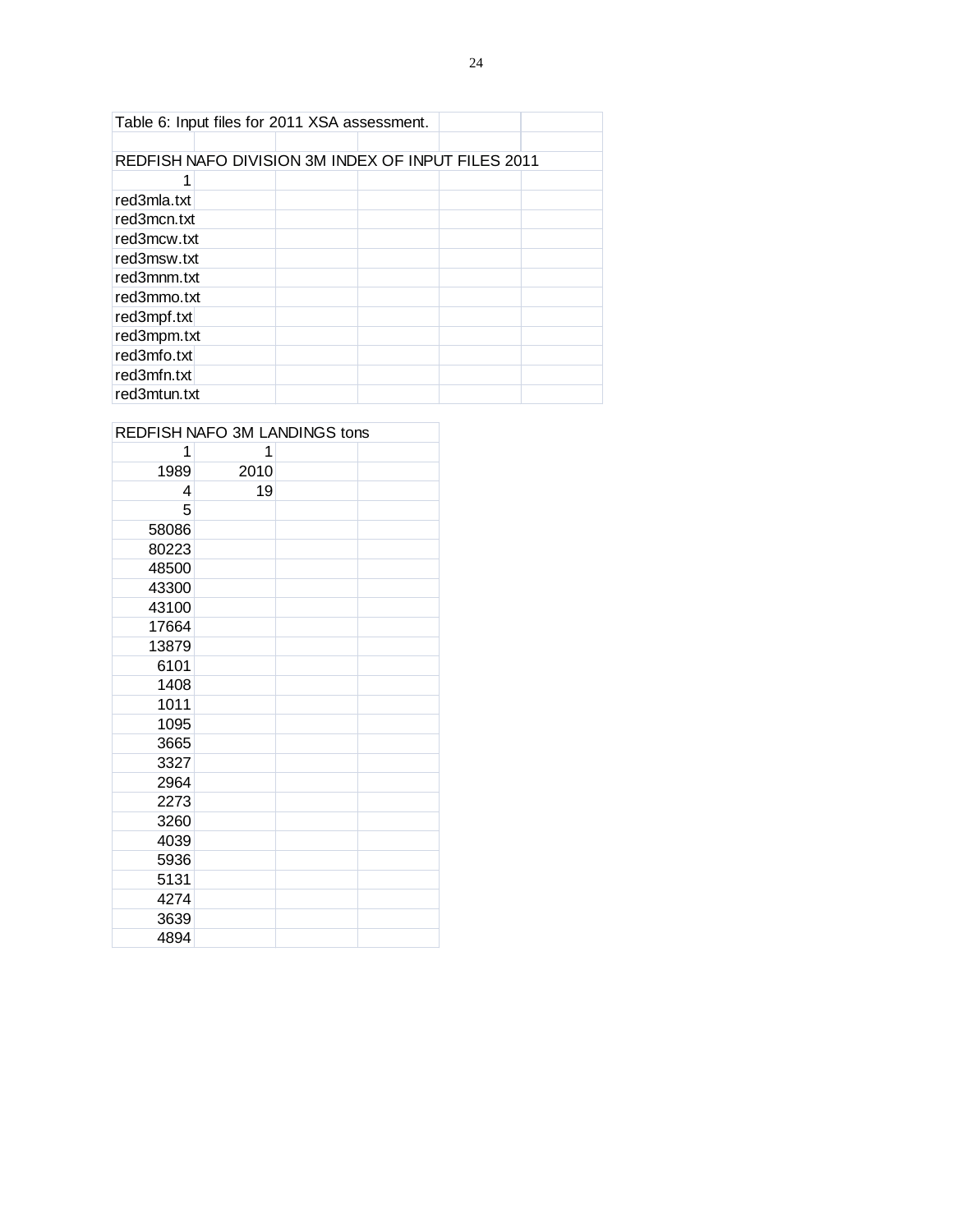Table 6: Input files for 2011 XSA assessment.

| REDFISH NAFO DIVISION 3M INDEX OF INPUT FILES 2011 |
|---|
| 1 |
| red3mla.txt |
| red3mcn.txt |
| red3mcw.txt |
| red3msw.txt |
| red3mnm.txt |
| red3mmo.txt |
| red3mpf.txt |
| red3mpm.txt |
| red3mfo.txt |
| red3mfn.txt |
| red3mtun.txt |

| REDFISH NAFO 3M LANDINGS tons | |
|---|---|
| 1 | 1 |
| 1989 | 2010 |
| 4 | 19 |
| 5 | |
| 58086 | |
| 80223 | |
| 48500 | |
| 43300 | |
| 43100 | |
| 17664 | |
| 13879 | |
| 6101 | |
| 1408 | |
| 1011 | |
| 1095 | |
| 3665 | |
| 3327 | |
| 2964 | |
| 2273 | |
| 3260 | |
| 4039 | |
| 5936 | |
| 5131 | |
| 4274 | |
| 3639 | |
| 4894 | |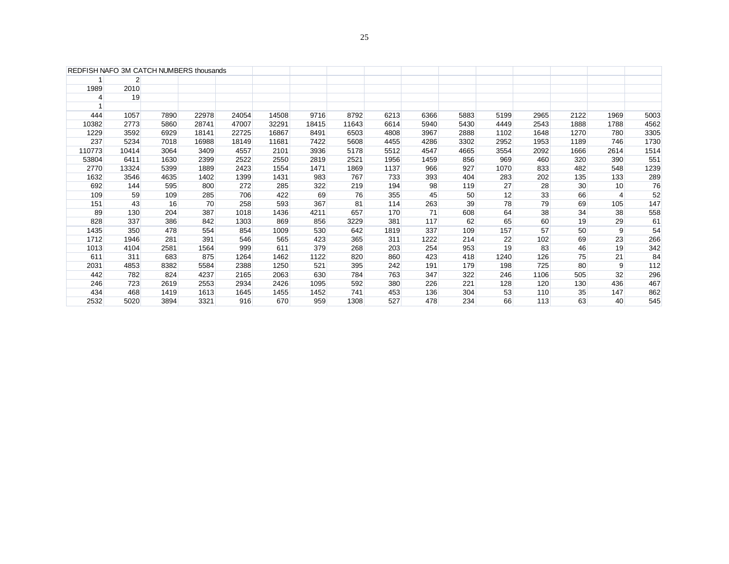| REDFISH NAFO 3M CATCH NUMBERS thousands | | | | | | | | | | | | | | | |
|---|---|---|---|---|---|---|---|---|---|---|---|---|---|---|---|
| 1 | 2 | | | | | | | | | | | | | | |
| 1989 | 2010 | | | | | | | | | | | | | | |
| 4 | 19 | | | | | | | | | | | | | | |
| 1 | | | | | | | | | | | | | | | |
| 444 | 1057 | 7890 | 22978 | 24054 | 14508 | 9716 | 8792 | 6213 | 6366 | 5883 | 5199 | 2965 | 2122 | 1969 | 5003 |
| 10382 | 2773 | 5860 | 28741 | 47007 | 32291 | 18415 | 11643 | 6614 | 5940 | 5430 | 4449 | 2543 | 1888 | 1788 | 4562 |
| 1229 | 3592 | 6929 | 18141 | 22725 | 16867 | 8491 | 6503 | 4808 | 3967 | 2888 | 1102 | 1648 | 1270 | 780 | 3305 |
| 237 | 5234 | 7018 | 16988 | 18149 | 11681 | 7422 | 5608 | 4455 | 4286 | 3302 | 2952 | 1953 | 1189 | 746 | 1730 |
| 110773 | 10414 | 3064 | 3409 | 4557 | 2101 | 3936 | 5178 | 5512 | 4547 | 4665 | 3554 | 2092 | 1666 | 2614 | 1514 |
| 53804 | 6411 | 1630 | 2399 | 2522 | 2550 | 2819 | 2521 | 1956 | 1459 | 856 | 969 | 460 | 320 | 390 | 551 |
| 2770 | 13324 | 5399 | 1889 | 2423 | 1554 | 1471 | 1869 | 1137 | 966 | 927 | 1070 | 833 | 482 | 548 | 1239 |
| 1632 | 3546 | 4635 | 1402 | 1399 | 1431 | 983 | 767 | 733 | 393 | 404 | 283 | 202 | 135 | 133 | 289 |
| 692 | 144 | 595 | 800 | 272 | 285 | 322 | 219 | 194 | 98 | 119 | 27 | 28 | 30 | 10 | 76 |
| 109 | 59 | 109 | 285 | 706 | 422 | 69 | 76 | 355 | 45 | 50 | 12 | 33 | 66 | 4 | 52 |
| 151 | 43 | 16 | 70 | 258 | 593 | 367 | 81 | 114 | 263 | 39 | 78 | 79 | 69 | 105 | 147 |
| 89 | 130 | 204 | 387 | 1018 | 1436 | 4211 | 657 | 170 | 71 | 608 | 64 | 38 | 34 | 38 | 558 |
| 828 | 337 | 386 | 842 | 1303 | 869 | 856 | 3229 | 381 | 117 | 62 | 65 | 60 | 19 | 29 | 61 |
| 1435 | 350 | 478 | 554 | 854 | 1009 | 530 | 642 | 1819 | 337 | 109 | 157 | 57 | 50 | 9 | 54 |
| 1712 | 1946 | 281 | 391 | 546 | 565 | 423 | 365 | 311 | 1222 | 214 | 22 | 102 | 69 | 23 | 266 |
| 1013 | 4104 | 2581 | 1564 | 999 | 611 | 379 | 268 | 203 | 254 | 953 | 19 | 83 | 46 | 19 | 342 |
| 611 | 311 | 683 | 875 | 1264 | 1462 | 1122 | 820 | 860 | 423 | 418 | 1240 | 126 | 75 | 21 | 84 |
| 2031 | 4853 | 8382 | 5584 | 2388 | 1250 | 521 | 395 | 242 | 191 | 179 | 198 | 725 | 80 | 9 | 112 |
| 442 | 782 | 824 | 4237 | 2165 | 2063 | 630 | 784 | 763 | 347 | 322 | 246 | 1106 | 505 | 32 | 296 |
| 246 | 723 | 2619 | 2553 | 2934 | 2426 | 1095 | 592 | 380 | 226 | 221 | 128 | 120 | 130 | 436 | 467 |
| 434 | 468 | 1419 | 1613 | 1645 | 1455 | 1452 | 741 | 453 | 136 | 304 | 53 | 110 | 35 | 147 | 862 |
| 2532 | 5020 | 3894 | 3321 | 916 | 670 | 959 | 1308 | 527 | 478 | 234 | 66 | 113 | 63 | 40 | 545 |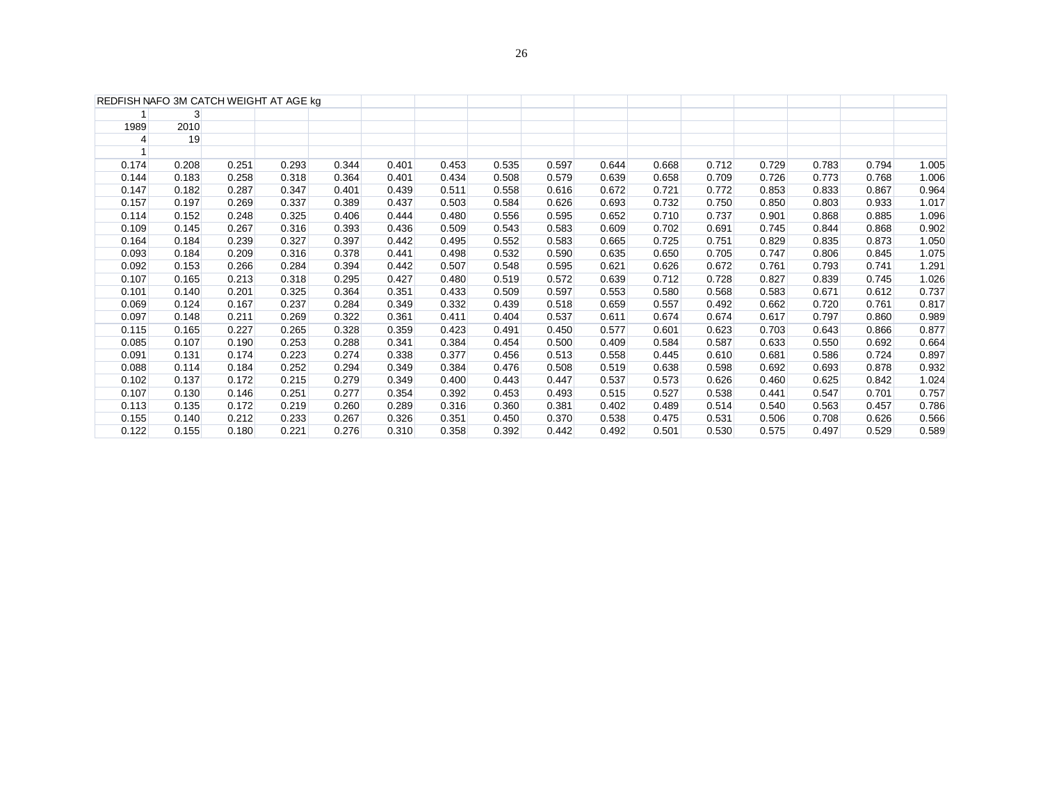| REDFISH NAFO 3M CATCH WEIGHT AT AGE kg | | | | | | | | | | | | | | | |
|---|---|---|---|---|---|---|---|---|---|---|---|---|---|---|---|
| 1 | 3 | | | | | | | | | | | | | | |
| 1989 | 2010 | | | | | | | | | | | | | | |
| 4 | 19 | | | | | | | | | | | | | | |
| 1 | | | | | | | | | | | | | | | |
| 0.174 | 0.208 | 0.251 | 0.293 | 0.344 | 0.401 | 0.453 | 0.535 | 0.597 | 0.644 | 0.668 | 0.712 | 0.729 | 0.783 | 0.794 | 1.005 |
| 0.144 | 0.183 | 0.258 | 0.318 | 0.364 | 0.401 | 0.434 | 0.508 | 0.579 | 0.639 | 0.658 | 0.709 | 0.726 | 0.773 | 0.768 | 1.006 |
| 0.147 | 0.182 | 0.287 | 0.347 | 0.401 | 0.439 | 0.511 | 0.558 | 0.616 | 0.672 | 0.721 | 0.772 | 0.853 | 0.833 | 0.867 | 0.964 |
| 0.157 | 0.197 | 0.269 | 0.337 | 0.389 | 0.437 | 0.503 | 0.584 | 0.626 | 0.693 | 0.732 | 0.750 | 0.850 | 0.803 | 0.933 | 1.017 |
| 0.114 | 0.152 | 0.248 | 0.325 | 0.406 | 0.444 | 0.480 | 0.556 | 0.595 | 0.652 | 0.710 | 0.737 | 0.901 | 0.868 | 0.885 | 1.096 |
| 0.109 | 0.145 | 0.267 | 0.316 | 0.393 | 0.436 | 0.509 | 0.543 | 0.583 | 0.609 | 0.702 | 0.691 | 0.745 | 0.844 | 0.868 | 0.902 |
| 0.164 | 0.184 | 0.239 | 0.327 | 0.397 | 0.442 | 0.495 | 0.552 | 0.583 | 0.665 | 0.725 | 0.751 | 0.829 | 0.835 | 0.873 | 1.050 |
| 0.093 | 0.184 | 0.209 | 0.316 | 0.378 | 0.441 | 0.498 | 0.532 | 0.590 | 0.635 | 0.650 | 0.705 | 0.747 | 0.806 | 0.845 | 1.075 |
| 0.092 | 0.153 | 0.266 | 0.284 | 0.394 | 0.442 | 0.507 | 0.548 | 0.595 | 0.621 | 0.626 | 0.672 | 0.761 | 0.793 | 0.741 | 1.291 |
| 0.107 | 0.165 | 0.213 | 0.318 | 0.295 | 0.427 | 0.480 | 0.519 | 0.572 | 0.639 | 0.712 | 0.728 | 0.827 | 0.839 | 0.745 | 1.026 |
| 0.101 | 0.140 | 0.201 | 0.325 | 0.364 | 0.351 | 0.433 | 0.509 | 0.597 | 0.553 | 0.580 | 0.568 | 0.583 | 0.671 | 0.612 | 0.737 |
| 0.069 | 0.124 | 0.167 | 0.237 | 0.284 | 0.349 | 0.332 | 0.439 | 0.518 | 0.659 | 0.557 | 0.492 | 0.662 | 0.720 | 0.761 | 0.817 |
| 0.097 | 0.148 | 0.211 | 0.269 | 0.322 | 0.361 | 0.411 | 0.404 | 0.537 | 0.611 | 0.674 | 0.674 | 0.617 | 0.797 | 0.860 | 0.989 |
| 0.115 | 0.165 | 0.227 | 0.265 | 0.328 | 0.359 | 0.423 | 0.491 | 0.450 | 0.577 | 0.601 | 0.623 | 0.703 | 0.643 | 0.866 | 0.877 |
| 0.085 | 0.107 | 0.190 | 0.253 | 0.288 | 0.341 | 0.384 | 0.454 | 0.500 | 0.409 | 0.584 | 0.587 | 0.633 | 0.550 | 0.692 | 0.664 |
| 0.091 | 0.131 | 0.174 | 0.223 | 0.274 | 0.338 | 0.377 | 0.456 | 0.513 | 0.558 | 0.445 | 0.610 | 0.681 | 0.586 | 0.724 | 0.897 |
| 0.088 | 0.114 | 0.184 | 0.252 | 0.294 | 0.349 | 0.384 | 0.476 | 0.508 | 0.519 | 0.638 | 0.598 | 0.692 | 0.693 | 0.878 | 0.932 |
| 0.102 | 0.137 | 0.172 | 0.215 | 0.279 | 0.349 | 0.400 | 0.443 | 0.447 | 0.537 | 0.573 | 0.626 | 0.460 | 0.625 | 0.842 | 1.024 |
| 0.107 | 0.130 | 0.146 | 0.251 | 0.277 | 0.354 | 0.392 | 0.453 | 0.493 | 0.515 | 0.527 | 0.538 | 0.441 | 0.547 | 0.701 | 0.757 |
| 0.113 | 0.135 | 0.172 | 0.219 | 0.260 | 0.289 | 0.316 | 0.360 | 0.381 | 0.402 | 0.489 | 0.514 | 0.540 | 0.563 | 0.457 | 0.786 |
| 0.155 | 0.140 | 0.212 | 0.233 | 0.267 | 0.326 | 0.351 | 0.450 | 0.370 | 0.538 | 0.475 | 0.531 | 0.506 | 0.708 | 0.626 | 0.566 |
| 0.122 | 0.155 | 0.180 | 0.221 | 0.276 | 0.310 | 0.358 | 0.392 | 0.442 | 0.492 | 0.501 | 0.530 | 0.575 | 0.497 | 0.529 | 0.589 |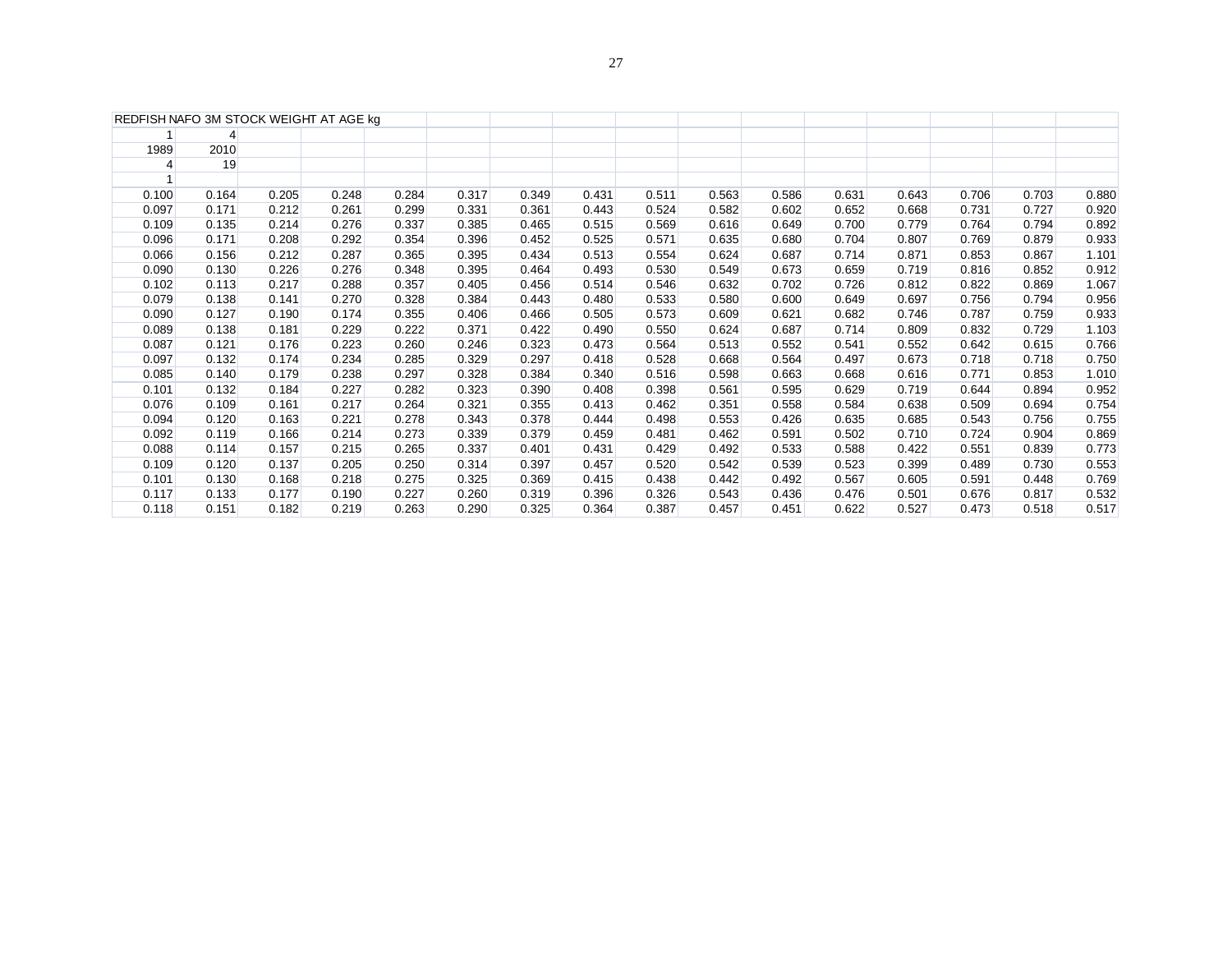| REDFISH NAFO 3M STOCK WEIGHT AT AGE kg | | | | | | | | | | | | | | | |
|---|---|---|---|---|---|---|---|---|---|---|---|---|---|---|---|
| 1 | 4 | | | | | | | | | | | | | | |
| 1989 | 2010 | | | | | | | | | | | | | | |
| 4 | 19 | | | | | | | | | | | | | | |
| 1 | | | | | | | | | | | | | | | |
| 0.100 | 0.164 | 0.205 | 0.248 | 0.284 | 0.317 | 0.349 | 0.431 | 0.511 | 0.563 | 0.586 | 0.631 | 0.643 | 0.706 | 0.703 | 0.880 |
| 0.097 | 0.171 | 0.212 | 0.261 | 0.299 | 0.331 | 0.361 | 0.443 | 0.524 | 0.582 | 0.602 | 0.652 | 0.668 | 0.731 | 0.727 | 0.920 |
| 0.109 | 0.135 | 0.214 | 0.276 | 0.337 | 0.385 | 0.465 | 0.515 | 0.569 | 0.616 | 0.649 | 0.700 | 0.779 | 0.764 | 0.794 | 0.892 |
| 0.096 | 0.171 | 0.208 | 0.292 | 0.354 | 0.396 | 0.452 | 0.525 | 0.571 | 0.635 | 0.680 | 0.704 | 0.807 | 0.769 | 0.879 | 0.933 |
| 0.066 | 0.156 | 0.212 | 0.287 | 0.365 | 0.395 | 0.434 | 0.513 | 0.554 | 0.624 | 0.687 | 0.714 | 0.871 | 0.853 | 0.867 | 1.101 |
| 0.090 | 0.130 | 0.226 | 0.276 | 0.348 | 0.395 | 0.464 | 0.493 | 0.530 | 0.549 | 0.673 | 0.659 | 0.719 | 0.816 | 0.852 | 0.912 |
| 0.102 | 0.113 | 0.217 | 0.288 | 0.357 | 0.405 | 0.456 | 0.514 | 0.546 | 0.632 | 0.702 | 0.726 | 0.812 | 0.822 | 0.869 | 1.067 |
| 0.079 | 0.138 | 0.141 | 0.270 | 0.328 | 0.384 | 0.443 | 0.480 | 0.533 | 0.580 | 0.600 | 0.649 | 0.697 | 0.756 | 0.794 | 0.956 |
| 0.090 | 0.127 | 0.190 | 0.174 | 0.355 | 0.406 | 0.466 | 0.505 | 0.573 | 0.609 | 0.621 | 0.682 | 0.746 | 0.787 | 0.759 | 0.933 |
| 0.089 | 0.138 | 0.181 | 0.229 | 0.222 | 0.371 | 0.422 | 0.490 | 0.550 | 0.624 | 0.687 | 0.714 | 0.809 | 0.832 | 0.729 | 1.103 |
| 0.087 | 0.121 | 0.176 | 0.223 | 0.260 | 0.246 | 0.323 | 0.473 | 0.564 | 0.513 | 0.552 | 0.541 | 0.552 | 0.642 | 0.615 | 0.766 |
| 0.097 | 0.132 | 0.174 | 0.234 | 0.285 | 0.329 | 0.297 | 0.418 | 0.528 | 0.668 | 0.564 | 0.497 | 0.673 | 0.718 | 0.718 | 0.750 |
| 0.085 | 0.140 | 0.179 | 0.238 | 0.297 | 0.328 | 0.384 | 0.340 | 0.516 | 0.598 | 0.663 | 0.668 | 0.616 | 0.771 | 0.853 | 1.010 |
| 0.101 | 0.132 | 0.184 | 0.227 | 0.282 | 0.323 | 0.390 | 0.408 | 0.398 | 0.561 | 0.595 | 0.629 | 0.719 | 0.644 | 0.894 | 0.952 |
| 0.076 | 0.109 | 0.161 | 0.217 | 0.264 | 0.321 | 0.355 | 0.413 | 0.462 | 0.351 | 0.558 | 0.584 | 0.638 | 0.509 | 0.694 | 0.754 |
| 0.094 | 0.120 | 0.163 | 0.221 | 0.278 | 0.343 | 0.378 | 0.444 | 0.498 | 0.553 | 0.426 | 0.635 | 0.685 | 0.543 | 0.756 | 0.755 |
| 0.092 | 0.119 | 0.166 | 0.214 | 0.273 | 0.339 | 0.379 | 0.459 | 0.481 | 0.462 | 0.591 | 0.502 | 0.710 | 0.724 | 0.904 | 0.869 |
| 0.088 | 0.114 | 0.157 | 0.215 | 0.265 | 0.337 | 0.401 | 0.431 | 0.429 | 0.492 | 0.533 | 0.588 | 0.422 | 0.551 | 0.839 | 0.773 |
| 0.109 | 0.120 | 0.137 | 0.205 | 0.250 | 0.314 | 0.397 | 0.457 | 0.520 | 0.542 | 0.539 | 0.523 | 0.399 | 0.489 | 0.730 | 0.553 |
| 0.101 | 0.130 | 0.168 | 0.218 | 0.275 | 0.325 | 0.369 | 0.415 | 0.438 | 0.442 | 0.492 | 0.567 | 0.605 | 0.591 | 0.448 | 0.769 |
| 0.117 | 0.133 | 0.177 | 0.190 | 0.227 | 0.260 | 0.319 | 0.396 | 0.326 | 0.543 | 0.436 | 0.476 | 0.501 | 0.676 | 0.817 | 0.532 |
| 0.118 | 0.151 | 0.182 | 0.219 | 0.263 | 0.290 | 0.325 | 0.364 | 0.387 | 0.457 | 0.451 | 0.622 | 0.527 | 0.473 | 0.518 | 0.517 |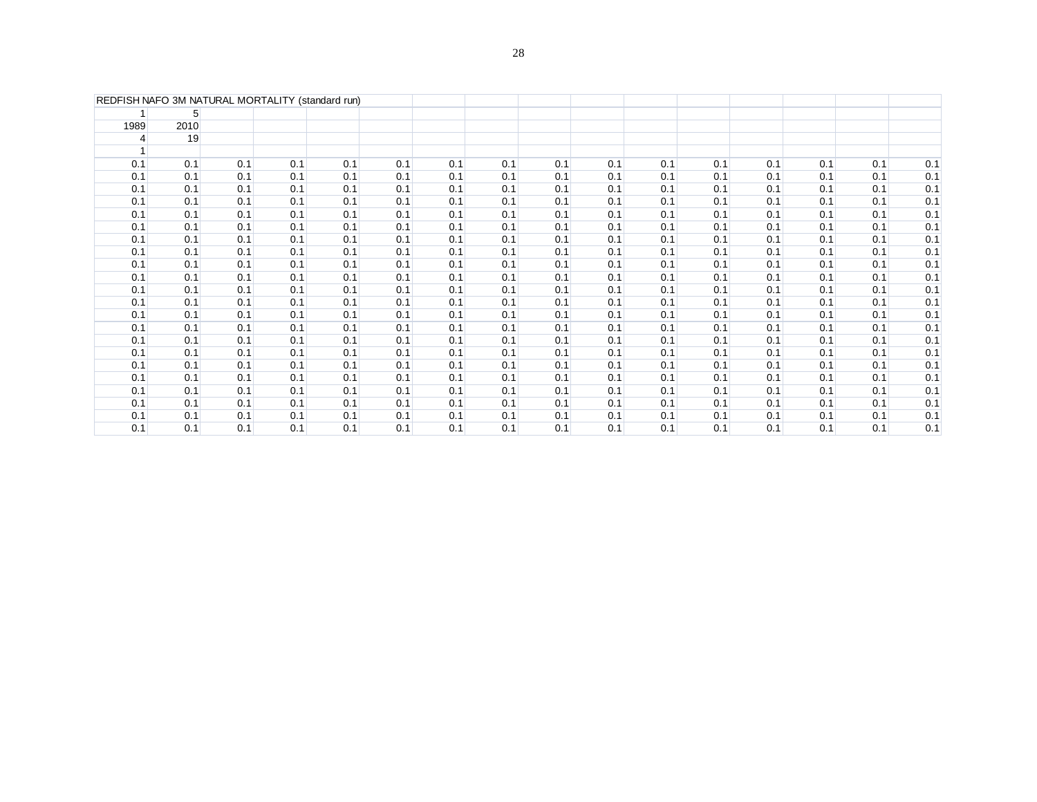| REDFISH NAFO 3M NATURAL MORTALITY (standard run) | | | | | | | | | | | | | | | |
|---|---|---|---|---|---|---|---|---|---|---|---|---|---|---|---|
| 1 | 5 | | | | | | | | | | | | | | |
| 1989 | 2010 | | | | | | | | | | | | | | |
| 4 | 19 | | | | | | | | | | | | | | |
| 1 | | | | | | | | | | | | | | | |
| 0.1 | 0.1 | 0.1 | 0.1 | 0.1 | 0.1 | 0.1 | 0.1 | 0.1 | 0.1 | 0.1 | 0.1 | 0.1 | 0.1 | 0.1 | 0.1 |
| 0.1 | 0.1 | 0.1 | 0.1 | 0.1 | 0.1 | 0.1 | 0.1 | 0.1 | 0.1 | 0.1 | 0.1 | 0.1 | 0.1 | 0.1 | 0.1 |
| 0.1 | 0.1 | 0.1 | 0.1 | 0.1 | 0.1 | 0.1 | 0.1 | 0.1 | 0.1 | 0.1 | 0.1 | 0.1 | 0.1 | 0.1 | 0.1 |
| 0.1 | 0.1 | 0.1 | 0.1 | 0.1 | 0.1 | 0.1 | 0.1 | 0.1 | 0.1 | 0.1 | 0.1 | 0.1 | 0.1 | 0.1 | 0.1 |
| 0.1 | 0.1 | 0.1 | 0.1 | 0.1 | 0.1 | 0.1 | 0.1 | 0.1 | 0.1 | 0.1 | 0.1 | 0.1 | 0.1 | 0.1 | 0.1 |
| 0.1 | 0.1 | 0.1 | 0.1 | 0.1 | 0.1 | 0.1 | 0.1 | 0.1 | 0.1 | 0.1 | 0.1 | 0.1 | 0.1 | 0.1 | 0.1 |
| 0.1 | 0.1 | 0.1 | 0.1 | 0.1 | 0.1 | 0.1 | 0.1 | 0.1 | 0.1 | 0.1 | 0.1 | 0.1 | 0.1 | 0.1 | 0.1 |
| 0.1 | 0.1 | 0.1 | 0.1 | 0.1 | 0.1 | 0.1 | 0.1 | 0.1 | 0.1 | 0.1 | 0.1 | 0.1 | 0.1 | 0.1 | 0.1 |
| 0.1 | 0.1 | 0.1 | 0.1 | 0.1 | 0.1 | 0.1 | 0.1 | 0.1 | 0.1 | 0.1 | 0.1 | 0.1 | 0.1 | 0.1 | 0.1 |
| 0.1 | 0.1 | 0.1 | 0.1 | 0.1 | 0.1 | 0.1 | 0.1 | 0.1 | 0.1 | 0.1 | 0.1 | 0.1 | 0.1 | 0.1 | 0.1 |
| 0.1 | 0.1 | 0.1 | 0.1 | 0.1 | 0.1 | 0.1 | 0.1 | 0.1 | 0.1 | 0.1 | 0.1 | 0.1 | 0.1 | 0.1 | 0.1 |
| 0.1 | 0.1 | 0.1 | 0.1 | 0.1 | 0.1 | 0.1 | 0.1 | 0.1 | 0.1 | 0.1 | 0.1 | 0.1 | 0.1 | 0.1 | 0.1 |
| 0.1 | 0.1 | 0.1 | 0.1 | 0.1 | 0.1 | 0.1 | 0.1 | 0.1 | 0.1 | 0.1 | 0.1 | 0.1 | 0.1 | 0.1 | 0.1 |
| 0.1 | 0.1 | 0.1 | 0.1 | 0.1 | 0.1 | 0.1 | 0.1 | 0.1 | 0.1 | 0.1 | 0.1 | 0.1 | 0.1 | 0.1 | 0.1 |
| 0.1 | 0.1 | 0.1 | 0.1 | 0.1 | 0.1 | 0.1 | 0.1 | 0.1 | 0.1 | 0.1 | 0.1 | 0.1 | 0.1 | 0.1 | 0.1 |
| 0.1 | 0.1 | 0.1 | 0.1 | 0.1 | 0.1 | 0.1 | 0.1 | 0.1 | 0.1 | 0.1 | 0.1 | 0.1 | 0.1 | 0.1 | 0.1 |
| 0.1 | 0.1 | 0.1 | 0.1 | 0.1 | 0.1 | 0.1 | 0.1 | 0.1 | 0.1 | 0.1 | 0.1 | 0.1 | 0.1 | 0.1 | 0.1 |
| 0.1 | 0.1 | 0.1 | 0.1 | 0.1 | 0.1 | 0.1 | 0.1 | 0.1 | 0.1 | 0.1 | 0.1 | 0.1 | 0.1 | 0.1 | 0.1 |
| 0.1 | 0.1 | 0.1 | 0.1 | 0.1 | 0.1 | 0.1 | 0.1 | 0.1 | 0.1 | 0.1 | 0.1 | 0.1 | 0.1 | 0.1 | 0.1 |
| 0.1 | 0.1 | 0.1 | 0.1 | 0.1 | 0.1 | 0.1 | 0.1 | 0.1 | 0.1 | 0.1 | 0.1 | 0.1 | 0.1 | 0.1 | 0.1 |
| 0.1 | 0.1 | 0.1 | 0.1 | 0.1 | 0.1 | 0.1 | 0.1 | 0.1 | 0.1 | 0.1 | 0.1 | 0.1 | 0.1 | 0.1 | 0.1 |
| 0.1 | 0.1 | 0.1 | 0.1 | 0.1 | 0.1 | 0.1 | 0.1 | 0.1 | 0.1 | 0.1 | 0.1 | 0.1 | 0.1 | 0.1 | 0.1 |
| 0.1 | 0.1 | 0.1 | 0.1 | 0.1 | 0.1 | 0.1 | 0.1 | 0.1 | 0.1 | 0.1 | 0.1 | 0.1 | 0.1 | 0.1 | 0.1 |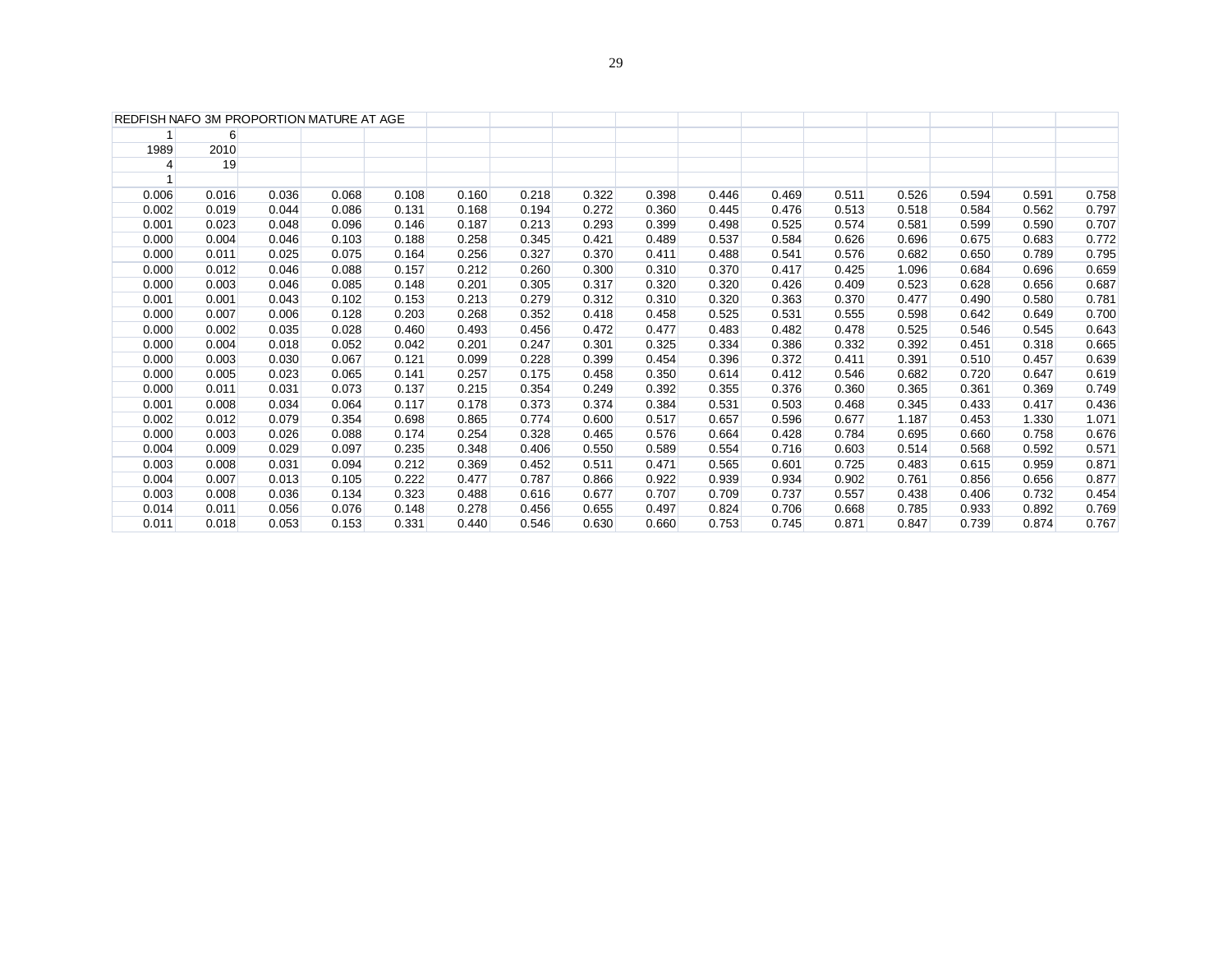| REDFISH NAFO 3M PROPORTION MATURE AT AGE | | | | | | | | | | | | | | | |
|---|---|---|---|---|---|---|---|---|---|---|---|---|---|---|---|
| 1 | 6 | | | | | | | | | | | | | | |
| 1989 | 2010 | | | | | | | | | | | | | | |
| 4 | 19 | | | | | | | | | | | | | | |
| 1 | | | | | | | | | | | | | | | |
| 0.006 | 0.016 | 0.036 | 0.068 | 0.108 | 0.160 | 0.218 | 0.322 | 0.398 | 0.446 | 0.469 | 0.511 | 0.526 | 0.594 | 0.591 | 0.758 |
| 0.002 | 0.019 | 0.044 | 0.086 | 0.131 | 0.168 | 0.194 | 0.272 | 0.360 | 0.445 | 0.476 | 0.513 | 0.518 | 0.584 | 0.562 | 0.797 |
| 0.001 | 0.023 | 0.048 | 0.096 | 0.146 | 0.187 | 0.213 | 0.293 | 0.399 | 0.498 | 0.525 | 0.574 | 0.581 | 0.599 | 0.590 | 0.707 |
| 0.000 | 0.004 | 0.046 | 0.103 | 0.188 | 0.258 | 0.345 | 0.421 | 0.489 | 0.537 | 0.584 | 0.626 | 0.696 | 0.675 | 0.683 | 0.772 |
| 0.000 | 0.011 | 0.025 | 0.075 | 0.164 | 0.256 | 0.327 | 0.370 | 0.411 | 0.488 | 0.541 | 0.576 | 0.682 | 0.650 | 0.789 | 0.795 |
| 0.000 | 0.012 | 0.046 | 0.088 | 0.157 | 0.212 | 0.260 | 0.300 | 0.310 | 0.370 | 0.417 | 0.425 | 1.096 | 0.684 | 0.696 | 0.659 |
| 0.000 | 0.003 | 0.046 | 0.085 | 0.148 | 0.201 | 0.305 | 0.317 | 0.320 | 0.320 | 0.426 | 0.409 | 0.523 | 0.628 | 0.656 | 0.687 |
| 0.001 | 0.001 | 0.043 | 0.102 | 0.153 | 0.213 | 0.279 | 0.312 | 0.310 | 0.320 | 0.363 | 0.370 | 0.477 | 0.490 | 0.580 | 0.781 |
| 0.000 | 0.007 | 0.006 | 0.128 | 0.203 | 0.268 | 0.352 | 0.418 | 0.458 | 0.525 | 0.531 | 0.555 | 0.598 | 0.642 | 0.649 | 0.700 |
| 0.000 | 0.002 | 0.035 | 0.028 | 0.460 | 0.493 | 0.456 | 0.472 | 0.477 | 0.483 | 0.482 | 0.478 | 0.525 | 0.546 | 0.545 | 0.643 |
| 0.000 | 0.004 | 0.018 | 0.052 | 0.042 | 0.201 | 0.247 | 0.301 | 0.325 | 0.334 | 0.386 | 0.332 | 0.392 | 0.451 | 0.318 | 0.665 |
| 0.000 | 0.003 | 0.030 | 0.067 | 0.121 | 0.099 | 0.228 | 0.399 | 0.454 | 0.396 | 0.372 | 0.411 | 0.391 | 0.510 | 0.457 | 0.639 |
| 0.000 | 0.005 | 0.023 | 0.065 | 0.141 | 0.257 | 0.175 | 0.458 | 0.350 | 0.614 | 0.412 | 0.546 | 0.682 | 0.720 | 0.647 | 0.619 |
| 0.000 | 0.011 | 0.031 | 0.073 | 0.137 | 0.215 | 0.354 | 0.249 | 0.392 | 0.355 | 0.376 | 0.360 | 0.365 | 0.361 | 0.369 | 0.749 |
| 0.001 | 0.008 | 0.034 | 0.064 | 0.117 | 0.178 | 0.373 | 0.374 | 0.384 | 0.531 | 0.503 | 0.468 | 0.345 | 0.433 | 0.417 | 0.436 |
| 0.002 | 0.012 | 0.079 | 0.354 | 0.698 | 0.865 | 0.774 | 0.600 | 0.517 | 0.657 | 0.596 | 0.677 | 1.187 | 0.453 | 1.330 | 1.071 |
| 0.000 | 0.003 | 0.026 | 0.088 | 0.174 | 0.254 | 0.328 | 0.465 | 0.576 | 0.664 | 0.428 | 0.784 | 0.695 | 0.660 | 0.758 | 0.676 |
| 0.004 | 0.009 | 0.029 | 0.097 | 0.235 | 0.348 | 0.406 | 0.550 | 0.589 | 0.554 | 0.716 | 0.603 | 0.514 | 0.568 | 0.592 | 0.571 |
| 0.003 | 0.008 | 0.031 | 0.094 | 0.212 | 0.369 | 0.452 | 0.511 | 0.471 | 0.565 | 0.601 | 0.725 | 0.483 | 0.615 | 0.959 | 0.871 |
| 0.004 | 0.007 | 0.013 | 0.105 | 0.222 | 0.477 | 0.787 | 0.866 | 0.922 | 0.939 | 0.934 | 0.902 | 0.761 | 0.856 | 0.656 | 0.877 |
| 0.003 | 0.008 | 0.036 | 0.134 | 0.323 | 0.488 | 0.616 | 0.677 | 0.707 | 0.709 | 0.737 | 0.557 | 0.438 | 0.406 | 0.732 | 0.454 |
| 0.014 | 0.011 | 0.056 | 0.076 | 0.148 | 0.278 | 0.456 | 0.655 | 0.497 | 0.824 | 0.706 | 0.668 | 0.785 | 0.933 | 0.892 | 0.769 |
| 0.011 | 0.018 | 0.053 | 0.153 | 0.331 | 0.440 | 0.546 | 0.630 | 0.660 | 0.753 | 0.745 | 0.871 | 0.847 | 0.739 | 0.874 | 0.767 |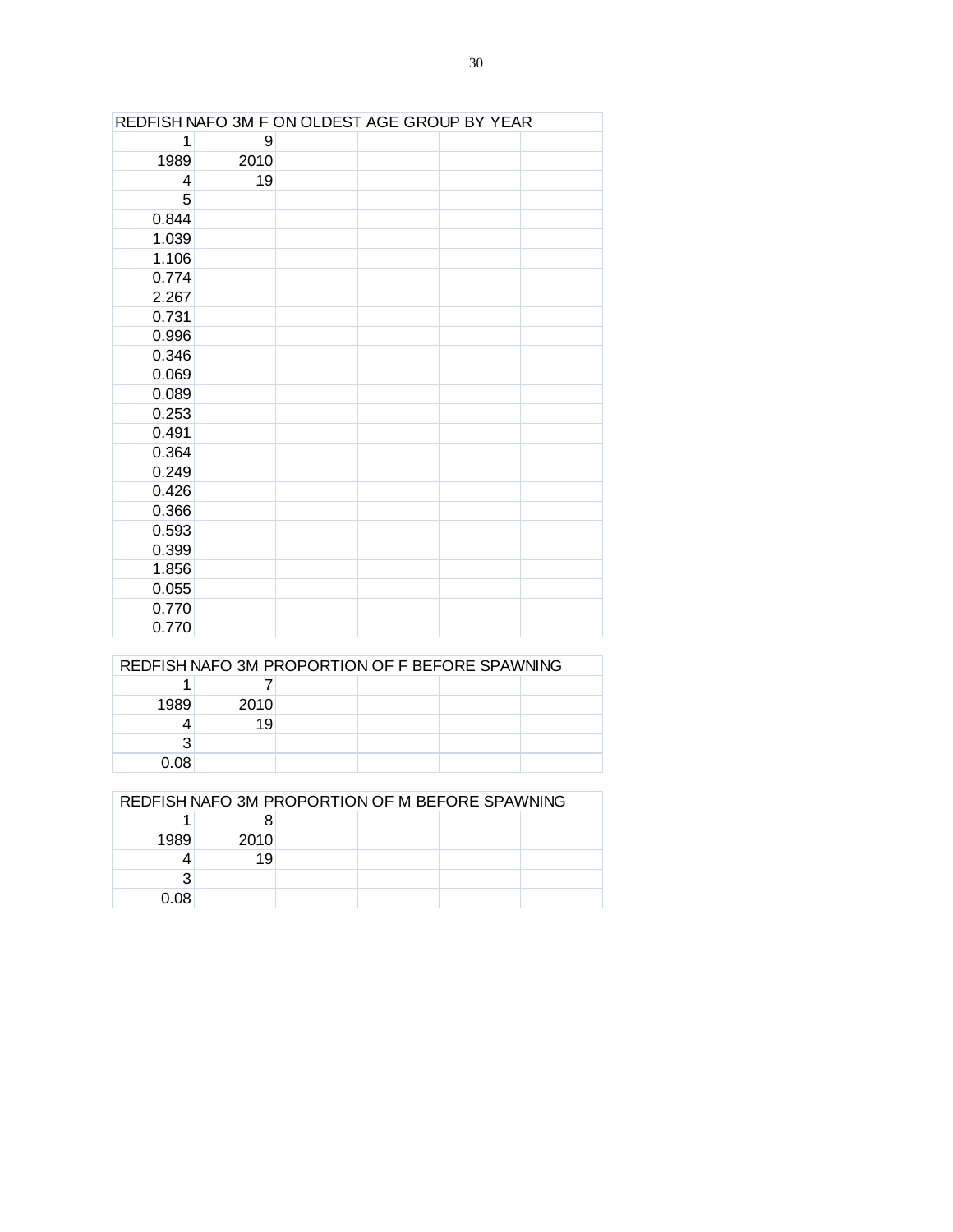| REDFISH NAFO 3M F ON OLDEST AGE GROUP BY YEAR | | | | | |
|---|---|---|---|---|---|
| 1 | 9 | | | | |
| 1989 | 2010 | | | | |
| 4 | 19 | | | | |
| 5 | | | | | |
| 0.844 | | | | | |
| 1.039 | | | | | |
| 1.106 | | | | | |
| 0.774 | | | | | |
| 2.267 | | | | | |
| 0.731 | | | | | |
| 0.996 | | | | | |
| 0.346 | | | | | |
| 0.069 | | | | | |
| 0.089 | | | | | |
| 0.253 | | | | | |
| 0.491 | | | | | |
| 0.364 | | | | | |
| 0.249 | | | | | |
| 0.426 | | | | | |
| 0.366 | | | | | |
| 0.593 | | | | | |
| 0.399 | | | | | |
| 1.856 | | | | | |
| 0.055 | | | | | |
| 0.770 | | | | | |
| 0.770 | | | | | |

| REDFISH NAFO 3M PROPORTION OF F BEFORE SPAWNING | | | | | |
|---|---|---|---|---|---|
| 1 | 7 | | | | |
| 1989 | 2010 | | | | |
| 4 | 19 | | | | |
| 3 | | | | | |
| 0.08 | | | | | |

| REDFISH NAFO 3M PROPORTION OF M BEFORE SPAWNING | | | | | |
|---|---|---|---|---|---|
| 1 | 8 | | | | |
| 1989 | 2010 | | | | |
| 4 | 19 | | | | |
| 3 | | | | | |
| 0.08 | | | | | |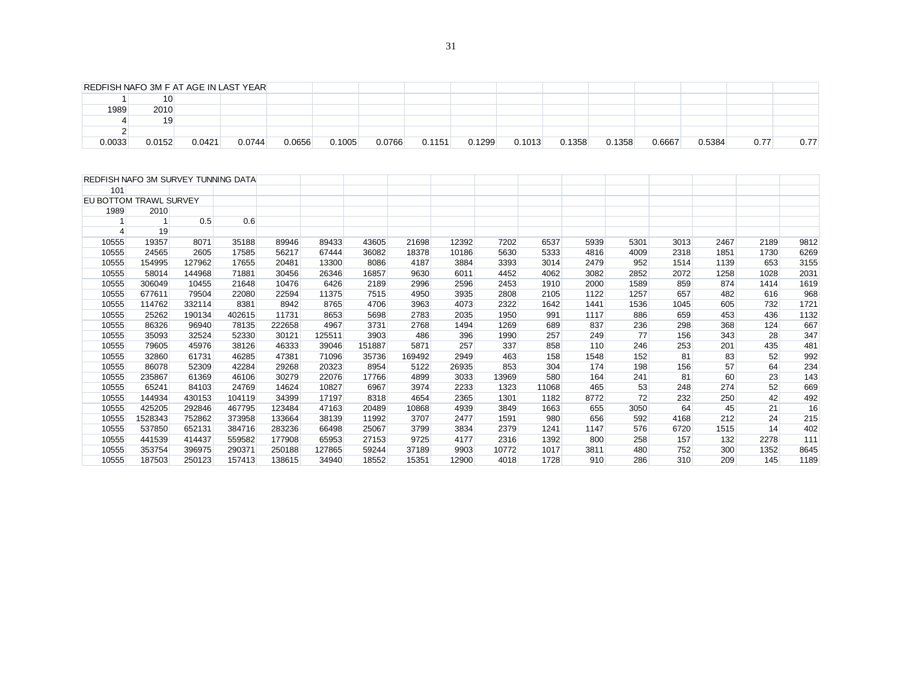| REDFISH NAFO 3M F AT AGE IN LAST YEAR | | | | | | | | | | | | | | | |
|---|---|---|---|---|---|---|---|---|---|---|---|---|---|---|---|
| 1 | 10 | | | | | | | | | | | | | | |
| 1989 | 2010 | | | | | | | | | | | | | | |
| 4 | 19 | | | | | | | | | | | | | | |
| 2 | | | | | | | | | | | | | | | |
| 0.0033 | 0.0152 | 0.0421 | 0.0744 | 0.0656 | 0.1005 | 0.0766 | 0.1151 | 0.1299 | 0.1013 | 0.1358 | 0.1358 | 0.6667 | 0.5384 | 0.77 | 0.77 |

| REDFISH NAFO 3M SURVEY TUNNING DATA | | | | | | | | | | | | | | | | |
|---|---|---|---|---|---|---|---|---|---|---|---|---|---|---|---|---|
| 101 | | | | | | | | | | | | | | | | |
| EU BOTTOM TRAWL SURVEY | | | | | | | | | | | | | | | | |
| 1989 | 2010 | | | | | | | | | | | | | | | |
| 1 | 1 | 0.5 | 0.6 | | | | | | | | | | | | | |
| 4 | 19 | | | | | | | | | | | | | | | |
| 10555 | 19357 | 8071 | 35188 | 89946 | 89433 | 43605 | 21698 | 12392 | 7202 | 6537 | 5939 | 5301 | 3013 | 2467 | 2189 | 9812 |
| 10555 | 24565 | 2605 | 17585 | 56217 | 67444 | 36082 | 18378 | 10186 | 5630 | 5333 | 4816 | 4009 | 2318 | 1851 | 1730 | 6269 |
| 10555 | 154995 | 127962 | 17655 | 20481 | 13300 | 8086 | 4187 | 3884 | 3393 | 3014 | 2479 | 952 | 1514 | 1139 | 653 | 3155 |
| 10555 | 58014 | 144968 | 71881 | 30456 | 26346 | 16857 | 9630 | 6011 | 4452 | 4062 | 3082 | 2852 | 2072 | 1258 | 1028 | 2031 |
| 10555 | 306049 | 10455 | 21648 | 10476 | 6426 | 2189 | 2996 | 2596 | 2453 | 1910 | 2000 | 1589 | 859 | 874 | 1414 | 1619 |
| 10555 | 677611 | 79504 | 22080 | 22594 | 11375 | 7515 | 4950 | 3935 | 2808 | 2105 | 1122 | 1257 | 657 | 482 | 616 | 968 |
| 10555 | 114762 | 332114 | 8381 | 8942 | 8765 | 4706 | 3963 | 4073 | 2322 | 1642 | 1441 | 1536 | 1045 | 605 | 732 | 1721 |
| 10555 | 25262 | 190134 | 402615 | 11731 | 8653 | 5698 | 2783 | 2035 | 1950 | 991 | 1117 | 886 | 659 | 453 | 436 | 1132 |
| 10555 | 86326 | 96940 | 78135 | 222658 | 4967 | 3731 | 2768 | 1494 | 1269 | 689 | 837 | 236 | 298 | 368 | 124 | 667 |
| 10555 | 35093 | 32524 | 52330 | 30121 | 125511 | 3903 | 486 | 396 | 1990 | 257 | 249 | 77 | 156 | 343 | 28 | 347 |
| 10555 | 79605 | 45976 | 38126 | 46333 | 39046 | 151887 | 5871 | 257 | 337 | 858 | 110 | 246 | 253 | 201 | 435 | 481 |
| 10555 | 32860 | 61731 | 46285 | 47381 | 71096 | 35736 | 169492 | 2949 | 463 | 158 | 1548 | 152 | 81 | 83 | 52 | 992 |
| 10555 | 86078 | 52309 | 42284 | 29268 | 20323 | 8954 | 5122 | 26935 | 853 | 304 | 174 | 198 | 156 | 57 | 64 | 234 |
| 10555 | 235867 | 61369 | 46106 | 30279 | 22076 | 17766 | 4899 | 3033 | 13969 | 580 | 164 | 241 | 81 | 60 | 23 | 143 |
| 10555 | 65241 | 84103 | 24769 | 14624 | 10827 | 6967 | 3974 | 2233 | 1323 | 11068 | 465 | 53 | 248 | 274 | 52 | 669 |
| 10555 | 144934 | 430153 | 104119 | 34399 | 17197 | 8318 | 4654 | 2365 | 1301 | 1182 | 8772 | 72 | 232 | 250 | 42 | 492 |
| 10555 | 425205 | 292846 | 467795 | 123484 | 47163 | 20489 | 10868 | 4939 | 3849 | 1663 | 655 | 3050 | 64 | 45 | 21 | 16 |
| 10555 | 1528343 | 752862 | 373958 | 133664 | 38139 | 11992 | 3707 | 2477 | 1591 | 980 | 656 | 592 | 4168 | 212 | 24 | 215 |
| 10555 | 537850 | 652131 | 384716 | 283236 | 66498 | 25067 | 3799 | 3834 | 2379 | 1241 | 1147 | 576 | 6720 | 1515 | 14 | 402 |
| 10555 | 441539 | 414437 | 559582 | 177908 | 65953 | 27153 | 9725 | 4177 | 2316 | 1392 | 800 | 258 | 157 | 132 | 2278 | 111 |
| 10555 | 353754 | 396975 | 290371 | 250188 | 127865 | 59244 | 37189 | 9903 | 10772 | 1017 | 3811 | 480 | 752 | 300 | 1352 | 8645 |
| 10555 | 187503 | 250123 | 157413 | 138615 | 34940 | 18552 | 15351 | 12900 | 4018 | 1728 | 910 | 286 | 310 | 209 | 145 | 1189 |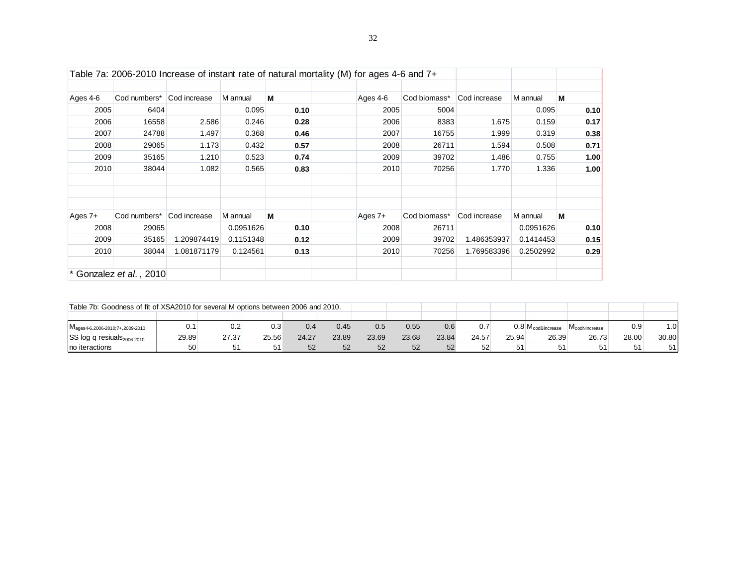Table 7a: 2006-2010 Increase of instant rate of natural mortality (M) for ages 4-6 and 7+

| Ages 4-6 | Cod numbers* | Cod increase | M annual | **M** | | Ages 4-6 | Cod biomass* | Cod increase | M annual | **M** |
|---|---|---|---|---|---|---|---|---|---|---|
| 2005 | 6404 | | 0.095 | **0.10** | | 2005 | 5004 | | 0.095 | **0.10** |
| 2006 | 16558 | 2.586 | 0.246 | **0.28** | | 2006 | 8383 | 1.675 | 0.159 | **0.17** |
| 2007 | 24788 | 1.497 | 0.368 | **0.46** | | 2007 | 16755 | 1.999 | 0.319 | **0.38** |
| 2008 | 29065 | 1.173 | 0.432 | **0.57** | | 2008 | 26711 | 1.594 | 0.508 | **0.71** |
| 2009 | 35165 | 1.210 | 0.523 | **0.74** | | 2009 | 39702 | 1.486 | 0.755 | **1.00** |
| 2010 | 38044 | 1.082 | 0.565 | **0.83** | | 2010 | 70256 | 1.770 | 1.336 | **1.00** |

| Ages 7+ | Cod numbers* | Cod increase | M annual | **M** | | Ages 7+ | Cod biomass* | Cod increase | M annual | **M** |
|---|---|---|---|---|---|---|---|---|---|---|
| 2008 | 29065 | | 0.0951626 | **0.10** | | 2008 | 26711 | | 0.0951626 | **0.10** |
| 2009 | 35165 | 1.209874419 | 0.1151348 | **0.12** | | 2009 | 39702 | 1.486353937 | 0.1414453 | **0.15** |
| 2010 | 38044 | 1.081871179 | 0.124561 | **0.13** | | 2010 | 70256 | 1.769583396 | 0.2502992 | **0.29** |

\* Gonzalez *et al.*, 2010

Table 7b: Goodness of fit of XSA2010 for several M options between 2006 and 2010.

| $M_{ages4\text{-}6,2006\text{-}2010;7+,2009\text{-}2010}$ | 0.1 | 0.2 | 0.3 | 0.4 | 0.45 | 0.5 | 0.55 | 0.6 | 0.7 | 0.8 | $M_{codBincrease}$ | $M_{codNincrease}$ | 0.9 | 1.0 |
|---|---|---|---|---|---|---|---|---|---|---|---|---|---|---|
| SS log q resiuals$_{2006\text{-}2010}$ | 29.89 | 27.37 | 25.56 | 24.27 | 23.89 | 23.69 | 23.68 | 23.84 | 24.57 | 25.94 | 26.39 | 26.73 | 28.00 | 30.80 |
| no iteractions | 50 | 51 | 51 | 52 | 52 | 52 | 52 | 52 | 52 | 51 | 51 | 51 | 51 | 51 |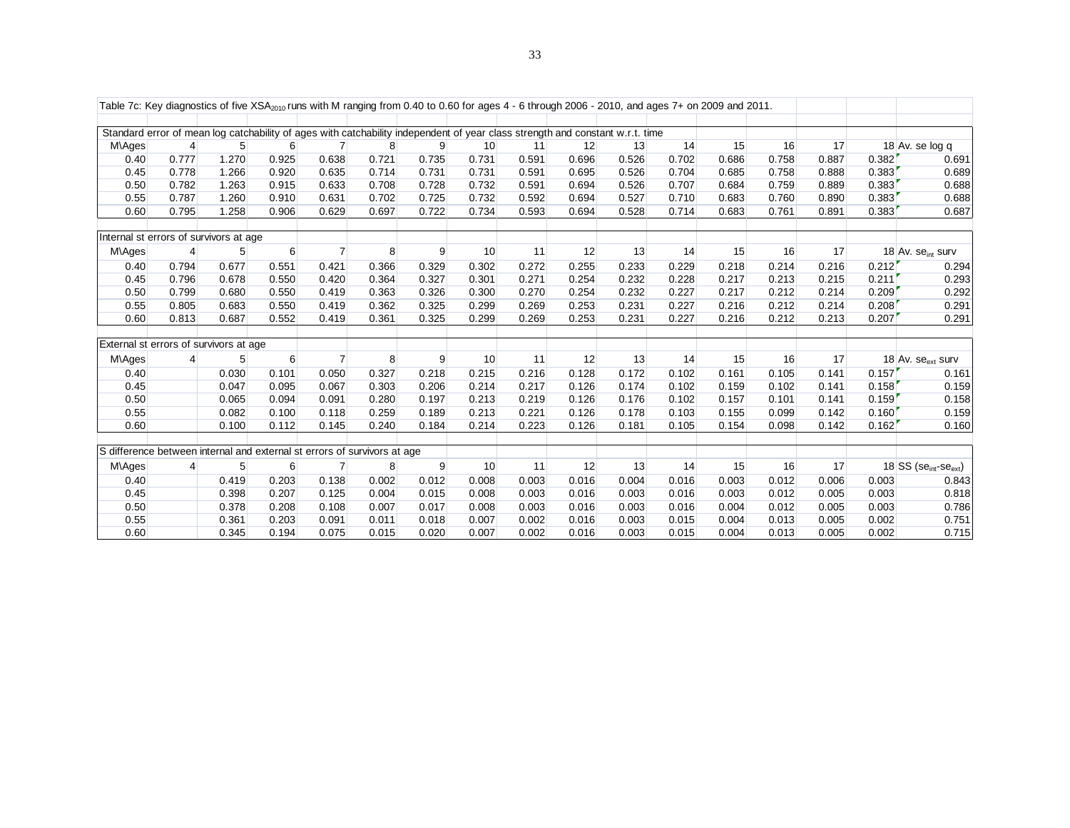Table 7c: Key diagnostics of five $XSA_{2010}$ runs with M ranging from 0.40 to 0.60 for ages 4 - 6 through 2006 - 2010, and ages 7+ on 2009 and 2011.

Standard error of mean log catchability of ages with catchability independent of year class strength and constant w.r.t. time

| M\Ages | 4 | 5 | 6 | 7 | 8 | 9 | 10 | 11 | 12 | 13 | 14 | 15 | 16 | 17 | 18 | Av. se log q |
|---|---|---|---|---|---|---|---|---|---|---|---|---|---|---|---|---|
| 0.40 | 0.777 | 1.270 | 0.925 | 0.638 | 0.721 | 0.735 | 0.731 | 0.591 | 0.696 | 0.526 | 0.702 | 0.686 | 0.758 | 0.887 | 0.382 | 0.691 |
| 0.45 | 0.778 | 1.266 | 0.920 | 0.635 | 0.714 | 0.731 | 0.731 | 0.591 | 0.695 | 0.526 | 0.704 | 0.685 | 0.758 | 0.888 | 0.383 | 0.689 |
| 0.50 | 0.782 | 1.263 | 0.915 | 0.633 | 0.708 | 0.728 | 0.732 | 0.591 | 0.694 | 0.526 | 0.707 | 0.684 | 0.759 | 0.889 | 0.383 | 0.688 |
| 0.55 | 0.787 | 1.260 | 0.910 | 0.631 | 0.702 | 0.725 | 0.732 | 0.592 | 0.694 | 0.527 | 0.710 | 0.683 | 0.760 | 0.890 | 0.383 | 0.688 |
| 0.60 | 0.795 | 1.258 | 0.906 | 0.629 | 0.697 | 0.722 | 0.734 | 0.593 | 0.694 | 0.528 | 0.714 | 0.683 | 0.761 | 0.891 | 0.383 | 0.687 |

Internal st errors of survivors at age

| M\Ages | 4 | 5 | 6 | 7 | 8 | 9 | 10 | 11 | 12 | 13 | 14 | 15 | 16 | 17 | 18 | Av. $se_{int}$ surv |
|---|---|---|---|---|---|---|---|---|---|---|---|---|---|---|---|---|
| 0.40 | 0.794 | 0.677 | 0.551 | 0.421 | 0.366 | 0.329 | 0.302 | 0.272 | 0.255 | 0.233 | 0.229 | 0.218 | 0.214 | 0.216 | 0.212 | 0.294 |
| 0.45 | 0.796 | 0.678 | 0.550 | 0.420 | 0.364 | 0.327 | 0.301 | 0.271 | 0.254 | 0.232 | 0.228 | 0.217 | 0.213 | 0.215 | 0.211 | 0.293 |
| 0.50 | 0.799 | 0.680 | 0.550 | 0.419 | 0.363 | 0.326 | 0.300 | 0.270 | 0.254 | 0.232 | 0.227 | 0.217 | 0.212 | 0.214 | 0.209 | 0.292 |
| 0.55 | 0.805 | 0.683 | 0.550 | 0.419 | 0.362 | 0.325 | 0.299 | 0.269 | 0.253 | 0.231 | 0.227 | 0.216 | 0.212 | 0.214 | 0.208 | 0.291 |
| 0.60 | 0.813 | 0.687 | 0.552 | 0.419 | 0.361 | 0.325 | 0.299 | 0.269 | 0.253 | 0.231 | 0.227 | 0.216 | 0.212 | 0.213 | 0.207 | 0.291 |

External st errors of survivors at age

| M\Ages | 4 | 5 | 6 | 7 | 8 | 9 | 10 | 11 | 12 | 13 | 14 | 15 | 16 | 17 | 18 | Av. $se_{ext}$ surv |
|---|---|---|---|---|---|---|---|---|---|---|---|---|---|---|---|---|
| 0.40 | | 0.030 | 0.101 | 0.050 | 0.327 | 0.218 | 0.215 | 0.216 | 0.128 | 0.172 | 0.102 | 0.161 | 0.105 | 0.141 | 0.157 | 0.161 |
| 0.45 | | 0.047 | 0.095 | 0.067 | 0.303 | 0.206 | 0.214 | 0.217 | 0.126 | 0.174 | 0.102 | 0.159 | 0.102 | 0.141 | 0.158 | 0.159 |
| 0.50 | | 0.065 | 0.094 | 0.091 | 0.280 | 0.197 | 0.213 | 0.219 | 0.126 | 0.176 | 0.102 | 0.157 | 0.101 | 0.141 | 0.159 | 0.158 |
| 0.55 | | 0.082 | 0.100 | 0.118 | 0.259 | 0.189 | 0.213 | 0.221 | 0.126 | 0.178 | 0.103 | 0.155 | 0.099 | 0.142 | 0.160 | 0.159 |
| 0.60 | | 0.100 | 0.112 | 0.145 | 0.240 | 0.184 | 0.214 | 0.223 | 0.126 | 0.181 | 0.105 | 0.154 | 0.098 | 0.142 | 0.162 | 0.160 |

S difference between internal and external st errors of survivors at age

| M\Ages | 4 | 5 | 6 | 7 | 8 | 9 | 10 | 11 | 12 | 13 | 14 | 15 | 16 | 17 | 18 | SS ($se_{int}$-$se_{ext}$) |
|---|---|---|---|---|---|---|---|---|---|---|---|---|---|---|---|---|
| 0.40 | | 0.419 | 0.203 | 0.138 | 0.002 | 0.012 | 0.008 | 0.003 | 0.016 | 0.004 | 0.016 | 0.003 | 0.012 | 0.006 | 0.003 | 0.843 |
| 0.45 | | 0.398 | 0.207 | 0.125 | 0.004 | 0.015 | 0.008 | 0.003 | 0.016 | 0.003 | 0.016 | 0.003 | 0.012 | 0.005 | 0.003 | 0.818 |
| 0.50 | | 0.378 | 0.208 | 0.108 | 0.007 | 0.017 | 0.008 | 0.003 | 0.016 | 0.003 | 0.016 | 0.004 | 0.012 | 0.005 | 0.003 | 0.786 |
| 0.55 | | 0.361 | 0.203 | 0.091 | 0.011 | 0.018 | 0.007 | 0.002 | 0.016 | 0.003 | 0.015 | 0.004 | 0.013 | 0.005 | 0.002 | 0.751 |
| 0.60 | | 0.345 | 0.194 | 0.075 | 0.015 | 0.020 | 0.007 | 0.002 | 0.016 | 0.003 | 0.015 | 0.004 | 0.013 | 0.005 | 0.002 | 0.715 |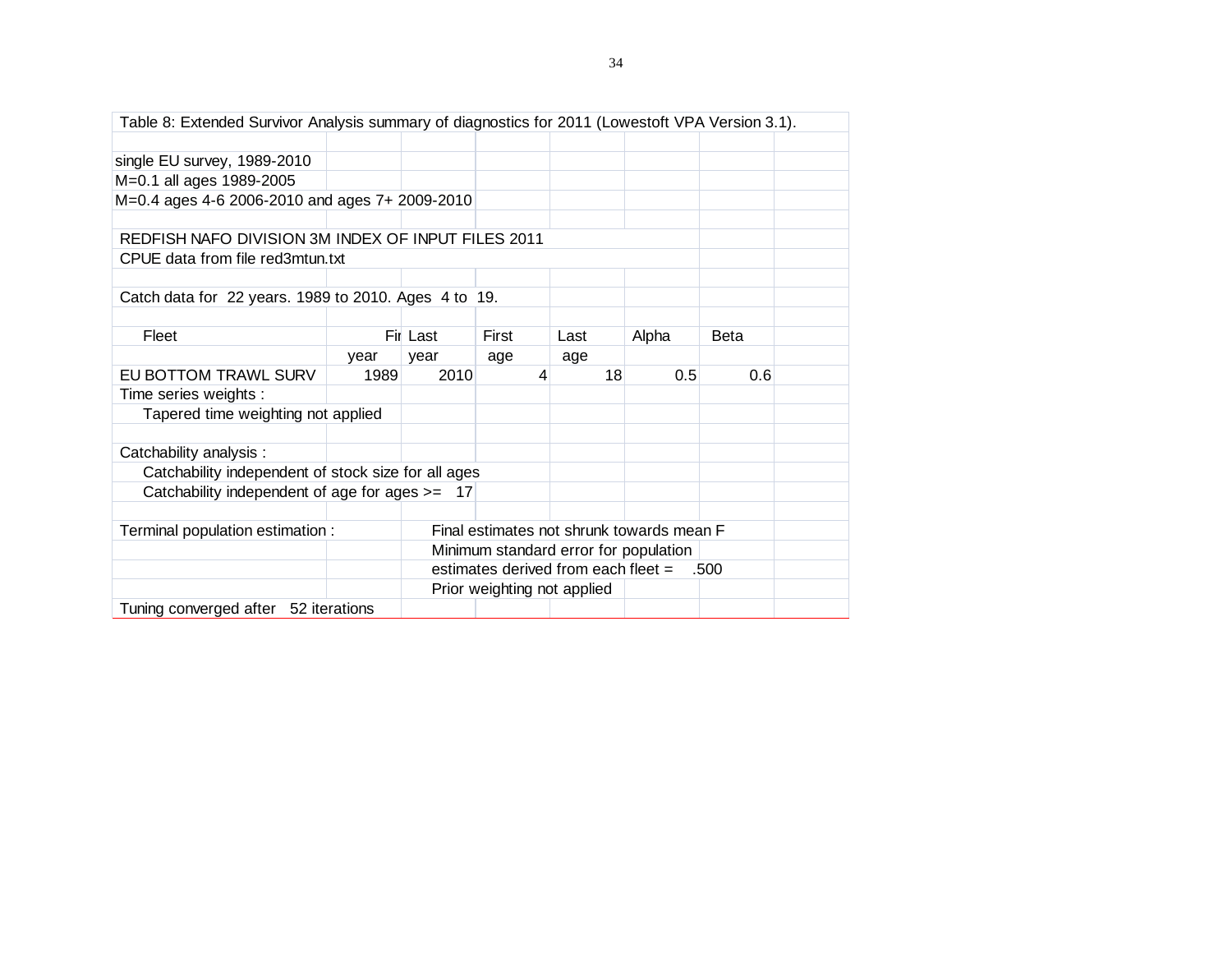Table 8: Extended Survivor Analysis summary of diagnostics for 2011 (Lowestoft VPA Version 3.1).

single EU survey, 1989-2010
M=0.1 all ages 1989-2005
M=0.4 ages 4-6 2006-2010 and ages 7+ 2009-2010

REDFISH NAFO DIVISION 3M INDEX OF INPUT FILES 2011
CPUE data from file red3mtun.txt

Catch data for 22 years. 1989 to 2010. Ages 4 to 19.

| Fleet | First year | Last year | First age | Last age | Alpha | Beta |
|---|---|---|---|---|---|---|
| EU BOTTOM TRAWL SURV | 1989 | 2010 | 4 | 18 | 0.5 | 0.6 |

Time series weights :
Tapered time weighting not applied

Catchability analysis :
Catchability independent of stock size for all ages
Catchability independent of age for ages >= 17

Terminal population estimation :
Final estimates not shrunk towards mean F
Minimum standard error for population estimates derived from each fleet = .500
Prior weighting not applied

Tuning converged after 52 iterations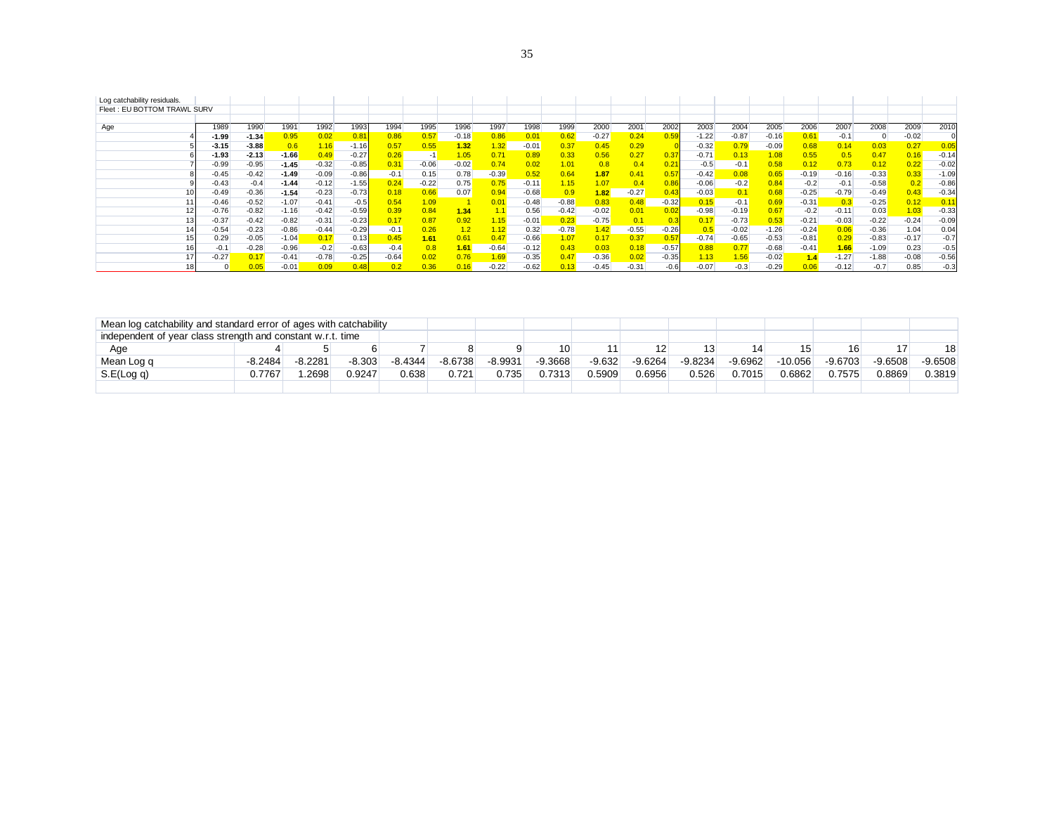Log catchability residuals.

Fleet : EU BOTTOM TRAWL SURV

| Age | 1989 | 1990 | 1991 | 1992 | 1993 | 1994 | 1995 | 1996 | 1997 | 1998 | 1999 | 2000 | 2001 | 2002 | 2003 | 2004 | 2005 | 2006 | 2007 | 2008 | 2009 | 2010 |
|---|---|---|---|---|---|---|---|---|---|---|---|---|---|---|---|---|---|---|---|---|---|---|
| 4 | **-1.99** | **-1.34** | 0.95 | 0.02 | 0.81 | 0.86 | 0.57 | -0.18 | 0.86 | 0.01 | 0.62 | -0.27 | 0.24 | 0.59 | -1.22 | -0.87 | -0.16 | 0.61 | -0.1 | 0 | -0.02 | 0 |
| 5 | **-3.15** | **-3.88** | 0.6 | 1.16 | -1.16 | 0.57 | 0.55 | **1.32** | 1.32 | -0.01 | 0.37 | 0.45 | 0.29 | 0 | -0.32 | 0.79 | -0.09 | 0.68 | 0.14 | 0.03 | 0.27 | 0.05 |
| 6 | **-1.93** | **-2.13** | **-1.66** | 0.49 | -0.27 | 0.26 | -1 | 1.05 | 0.71 | 0.89 | 0.33 | 0.56 | 0.27 | 0.37 | -0.71 | 0.13 | 1.08 | 0.55 | 0.5 | 0.47 | 0.16 | -0.14 |
| 7 | -0.99 | -0.95 | **-1.45** | -0.32 | -0.85 | 0.31 | -0.06 | -0.02 | 0.74 | 0.02 | 1.01 | 0.8 | 0.4 | 0.21 | -0.5 | -0.1 | 0.58 | 0.12 | 0.73 | 0.12 | 0.22 | -0.02 |
| 8 | -0.45 | -0.42 | **-1.49** | -0.09 | -0.86 | -0.1 | 0.15 | 0.78 | -0.39 | 0.52 | 0.64 | **1.87** | 0.41 | 0.57 | -0.42 | 0.08 | 0.65 | -0.19 | -0.16 | -0.33 | 0.33 | -1.09 |
| 9 | -0.43 | -0.4 | **-1.44** | -0.12 | -1.55 | 0.24 | -0.22 | 0.75 | 0.75 | -0.11 | 1.15 | 1.07 | 0.4 | 0.86 | -0.06 | -0.2 | 0.84 | -0.2 | -0.1 | -0.58 | 0.2 | -0.86 |
| 10 | -0.49 | -0.36 | **-1.54** | -0.23 | -0.73 | 0.18 | 0.66 | 0.07 | 0.94 | -0.68 | 0.9 | **1.82** | -0.27 | 0.43 | -0.03 | 0.1 | 0.68 | -0.25 | -0.79 | -0.49 | 0.43 | -0.34 |
| 11 | -0.46 | -0.52 | -1.07 | -0.41 | -0.5 | 0.54 | 1.09 | 1 | 0.01 | -0.48 | -0.88 | 0.83 | 0.48 | -0.32 | 0.15 | -0.1 | 0.69 | -0.31 | 0.3 | -0.25 | 0.12 | 0.11 |
| 12 | -0.76 | -0.82 | -1.16 | -0.42 | -0.59 | 0.39 | 0.84 | **1.34** | 1.1 | 0.56 | -0.42 | -0.02 | 0.01 | 0.02 | -0.98 | -0.19 | 0.67 | -0.2 | -0.11 | 0.03 | 1.03 | -0.33 |
| 13 | -0.37 | -0.42 | -0.82 | -0.31 | -0.23 | 0.17 | 0.87 | 0.92 | 1.15 | -0.01 | 0.23 | -0.75 | 0.1 | 0.3 | 0.17 | -0.73 | 0.53 | -0.21 | -0.03 | -0.22 | -0.24 | -0.09 |
| 14 | -0.54 | -0.23 | -0.86 | -0.44 | -0.29 | -0.1 | 0.26 | 1.2 | 1.12 | 0.32 | -0.78 | 1.42 | -0.55 | -0.26 | 0.5 | -0.02 | -1.26 | -0.24 | 0.06 | -0.36 | 1.04 | 0.04 |
| 15 | 0.29 | -0.05 | -1.04 | 0.17 | 0.13 | 0.45 | **1.61** | 0.61 | 0.47 | -0.66 | 1.07 | 0.17 | 0.37 | 0.57 | -0.74 | -0.65 | -0.53 | -0.81 | 0.29 | -0.83 | -0.17 | -0.7 |
| 16 | -0.1 | -0.28 | -0.96 | -0.2 | -0.63 | -0.4 | 0.8 | **1.61** | -0.64 | -0.12 | 0.43 | 0.03 | 0.18 | -0.57 | 0.88 | 0.77 | -0.68 | -0.41 | **1.66** | -1.09 | 0.23 | -0.5 |
| 17 | -0.27 | 0.17 | -0.41 | -0.78 | -0.25 | -0.64 | 0.02 | 0.76 | 1.69 | -0.35 | 0.47 | -0.36 | 0.02 | -0.35 | 1.13 | 1.56 | -0.02 | **1.4** | -1.27 | -1.88 | -0.08 | -0.56 |
| 18 | 0 | 0.05 | -0.01 | 0.09 | 0.48 | 0.2 | 0.36 | 0.16 | -0.22 | -0.62 | 0.13 | -0.45 | -0.31 | -0.6 | -0.07 | -0.3 | -0.29 | 0.06 | -0.12 | -0.7 | 0.85 | -0.3 |

Mean log catchability and standard error of ages with catchability independent of year class strength and constant w.r.t. time

| Age | 4 | 5 | 6 | 7 | 8 | 9 | 10 | 11 | 12 | 13 | 14 | 15 | 16 | 17 | 18 |
|---|---|---|---|---|---|---|---|---|---|---|---|---|---|---|---|
| Mean Log q | -8.2484 | -8.2281 | -8.303 | -8.4344 | -8.6738 | -8.9931 | -9.3668 | -9.632 | -9.6264 | -9.8234 | -9.6962 | -10.056 | -9.6703 | -9.6508 | -9.6508 |
| S.E(Log q) | 0.7767 | 1.2698 | 0.9247 | 0.638 | 0.721 | 0.735 | 0.7313 | 0.5909 | 0.6956 | 0.526 | 0.7015 | 0.6862 | 0.7575 | 0.8869 | 0.3819 |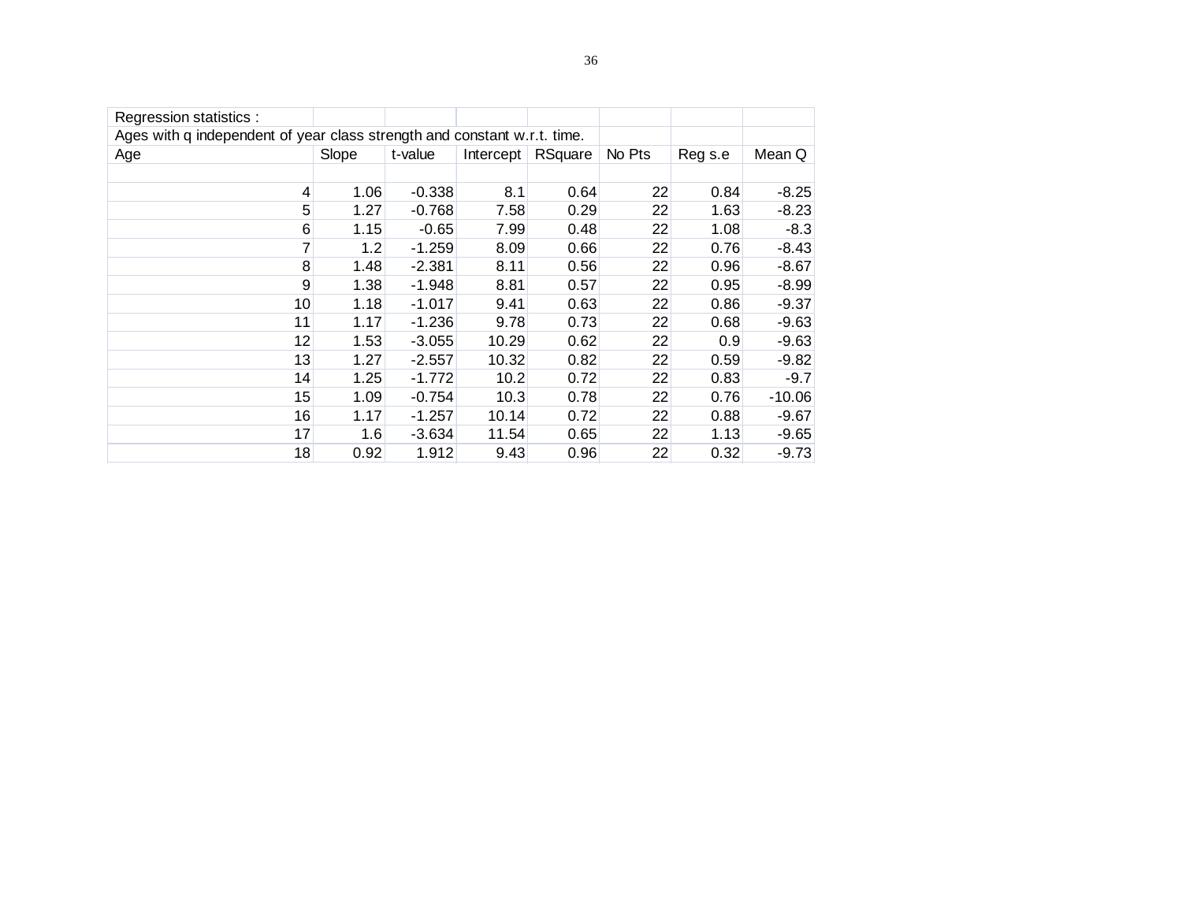Regression statistics :

Ages with q independent of year class strength and constant w.r.t. time.

| Age | Slope | t-value | Intercept | RSquare | No Pts | Reg s.e | Mean Q |
|---|---|---|---|---|---|---|---|
| 4 | 1.06 | -0.338 | 8.1 | 0.64 | 22 | 0.84 | -8.25 |
| 5 | 1.27 | -0.768 | 7.58 | 0.29 | 22 | 1.63 | -8.23 |
| 6 | 1.15 | -0.65 | 7.99 | 0.48 | 22 | 1.08 | -8.3 |
| 7 | 1.2 | -1.259 | 8.09 | 0.66 | 22 | 0.76 | -8.43 |
| 8 | 1.48 | -2.381 | 8.11 | 0.56 | 22 | 0.96 | -8.67 |
| 9 | 1.38 | -1.948 | 8.81 | 0.57 | 22 | 0.95 | -8.99 |
| 10 | 1.18 | -1.017 | 9.41 | 0.63 | 22 | 0.86 | -9.37 |
| 11 | 1.17 | -1.236 | 9.78 | 0.73 | 22 | 0.68 | -9.63 |
| 12 | 1.53 | -3.055 | 10.29 | 0.62 | 22 | 0.9 | -9.63 |
| 13 | 1.27 | -2.557 | 10.32 | 0.82 | 22 | 0.59 | -9.82 |
| 14 | 1.25 | -1.772 | 10.2 | 0.72 | 22 | 0.83 | -9.7 |
| 15 | 1.09 | -0.754 | 10.3 | 0.78 | 22 | 0.76 | -10.06 |
| 16 | 1.17 | -1.257 | 10.14 | 0.72 | 22 | 0.88 | -9.67 |
| 17 | 1.6 | -3.634 | 11.54 | 0.65 | 22 | 1.13 | -9.65 |
| 18 | 0.92 | 1.912 | 9.43 | 0.96 | 22 | 0.32 | -9.73 |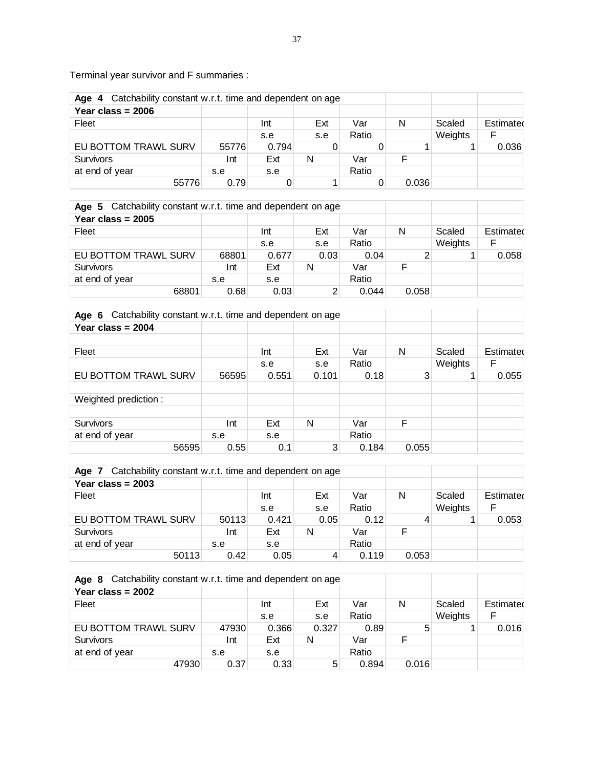Terminal year survivor and F summaries :

| **Age 4** Catchability constant w.r.t. time and dependent on age | | | | | | | |
|---|---|---|---|---|---|---|---|
| **Year class = 2006** | | | | | | | |
| Fleet | | Int | Ext | Var | N | Scaled | Estimated |
| | | s.e | s.e | Ratio | | Weights | F |
| EU BOTTOM TRAWL SURV | 55776 | 0.794 | 0 | 0 | 1 | 1 | 0.036 |
| Survivors | Int | Ext | N | Var | F | | |
| at end of year | s.e | s.e | | Ratio | | | |
| 55776 | 0.79 | 0 | 1 | 0 | 0.036 | | |

| **Age 5** Catchability constant w.r.t. time and dependent on age | | | | | | | |
|---|---|---|---|---|---|---|---|
| **Year class = 2005** | | | | | | | |
| Fleet | | Int | Ext | Var | N | Scaled | Estimated |
| | | s.e | s.e | Ratio | | Weights | F |
| EU BOTTOM TRAWL SURV | 68801 | 0.677 | 0.03 | 0.04 | 2 | 1 | 0.058 |
| Survivors | Int | Ext | N | Var | F | | |
| at end of year | s.e | s.e | | Ratio | | | |
| 68801 | 0.68 | 0.03 | 2 | 0.044 | 0.058 | | |

| **Age 6** Catchability constant w.r.t. time and dependent on age | | | | | | | |
|---|---|---|---|---|---|---|---|
| **Year class = 2004** | | | | | | | |
| | | | | | | | |
| Fleet | | Int | Ext | Var | N | Scaled | Estimated |
| | | s.e | s.e | Ratio | | Weights | F |
| EU BOTTOM TRAWL SURV | 56595 | 0.551 | 0.101 | 0.18 | 3 | 1 | 0.055 |
| | | | | | | | |
| Weighted prediction : | | | | | | | |
| | | | | | | | |
| Survivors | Int | Ext | N | Var | F | | |
| at end of year | s.e | s.e | | Ratio | | | |
| 56595 | 0.55 | 0.1 | 3 | 0.184 | 0.055 | | |

| **Age 7** Catchability constant w.r.t. time and dependent on age | | | | | | | |
|---|---|---|---|---|---|---|---|
| **Year class = 2003** | | | | | | | |
| Fleet | | Int | Ext | Var | N | Scaled | Estimated |
| | | s.e | s.e | Ratio | | Weights | F |
| EU BOTTOM TRAWL SURV | 50113 | 0.421 | 0.05 | 0.12 | 4 | 1 | 0.053 |
| Survivors | Int | Ext | N | Var | F | | |
| at end of year | s.e | s.e | | Ratio | | | |
| 50113 | 0.42 | 0.05 | 4 | 0.119 | 0.053 | | |

| **Age 8** Catchability constant w.r.t. time and dependent on age | | | | | | | |
|---|---|---|---|---|---|---|---|
| **Year class = 2002** | | | | | | | |
| Fleet | | Int | Ext | Var | N | Scaled | Estimated |
| | | s.e | s.e | Ratio | | Weights | F |
| EU BOTTOM TRAWL SURV | 47930 | 0.366 | 0.327 | 0.89 | 5 | 1 | 0.016 |
| Survivors | Int | Ext | N | Var | F | | |
| at end of year | s.e | s.e | | Ratio | | | |
| 47930 | 0.37 | 0.33 | 5 | 0.894 | 0.016 | | |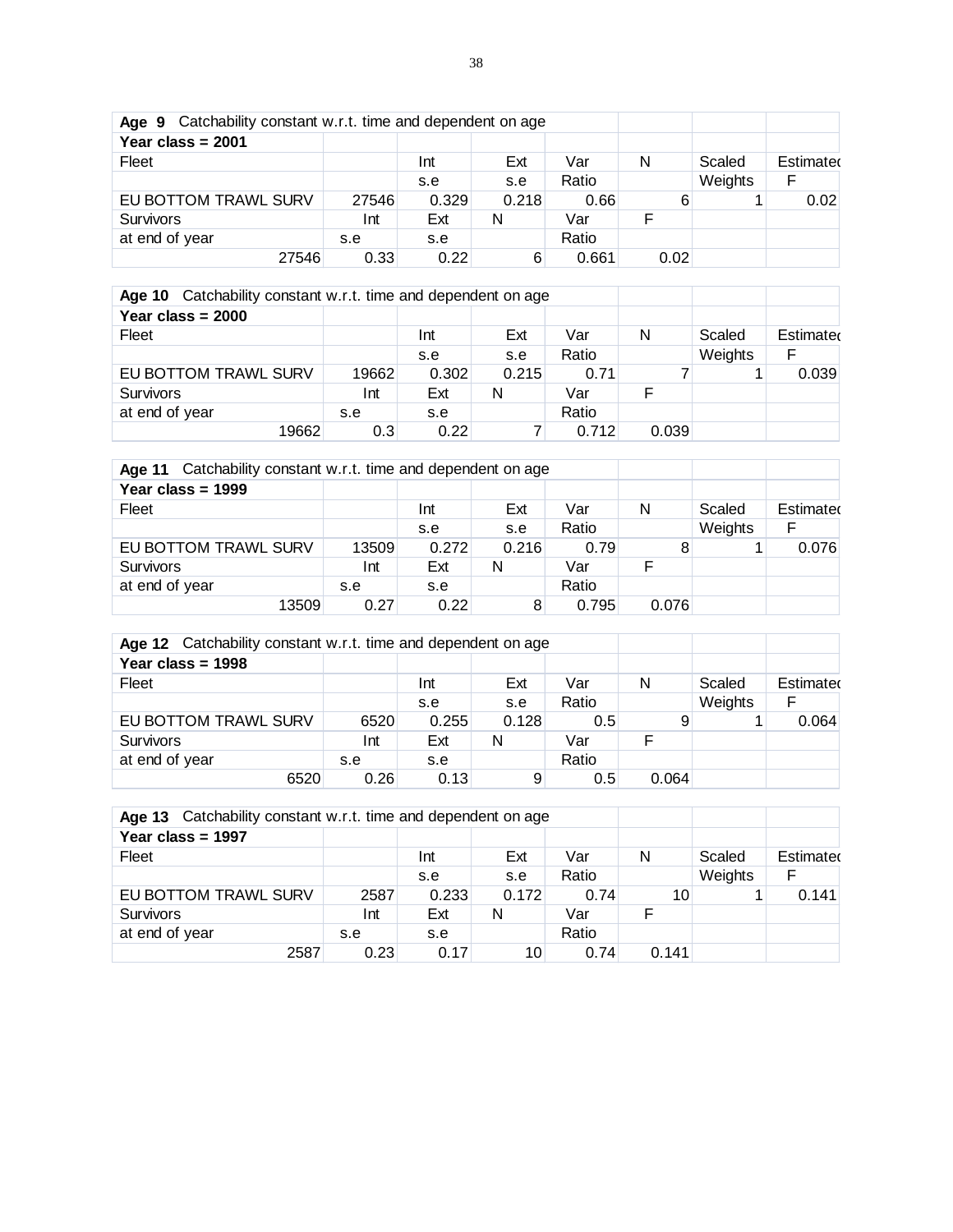| **Age 9** Catchability constant w.r.t. time and dependent on age | | | | | | | |
|---|---|---|---|---|---|---|---|
| **Year class = 2001** | | | | | | | |
| Fleet | | Int | Ext | Var | N | Scaled | Estimated |
| | | s.e | s.e | Ratio | | Weights | F |
| EU BOTTOM TRAWL SURV | 27546 | 0.329 | 0.218 | 0.66 | 6 | 1 | 0.02 |
| Survivors | Int | Ext | N | Var | F | | |
| at end of year | s.e | s.e | | Ratio | | | |
| 27546 | 0.33 | 0.22 | 6 | 0.661 | 0.02 | | |

| **Age 10** Catchability constant w.r.t. time and dependent on age | | | | | | | |
|---|---|---|---|---|---|---|---|
| **Year class = 2000** | | | | | | | |
| Fleet | | Int | Ext | Var | N | Scaled | Estimated |
| | | s.e | s.e | Ratio | | Weights | F |
| EU BOTTOM TRAWL SURV | 19662 | 0.302 | 0.215 | 0.71 | 7 | 1 | 0.039 |
| Survivors | Int | Ext | N | Var | F | | |
| at end of year | s.e | s.e | | Ratio | | | |
| 19662 | 0.3 | 0.22 | 7 | 0.712 | 0.039 | | |

| **Age 11** Catchability constant w.r.t. time and dependent on age | | | | | | | |
|---|---|---|---|---|---|---|---|
| **Year class = 1999** | | | | | | | |
| Fleet | | Int | Ext | Var | N | Scaled | Estimated |
| | | s.e | s.e | Ratio | | Weights | F |
| EU BOTTOM TRAWL SURV | 13509 | 0.272 | 0.216 | 0.79 | 8 | 1 | 0.076 |
| Survivors | Int | Ext | N | Var | F | | |
| at end of year | s.e | s.e | | Ratio | | | |
| 13509 | 0.27 | 0.22 | 8 | 0.795 | 0.076 | | |

| **Age 12** Catchability constant w.r.t. time and dependent on age | | | | | | | |
|---|---|---|---|---|---|---|---|
| **Year class = 1998** | | | | | | | |
| Fleet | | Int | Ext | Var | N | Scaled | Estimated |
| | | s.e | s.e | Ratio | | Weights | F |
| EU BOTTOM TRAWL SURV | 6520 | 0.255 | 0.128 | 0.5 | 9 | 1 | 0.064 |
| Survivors | Int | Ext | N | Var | F | | |
| at end of year | s.e | s.e | | Ratio | | | |
| 6520 | 0.26 | 0.13 | 9 | 0.5 | 0.064 | | |

| **Age 13** Catchability constant w.r.t. time and dependent on age | | | | | | | |
|---|---|---|---|---|---|---|---|
| **Year class = 1997** | | | | | | | |
| Fleet | | Int | Ext | Var | N | Scaled | Estimated |
| | | s.e | s.e | Ratio | | Weights | F |
| EU BOTTOM TRAWL SURV | 2587 | 0.233 | 0.172 | 0.74 | 10 | 1 | 0.141 |
| Survivors | Int | Ext | N | Var | F | | |
| at end of year | s.e | s.e | | Ratio | | | |
| 2587 | 0.23 | 0.17 | 10 | 0.74 | 0.141 | | |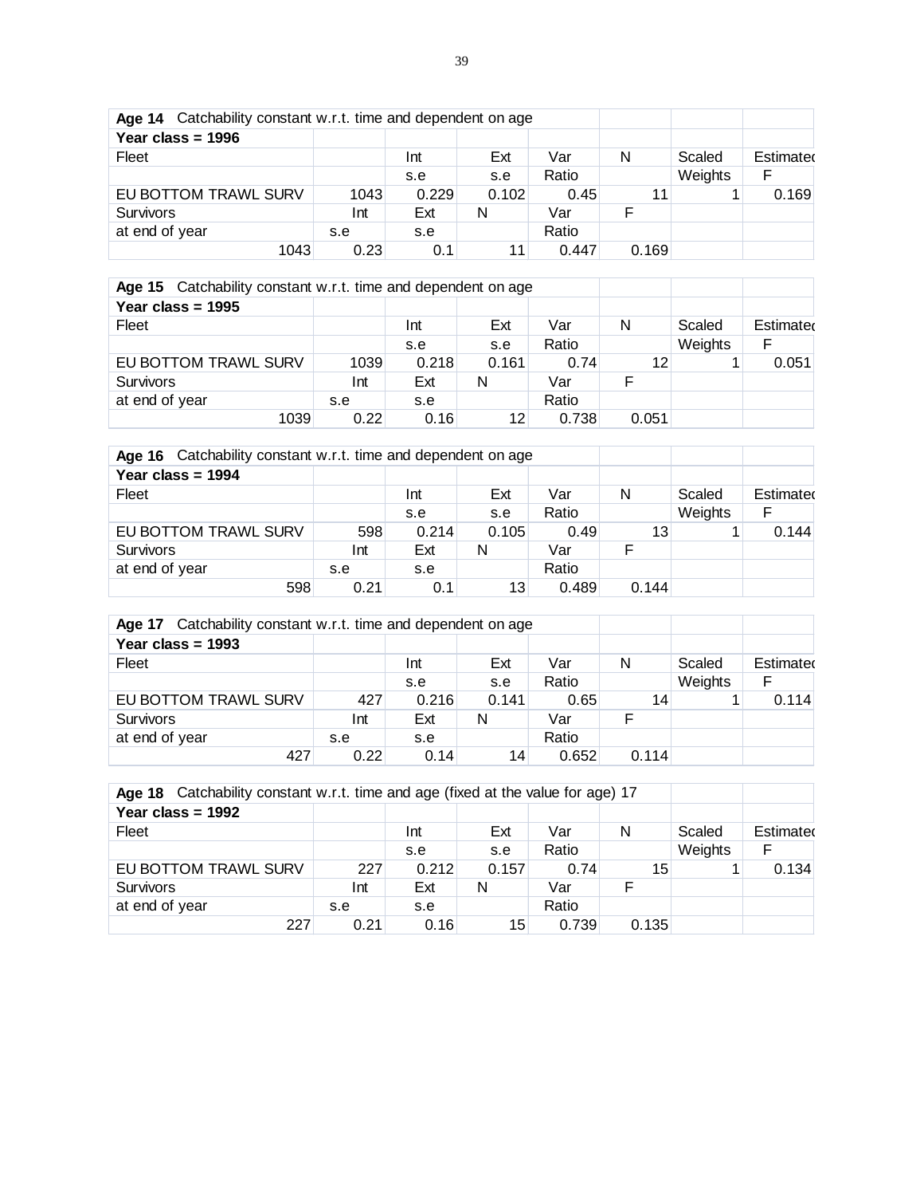| **Age 14** Catchability constant w.r.t. time and dependent on age | | | | | | | |
|---|---|---|---|---|---|---|---|
| **Year class = 1996** | | | | | | | |
| Fleet | | Int | Ext | Var | N | Scaled | Estimated |
| | | s.e | s.e | Ratio | | Weights | F |
| EU BOTTOM TRAWL SURV | 1043 | 0.229 | 0.102 | 0.45 | 11 | 1 | 0.169 |
| Survivors | Int | Ext | N | Var | F | | |
| at end of year | s.e | s.e | | Ratio | | | |
| 1043 | 0.23 | 0.1 | 11 | 0.447 | 0.169 | | |

| **Age 15** Catchability constant w.r.t. time and dependent on age | | | | | | | |
|---|---|---|---|---|---|---|---|
| **Year class = 1995** | | | | | | | |
| Fleet | | Int | Ext | Var | N | Scaled | Estimated |
| | | s.e | s.e | Ratio | | Weights | F |
| EU BOTTOM TRAWL SURV | 1039 | 0.218 | 0.161 | 0.74 | 12 | 1 | 0.051 |
| Survivors | Int | Ext | N | Var | F | | |
| at end of year | s.e | s.e | | Ratio | | | |
| 1039 | 0.22 | 0.16 | 12 | 0.738 | 0.051 | | |

| **Age 16** Catchability constant w.r.t. time and dependent on age | | | | | | | |
|---|---|---|---|---|---|---|---|
| **Year class = 1994** | | | | | | | |
| Fleet | | Int | Ext | Var | N | Scaled | Estimated |
| | | s.e | s.e | Ratio | | Weights | F |
| EU BOTTOM TRAWL SURV | 598 | 0.214 | 0.105 | 0.49 | 13 | 1 | 0.144 |
| Survivors | Int | Ext | N | Var | F | | |
| at end of year | s.e | s.e | | Ratio | | | |
| 598 | 0.21 | 0.1 | 13 | 0.489 | 0.144 | | |

| **Age 17** Catchability constant w.r.t. time and dependent on age | | | | | | | |
|---|---|---|---|---|---|---|---|
| **Year class = 1993** | | | | | | | |
| Fleet | | Int | Ext | Var | N | Scaled | Estimated |
| | | s.e | s.e | Ratio | | Weights | F |
| EU BOTTOM TRAWL SURV | 427 | 0.216 | 0.141 | 0.65 | 14 | 1 | 0.114 |
| Survivors | Int | Ext | N | Var | F | | |
| at end of year | s.e | s.e | | Ratio | | | |
| 427 | 0.22 | 0.14 | 14 | 0.652 | 0.114 | | |

| **Age 18** Catchability constant w.r.t. time and age (fixed at the value for age) 17 | | | | | | | |
|---|---|---|---|---|---|---|---|
| **Year class = 1992** | | | | | | | |
| Fleet | | Int | Ext | Var | N | Scaled | Estimated |
| | | s.e | s.e | Ratio | | Weights | F |
| EU BOTTOM TRAWL SURV | 227 | 0.212 | 0.157 | 0.74 | 15 | 1 | 0.134 |
| Survivors | Int | Ext | N | Var | F | | |
| at end of year | s.e | s.e | | Ratio | | | |
| 227 | 0.21 | 0.16 | 15 | 0.739 | 0.135 | | |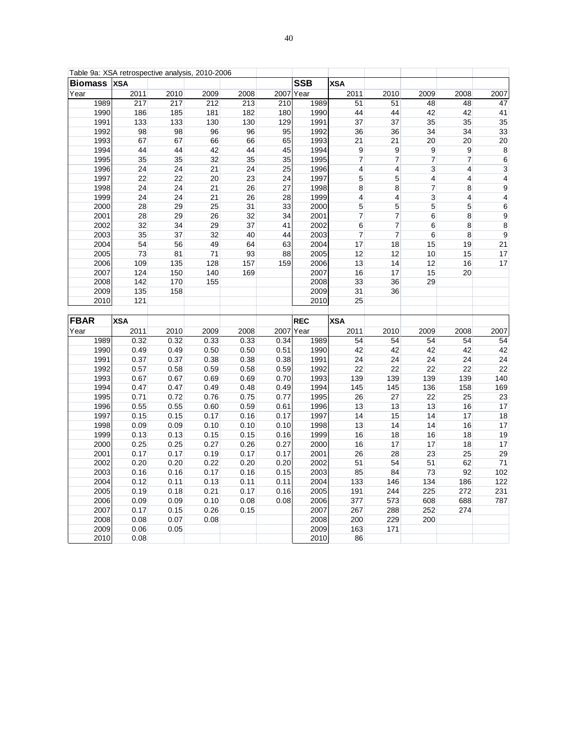Table 9a: XSA retrospective analysis, 2010-2006

| **Biomass** | **XSA** | | | | | **SSB** | **XSA** | | | | |
|---|---|---|---|---|---|---|---|---|---|---|---|
| Year | 2011 | 2010 | 2009 | 2008 | 2007 | Year | 2011 | 2010 | 2009 | 2008 | 2007 |
| 1989 | 217 | 217 | 212 | 213 | 210 | 1989 | 51 | 51 | 48 | 48 | 47 |
| 1990 | 186 | 185 | 181 | 182 | 180 | 1990 | 44 | 44 | 42 | 42 | 41 |
| 1991 | 133 | 133 | 130 | 130 | 129 | 1991 | 37 | 37 | 35 | 35 | 35 |
| 1992 | 98 | 98 | 96 | 96 | 95 | 1992 | 36 | 36 | 34 | 34 | 33 |
| 1993 | 67 | 67 | 66 | 66 | 65 | 1993 | 21 | 21 | 20 | 20 | 20 |
| 1994 | 44 | 44 | 42 | 44 | 45 | 1994 | 9 | 9 | 9 | 9 | 8 |
| 1995 | 35 | 35 | 32 | 35 | 35 | 1995 | 7 | 7 | 7 | 7 | 6 |
| 1996 | 24 | 24 | 21 | 24 | 25 | 1996 | 4 | 4 | 3 | 4 | 3 |
| 1997 | 22 | 22 | 20 | 23 | 24 | 1997 | 5 | 5 | 4 | 4 | 4 |
| 1998 | 24 | 24 | 21 | 26 | 27 | 1998 | 8 | 8 | 7 | 8 | 9 |
| 1999 | 24 | 24 | 21 | 26 | 28 | 1999 | 4 | 4 | 3 | 4 | 4 |
| 2000 | 28 | 29 | 25 | 31 | 33 | 2000 | 5 | 5 | 5 | 5 | 6 |
| 2001 | 28 | 29 | 26 | 32 | 34 | 2001 | 7 | 7 | 6 | 8 | 9 |
| 2002 | 32 | 34 | 29 | 37 | 41 | 2002 | 6 | 7 | 6 | 8 | 8 |
| 2003 | 35 | 37 | 32 | 40 | 44 | 2003 | 7 | 7 | 6 | 8 | 9 |
| 2004 | 54 | 56 | 49 | 64 | 63 | 2004 | 17 | 18 | 15 | 19 | 21 |
| 2005 | 73 | 81 | 71 | 93 | 88 | 2005 | 12 | 12 | 10 | 15 | 17 |
| 2006 | 109 | 135 | 128 | 157 | 159 | 2006 | 13 | 14 | 12 | 16 | 17 |
| 2007 | 124 | 150 | 140 | 169 | | 2007 | 16 | 17 | 15 | 20 | |
| 2008 | 142 | 170 | 155 | | | 2008 | 33 | 36 | 29 | | |
| 2009 | 135 | 158 | | | | 2009 | 31 | 36 | | | |
| 2010 | 121 | | | | | 2010 | 25 | | | | |

| **FBAR** | **XSA** | | | | | **REC** | **XSA** | | | | |
|---|---|---|---|---|---|---|---|---|---|---|---|
| Year | 2011 | 2010 | 2009 | 2008 | 2007 | Year | 2011 | 2010 | 2009 | 2008 | 2007 |
| 1989 | 0.32 | 0.32 | 0.33 | 0.33 | 0.34 | 1989 | 54 | 54 | 54 | 54 | 54 |
| 1990 | 0.49 | 0.49 | 0.50 | 0.50 | 0.51 | 1990 | 42 | 42 | 42 | 42 | 42 |
| 1991 | 0.37 | 0.37 | 0.38 | 0.38 | 0.38 | 1991 | 24 | 24 | 24 | 24 | 24 |
| 1992 | 0.57 | 0.58 | 0.59 | 0.58 | 0.59 | 1992 | 22 | 22 | 22 | 22 | 22 |
| 1993 | 0.67 | 0.67 | 0.69 | 0.69 | 0.70 | 1993 | 139 | 139 | 139 | 139 | 140 |
| 1994 | 0.47 | 0.47 | 0.49 | 0.48 | 0.49 | 1994 | 145 | 145 | 136 | 158 | 169 |
| 1995 | 0.71 | 0.72 | 0.76 | 0.75 | 0.77 | 1995 | 26 | 27 | 22 | 25 | 23 |
| 1996 | 0.55 | 0.55 | 0.60 | 0.59 | 0.61 | 1996 | 13 | 13 | 13 | 16 | 17 |
| 1997 | 0.15 | 0.15 | 0.17 | 0.16 | 0.17 | 1997 | 14 | 15 | 14 | 17 | 18 |
| 1998 | 0.09 | 0.09 | 0.10 | 0.10 | 0.10 | 1998 | 13 | 14 | 14 | 16 | 17 |
| 1999 | 0.13 | 0.13 | 0.15 | 0.15 | 0.16 | 1999 | 16 | 18 | 16 | 18 | 19 |
| 2000 | 0.25 | 0.25 | 0.27 | 0.26 | 0.27 | 2000 | 16 | 17 | 17 | 18 | 17 |
| 2001 | 0.17 | 0.17 | 0.19 | 0.17 | 0.17 | 2001 | 26 | 28 | 23 | 25 | 29 |
| 2002 | 0.20 | 0.20 | 0.22 | 0.20 | 0.20 | 2002 | 51 | 54 | 51 | 62 | 71 |
| 2003 | 0.16 | 0.16 | 0.17 | 0.16 | 0.15 | 2003 | 85 | 84 | 73 | 92 | 102 |
| 2004 | 0.12 | 0.11 | 0.13 | 0.11 | 0.11 | 2004 | 133 | 146 | 134 | 186 | 122 |
| 2005 | 0.19 | 0.18 | 0.21 | 0.17 | 0.16 | 2005 | 191 | 244 | 225 | 272 | 231 |
| 2006 | 0.09 | 0.09 | 0.10 | 0.08 | 0.08 | 2006 | 377 | 573 | 608 | 688 | 787 |
| 2007 | 0.17 | 0.15 | 0.26 | 0.15 | | 2007 | 267 | 288 | 252 | 274 | |
| 2008 | 0.08 | 0.07 | 0.08 | | | 2008 | 200 | 229 | 200 | | |
| 2009 | 0.06 | 0.05 | | | | 2009 | 163 | 171 | | | |
| 2010 | 0.08 | | | | | 2010 | 86 | | | | |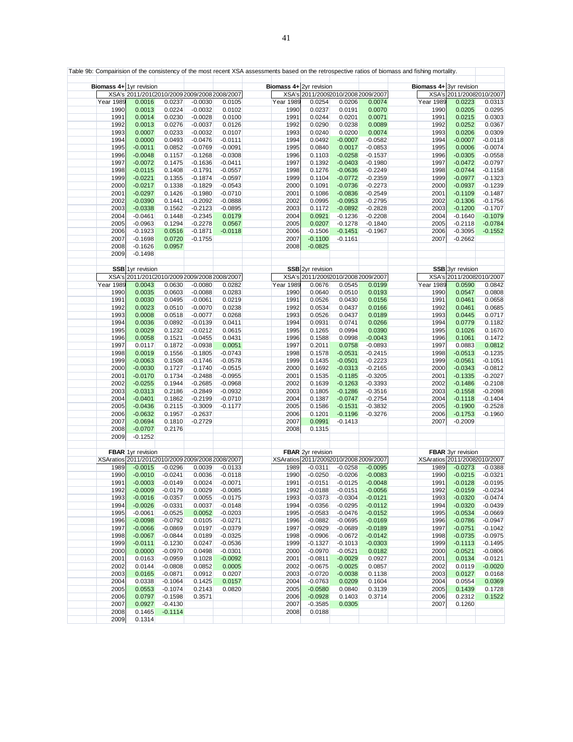Table 9b: Compairision of the consistency of the most recent XSA assessments based on the retrospective ratios of biomass and fishing mortality.

**Biomass 4+** 1yr revision

| XSA's | 2011/2010 | 2010/2009 | 2009/2008 | 2008/2007 |
|---|---|---|---|---|
| Year 1989 | 0.0016 | 0.0237 | -0.0030 | 0.0105 |
| 1990 | 0.0013 | 0.0224 | -0.0032 | 0.0102 |
| 1991 | 0.0014 | 0.0230 | -0.0028 | 0.0100 |
| 1992 | 0.0013 | 0.0276 | -0.0037 | 0.0126 |
| 1993 | 0.0007 | 0.0233 | -0.0032 | 0.0107 |
| 1994 | 0.0000 | 0.0493 | -0.0476 | -0.0111 |
| 1995 | -0.0011 | 0.0852 | -0.0769 | -0.0091 |
| 1996 | -0.0048 | 0.1157 | -0.1268 | -0.0308 |
| 1997 | -0.0072 | 0.1475 | -0.1636 | -0.0411 |
| 1998 | -0.0115 | 0.1408 | -0.1791 | -0.0557 |
| 1999 | -0.0221 | 0.1355 | -0.1874 | -0.0597 |
| 2000 | -0.0217 | 0.1338 | -0.1829 | -0.0543 |
| 2001 | -0.0297 | 0.1426 | -0.1980 | -0.0710 |
| 2002 | -0.0390 | 0.1441 | -0.2092 | -0.0888 |
| 2003 | -0.0338 | 0.1562 | -0.2123 | -0.0895 |
| 2004 | -0.0461 | 0.1448 | -0.2345 | 0.0179 |
| 2005 | -0.0963 | 0.1294 | -0.2278 | 0.0567 |
| 2006 | -0.1923 | 0.0516 | -0.1871 | -0.0118 |
| 2007 | -0.1698 | 0.0720 | -0.1755 | |
| 2008 | -0.1626 | 0.0957 | | |
| 2009 | -0.1498 | | | |

**Biomass 4+** 2yr revision

| XSA's | 2011/2009 | 2010/2008 | 2009/2007 |
|---|---|---|---|
| Year 1989 | 0.0254 | 0.0206 | 0.0074 |
| 1990 | 0.0237 | 0.0191 | 0.0070 |
| 1991 | 0.0244 | 0.0201 | 0.0071 |
| 1992 | 0.0290 | 0.0238 | 0.0089 |
| 1993 | 0.0240 | 0.0200 | 0.0074 |
| 1994 | 0.0492 | -0.0007 | -0.0582 |
| 1995 | 0.0840 | 0.0017 | -0.0853 |
| 1996 | 0.1103 | -0.0258 | -0.1537 |
| 1997 | 0.1392 | -0.0403 | -0.1980 |
| 1998 | 0.1276 | -0.0636 | -0.2249 |
| 1999 | 0.1104 | -0.0772 | -0.2359 |
| 2000 | 0.1091 | -0.0736 | -0.2273 |
| 2001 | 0.1086 | -0.0836 | -0.2549 |
| 2002 | 0.0995 | -0.0953 | -0.2795 |
| 2003 | 0.1172 | -0.0892 | -0.2828 |
| 2004 | 0.0921 | -0.1236 | -0.2208 |
| 2005 | 0.0207 | -0.1278 | -0.1840 |
| 2006 | -0.1506 | -0.1451 | -0.1967 |
| 2007 | -0.1100 | -0.1161 | |
| 2008 | -0.0825 | | |

**Biomass 4+** 3yr revision

| XSA's | 2011/2008 | 2010/2007 |
|---|---|---|
| Year 1989 | 0.0223 | 0.0313 |
| 1990 | 0.0205 | 0.0295 |
| 1991 | 0.0215 | 0.0303 |
| 1992 | 0.0252 | 0.0367 |
| 1993 | 0.0206 | 0.0309 |
| 1994 | -0.0007 | -0.0118 |
| 1995 | 0.0006 | -0.0074 |
| 1996 | -0.0305 | -0.0558 |
| 1997 | -0.0472 | -0.0797 |
| 1998 | -0.0744 | -0.1158 |
| 1999 | -0.0977 | -0.1323 |
| 2000 | -0.0937 | -0.1239 |
| 2001 | -0.1109 | -0.1487 |
| 2002 | -0.1306 | -0.1756 |
| 2003 | -0.1200 | -0.1707 |
| 2004 | -0.1640 | -0.1079 |
| 2005 | -0.2118 | -0.0784 |
| 2006 | -0.3095 | -0.1552 |
| 2007 | -0.2662 | |

**SSB** 1yr revision

| XSA's | 2011/2010 | 2010/2009 | 2009/2008 | 2008/2007 |
|---|---|---|---|---|
| Year 1989 | 0.0043 | 0.0630 | -0.0080 | 0.0282 |
| 1990 | 0.0035 | 0.0603 | -0.0088 | 0.0283 |
| 1991 | 0.0030 | 0.0495 | -0.0061 | 0.0219 |
| 1992 | 0.0023 | 0.0510 | -0.0070 | 0.0238 |
| 1993 | 0.0008 | 0.0518 | -0.0077 | 0.0268 |
| 1994 | 0.0036 | 0.0892 | -0.0139 | 0.0411 |
| 1995 | 0.0029 | 0.1232 | -0.0212 | 0.0615 |
| 1996 | 0.0058 | 0.1521 | -0.0455 | 0.0431 |
| 1997 | 0.0117 | 0.1872 | -0.0938 | 0.0051 |
| 1998 | 0.0019 | 0.1556 | -0.1805 | -0.0743 |
| 1999 | -0.0063 | 0.1508 | -0.1746 | -0.0578 |
| 2000 | -0.0030 | 0.1727 | -0.1740 | -0.0515 |
| 2001 | -0.0170 | 0.1734 | -0.2488 | -0.0955 |
| 2002 | -0.0255 | 0.1944 | -0.2685 | -0.0968 |
| 2003 | -0.0313 | 0.2186 | -0.2849 | -0.0932 |
| 2004 | -0.0401 | 0.1862 | -0.2199 | -0.0710 |
| 2005 | -0.0436 | 0.2115 | -0.3009 | -0.1177 |
| 2006 | -0.0632 | 0.1957 | -0.2637 | |
| 2007 | -0.0694 | 0.1810 | -0.2729 | |
| 2008 | -0.0707 | 0.2176 | | |
| 2009 | -0.1252 | | | |

**SSB** 2yr revision

| XSA's | 2011/2009 | 2010/2008 | 2009/2007 |
|---|---|---|---|
| Year 1989 | 0.0676 | 0.0545 | 0.0199 |
| 1990 | 0.0640 | 0.0510 | 0.0193 |
| 1991 | 0.0526 | 0.0430 | 0.0156 |
| 1992 | 0.0534 | 0.0437 | 0.0166 |
| 1993 | 0.0526 | 0.0437 | 0.0189 |
| 1994 | 0.0931 | 0.0741 | 0.0266 |
| 1995 | 0.1265 | 0.0994 | 0.0390 |
| 1996 | 0.1588 | 0.0998 | -0.0043 |
| 1997 | 0.2011 | 0.0758 | -0.0893 |
| 1998 | 0.1578 | -0.0531 | -0.2415 |
| 1999 | 0.1435 | -0.0501 | -0.2223 |
| 2000 | 0.1692 | -0.0313 | -0.2165 |
| 2001 | 0.1535 | -0.1185 | -0.3205 |
| 2002 | 0.1639 | -0.1263 | -0.3393 |
| 2003 | 0.1805 | -0.1286 | -0.3516 |
| 2004 | 0.1387 | -0.0747 | -0.2754 |
| 2005 | 0.1586 | -0.1531 | -0.3832 |
| 2006 | 0.1201 | -0.1196 | -0.3276 |
| 2007 | 0.0991 | -0.1413 | |
| 2008 | 0.1315 | | |

**SSB** 3yr revision

| XSA's | 2011/2008 | 2010/2007 |
|---|---|---|
| Year 1989 | 0.0590 | 0.0842 |
| 1990 | 0.0547 | 0.0808 |
| 1991 | 0.0461 | 0.0658 |
| 1992 | 0.0461 | 0.0685 |
| 1993 | 0.0445 | 0.0717 |
| 1994 | 0.0779 | 0.1182 |
| 1995 | 0.1026 | 0.1670 |
| 1996 | 0.1061 | 0.1472 |
| 1997 | 0.0883 | 0.0812 |
| 1998 | -0.0513 | -0.1235 |
| 1999 | -0.0561 | -0.1051 |
| 2000 | -0.0343 | -0.0812 |
| 2001 | -0.1335 | -0.2027 |
| 2002 | -0.1486 | -0.2108 |
| 2003 | -0.1558 | -0.2098 |
| 2004 | -0.1118 | -0.1404 |
| 2005 | -0.1900 | -0.2528 |
| 2006 | -0.1753 | -0.1960 |
| 2007 | -0.2009 | |

**FBAR** 1yr revision

| XSAratios | 2011/2010 | 2010/2009 | 2009/2008 | 2008/2007 |
|---|---|---|---|---|
| 1989 | -0.0015 | -0.0296 | 0.0039 | -0.0133 |
| 1990 | -0.0010 | -0.0241 | 0.0036 | -0.0118 |
| 1991 | -0.0003 | -0.0149 | 0.0024 | -0.0071 |
| 1992 | -0.0009 | -0.0179 | 0.0029 | -0.0085 |
| 1993 | -0.0016 | -0.0357 | 0.0055 | -0.0175 |
| 1994 | -0.0026 | -0.0331 | 0.0037 | -0.0148 |
| 1995 | -0.0061 | -0.0525 | 0.0052 | -0.0203 |
| 1996 | -0.0098 | -0.0792 | 0.0105 | -0.0271 |
| 1997 | -0.0066 | -0.0869 | 0.0197 | -0.0379 |
| 1998 | -0.0067 | -0.0844 | 0.0189 | -0.0325 |
| 1999 | -0.0111 | -0.1230 | 0.0247 | -0.0536 |
| 2000 | 0.0000 | -0.0970 | 0.0498 | -0.0301 |
| 2001 | 0.0163 | -0.0959 | 0.1028 | -0.0092 |
| 2002 | 0.0144 | -0.0808 | 0.0852 | 0.0005 |
| 2003 | 0.0165 | -0.0871 | 0.0912 | 0.0207 |
| 2004 | 0.0338 | -0.1064 | 0.1425 | 0.0157 |
| 2005 | 0.0553 | -0.1074 | 0.2143 | 0.0820 |
| 2006 | 0.0797 | -0.1598 | 0.3571 | |
| 2007 | 0.0927 | -0.4130 | | |
| 2008 | 0.1465 | -0.1114 | | |
| 2009 | 0.1314 | | | |

**FBAR** 2yr revision

| XSAratios | 2011/2009 | 2010/2008 | 2009/2007 |
|---|---|---|---|
| 1989 | -0.0311 | -0.0258 | -0.0095 |
| 1990 | -0.0250 | -0.0206 | -0.0083 |
| 1991 | -0.0151 | -0.0125 | -0.0048 |
| 1992 | -0.0188 | -0.0151 | -0.0056 |
| 1993 | -0.0373 | -0.0304 | -0.0121 |
| 1994 | -0.0356 | -0.0295 | -0.0112 |
| 1995 | -0.0583 | -0.0476 | -0.0152 |
| 1996 | -0.0882 | -0.0695 | -0.0169 |
| 1997 | -0.0929 | -0.0689 | -0.0189 |
| 1998 | -0.0906 | -0.0672 | -0.0142 |
| 1999 | -0.1327 | -0.1013 | -0.0303 |
| 2000 | -0.0970 | -0.0521 | 0.0182 |
| 2001 | -0.0811 | -0.0029 | 0.0927 |
| 2002 | -0.0675 | -0.0025 | 0.0857 |
| 2003 | -0.0720 | -0.0038 | 0.1138 |
| 2004 | -0.0763 | 0.0209 | 0.1604 |
| 2005 | -0.0580 | 0.0840 | 0.3139 |
| 2006 | -0.0928 | 0.1403 | 0.3714 |
| 2007 | -0.3585 | 0.0305 | |
| 2008 | 0.0188 | | |

**FBAR** 3yr revision

| XSAratios | 2011/2008 | 2010/2007 |
|---|---|---|
| 1989 | -0.0273 | -0.0388 |
| 1990 | -0.0215 | -0.0321 |
| 1991 | -0.0128 | -0.0195 |
| 1992 | -0.0159 | -0.0234 |
| 1993 | -0.0320 | -0.0474 |
| 1994 | -0.0320 | -0.0439 |
| 1995 | -0.0534 | -0.0669 |
| 1996 | -0.0786 | -0.0947 |
| 1997 | -0.0751 | -0.1042 |
| 1998 | -0.0735 | -0.0975 |
| 1999 | -0.1113 | -0.1495 |
| 2000 | -0.0521 | -0.0806 |
| 2001 | 0.0134 | -0.0121 |
| 2002 | 0.0119 | -0.0020 |
| 2003 | 0.0127 | 0.0168 |
| 2004 | 0.0554 | 0.0369 |
| 2005 | 0.1439 | 0.1728 |
| 2006 | 0.2312 | 0.1522 |
| 2007 | 0.1260 | |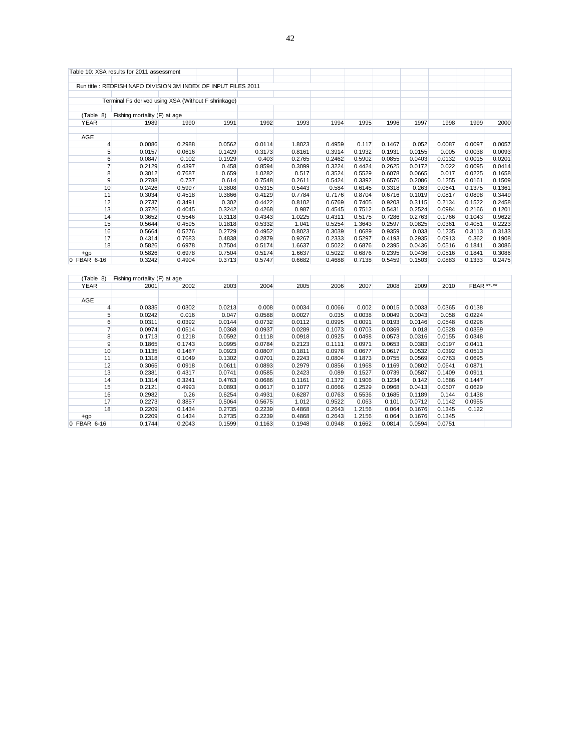Table 10: XSA results for 2011 assessment

Run title : REDFISH NAFO DIVISION 3M INDEX OF INPUT FILES 2011

Terminal Fs derived using XSA (Without F shrinkage)

(Table 8) Fishing mortality (F) at age

| YEAR | 1989 | 1990 | 1991 | 1992 | 1993 | 1994 | 1995 | 1996 | 1997 | 1998 | 1999 | 2000 |
|---|---|---|---|---|---|---|---|---|---|---|---|---|
| AGE | | | | | | | | | | | | |
| 4 | 0.0086 | 0.2988 | 0.0562 | 0.0114 | 1.8023 | 0.4959 | 0.117 | 0.1467 | 0.052 | 0.0087 | 0.0097 | 0.0057 |
| 5 | 0.0157 | 0.0616 | 0.1429 | 0.3173 | 0.8161 | 0.3914 | 0.1932 | 0.1931 | 0.0155 | 0.005 | 0.0038 | 0.0093 |
| 6 | 0.0847 | 0.102 | 0.1929 | 0.403 | 0.2765 | 0.2462 | 0.5902 | 0.0855 | 0.0403 | 0.0132 | 0.0015 | 0.0201 |
| 7 | 0.2129 | 0.4397 | 0.458 | 0.8594 | 0.3099 | 0.3224 | 0.4424 | 0.2625 | 0.0172 | 0.022 | 0.0095 | 0.0414 |
| 8 | 0.3012 | 0.7687 | 0.659 | 1.0282 | 0.517 | 0.3524 | 0.5529 | 0.6078 | 0.0665 | 0.017 | 0.0225 | 0.1658 |
| 9 | 0.2788 | 0.737 | 0.614 | 0.7548 | 0.2611 | 0.5424 | 0.3392 | 0.6576 | 0.2086 | 0.1255 | 0.0161 | 0.1509 |
| 10 | 0.2426 | 0.5997 | 0.3808 | 0.5315 | 0.5443 | 0.584 | 0.6145 | 0.3318 | 0.263 | 0.0641 | 0.1375 | 0.1361 |
| 11 | 0.3034 | 0.4518 | 0.3866 | 0.4129 | 0.7784 | 0.7176 | 0.8704 | 0.6716 | 0.1019 | 0.0817 | 0.0898 | 0.3449 |
| 12 | 0.2737 | 0.3491 | 0.302 | 0.4422 | 0.8102 | 0.6769 | 0.7405 | 0.9203 | 0.3115 | 0.2134 | 0.1522 | 0.2458 |
| 13 | 0.3726 | 0.4045 | 0.3242 | 0.4268 | 0.987 | 0.4545 | 0.7512 | 0.5431 | 0.2524 | 0.0984 | 0.2166 | 0.1201 |
| 14 | 0.3652 | 0.5546 | 0.3118 | 0.4343 | 1.0225 | 0.4311 | 0.5175 | 0.7286 | 0.2763 | 0.1766 | 0.1043 | 0.9622 |
| 15 | 0.5644 | 0.4595 | 0.1818 | 0.5332 | 1.041 | 0.5254 | 1.3643 | 0.2597 | 0.0825 | 0.0361 | 0.4051 | 0.2223 |
| 16 | 0.5664 | 0.5276 | 0.2729 | 0.4952 | 0.8023 | 0.3039 | 1.0689 | 0.9359 | 0.033 | 0.1235 | 0.3113 | 0.3133 |
| 17 | 0.4314 | 0.7683 | 0.4838 | 0.2879 | 0.9267 | 0.2333 | 0.5297 | 0.4193 | 0.2935 | 0.0913 | 0.362 | 0.1908 |
| 18 | 0.5826 | 0.6978 | 0.7504 | 0.5174 | 1.6637 | 0.5022 | 0.6876 | 0.2395 | 0.0436 | 0.0516 | 0.1841 | 0.3086 |
| +gp | 0.5826 | 0.6978 | 0.7504 | 0.5174 | 1.6637 | 0.5022 | 0.6876 | 0.2395 | 0.0436 | 0.0516 | 0.1841 | 0.3086 |
| 0 FBAR 6-16 | 0.3242 | 0.4904 | 0.3713 | 0.5747 | 0.6682 | 0.4688 | 0.7138 | 0.5459 | 0.1503 | 0.0883 | 0.1333 | 0.2475 |

(Table 8) Fishing mortality (F) at age

| YEAR | 2001 | 2002 | 2003 | 2004 | 2005 | 2006 | 2007 | 2008 | 2009 | 2010 | FBAR **-** |
|---|---|---|---|---|---|---|---|---|---|---|---|
| AGE | | | | | | | | | | | |
| 4 | 0.0335 | 0.0302 | 0.0213 | 0.008 | 0.0034 | 0.0066 | 0.002 | 0.0015 | 0.0033 | 0.0365 | 0.0138 |
| 5 | 0.0242 | 0.016 | 0.047 | 0.0588 | 0.0027 | 0.035 | 0.0038 | 0.0049 | 0.0043 | 0.058 | 0.0224 |
| 6 | 0.0311 | 0.0392 | 0.0144 | 0.0732 | 0.0112 | 0.0995 | 0.0091 | 0.0193 | 0.0146 | 0.0548 | 0.0296 |
| 7 | 0.0974 | 0.0514 | 0.0368 | 0.0937 | 0.0289 | 0.1073 | 0.0703 | 0.0369 | 0.018 | 0.0528 | 0.0359 |
| 8 | 0.1713 | 0.1218 | 0.0592 | 0.1118 | 0.0918 | 0.0925 | 0.0498 | 0.0573 | 0.0316 | 0.0155 | 0.0348 |
| 9 | 0.1865 | 0.1743 | 0.0995 | 0.0784 | 0.2123 | 0.1111 | 0.0971 | 0.0653 | 0.0383 | 0.0197 | 0.0411 |
| 10 | 0.1135 | 0.1487 | 0.0923 | 0.0807 | 0.1811 | 0.0978 | 0.0677 | 0.0617 | 0.0532 | 0.0392 | 0.0513 |
| 11 | 0.1318 | 0.1049 | 0.1302 | 0.0701 | 0.2243 | 0.0804 | 0.1873 | 0.0755 | 0.0569 | 0.0763 | 0.0695 |
| 12 | 0.3065 | 0.0918 | 0.0611 | 0.0893 | 0.2979 | 0.0856 | 0.1968 | 0.1169 | 0.0802 | 0.0641 | 0.0871 |
| 13 | 0.2381 | 0.4317 | 0.0741 | 0.0585 | 0.2423 | 0.089 | 0.1527 | 0.0739 | 0.0587 | 0.1409 | 0.0911 |
| 14 | 0.1314 | 0.3241 | 0.4763 | 0.0686 | 0.1161 | 0.1372 | 0.1906 | 0.1234 | 0.142 | 0.1686 | 0.1447 |
| 15 | 0.2121 | 0.4993 | 0.0893 | 0.0617 | 0.1077 | 0.0666 | 0.2529 | 0.0968 | 0.0413 | 0.0507 | 0.0629 |
| 16 | 0.2982 | 0.26 | 0.6254 | 0.4931 | 0.6287 | 0.0763 | 0.5536 | 0.1685 | 0.1189 | 0.144 | 0.1438 |
| 17 | 0.2273 | 0.3857 | 0.5064 | 0.5675 | 1.012 | 0.9522 | 0.063 | 0.101 | 0.0712 | 0.1142 | 0.0955 |
| 18 | 0.2209 | 0.1434 | 0.2735 | 0.2239 | 0.4868 | 0.2643 | 1.2156 | 0.064 | 0.1676 | 0.1345 | 0.122 |
| +gp | 0.2209 | 0.1434 | 0.2735 | 0.2239 | 0.4868 | 0.2643 | 1.2156 | 0.064 | 0.1676 | 0.1345 | |
| 0 FBAR 6-16 | 0.1744 | 0.2043 | 0.1599 | 0.1163 | 0.1948 | 0.0948 | 0.1662 | 0.0814 | 0.0594 | 0.0751 | |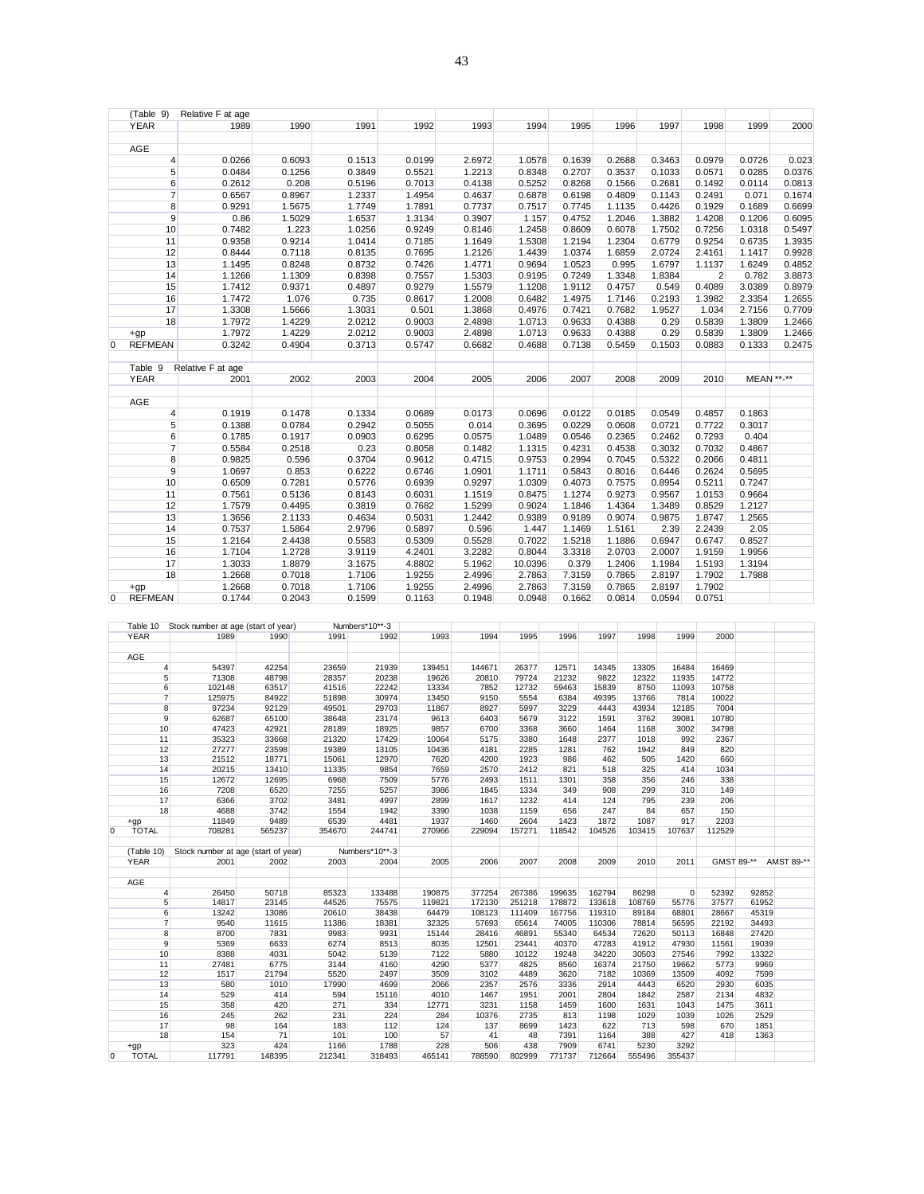| (Table 9) | Relative F at age | | | | | | | | | | | |
|---|---|---|---|---|---|---|---|---|---|---|---|---|
| YEAR | 1989 | 1990 | 1991 | 1992 | 1993 | 1994 | 1995 | 1996 | 1997 | 1998 | 1999 | 2000 |
| AGE | | | | | | | | | | | | |
| 4 | 0.0266 | 0.6093 | 0.1513 | 0.0199 | 2.6972 | 1.0578 | 0.1639 | 0.2688 | 0.3463 | 0.0979 | 0.0726 | 0.023 |
| 5 | 0.0484 | 0.1256 | 0.3849 | 0.5521 | 1.2213 | 0.8348 | 0.2707 | 0.3537 | 0.1033 | 0.0571 | 0.0285 | 0.0376 |
| 6 | 0.2612 | 0.208 | 0.5196 | 0.7013 | 0.4138 | 0.5252 | 0.8268 | 0.1566 | 0.2681 | 0.1492 | 0.0114 | 0.0813 |
| 7 | 0.6567 | 0.8967 | 1.2337 | 1.4954 | 0.4637 | 0.6878 | 0.6198 | 0.4809 | 0.1143 | 0.2491 | 0.071 | 0.1674 |
| 8 | 0.9291 | 1.5675 | 1.7749 | 1.7891 | 0.7737 | 0.7517 | 0.7745 | 1.1135 | 0.4426 | 0.1929 | 0.1689 | 0.6699 |
| 9 | 0.86 | 1.5029 | 1.6537 | 1.3134 | 0.3907 | 1.157 | 0.4752 | 1.2046 | 1.3882 | 1.4208 | 0.1206 | 0.6095 |
| 10 | 0.7482 | 1.223 | 1.0256 | 0.9249 | 0.8146 | 1.2458 | 0.8609 | 0.6078 | 1.7502 | 0.7256 | 1.0318 | 0.5497 |
| 11 | 0.9358 | 0.9214 | 1.0414 | 0.7185 | 1.1649 | 1.5308 | 1.2194 | 1.2304 | 0.6779 | 0.9254 | 0.6735 | 1.3935 |
| 12 | 0.8444 | 0.7118 | 0.8135 | 0.7695 | 1.2126 | 1.4439 | 1.0374 | 1.6859 | 2.0724 | 2.4161 | 1.1417 | 0.9928 |
| 13 | 1.1495 | 0.8248 | 0.8732 | 0.7426 | 1.4771 | 0.9694 | 1.0523 | 0.995 | 1.6797 | 1.1137 | 1.6249 | 0.4852 |
| 14 | 1.1266 | 1.1309 | 0.8398 | 0.7557 | 1.5303 | 0.9195 | 0.7249 | 1.3348 | 1.8384 | 2 | 0.782 | 3.8873 |
| 15 | 1.7412 | 0.9371 | 0.4897 | 0.9279 | 1.5579 | 1.1208 | 1.9112 | 0.4757 | 0.549 | 0.4089 | 3.0389 | 0.8979 |
| 16 | 1.7472 | 1.076 | 0.735 | 0.8617 | 1.2008 | 0.6482 | 1.4975 | 1.7146 | 0.2193 | 1.3982 | 2.3354 | 1.2655 |
| 17 | 1.3308 | 1.5666 | 1.3031 | 0.501 | 1.3868 | 0.4976 | 0.7421 | 0.7682 | 1.9527 | 1.034 | 2.7156 | 0.7709 |
| 18 | 1.7972 | 1.4229 | 2.0212 | 0.9003 | 2.4898 | 1.0713 | 0.9633 | 0.4388 | 0.29 | 0.5839 | 1.3809 | 1.2466 |
| +gp | 1.7972 | 1.4229 | 2.0212 | 0.9003 | 2.4898 | 1.0713 | 0.9633 | 0.4388 | 0.29 | 0.5839 | 1.3809 | 1.2466 |
| 0 REFMEAN | 0.3242 | 0.4904 | 0.3713 | 0.5747 | 0.6682 | 0.4688 | 0.7138 | 0.5459 | 0.1503 | 0.0883 | 0.1333 | 0.2475 |

| Table 9 | Relative F at age | | | | | | | | | | |
|---|---|---|---|---|---|---|---|---|---|---|---|
| YEAR | 2001 | 2002 | 2003 | 2004 | 2005 | 2006 | 2007 | 2008 | 2009 | 2010 | MEAN **-** |
| AGE | | | | | | | | | | | |
| 4 | 0.1919 | 0.1478 | 0.1334 | 0.0689 | 0.0173 | 0.0696 | 0.0122 | 0.0185 | 0.0549 | 0.4857 | 0.1863 |
| 5 | 0.1388 | 0.0784 | 0.2942 | 0.5055 | 0.014 | 0.3695 | 0.0229 | 0.0608 | 0.0721 | 0.7722 | 0.3017 |
| 6 | 0.1785 | 0.1917 | 0.0903 | 0.6295 | 0.0575 | 1.0489 | 0.0546 | 0.2365 | 0.2462 | 0.7293 | 0.404 |
| 7 | 0.5584 | 0.2518 | 0.23 | 0.8058 | 0.1482 | 1.1315 | 0.4231 | 0.4538 | 0.3032 | 0.7032 | 0.4867 |
| 8 | 0.9825 | 0.596 | 0.3704 | 0.9612 | 0.4715 | 0.9753 | 0.2994 | 0.7045 | 0.5322 | 0.2066 | 0.4811 |
| 9 | 1.0697 | 0.853 | 0.6222 | 0.6746 | 1.0901 | 1.1711 | 0.5843 | 0.8016 | 0.6446 | 0.2624 | 0.5695 |
| 10 | 0.6509 | 0.7281 | 0.5776 | 0.6939 | 0.9297 | 1.0309 | 0.4073 | 0.7575 | 0.8954 | 0.5211 | 0.7247 |
| 11 | 0.7561 | 0.5136 | 0.8143 | 0.6031 | 1.1519 | 0.8475 | 1.1274 | 0.9273 | 0.9567 | 1.0153 | 0.9664 |
| 12 | 1.7579 | 0.4495 | 0.3819 | 0.7682 | 1.5299 | 0.9024 | 1.1846 | 1.4364 | 1.3489 | 0.8529 | 1.2127 |
| 13 | 1.3656 | 2.1133 | 0.4634 | 0.5031 | 1.2442 | 0.9389 | 0.9189 | 0.9074 | 0.9875 | 1.8747 | 1.2565 |
| 14 | 0.7537 | 1.5864 | 2.9796 | 0.5897 | 0.596 | 1.447 | 1.1469 | 1.5161 | 2.39 | 2.2439 | 2.05 |
| 15 | 1.2164 | 2.4438 | 0.5583 | 0.5309 | 0.5528 | 0.7022 | 1.5218 | 1.1886 | 0.6947 | 0.6747 | 0.8527 |
| 16 | 1.7104 | 1.2728 | 3.9119 | 4.2401 | 3.2282 | 0.8044 | 3.3318 | 2.0703 | 2.0007 | 1.9159 | 1.9956 |
| 17 | 1.3033 | 1.8879 | 3.1675 | 4.8802 | 5.1962 | 10.0396 | 0.379 | 1.2406 | 1.1984 | 1.5193 | 1.3194 |
| 18 | 1.2668 | 0.7018 | 1.7106 | 1.9255 | 2.4996 | 2.7863 | 7.3159 | 0.7865 | 2.8197 | 1.7902 | 1.7988 |
| +gp | 1.2668 | 0.7018 | 1.7106 | 1.9255 | 2.4996 | 2.7863 | 7.3159 | 0.7865 | 2.8197 | 1.7902 | |
| 0 REFMEAN | 0.1744 | 0.2043 | 0.1599 | 0.1163 | 0.1948 | 0.0948 | 0.1662 | 0.0814 | 0.0594 | 0.0751 | |

| Table 10 | Stock number at age (start of year) | | Numbers*10**-3 | | | | | | | | |
|---|---|---|---|---|---|---|---|---|---|---|---|
| YEAR | 1989 | 1990 | 1991 | 1992 | 1993 | 1994 | 1995 | 1996 | 1997 | 1998 | 1999 | 2000 |
| AGE | | | | | | | | | | | | |
| 4 | 54397 | 42254 | 23659 | 21939 | 139451 | 144671 | 26377 | 12571 | 14345 | 13305 | 16484 | 16469 |
| 5 | 71308 | 48798 | 28357 | 20238 | 19626 | 20810 | 79724 | 21232 | 9822 | 12322 | 11935 | 14772 |
| 6 | 102148 | 63517 | 41516 | 22242 | 13334 | 7852 | 12732 | 59463 | 15839 | 8750 | 11093 | 10758 |
| 7 | 125975 | 84922 | 51898 | 30974 | 13450 | 9150 | 5554 | 6384 | 49395 | 13766 | 7814 | 10022 |
| 8 | 97234 | 92129 | 49501 | 29703 | 11867 | 8927 | 5997 | 3229 | 4443 | 43934 | 12185 | 7004 |
| 9 | 62687 | 65100 | 38648 | 23174 | 9613 | 6403 | 5679 | 3122 | 1591 | 3762 | 39081 | 10780 |
| 10 | 47423 | 42921 | 28189 | 18925 | 9857 | 6700 | 3368 | 3660 | 1464 | 1168 | 3002 | 34798 |
| 11 | 35323 | 33668 | 21320 | 17429 | 10064 | 5175 | 3380 | 1648 | 2377 | 1018 | 992 | 2367 |
| 12 | 27277 | 23598 | 19389 | 13105 | 10436 | 4181 | 2285 | 1281 | 762 | 1942 | 849 | 820 |
| 13 | 21512 | 18771 | 15061 | 12970 | 7620 | 4200 | 1923 | 986 | 462 | 505 | 1420 | 660 |
| 14 | 20215 | 13410 | 11335 | 9854 | 7659 | 2570 | 2412 | 821 | 518 | 325 | 414 | 1034 |
| 15 | 12672 | 12695 | 6968 | 7509 | 5776 | 2493 | 1511 | 1301 | 358 | 356 | 246 | 338 |
| 16 | 7208 | 6520 | 7255 | 5257 | 3986 | 1845 | 1334 | 349 | 908 | 299 | 310 | 149 |
| 17 | 6366 | 3702 | 3481 | 4997 | 2899 | 1617 | 1232 | 414 | 124 | 795 | 239 | 206 |
| 18 | 4688 | 3742 | 1554 | 1942 | 3390 | 1038 | 1159 | 656 | 247 | 84 | 657 | 150 |
| +gp | 11849 | 9489 | 6539 | 4481 | 1937 | 1460 | 2604 | 1423 | 1872 | 1087 | 917 | 2203 |
| 0 TOTAL | 708281 | 565237 | 354670 | 244741 | 270966 | 229094 | 157271 | 118542 | 104526 | 103415 | 107637 | 112529 |

| (Table 10) | Stock number at age (start of year) | | Numbers*10**-3 | | | | | | | | | |
|---|---|---|---|---|---|---|---|---|---|---|---|---|
| YEAR | 2001 | 2002 | 2003 | 2004 | 2005 | 2006 | 2007 | 2008 | 2009 | 2010 | 2011 | GMST 89-** | AMST 89-** |
| AGE | | | | | | | | | | | | | |
| 4 | 26450 | 50718 | 85323 | 133488 | 190875 | 377254 | 267386 | 199635 | 162794 | 86298 | 0 | 52392 | 92852 |
| 5 | 14817 | 23145 | 44526 | 75575 | 119821 | 172130 | 251218 | 178872 | 133618 | 108769 | 55776 | 37577 | 61952 |
| 6 | 13242 | 13086 | 20610 | 38438 | 64479 | 108123 | 111409 | 167756 | 119310 | 89184 | 68801 | 28667 | 45319 |
| 7 | 9540 | 11615 | 11386 | 18381 | 32325 | 57693 | 65614 | 74005 | 110306 | 78814 | 56595 | 22192 | 34493 |
| 8 | 8700 | 7831 | 9983 | 9931 | 15144 | 28416 | 46891 | 55340 | 64534 | 72620 | 50113 | 16848 | 27420 |
| 9 | 5369 | 6633 | 6274 | 8513 | 8035 | 12501 | 23441 | 40370 | 47283 | 41912 | 47930 | 11561 | 19039 |
| 10 | 8388 | 4031 | 5042 | 5139 | 7122 | 5880 | 10122 | 19248 | 34220 | 30503 | 27546 | 7992 | 13322 |
| 11 | 27481 | 6775 | 3144 | 4160 | 4290 | 5377 | 4825 | 8560 | 16374 | 21750 | 19662 | 5773 | 9969 |
| 12 | 1517 | 21794 | 5520 | 2497 | 3509 | 3102 | 4489 | 3620 | 7182 | 10369 | 13509 | 4092 | 7599 |
| 13 | 580 | 1010 | 17990 | 4699 | 2066 | 2357 | 2576 | 3336 | 2914 | 4443 | 6520 | 2930 | 6035 |
| 14 | 529 | 414 | 594 | 15116 | 4010 | 1467 | 1951 | 2001 | 2804 | 1842 | 2587 | 2134 | 4832 |
| 15 | 358 | 420 | 271 | 334 | 12771 | 3231 | 1158 | 1459 | 1600 | 1631 | 1043 | 1475 | 3611 |
| 16 | 245 | 262 | 231 | 224 | 284 | 10376 | 2735 | 813 | 1198 | 1029 | 1039 | 1026 | 2529 |
| 17 | 98 | 164 | 183 | 112 | 124 | 137 | 8699 | 1423 | 622 | 713 | 598 | 670 | 1851 |
| 18 | 154 | 71 | 101 | 100 | 57 | 41 | 48 | 7391 | 1164 | 388 | 427 | 418 | 1363 |
| +gp | 323 | 424 | 1166 | 1788 | 228 | 506 | 438 | 7909 | 6741 | 5230 | 3292 | | |
| 0 TOTAL | 117791 | 148395 | 212341 | 318493 | 465141 | 788590 | 802999 | 771737 | 712664 | 555496 | 355437 | | |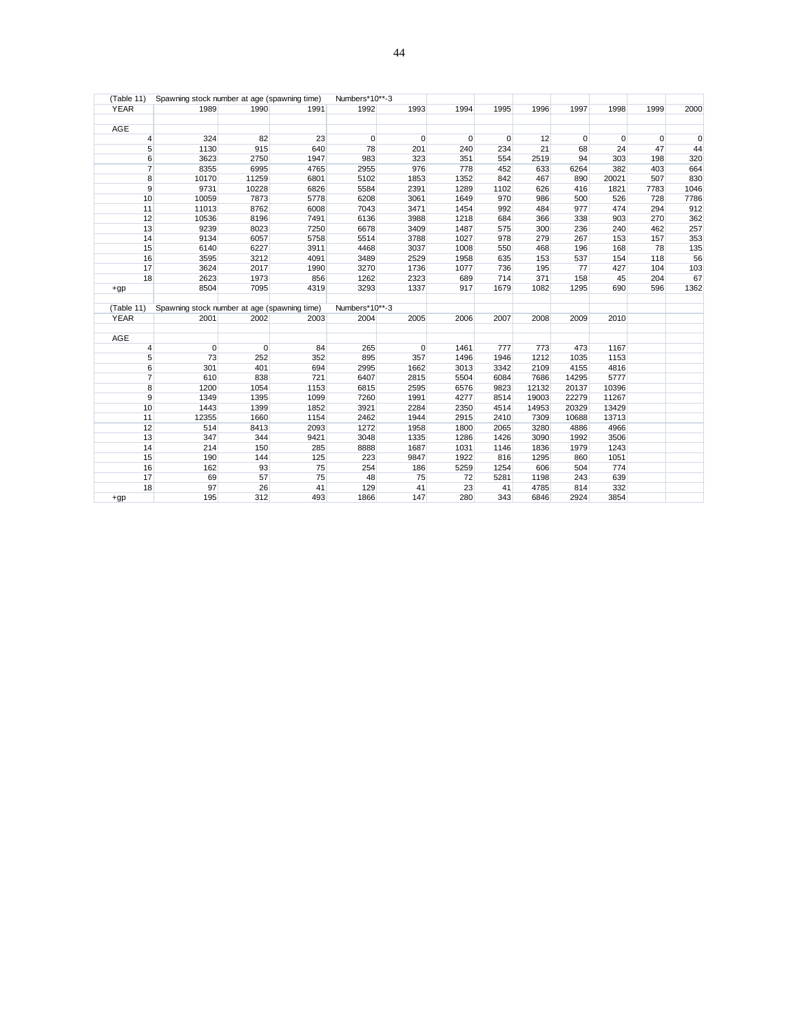(Table 11) Spawning stock number at age (spawning time) Numbers*10**-3

| YEAR | 1989 | 1990 | 1991 | 1992 | 1993 | 1994 | 1995 | 1996 | 1997 | 1998 | 1999 | 2000 |
|---|---|---|---|---|---|---|---|---|---|---|---|---|
| AGE | | | | | | | | | | | | |
| 4 | 324 | 82 | 23 | 0 | 0 | 0 | 0 | 12 | 0 | 0 | 0 | 0 |
| 5 | 1130 | 915 | 640 | 78 | 201 | 240 | 234 | 21 | 68 | 24 | 47 | 44 |
| 6 | 3623 | 2750 | 1947 | 983 | 323 | 351 | 554 | 2519 | 94 | 303 | 198 | 320 |
| 7 | 8355 | 6995 | 4765 | 2955 | 976 | 778 | 452 | 633 | 6264 | 382 | 403 | 664 |
| 8 | 10170 | 11259 | 6801 | 5102 | 1853 | 1352 | 842 | 467 | 890 | 20021 | 507 | 830 |
| 9 | 9731 | 10228 | 6826 | 5584 | 2391 | 1289 | 1102 | 626 | 416 | 1821 | 7783 | 1046 |
| 10 | 10059 | 7873 | 5778 | 6208 | 3061 | 1649 | 970 | 986 | 500 | 526 | 728 | 7786 |
| 11 | 11013 | 8762 | 6008 | 7043 | 3471 | 1454 | 992 | 484 | 977 | 474 | 294 | 912 |
| 12 | 10536 | 8196 | 7491 | 6136 | 3988 | 1218 | 684 | 366 | 338 | 903 | 270 | 362 |
| 13 | 9239 | 8023 | 7250 | 6678 | 3409 | 1487 | 575 | 300 | 236 | 240 | 462 | 257 |
| 14 | 9134 | 6057 | 5758 | 5514 | 3788 | 1027 | 978 | 279 | 267 | 153 | 157 | 353 |
| 15 | 6140 | 6227 | 3911 | 4468 | 3037 | 1008 | 550 | 468 | 196 | 168 | 78 | 135 |
| 16 | 3595 | 3212 | 4091 | 3489 | 2529 | 1958 | 635 | 153 | 537 | 154 | 118 | 56 |
| 17 | 3624 | 2017 | 1990 | 3270 | 1736 | 1077 | 736 | 195 | 77 | 427 | 104 | 103 |
| 18 | 2623 | 1973 | 856 | 1262 | 2323 | 689 | 714 | 371 | 158 | 45 | 204 | 67 |
| +gp | 8504 | 7095 | 4319 | 3293 | 1337 | 917 | 1679 | 1082 | 1295 | 690 | 596 | 1362 |

(Table 11) Spawning stock number at age (spawning time) Numbers*10**-3

| YEAR | 2001 | 2002 | 2003 | 2004 | 2005 | 2006 | 2007 | 2008 | 2009 | 2010 |
|---|---|---|---|---|---|---|---|---|---|---|
| AGE | | | | | | | | | | |
| 4 | 0 | 0 | 84 | 265 | 0 | 1461 | 777 | 773 | 473 | 1167 |
| 5 | 73 | 252 | 352 | 895 | 357 | 1496 | 1946 | 1212 | 1035 | 1153 |
| 6 | 301 | 401 | 694 | 2995 | 1662 | 3013 | 3342 | 2109 | 4155 | 4816 |
| 7 | 610 | 838 | 721 | 6407 | 2815 | 5504 | 6084 | 7686 | 14295 | 5777 |
| 8 | 1200 | 1054 | 1153 | 6815 | 2595 | 6576 | 9823 | 12132 | 20137 | 10396 |
| 9 | 1349 | 1395 | 1099 | 7260 | 1991 | 4277 | 8514 | 19003 | 22279 | 11267 |
| 10 | 1443 | 1399 | 1852 | 3921 | 2284 | 2350 | 4514 | 14953 | 20329 | 13429 |
| 11 | 12355 | 1660 | 1154 | 2462 | 1944 | 2915 | 2410 | 7309 | 10688 | 13713 |
| 12 | 514 | 8413 | 2093 | 1272 | 1958 | 1800 | 2065 | 3280 | 4886 | 4966 |
| 13 | 347 | 344 | 9421 | 3048 | 1335 | 1286 | 1426 | 3090 | 1992 | 3506 |
| 14 | 214 | 150 | 285 | 8888 | 1687 | 1031 | 1146 | 1836 | 1979 | 1243 |
| 15 | 190 | 144 | 125 | 223 | 9847 | 1922 | 816 | 1295 | 860 | 1051 |
| 16 | 162 | 93 | 75 | 254 | 186 | 5259 | 1254 | 606 | 504 | 774 |
| 17 | 69 | 57 | 75 | 48 | 75 | 72 | 5281 | 1198 | 243 | 639 |
| 18 | 97 | 26 | 41 | 129 | 41 | 23 | 41 | 4785 | 814 | 332 |
| +gp | 195 | 312 | 493 | 1866 | 147 | 280 | 343 | 6846 | 2924 | 3854 |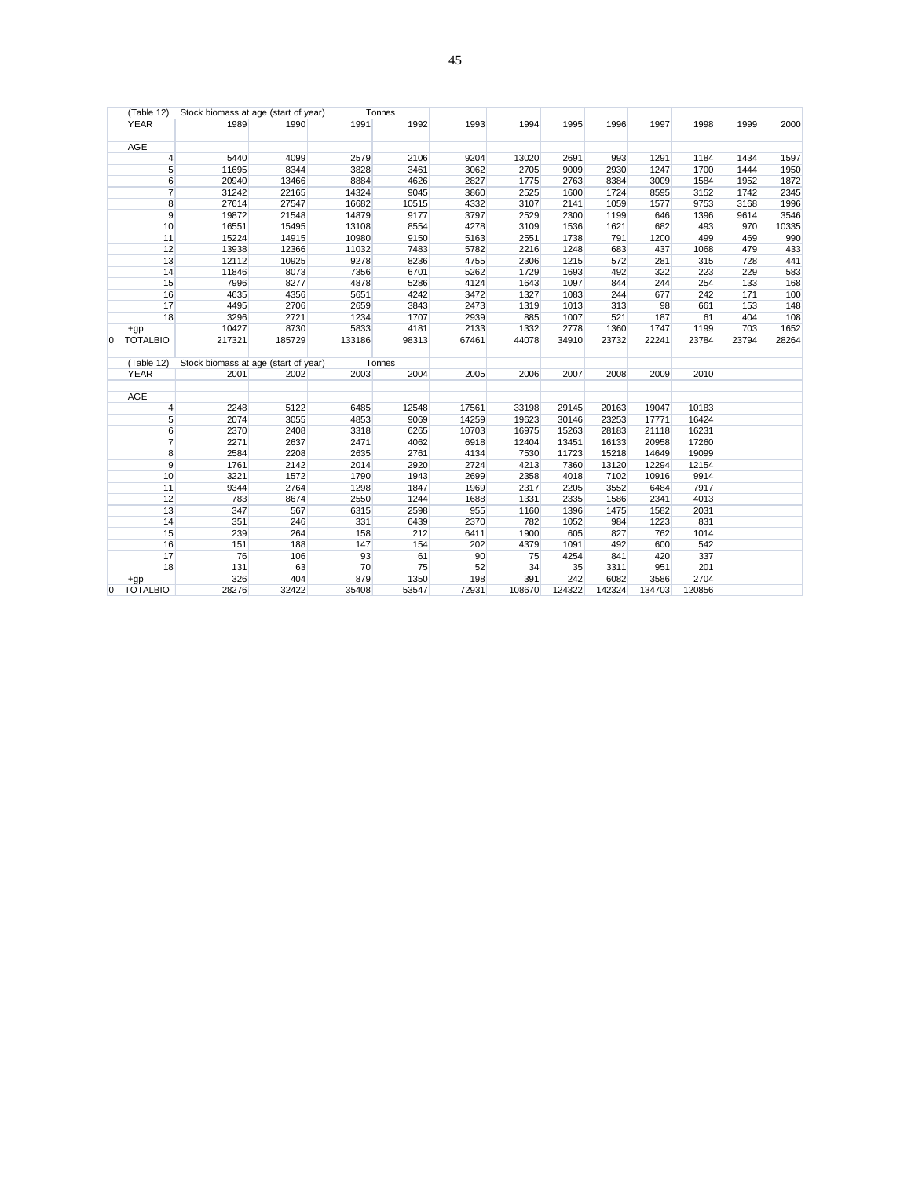(Table 12) Stock biomass at age (start of year) Tonnes

| YEAR | 1989 | 1990 | 1991 | 1992 | 1993 | 1994 | 1995 | 1996 | 1997 | 1998 | 1999 | 2000 |
|---|---|---|---|---|---|---|---|---|---|---|---|---|
| AGE | | | | | | | | | | | | |
| 4 | 5440 | 4099 | 2579 | 2106 | 9204 | 13020 | 2691 | 993 | 1291 | 1184 | 1434 | 1597 |
| 5 | 11695 | 8344 | 3828 | 3461 | 3062 | 2705 | 9009 | 2930 | 1247 | 1700 | 1444 | 1950 |
| 6 | 20940 | 13466 | 8884 | 4626 | 2827 | 1775 | 2763 | 8384 | 3009 | 1584 | 1952 | 1872 |
| 7 | 31242 | 22165 | 14324 | 9045 | 3860 | 2525 | 1600 | 1724 | 8595 | 3152 | 1742 | 2345 |
| 8 | 27614 | 27547 | 16682 | 10515 | 4332 | 3107 | 2141 | 1059 | 1577 | 9753 | 3168 | 1996 |
| 9 | 19872 | 21548 | 14879 | 9177 | 3797 | 2529 | 2300 | 1199 | 646 | 1396 | 9614 | 3546 |
| 10 | 16551 | 15495 | 13108 | 8554 | 4278 | 3109 | 1536 | 1621 | 682 | 493 | 970 | 10335 |
| 11 | 15224 | 14915 | 10980 | 9150 | 5163 | 2551 | 1738 | 791 | 1200 | 499 | 469 | 990 |
| 12 | 13938 | 12366 | 11032 | 7483 | 5782 | 2216 | 1248 | 683 | 437 | 1068 | 479 | 433 |
| 13 | 12112 | 10925 | 9278 | 8236 | 4755 | 2306 | 1215 | 572 | 281 | 315 | 728 | 441 |
| 14 | 11846 | 8073 | 7356 | 6701 | 5262 | 1729 | 1693 | 492 | 322 | 223 | 229 | 583 |
| 15 | 7996 | 8277 | 4878 | 5286 | 4124 | 1643 | 1097 | 844 | 244 | 254 | 133 | 168 |
| 16 | 4635 | 4356 | 5651 | 4242 | 3472 | 1327 | 1083 | 244 | 677 | 242 | 171 | 100 |
| 17 | 4495 | 2706 | 2659 | 3843 | 2473 | 1319 | 1013 | 313 | 98 | 661 | 153 | 148 |
| 18 | 3296 | 2721 | 1234 | 1707 | 2939 | 885 | 1007 | 521 | 187 | 61 | 404 | 108 |
| +gp | 10427 | 8730 | 5833 | 4181 | 2133 | 1332 | 2778 | 1360 | 1747 | 1199 | 703 | 1652 |
| 0 TOTALBIO | 217321 | 185729 | 133186 | 98313 | 67461 | 44078 | 34910 | 23732 | 22241 | 23784 | 23794 | 28264 |

(Table 12) Stock biomass at age (start of year) Tonnes

| YEAR | 2001 | 2002 | 2003 | 2004 | 2005 | 2006 | 2007 | 2008 | 2009 | 2010 |
|---|---|---|---|---|---|---|---|---|---|---|
| AGE | | | | | | | | | | |
| 4 | 2248 | 5122 | 6485 | 12548 | 17561 | 33198 | 29145 | 20163 | 19047 | 10183 |
| 5 | 2074 | 3055 | 4853 | 9069 | 14259 | 19623 | 30146 | 23253 | 17771 | 16424 |
| 6 | 2370 | 2408 | 3318 | 6265 | 10703 | 16975 | 15263 | 28183 | 21118 | 16231 |
| 7 | 2271 | 2637 | 2471 | 4062 | 6918 | 12404 | 13451 | 16133 | 20958 | 17260 |
| 8 | 2584 | 2208 | 2635 | 2761 | 4134 | 7530 | 11723 | 15218 | 14649 | 19099 |
| 9 | 1761 | 2142 | 2014 | 2920 | 2724 | 4213 | 7360 | 13120 | 12294 | 12154 |
| 10 | 3221 | 1572 | 1790 | 1943 | 2699 | 2358 | 4018 | 7102 | 10916 | 9914 |
| 11 | 9344 | 2764 | 1298 | 1847 | 1969 | 2317 | 2205 | 3552 | 6484 | 7917 |
| 12 | 783 | 8674 | 2550 | 1244 | 1688 | 1331 | 2335 | 1586 | 2341 | 4013 |
| 13 | 347 | 567 | 6315 | 2598 | 955 | 1160 | 1396 | 1475 | 1582 | 2031 |
| 14 | 351 | 246 | 331 | 6439 | 2370 | 782 | 1052 | 984 | 1223 | 831 |
| 15 | 239 | 264 | 158 | 212 | 6411 | 1900 | 605 | 827 | 762 | 1014 |
| 16 | 151 | 188 | 147 | 154 | 202 | 4379 | 1091 | 492 | 600 | 542 |
| 17 | 76 | 106 | 93 | 61 | 90 | 75 | 4254 | 841 | 420 | 337 |
| 18 | 131 | 63 | 70 | 75 | 52 | 34 | 35 | 3311 | 951 | 201 |
| +gp | 326 | 404 | 879 | 1350 | 198 | 391 | 242 | 6082 | 3586 | 2704 |
| 0 TOTALBIO | 28276 | 32422 | 35408 | 53547 | 72931 | 108670 | 124322 | 142324 | 134703 | 120856 |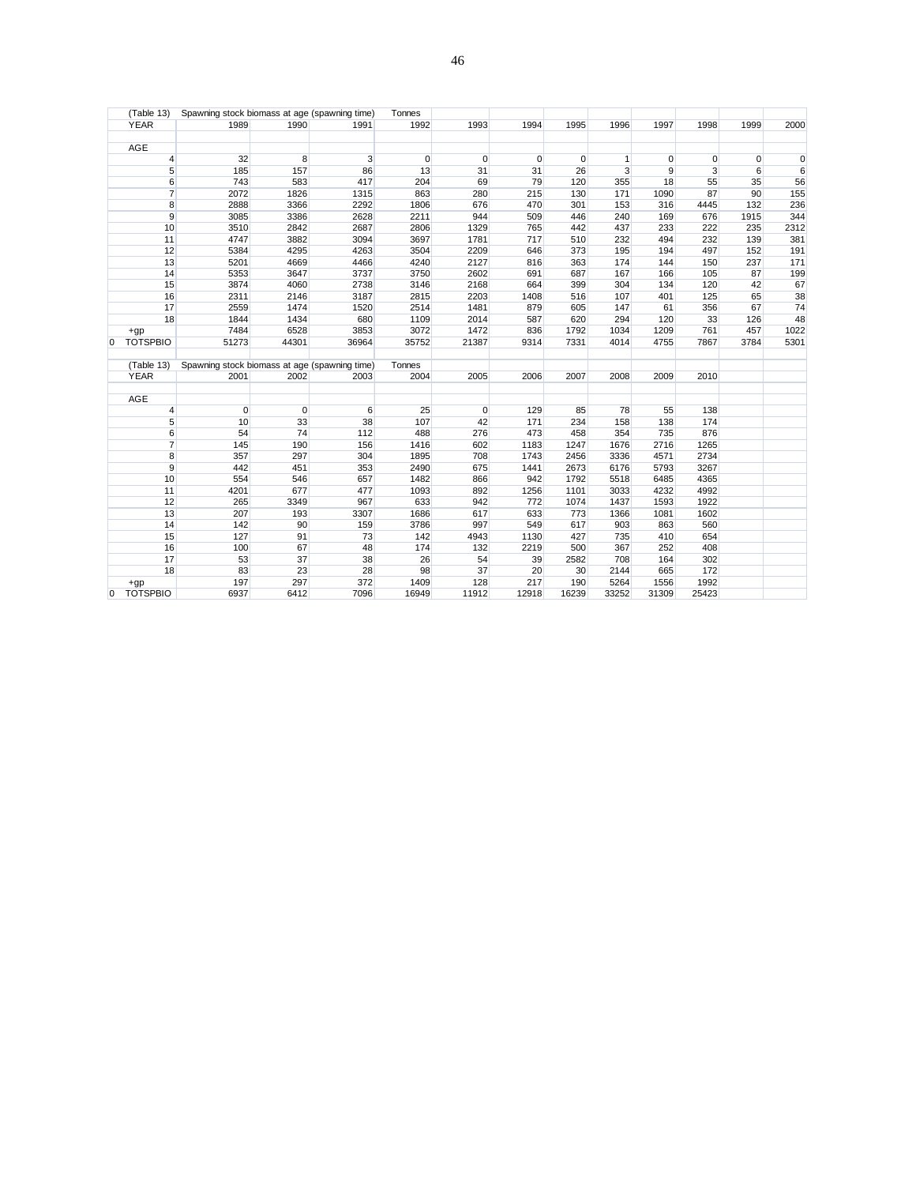| (Table 13) | Spawning stock biomass at age (spawning time) | | | Tonnes | | | | | | | | |
|---|---|---|---|---|---|---|---|---|---|---|---|---|
| YEAR | 1989 | 1990 | 1991 | 1992 | 1993 | 1994 | 1995 | 1996 | 1997 | 1998 | 1999 | 2000 |
| AGE | | | | | | | | | | | | |
| 4 | 32 | 8 | 3 | 0 | 0 | 0 | 0 | 1 | 0 | 0 | 0 | 0 |
| 5 | 185 | 157 | 86 | 13 | 31 | 31 | 26 | 3 | 9 | 3 | 6 | 6 |
| 6 | 743 | 583 | 417 | 204 | 69 | 79 | 120 | 355 | 18 | 55 | 35 | 56 |
| 7 | 2072 | 1826 | 1315 | 863 | 280 | 215 | 130 | 171 | 1090 | 87 | 90 | 155 |
| 8 | 2888 | 3366 | 2292 | 1806 | 676 | 470 | 301 | 153 | 316 | 4445 | 132 | 236 |
| 9 | 3085 | 3386 | 2628 | 2211 | 944 | 509 | 446 | 240 | 169 | 676 | 1915 | 344 |
| 10 | 3510 | 2842 | 2687 | 2806 | 1329 | 765 | 442 | 437 | 233 | 222 | 235 | 2312 |
| 11 | 4747 | 3882 | 3094 | 3697 | 1781 | 717 | 510 | 232 | 494 | 232 | 139 | 381 |
| 12 | 5384 | 4295 | 4263 | 3504 | 2209 | 646 | 373 | 195 | 194 | 497 | 152 | 191 |
| 13 | 5201 | 4669 | 4466 | 4240 | 2127 | 816 | 363 | 174 | 144 | 150 | 237 | 171 |
| 14 | 5353 | 3647 | 3737 | 3750 | 2602 | 691 | 687 | 167 | 166 | 105 | 87 | 199 |
| 15 | 3874 | 4060 | 2738 | 3146 | 2168 | 664 | 399 | 304 | 134 | 120 | 42 | 67 |
| 16 | 2311 | 2146 | 3187 | 2815 | 2203 | 1408 | 516 | 107 | 401 | 125 | 65 | 38 |
| 17 | 2559 | 1474 | 1520 | 2514 | 1481 | 879 | 605 | 147 | 61 | 356 | 67 | 74 |
| 18 | 1844 | 1434 | 680 | 1109 | 2014 | 587 | 620 | 294 | 120 | 33 | 126 | 48 |
| +gp | 7484 | 6528 | 3853 | 3072 | 1472 | 836 | 1792 | 1034 | 1209 | 761 | 457 | 1022 |
| 0 TOTSPBIO | 51273 | 44301 | 36964 | 35752 | 21387 | 9314 | 7331 | 4014 | 4755 | 7867 | 3784 | 5301 |

| (Table 13) | Spawning stock biomass at age (spawning time) | | | Tonnes | | | | | | |
|---|---|---|---|---|---|---|---|---|---|---|
| YEAR | 2001 | 2002 | 2003 | 2004 | 2005 | 2006 | 2007 | 2008 | 2009 | 2010 |
| AGE | | | | | | | | | | |
| 4 | 0 | 0 | 6 | 25 | 0 | 129 | 85 | 78 | 55 | 138 |
| 5 | 10 | 33 | 38 | 107 | 42 | 171 | 234 | 158 | 138 | 174 |
| 6 | 54 | 74 | 112 | 488 | 276 | 473 | 458 | 354 | 735 | 876 |
| 7 | 145 | 190 | 156 | 1416 | 602 | 1183 | 1247 | 1676 | 2716 | 1265 |
| 8 | 357 | 297 | 304 | 1895 | 708 | 1743 | 2456 | 3336 | 4571 | 2734 |
| 9 | 442 | 451 | 353 | 2490 | 675 | 1441 | 2673 | 6176 | 5793 | 3267 |
| 10 | 554 | 546 | 657 | 1482 | 866 | 942 | 1792 | 5518 | 6485 | 4365 |
| 11 | 4201 | 677 | 477 | 1093 | 892 | 1256 | 1101 | 3033 | 4232 | 4992 |
| 12 | 265 | 3349 | 967 | 633 | 942 | 772 | 1074 | 1437 | 1593 | 1922 |
| 13 | 207 | 193 | 3307 | 1686 | 617 | 633 | 773 | 1366 | 1081 | 1602 |
| 14 | 142 | 90 | 159 | 3786 | 997 | 549 | 617 | 903 | 863 | 560 |
| 15 | 127 | 91 | 73 | 142 | 4943 | 1130 | 427 | 735 | 410 | 654 |
| 16 | 100 | 67 | 48 | 174 | 132 | 2219 | 500 | 367 | 252 | 408 |
| 17 | 53 | 37 | 38 | 26 | 54 | 39 | 2582 | 708 | 164 | 302 |
| 18 | 83 | 23 | 28 | 98 | 37 | 20 | 30 | 2144 | 665 | 172 |
| +gp | 197 | 297 | 372 | 1409 | 128 | 217 | 190 | 5264 | 1556 | 1992 |
| 0 TOTSPBIO | 6937 | 6412 | 7096 | 16949 | 11912 | 12918 | 16239 | 33252 | 31309 | 25423 |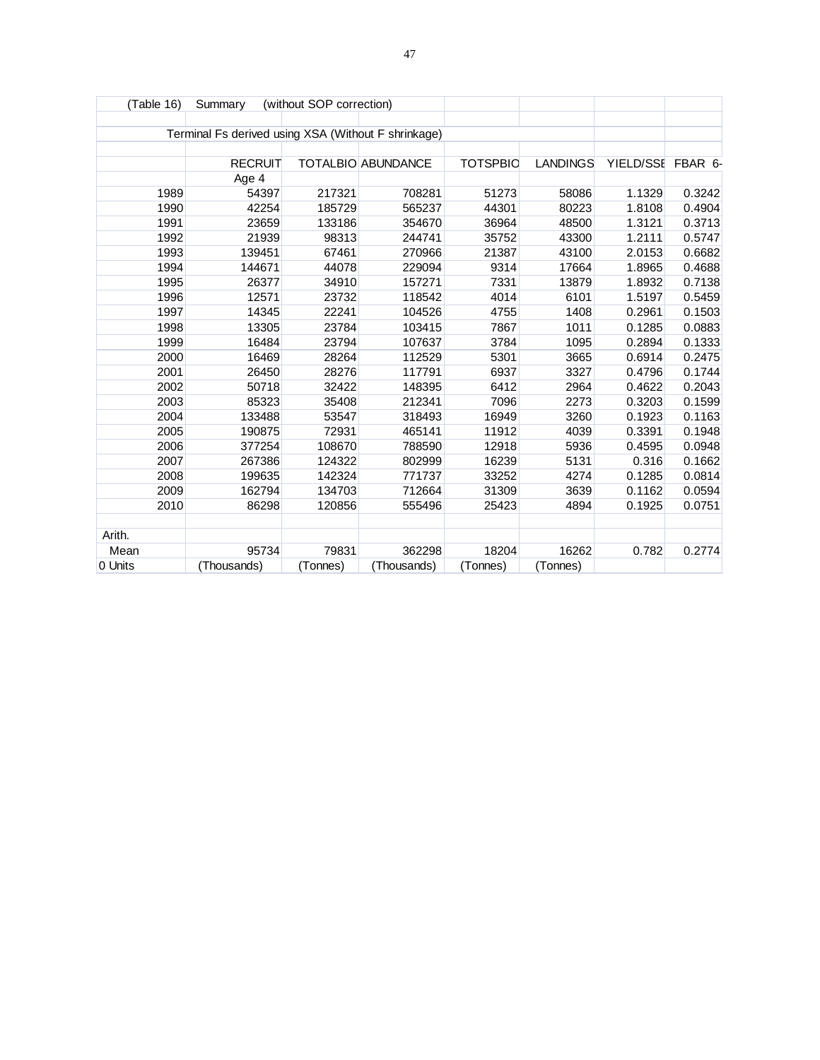(Table 16) Summary (without SOP correction)

Terminal Fs derived using XSA (Without F shrinkage)

| | RECRUIT | TOTALBIO | ABUNDANCE | TOTSPBIO | LANDINGS | YIELD/SSE | FBAR 6- |
|---|---|---|---|---|---|---|---|
| | Age 4 | | | | | | |
| 1989 | 54397 | 217321 | 708281 | 51273 | 58086 | 1.1329 | 0.3242 |
| 1990 | 42254 | 185729 | 565237 | 44301 | 80223 | 1.8108 | 0.4904 |
| 1991 | 23659 | 133186 | 354670 | 36964 | 48500 | 1.3121 | 0.3713 |
| 1992 | 21939 | 98313 | 244741 | 35752 | 43300 | 1.2111 | 0.5747 |
| 1993 | 139451 | 67461 | 270966 | 21387 | 43100 | 2.0153 | 0.6682 |
| 1994 | 144671 | 44078 | 229094 | 9314 | 17664 | 1.8965 | 0.4688 |
| 1995 | 26377 | 34910 | 157271 | 7331 | 13879 | 1.8932 | 0.7138 |
| 1996 | 12571 | 23732 | 118542 | 4014 | 6101 | 1.5197 | 0.5459 |
| 1997 | 14345 | 22241 | 104526 | 4755 | 1408 | 0.2961 | 0.1503 |
| 1998 | 13305 | 23784 | 103415 | 7867 | 1011 | 0.1285 | 0.0883 |
| 1999 | 16484 | 23794 | 107637 | 3784 | 1095 | 0.2894 | 0.1333 |
| 2000 | 16469 | 28264 | 112529 | 5301 | 3665 | 0.6914 | 0.2475 |
| 2001 | 26450 | 28276 | 117791 | 6937 | 3327 | 0.4796 | 0.1744 |
| 2002 | 50718 | 32422 | 148395 | 6412 | 2964 | 0.4622 | 0.2043 |
| 2003 | 85323 | 35408 | 212341 | 7096 | 2273 | 0.3203 | 0.1599 |
| 2004 | 133488 | 53547 | 318493 | 16949 | 3260 | 0.1923 | 0.1163 |
| 2005 | 190875 | 72931 | 465141 | 11912 | 4039 | 0.3391 | 0.1948 |
| 2006 | 377254 | 108670 | 788590 | 12918 | 5936 | 0.4595 | 0.0948 |
| 2007 | 267386 | 124322 | 802999 | 16239 | 5131 | 0.316 | 0.1662 |
| 2008 | 199635 | 142324 | 771737 | 33252 | 4274 | 0.1285 | 0.0814 |
| 2009 | 162794 | 134703 | 712664 | 31309 | 3639 | 0.1162 | 0.0594 |
| 2010 | 86298 | 120856 | 555496 | 25423 | 4894 | 0.1925 | 0.0751 |
| | | | | | | | |
| Arith. | | | | | | | |
| Mean | 95734 | 79831 | 362298 | 18204 | 16262 | 0.782 | 0.2774 |
| 0 Units | (Thousands) | (Tonnes) | (Thousands) | (Tonnes) | (Tonnes) | | |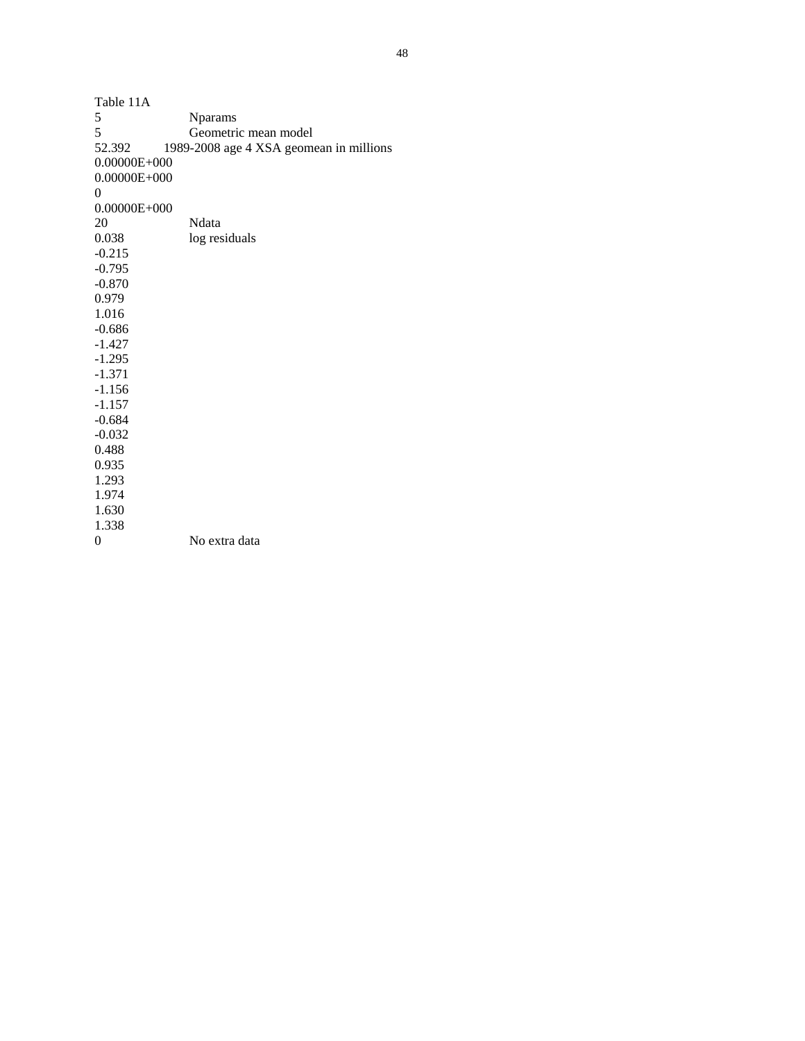Table 11A

| | |
|---|---|
| 5 | Nparams |
| 5 | Geometric mean model |
| 52.392 | 1989-2008 age 4 XSA geomean in millions |
| 0.00000E+000 | |
| 0.00000E+000 | |
| 0 | |
| 0.00000E+000 | |
| 20 | Ndata |
| 0.038 | log residuals |
| -0.215 | |
| -0.795 | |
| -0.870 | |
| 0.979 | |
| 1.016 | |
| -0.686 | |
| -1.427 | |
| -1.295 | |
| -1.371 | |
| -1.156 | |
| -1.157 | |
| -0.684 | |
| -0.032 | |
| 0.488 | |
| 0.935 | |
| 1.293 | |
| 1.974 | |
| 1.630 | |
| 1.338 | |
| 0 | No extra data |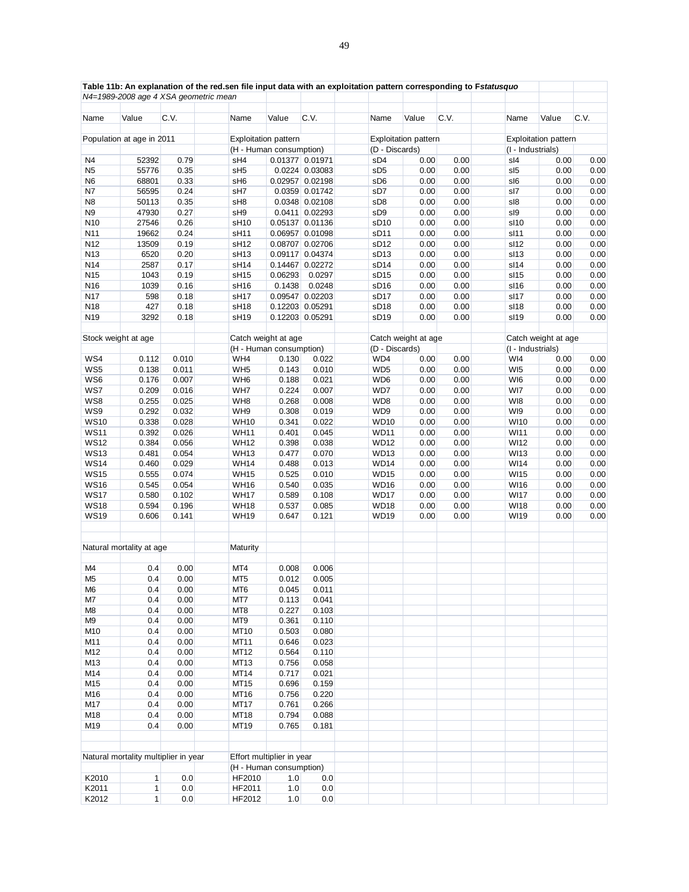**Table 11b: An explanation of the red.sen file input data with an exploitation pattern corresponding to F*statusquo***

*N4=1989-2008 age 4 XSA geometric mean*

| Name | Value | C.V. | | Name | Value | C.V. | | Name | Value | C.V. | | Name | Value | C.V. |
|---|---|---|---|---|---|---|---|---|---|---|---|---|---|---|
| Population at age in 2011 | | | | Exploitation pattern | | | | Exploitation pattern | | | | Exploitation pattern | | |
| | | | | (H - Human consumption) | | | | (D - Discards) | | | | (I - Industrials) | | |
| N4 | 52392 | 0.79 | | sH4 | 0.01377 | 0.01971 | | sD4 | 0.00 | 0.00 | | sI4 | 0.00 | 0.00 |
| N5 | 55776 | 0.35 | | sH5 | 0.0224 | 0.03083 | | sD5 | 0.00 | 0.00 | | sI5 | 0.00 | 0.00 |
| N6 | 68801 | 0.33 | | sH6 | 0.02957 | 0.02198 | | sD6 | 0.00 | 0.00 | | sI6 | 0.00 | 0.00 |
| N7 | 56595 | 0.24 | | sH7 | 0.0359 | 0.01742 | | sD7 | 0.00 | 0.00 | | sI7 | 0.00 | 0.00 |
| N8 | 50113 | 0.35 | | sH8 | 0.0348 | 0.02108 | | sD8 | 0.00 | 0.00 | | sI8 | 0.00 | 0.00 |
| N9 | 47930 | 0.27 | | sH9 | 0.0411 | 0.02293 | | sD9 | 0.00 | 0.00 | | sI9 | 0.00 | 0.00 |
| N10 | 27546 | 0.26 | | sH10 | 0.05137 | 0.01136 | | sD10 | 0.00 | 0.00 | | sI10 | 0.00 | 0.00 |
| N11 | 19662 | 0.24 | | sH11 | 0.06957 | 0.01098 | | sD11 | 0.00 | 0.00 | | sI11 | 0.00 | 0.00 |
| N12 | 13509 | 0.19 | | sH12 | 0.08707 | 0.02706 | | sD12 | 0.00 | 0.00 | | sI12 | 0.00 | 0.00 |
| N13 | 6520 | 0.20 | | sH13 | 0.09117 | 0.04374 | | sD13 | 0.00 | 0.00 | | sI13 | 0.00 | 0.00 |
| N14 | 2587 | 0.17 | | sH14 | 0.14467 | 0.02272 | | sD14 | 0.00 | 0.00 | | sI14 | 0.00 | 0.00 |
| N15 | 1043 | 0.19 | | sH15 | 0.06293 | 0.0297 | | sD15 | 0.00 | 0.00 | | sI15 | 0.00 | 0.00 |
| N16 | 1039 | 0.16 | | sH16 | 0.1438 | 0.0248 | | sD16 | 0.00 | 0.00 | | sI16 | 0.00 | 0.00 |
| N17 | 598 | 0.18 | | sH17 | 0.09547 | 0.02203 | | sD17 | 0.00 | 0.00 | | sI17 | 0.00 | 0.00 |
| N18 | 427 | 0.18 | | sH18 | 0.12203 | 0.05291 | | sD18 | 0.00 | 0.00 | | sI18 | 0.00 | 0.00 |
| N19 | 3292 | 0.18 | | sH19 | 0.12203 | 0.05291 | | sD19 | 0.00 | 0.00 | | sI19 | 0.00 | 0.00 |
| | | | | | | | | | | | | | | |
| Stock weight at age | | | | Catch weight at age | | | | Catch weight at age | | | | Catch weight at age | | |
| | | | | (H - Human consumption) | | | | (D - Discards) | | | | (I - Industrials) | | |
| WS4 | 0.112 | 0.010 | | WH4 | 0.130 | 0.022 | | WD4 | 0.00 | 0.00 | | WI4 | 0.00 | 0.00 |
| WS5 | 0.138 | 0.011 | | WH5 | 0.143 | 0.010 | | WD5 | 0.00 | 0.00 | | WI5 | 0.00 | 0.00 |
| WS6 | 0.176 | 0.007 | | WH6 | 0.188 | 0.021 | | WD6 | 0.00 | 0.00 | | WI6 | 0.00 | 0.00 |
| WS7 | 0.209 | 0.016 | | WH7 | 0.224 | 0.007 | | WD7 | 0.00 | 0.00 | | WI7 | 0.00 | 0.00 |
| WS8 | 0.255 | 0.025 | | WH8 | 0.268 | 0.008 | | WD8 | 0.00 | 0.00 | | WI8 | 0.00 | 0.00 |
| WS9 | 0.292 | 0.032 | | WH9 | 0.308 | 0.019 | | WD9 | 0.00 | 0.00 | | WI9 | 0.00 | 0.00 |
| WS10 | 0.338 | 0.028 | | WH10 | 0.341 | 0.022 | | WD10 | 0.00 | 0.00 | | WI10 | 0.00 | 0.00 |
| WS11 | 0.392 | 0.026 | | WH11 | 0.401 | 0.045 | | WD11 | 0.00 | 0.00 | | WI11 | 0.00 | 0.00 |
| WS12 | 0.384 | 0.056 | | WH12 | 0.398 | 0.038 | | WD12 | 0.00 | 0.00 | | WI12 | 0.00 | 0.00 |
| WS13 | 0.481 | 0.054 | | WH13 | 0.477 | 0.070 | | WD13 | 0.00 | 0.00 | | WI13 | 0.00 | 0.00 |
| WS14 | 0.460 | 0.029 | | WH14 | 0.488 | 0.013 | | WD14 | 0.00 | 0.00 | | WI14 | 0.00 | 0.00 |
| WS15 | 0.555 | 0.074 | | WH15 | 0.525 | 0.010 | | WD15 | 0.00 | 0.00 | | WI15 | 0.00 | 0.00 |
| WS16 | 0.545 | 0.054 | | WH16 | 0.540 | 0.035 | | WD16 | 0.00 | 0.00 | | WI16 | 0.00 | 0.00 |
| WS17 | 0.580 | 0.102 | | WH17 | 0.589 | 0.108 | | WD17 | 0.00 | 0.00 | | WI17 | 0.00 | 0.00 |
| WS18 | 0.594 | 0.196 | | WH18 | 0.537 | 0.085 | | WD18 | 0.00 | 0.00 | | WI18 | 0.00 | 0.00 |
| WS19 | 0.606 | 0.141 | | WH19 | 0.647 | 0.121 | | WD19 | 0.00 | 0.00 | | WI19 | 0.00 | 0.00 |
| | | | | | | | | | | | | | | |
| Natural mortality at age | | | | Maturity | | | | | | | | | | |
| M4 | 0.4 | 0.00 | | MT4 | 0.008 | 0.006 | | | | | | | | |
| M5 | 0.4 | 0.00 | | MT5 | 0.012 | 0.005 | | | | | | | | |
| M6 | 0.4 | 0.00 | | MT6 | 0.045 | 0.011 | | | | | | | | |
| M7 | 0.4 | 0.00 | | MT7 | 0.113 | 0.041 | | | | | | | | |
| M8 | 0.4 | 0.00 | | MT8 | 0.227 | 0.103 | | | | | | | | |
| M9 | 0.4 | 0.00 | | MT9 | 0.361 | 0.110 | | | | | | | | |
| M10 | 0.4 | 0.00 | | MT10 | 0.503 | 0.080 | | | | | | | | |
| M11 | 0.4 | 0.00 | | MT11 | 0.646 | 0.023 | | | | | | | | |
| M12 | 0.4 | 0.00 | | MT12 | 0.564 | 0.110 | | | | | | | | |
| M13 | 0.4 | 0.00 | | MT13 | 0.756 | 0.058 | | | | | | | | |
| M14 | 0.4 | 0.00 | | MT14 | 0.717 | 0.021 | | | | | | | | |
| M15 | 0.4 | 0.00 | | MT15 | 0.696 | 0.159 | | | | | | | | |
| M16 | 0.4 | 0.00 | | MT16 | 0.756 | 0.220 | | | | | | | | |
| M17 | 0.4 | 0.00 | | MT17 | 0.761 | 0.266 | | | | | | | | |
| M18 | 0.4 | 0.00 | | MT18 | 0.794 | 0.088 | | | | | | | | |
| M19 | 0.4 | 0.00 | | MT19 | 0.765 | 0.181 | | | | | | | | |
| | | | | | | | | | | | | | | |
| Natural mortality multiplier in year | | | | Effort multiplier in year | | | | | | | | | | |
| | | | | (H - Human consumption) | | | | | | | | | | |
| K2010 | 1 | 0.0 | | HF2010 | 1.0 | 0.0 | | | | | | | | |
| K2011 | 1 | 0.0 | | HF2011 | 1.0 | 0.0 | | | | | | | | |
| K2012 | 1 | 0.0 | | HF2012 | 1.0 | 0.0 | | | | | | | | |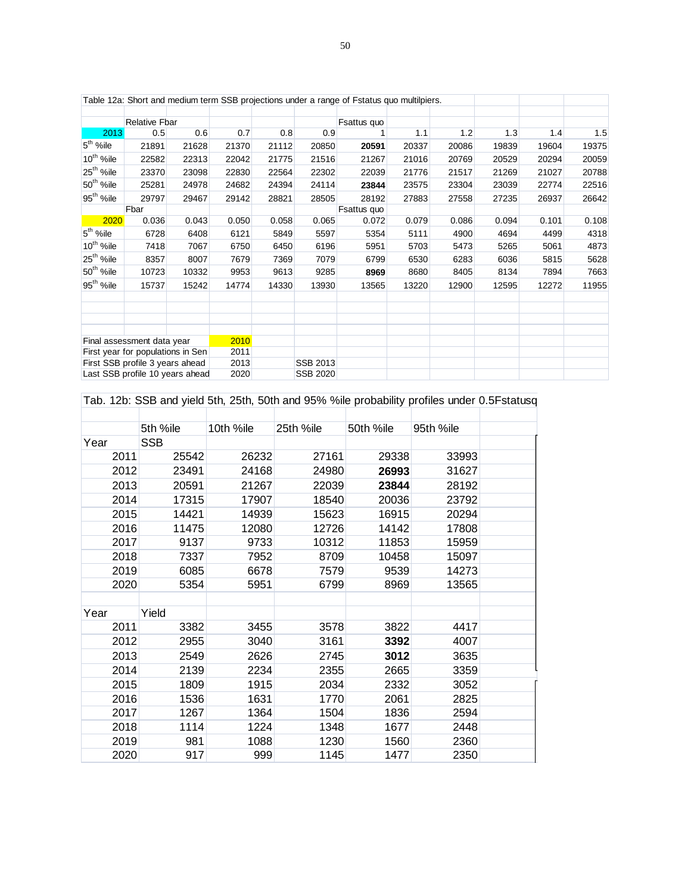Table 12a: Short and medium term SSB projections under a range of Fstatus quo multilpiers.

| | Relative Fbar | | | | | Fsattus quo | | | | | |
|---|---|---|---|---|---|---|---|---|---|---|---|
| 2013 | 0.5 | 0.6 | 0.7 | 0.8 | 0.9 | 1 | 1.1 | 1.2 | 1.3 | 1.4 | 1.5 |
| 5th %ile | 21891 | 21628 | 21370 | 21112 | 20850 | **20591** | 20337 | 20086 | 19839 | 19604 | 19375 |
| 10th %ile | 22582 | 22313 | 22042 | 21775 | 21516 | 21267 | 21016 | 20769 | 20529 | 20294 | 20059 |
| 25th %ile | 23370 | 23098 | 22830 | 22564 | 22302 | 22039 | 21776 | 21517 | 21269 | 21027 | 20788 |
| 50th %ile | 25281 | 24978 | 24682 | 24394 | 24114 | **23844** | 23575 | 23304 | 23039 | 22774 | 22516 |
| 95th %ile | 29797 | 29467 | 29142 | 28821 | 28505 | 28192 | 27883 | 27558 | 27235 | 26937 | 26642 |
| | Fbar | | | | | Fsattus quo | | | | | |
| 2020 | 0.036 | 0.043 | 0.050 | 0.058 | 0.065 | 0.072 | 0.079 | 0.086 | 0.094 | 0.101 | 0.108 |
| 5th %ile | 6728 | 6408 | 6121 | 5849 | 5597 | 5354 | 5111 | 4900 | 4694 | 4499 | 4318 |
| 10th %ile | 7418 | 7067 | 6750 | 6450 | 6196 | 5951 | 5703 | 5473 | 5265 | 5061 | 4873 |
| 25th %ile | 8357 | 8007 | 7679 | 7369 | 7079 | 6799 | 6530 | 6283 | 6036 | 5815 | 5628 |
| 50th %ile | 10723 | 10332 | 9953 | 9613 | 9285 | **8969** | 8680 | 8405 | 8134 | 7894 | 7663 |
| 95th %ile | 15737 | 15242 | 14774 | 14330 | 13930 | 13565 | 13220 | 12900 | 12595 | 12272 | 11955 |

| | | | | |
|---|---|---|---|---|
| Final assessment data year | | 2010 | | |
| First year for populations in Sen | | 2011 | | |
| First SSB profile 3 years ahead | | 2013 | | SSB 2013 |
| Last SSB profile 10 years ahead | | 2020 | | SSB 2020 |

Tab. 12b: SSB and yield 5th, 25th, 50th and 95% %ile probability profiles under 0.5Fstatusq

| | 5th %ile | 10th %ile | 25th %ile | 50th %ile | 95th %ile |
|---|---|---|---|---|---|
| Year | SSB | | | | |
| 2011 | 25542 | 26232 | 27161 | 29338 | 33993 |
| 2012 | 23491 | 24168 | 24980 | **26993** | 31627 |
| 2013 | 20591 | 21267 | 22039 | **23844** | 28192 |
| 2014 | 17315 | 17907 | 18540 | 20036 | 23792 |
| 2015 | 14421 | 14939 | 15623 | 16915 | 20294 |
| 2016 | 11475 | 12080 | 12726 | 14142 | 17808 |
| 2017 | 9137 | 9733 | 10312 | 11853 | 15959 |
| 2018 | 7337 | 7952 | 8709 | 10458 | 15097 |
| 2019 | 6085 | 6678 | 7579 | 9539 | 14273 |
| 2020 | 5354 | 5951 | 6799 | 8969 | 13565 |
| | | | | | |
| Year | Yield | | | | |
| 2011 | 3382 | 3455 | 3578 | 3822 | 4417 |
| 2012 | 2955 | 3040 | 3161 | **3392** | 4007 |
| 2013 | 2549 | 2626 | 2745 | **3012** | 3635 |
| 2014 | 2139 | 2234 | 2355 | 2665 | 3359 |
| 2015 | 1809 | 1915 | 2034 | 2332 | 3052 |
| 2016 | 1536 | 1631 | 1770 | 2061 | 2825 |
| 2017 | 1267 | 1364 | 1504 | 1836 | 2594 |
| 2018 | 1114 | 1224 | 1348 | 1677 | 2448 |
| 2019 | 981 | 1088 | 1230 | 1560 | 2360 |
| 2020 | 917 | 999 | 1145 | 1477 | 2350 |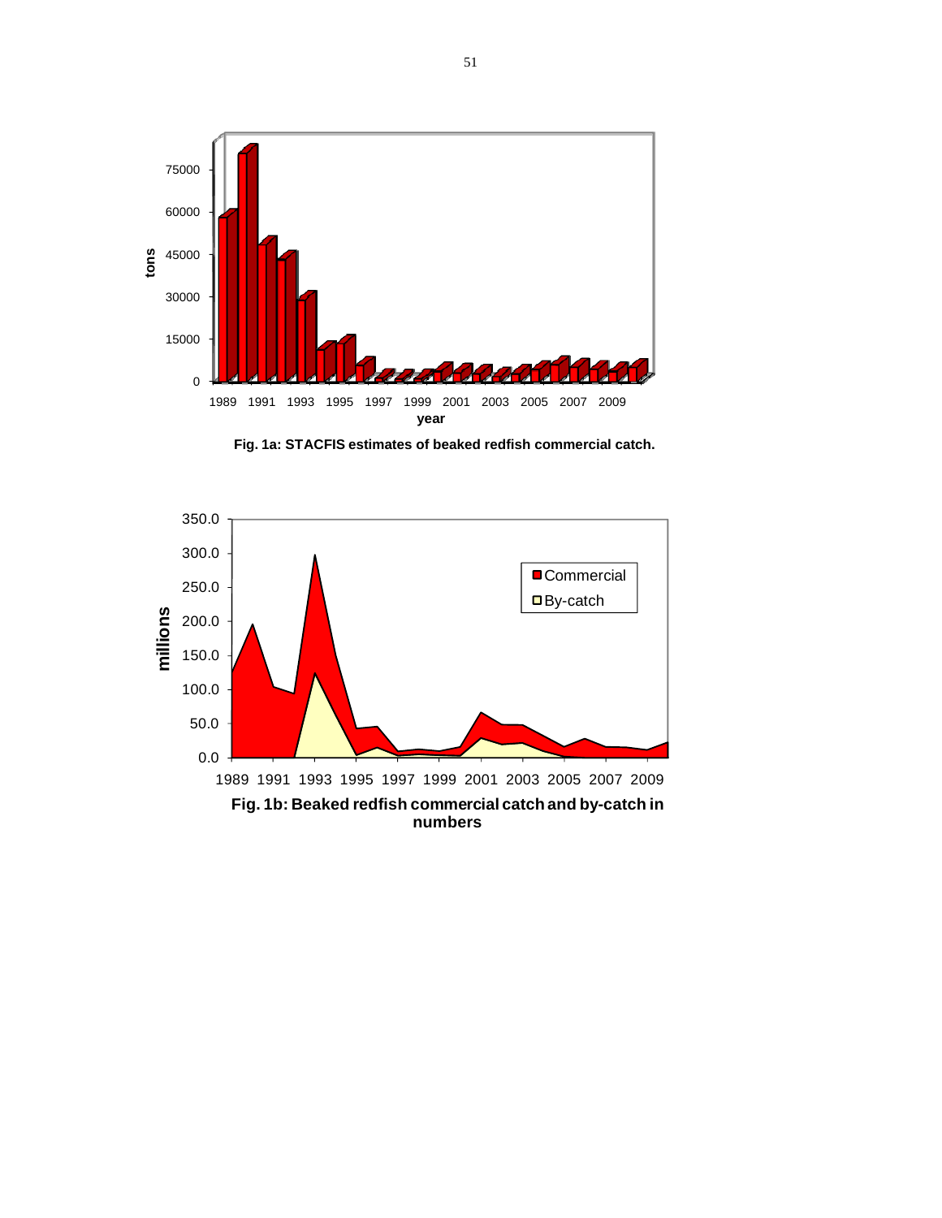Fig. 1a: STACFIS estimates of beaked redfish commercial catch.

Fig. 1b: Beaked redfish commercial catch and by-catch in numbers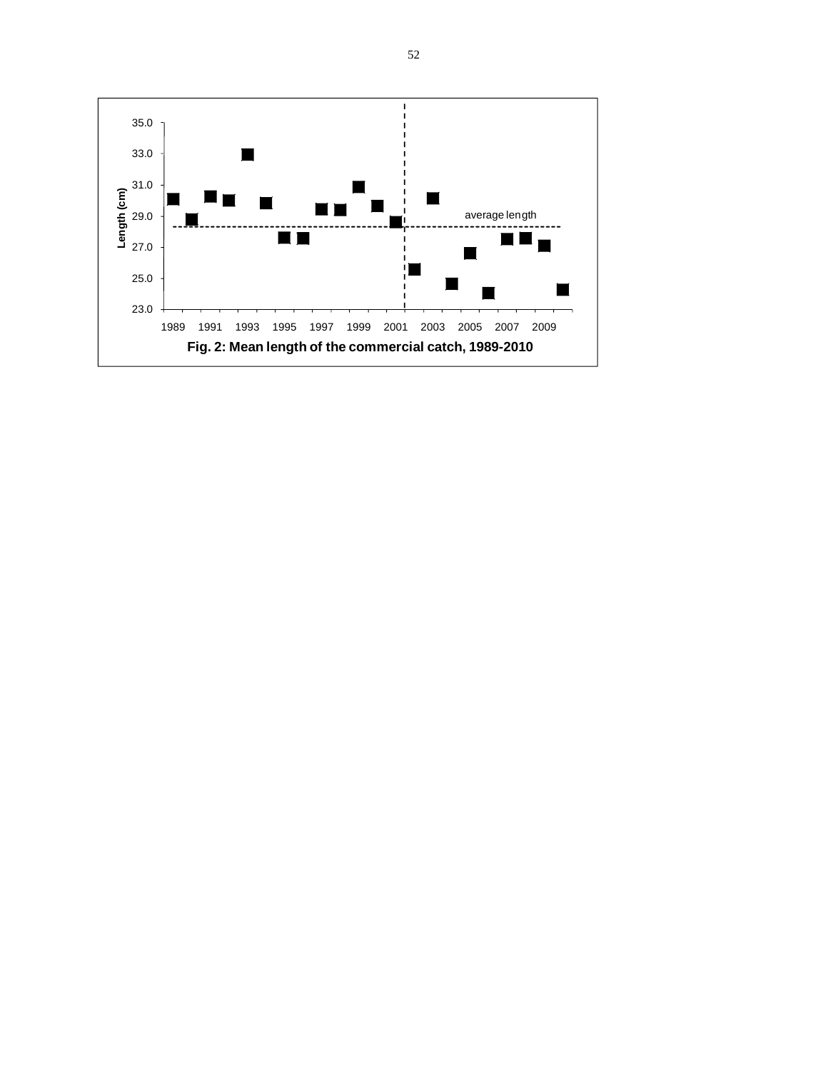Fig. 2: Mean length of the commercial catch, 1989-2010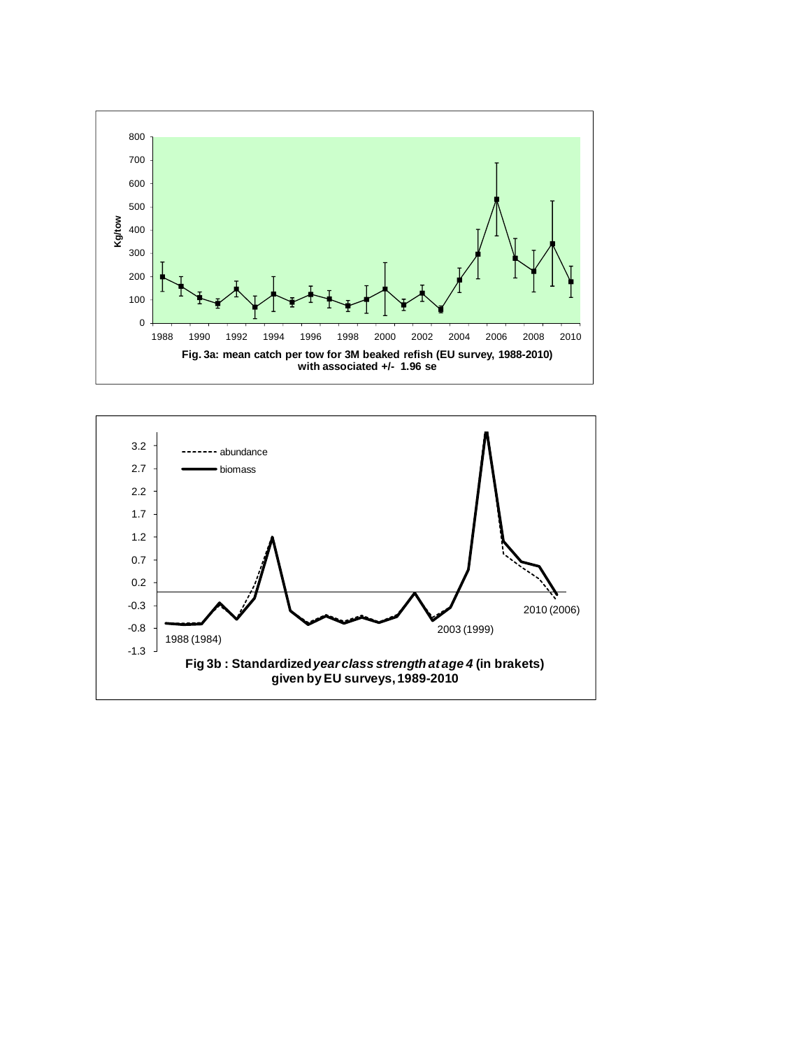Fig. 3a: mean catch per tow for 3M beaked refish (EU survey, 1988-2010) with associated +/- 1.96 se

Fig 3b : Standardized *year class strength at age 4* (in brakets) given by EU surveys, 1989-2010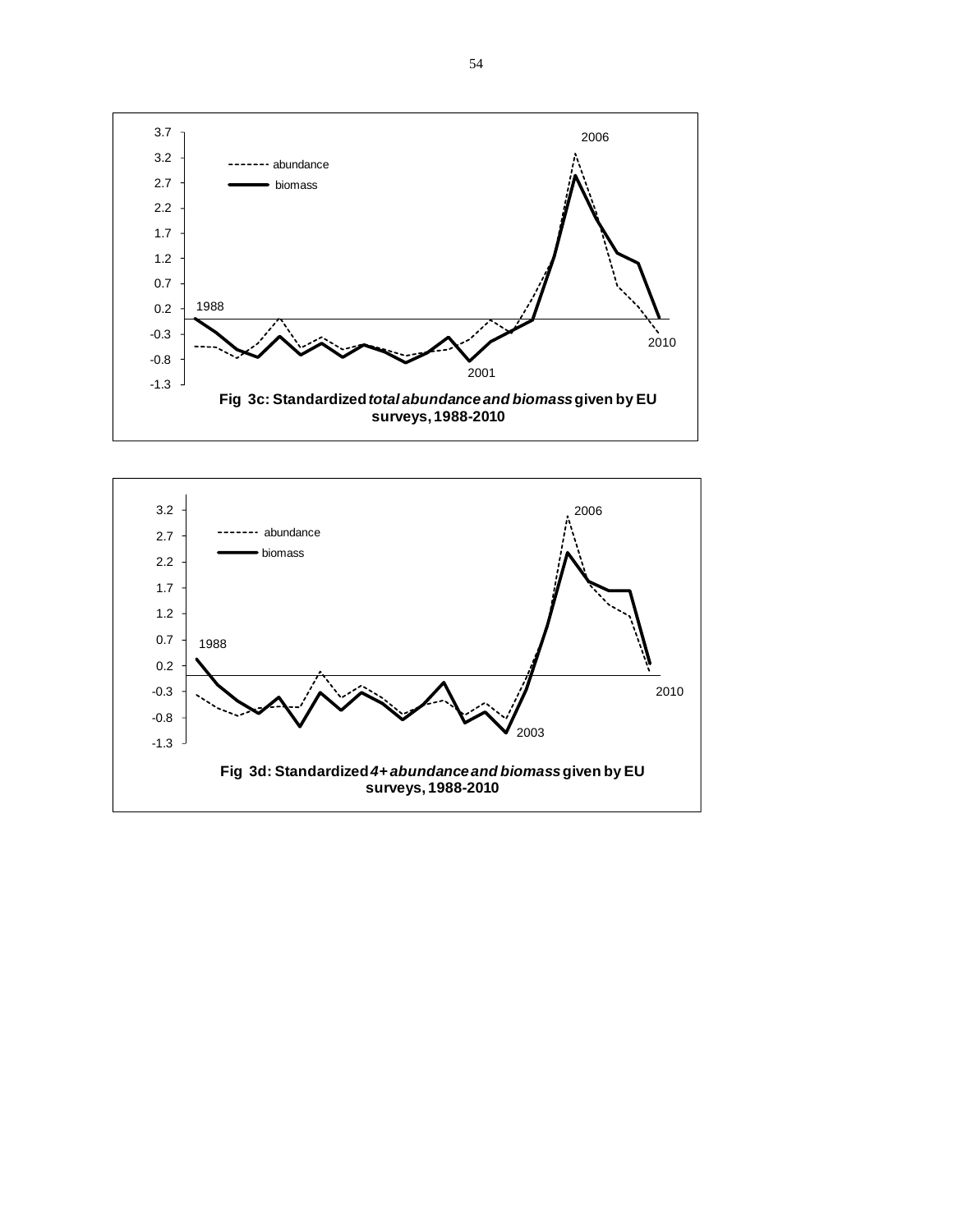Fig 3c: Standardized *total abundance and biomass* given by EU surveys, 1988-2010

Fig 3d: Standardized *4+ abundance and biomass* given by EU surveys, 1988-2010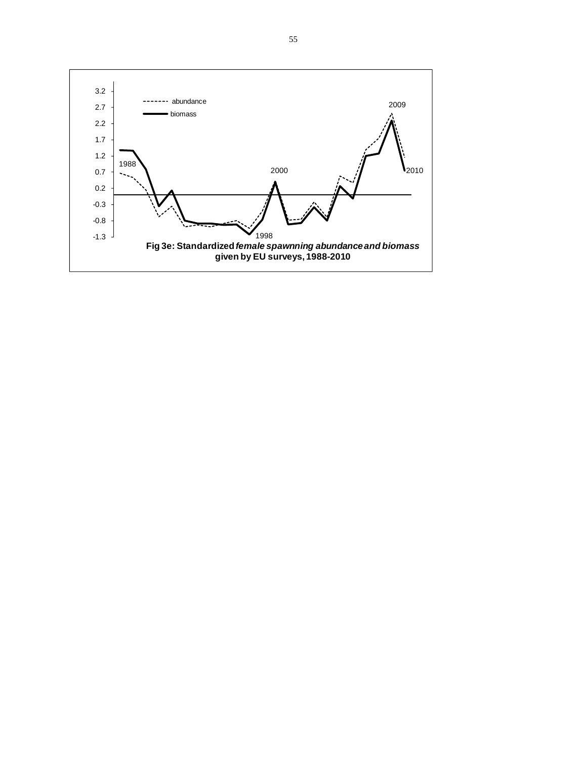**Fig 3e: Standardized *female spawnning abundance and biomass* given by EU surveys, 1988-2010**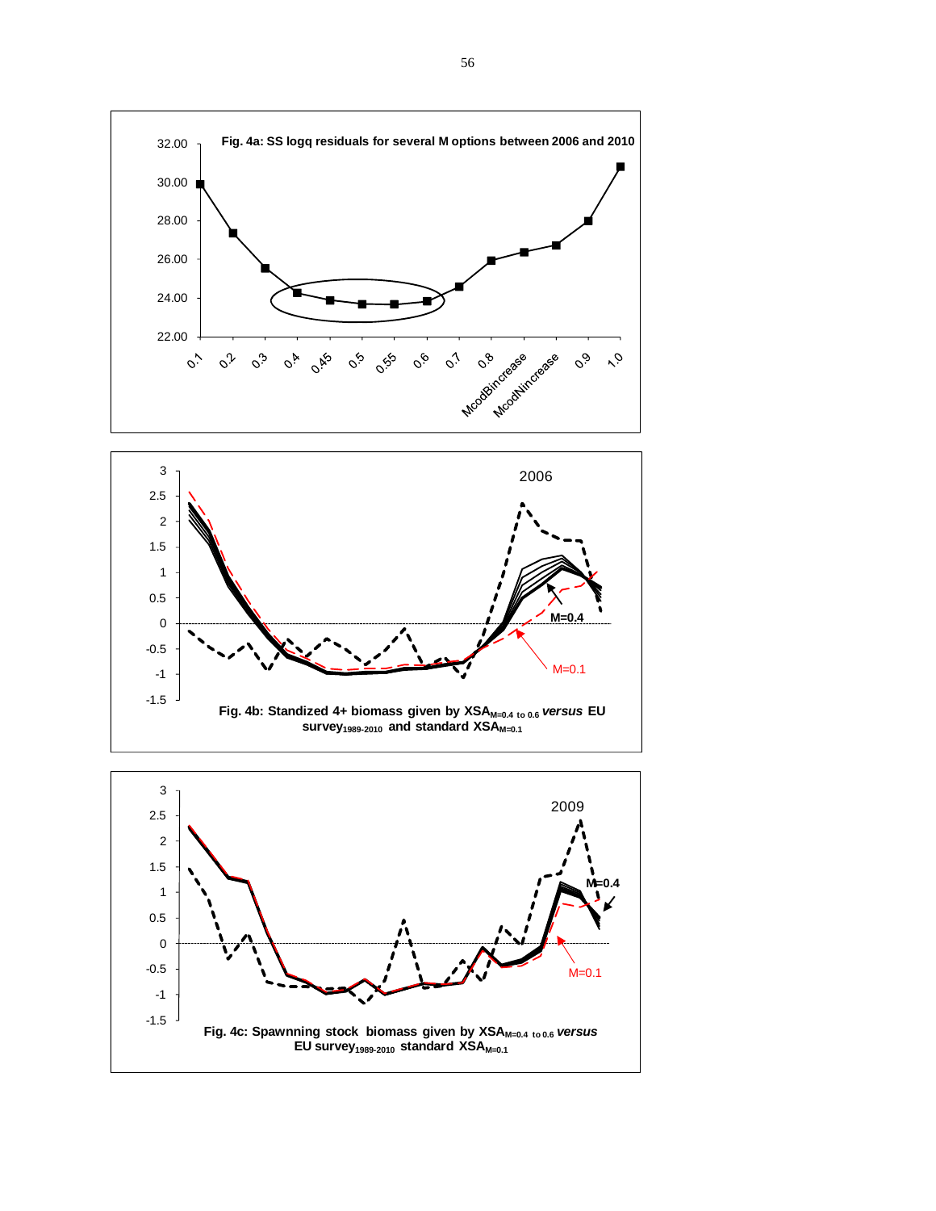Fig. 4a: SS logq residuals for several M options between 2006 and 2010

Fig. 4b: Standized 4+ biomass given by $XSA_{M=0.4 \text{ to } 0.6}$ *versus* EU $survey_{1989-2010}$ and standard $XSA_{M=0.1}$

Fig. 4c: Spawnning stock biomass given by $XSA_{M=0.4 \text{ to } 0.6}$ *versus* EU $survey_{1989-2010}$ standard $XSA_{M=0.1}$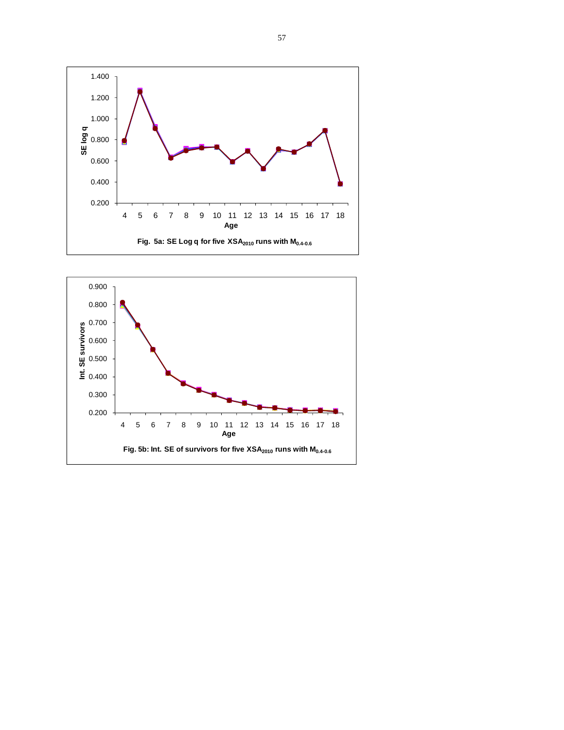Fig. 5a: SE Log q for five $XSA_{2010}$ runs with $M_{0.4\text{-}0.6}$

Fig. 5b: Int. SE of survivors for five $XSA_{2010}$ runs with $M_{0.4\text{-}0.6}$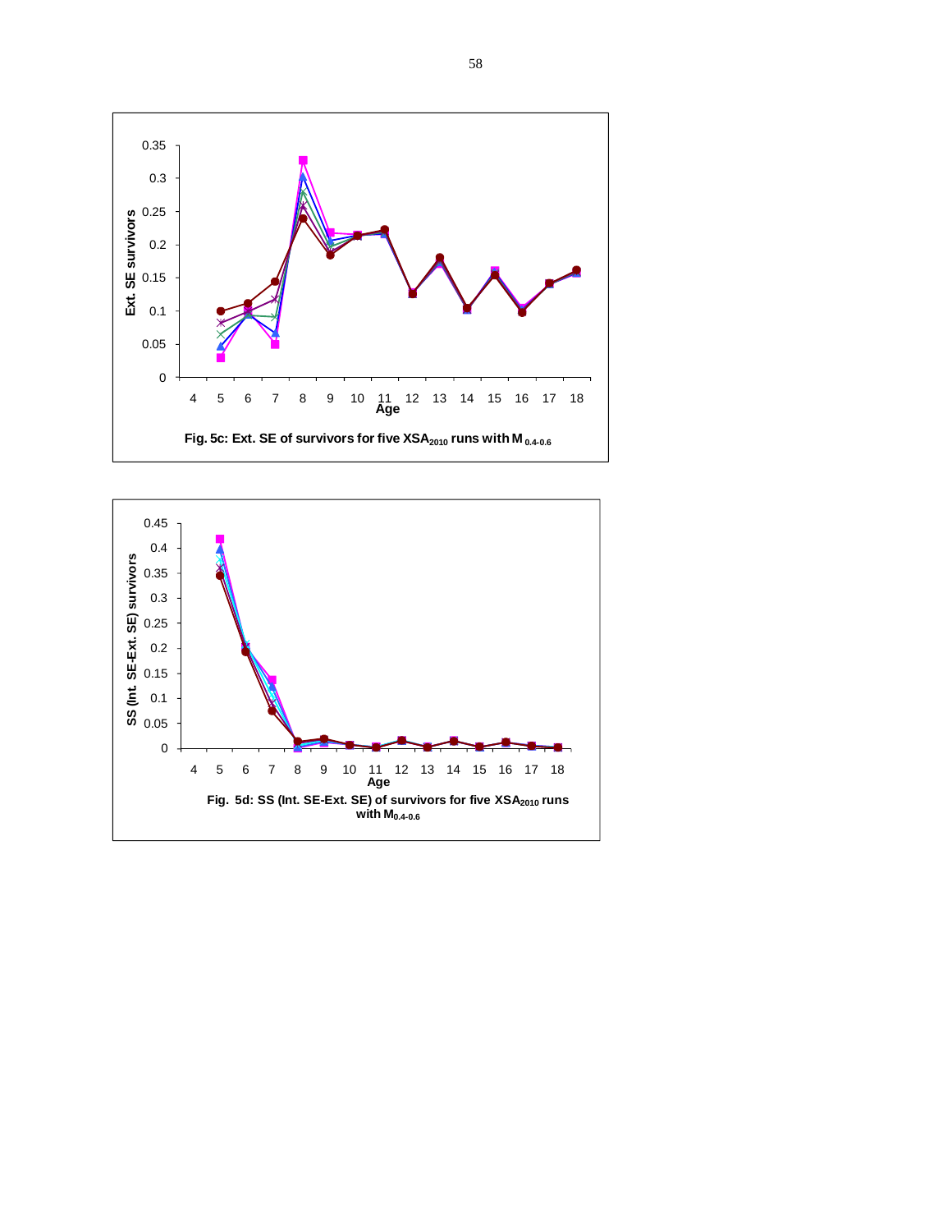Fig. 5c: Ext. SE of survivors for five $XSA_{2010}$ runs with $M_{0.4\text{-}0.6}$

Fig. 5d: SS (Int. SE-Ext. SE) of survivors for five $XSA_{2010}$ runs with $M_{0.4\text{-}0.6}$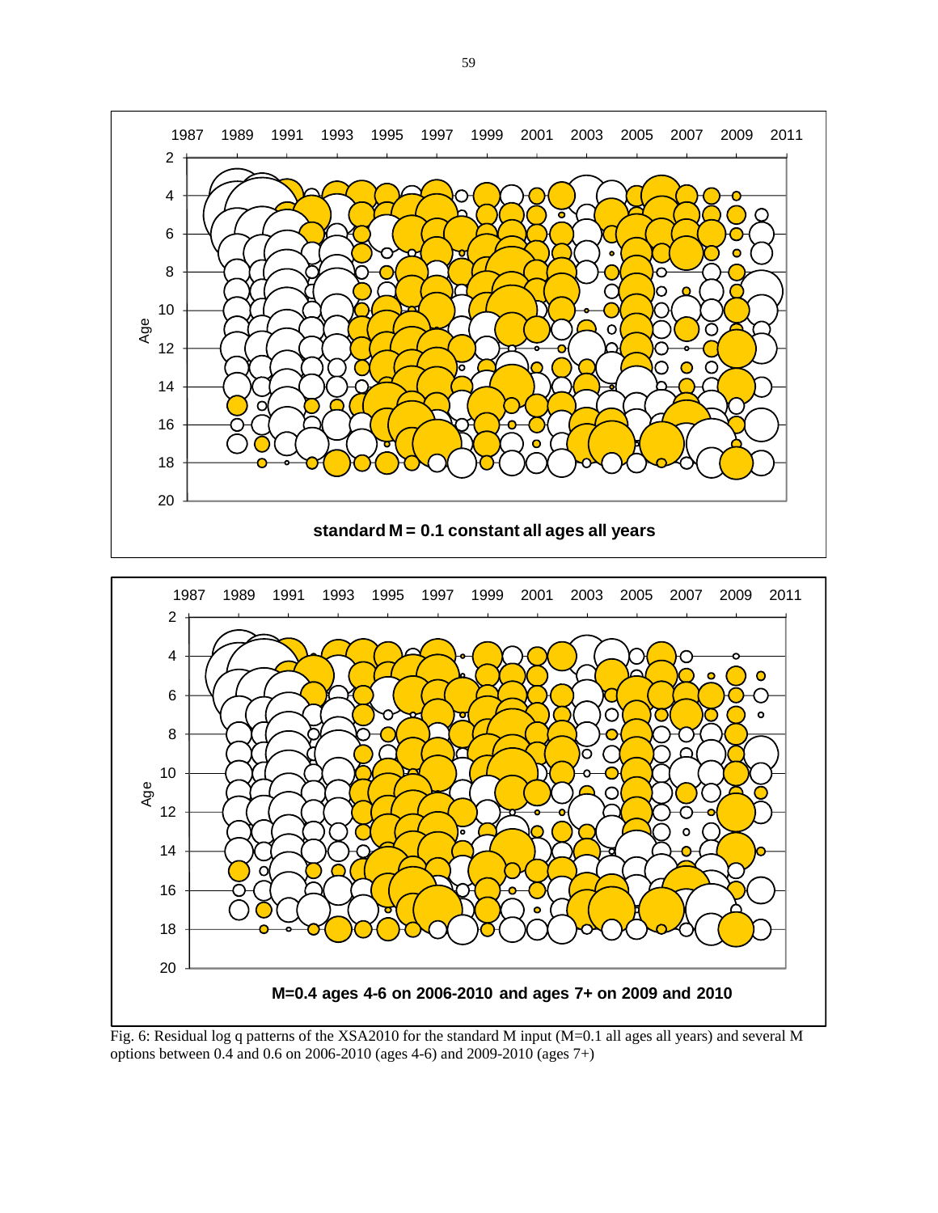Fig. 6: Residual log q patterns of the XSA2010 for the standard M input (M=0.1 all ages all years) and several M options between 0.4 and 0.6 on 2006-2010 (ages 4-6) and 2009-2010 (ages 7+)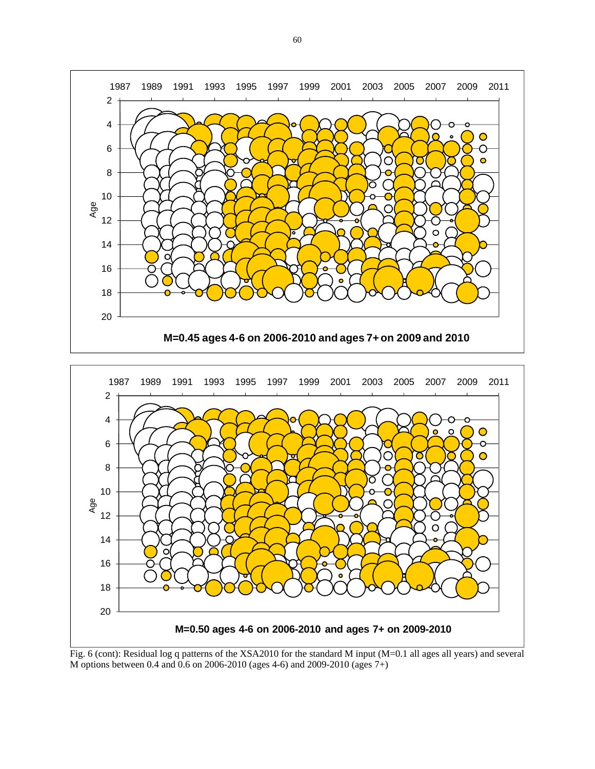M=0.45 ages 4-6 on 2006-2010 and ages 7+ on 2009 and 2010

M=0.50 ages 4-6 on 2006-2010 and ages 7+ on 2009-2010

Fig. 6 (cont): Residual log q patterns of the XSA2010 for the standard M input (M=0.1 all ages all years) and several M options between 0.4 and 0.6 on 2006-2010 (ages 4-6) and 2009-2010 (ages 7+)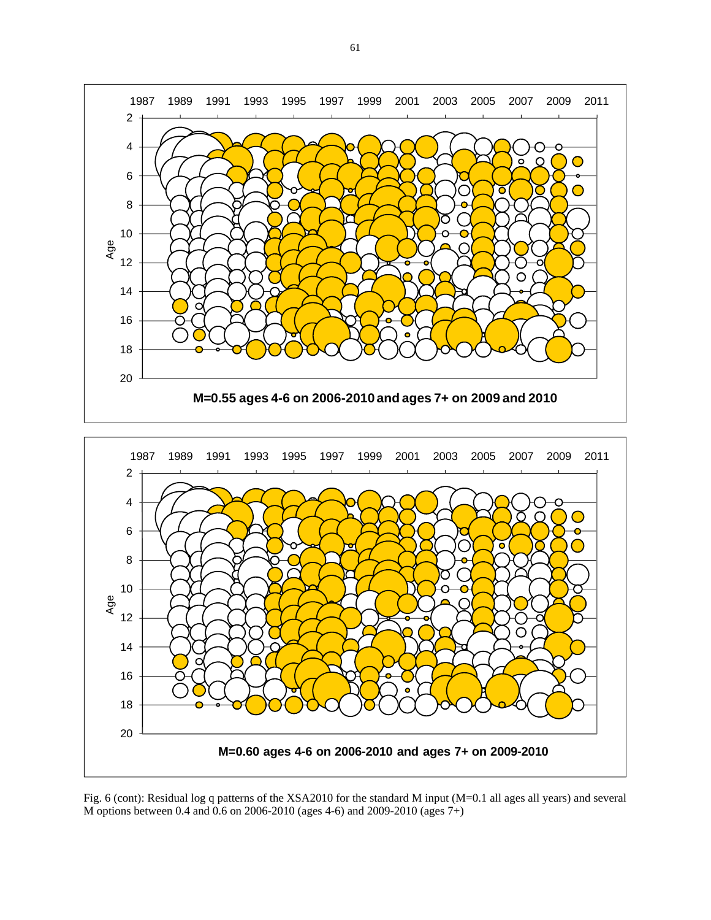M=0.55 ages 4-6 on 2006-2010 and ages 7+ on 2009 and 2010

M=0.60 ages 4-6 on 2006-2010 and ages 7+ on 2009-2010

Fig. 6 (cont): Residual log q patterns of the XSA2010 for the standard M input (M=0.1 all ages all years) and several M options between 0.4 and 0.6 on 2006-2010 (ages 4-6) and 2009-2010 (ages 7+)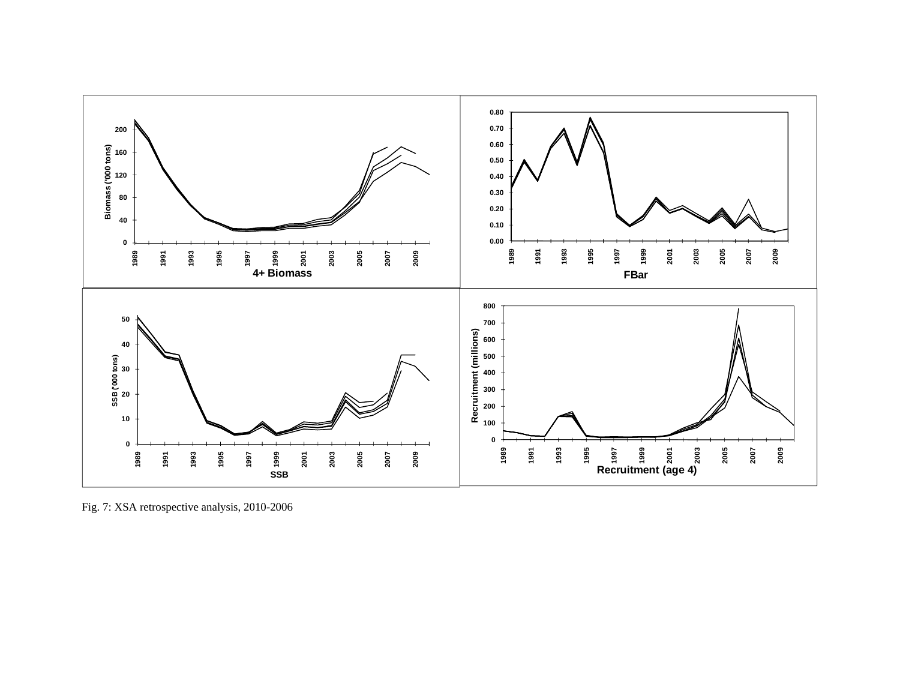Fig. 7: XSA retrospective analysis, 2010-2006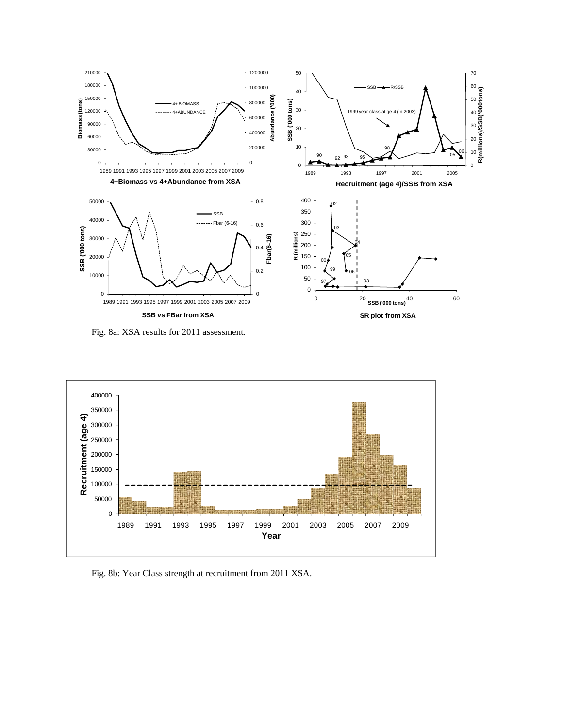Fig. 8a: XSA results for 2011 assessment.

Fig. 8b: Year Class strength at recruitment from 2011 XSA.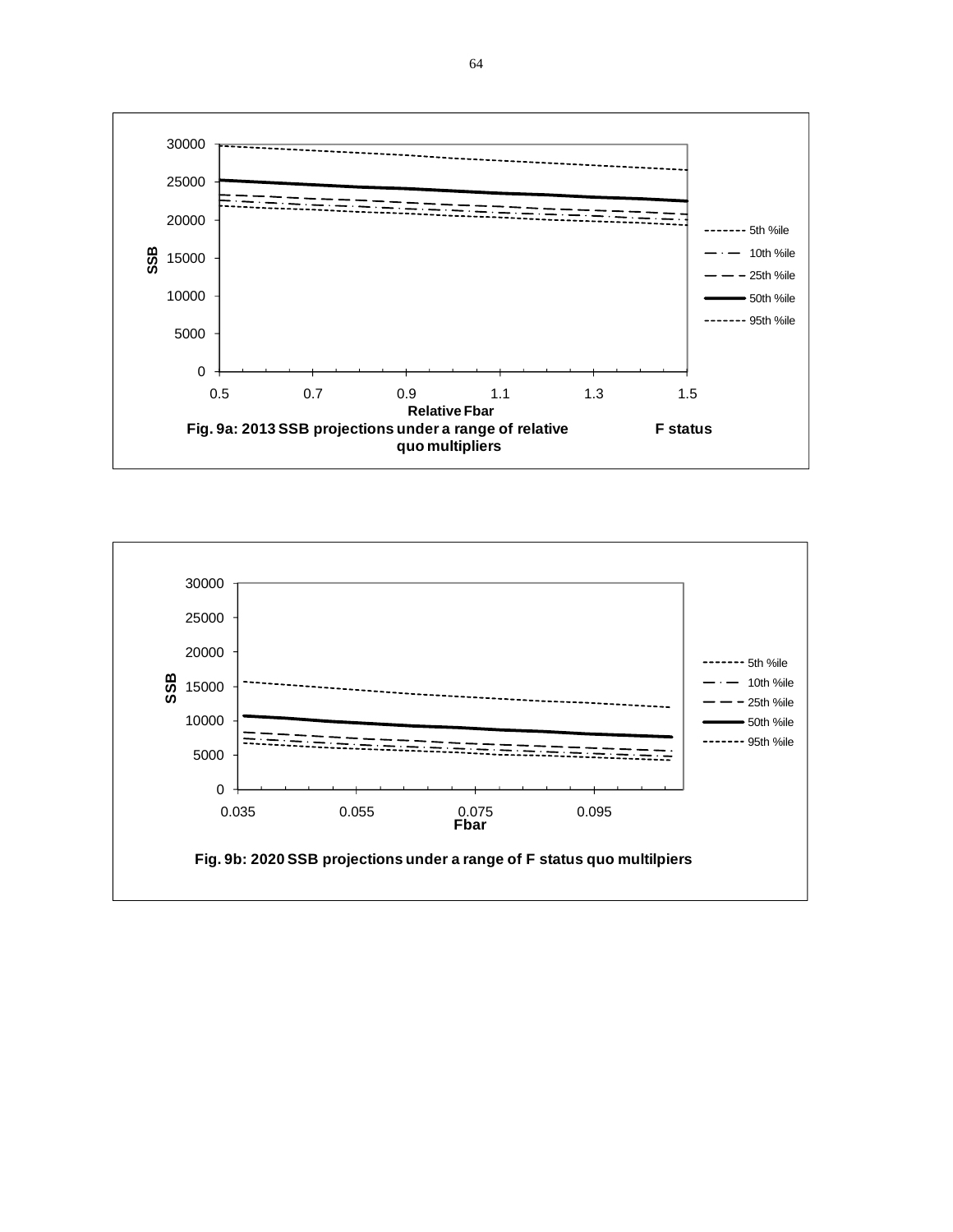30000
25000
20000
15000
10000
5000
0

SSB

0.5 0.7 0.9 1.1 1.3 1.5

Relative Fbar

5th %ile
10th %ile
25th %ile
50th %ile
95th %ile

**Fig. 9a: 2013 SSB projections under a range of relative F status quo multipliers**

30000
25000
20000
15000
10000
5000
0

SSB

0.035 0.055 0.075 0.095

Fbar

5th %ile
10th %ile
25th %ile
50th %ile
95th %ile

**Fig. 9b: 2020 SSB projections under a range of F status quo multilpiers**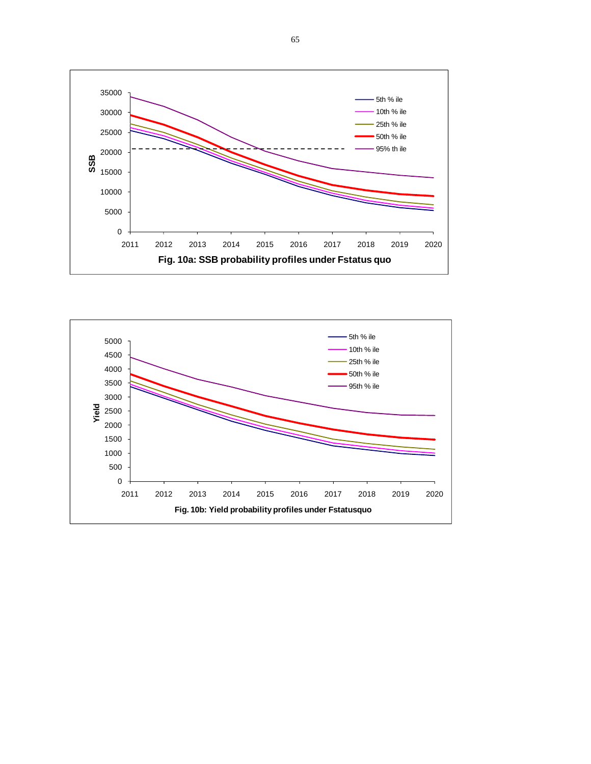35000
30000
25000
20000
15000
10000
5000
0

SSB

2011 2012 2013 2014 2015 2016 2017 2018 2019 2020

5th % ile
10th % ile
25th % ile
50th % ile
95% th ile

**Fig. 10a: SSB probability profiles under Fstatus quo**

5000
4500
4000
3500
3000
2500
2000
1500
1000
500
0

Yield

2011 2012 2013 2014 2015 2016 2017 2018 2019 2020

5th % ile
10th % ile
25th % ile
50th % ile
95th % ile

**Fig. 10b: Yield probability profiles under Fstatusquo**